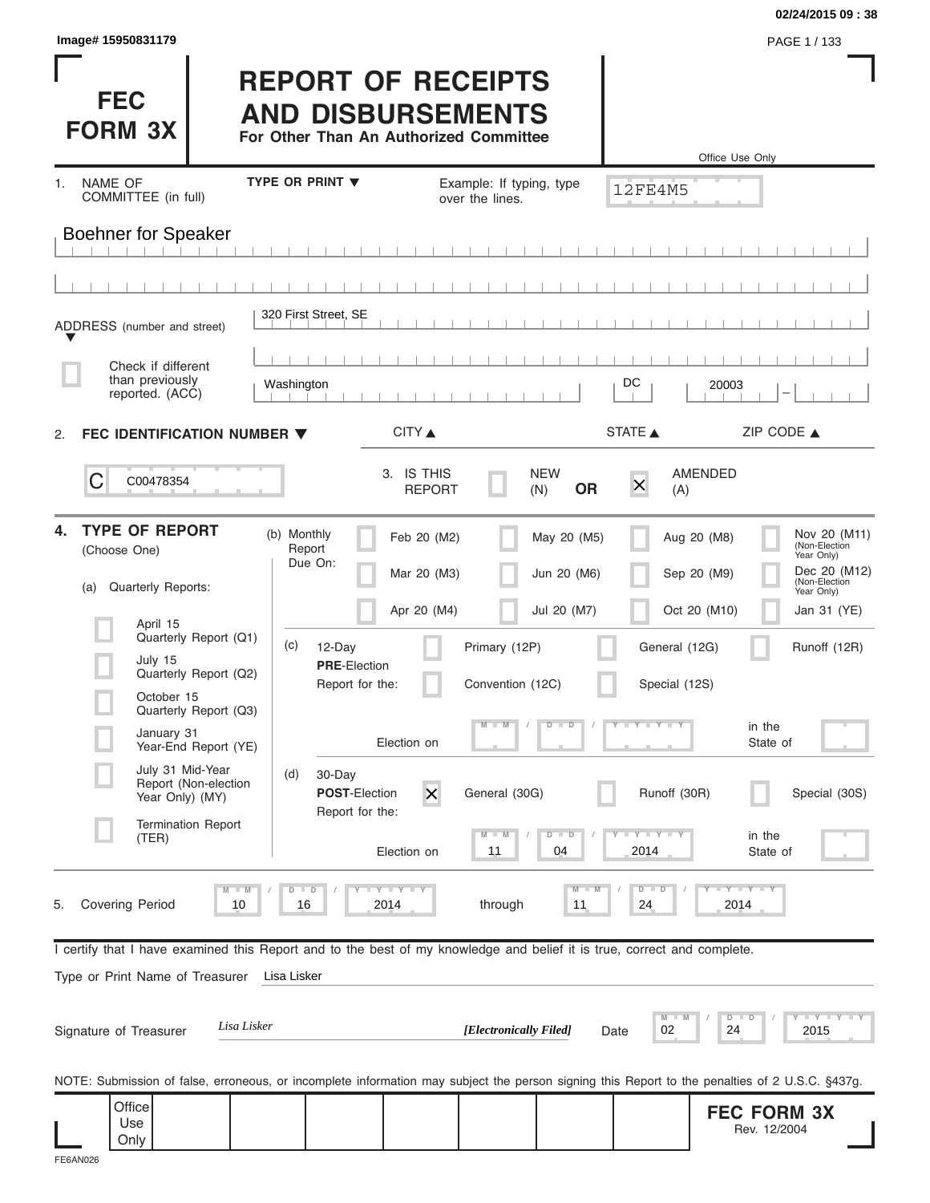02/24/2015 09 : 38

Image# 15950831179

# FEC FORM 3X

## REPORT OF RECEIPTS AND DISBURSEMENTS

**For Other Than An Authorized Committee**

Office Use Only

12FE4M5

1. NAME OF COMMITTEE (in full) — TYPE OR PRINT ▼ — Example: If typing, type over the lines.

Boehner for Speaker

ADDRESS (number and street) ▼

320 First Street, SE

☐ Check if different than previously reported. (ACC)

Washington — DC — 20003

CITY ▲ — STATE ▲ — ZIP CODE ▲

2. **FEC IDENTIFICATION NUMBER ▼**

C00478354

3. IS THIS REPORT ☐ NEW (N) **OR** ☒ AMENDED (A)

4. **TYPE OF REPORT** (Choose One)

(a) Quarterly Reports:

- ☐ April 15 Quarterly Report (Q1)
- ☐ July 15 Quarterly Report (Q2)
- ☐ October 15 Quarterly Report (Q3)
- ☐ January 31 Year-End Report (YE)
- ☐ July 31 Mid-Year Report (Non-election Year Only) (MY)
- ☐ Termination Report (TER)

(b) Monthly Report Due On:

- ☐ Feb 20 (M2)
- ☐ Mar 20 (M3)
- ☐ Apr 20 (M4)
- ☐ May 20 (M5)
- ☐ Jun 20 (M6)
- ☐ Jul 20 (M7)
- ☐ Aug 20 (M8)
- ☐ Sep 20 (M9)
- ☐ Oct 20 (M10)
- ☐ Nov 20 (M11) (Non-Election Year Only)
- ☐ Dec 20 (M12) (Non-Election Year Only)
- ☐ Jan 31 (YE)

(c) 12-Day **PRE**-Election Report for the:

- ☐ Primary (12P)
- ☐ General (12G)
- ☐ Runoff (12R)
- ☐ Convention (12C)
- ☐ Special (12S)

Election on ___ / ___ / ______ in the State of ___

(d) 30-Day **POST**-Election Report for the:

- ☒ General (30G)
- ☐ Runoff (30R)
- ☐ Special (30S)

Election on 11 / 04 / 2014 in the State of ___

5. Covering Period 10 / 16 / 2014 through 11 / 24 / 2014

I certify that I have examined this Report and to the best of my knowledge and belief it is true, correct and complete.

Type or Print Name of Treasurer: Lisa Lisker

Signature of Treasurer: *Lisa Lisker* — ***[Electronically Filed]*** — Date 02 / 24 / 2015

NOTE: Submission of false, erroneous, or incomplete information may subject the person signing this Report to the penalties of 2 U.S.C. §437g.

Office Use Only

**FEC FORM 3X** Rev. 12/2004

FE6AN026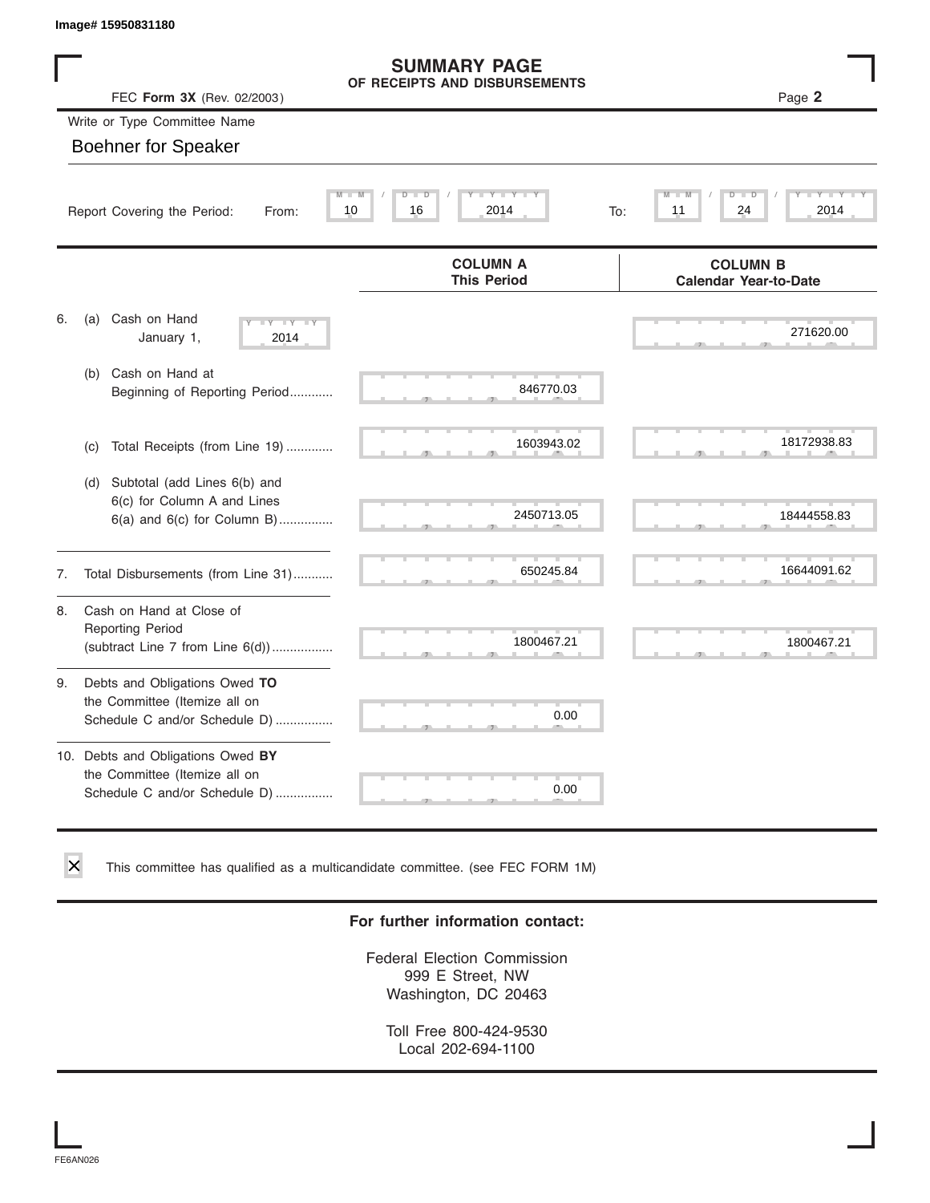Image# 15950831180

# SUMMARY PAGE
## OF RECEIPTS AND DISBURSEMENTS

FEC **Form 3X** (Rev. 02/2003)

Page **2**

Write or Type Committee Name

Boehner for Speaker

Report Covering the Period: From: 10 / 16 / 2014 To: 11 / 24 / 2014

| | COLUMN A<br>This Period | COLUMN B<br>Calendar Year-to-Date |
|---|---|---|
| 6. (a) Cash on Hand January 1, 2014 | | 271620.00 |
| (b) Cash on Hand at Beginning of Reporting Period | 846770.03 | |
| (c) Total Receipts (from Line 19) | 1603943.02 | 18172938.83 |
| (d) Subtotal (add Lines 6(b) and 6(c) for Column A and Lines 6(a) and 6(c) for Column B) | 2450713.05 | 18444558.83 |
| 7. Total Disbursements (from Line 31) | 650245.84 | 16644091.62 |
| 8. Cash on Hand at Close of Reporting Period (subtract Line 7 from Line 6(d)) | 1800467.21 | 1800467.21 |
| 9. Debts and Obligations Owed **TO** the Committee (Itemize all on Schedule C and/or Schedule D) | 0.00 | |
| 10. Debts and Obligations Owed **BY** the Committee (Itemize all on Schedule C and/or Schedule D) | 0.00 | |

☒ This committee has qualified as a multicandidate committee. (see FEC FORM 1M)

**For further information contact:**

Federal Election Commission
999 E Street, NW
Washington, DC 20463

Toll Free 800-424-9530
Local 202-694-1100

FE6AN026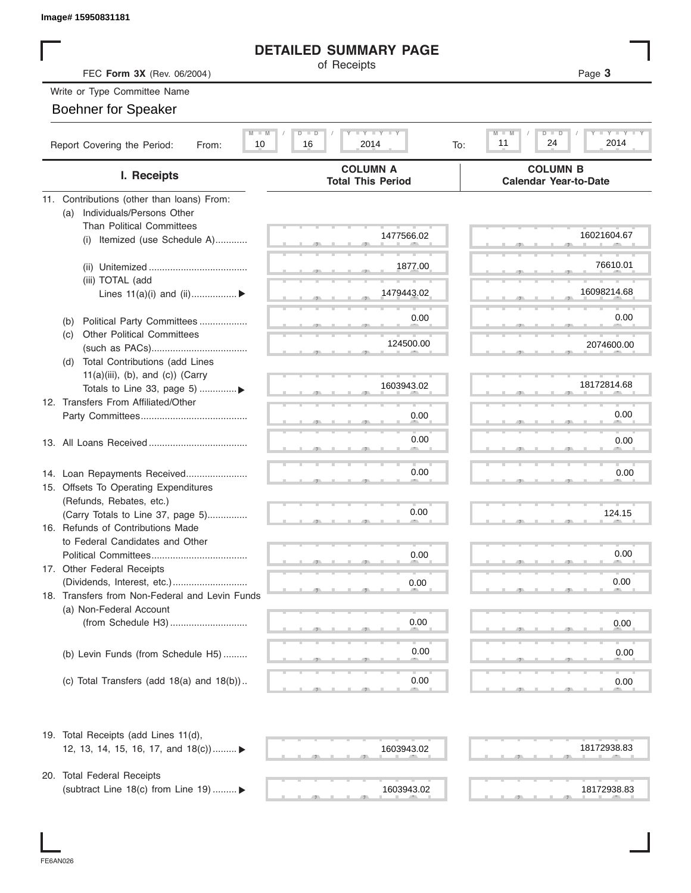Image# 15950831181

# DETAILED SUMMARY PAGE

of Receipts

FEC **Form 3X** (Rev. 06/2004)

Page **3**

Write or Type Committee Name

Boehner for Speaker

Report Covering the Period: From: 10 / 16 / 2014 To: 11 / 24 / 2014

| I. Receipts | COLUMN A Total This Period | COLUMN B Calendar Year-to-Date |
|---|---|---|
| 11. Contributions (other than loans) From: | | |
| (a) Individuals/Persons Other Than Political Committees | | |
| (i) Itemized (use Schedule A) | 1477566.02 | 16021604.67 |
| (ii) Unitemized | 1877.00 | 76610.01 |
| (iii) TOTAL (add Lines 11(a)(i) and (ii) ▶ | 1479443.02 | 16098214.68 |
| (b) Political Party Committees | 0.00 | 0.00 |
| (c) Other Political Committees (such as PACs) | 124500.00 | 2074600.00 |
| (d) Total Contributions (add Lines 11(a)(iii), (b), and (c)) (Carry Totals to Line 33, page 5) ▶ | 1603943.02 | 18172814.68 |
| 12. Transfers From Affiliated/Other Party Committees | 0.00 | 0.00 |
| 13. All Loans Received | 0.00 | 0.00 |
| 14. Loan Repayments Received | 0.00 | 0.00 |
| 15. Offsets To Operating Expenditures (Refunds, Rebates, etc.) (Carry Totals to Line 37, page 5) | 0.00 | 124.15 |
| 16. Refunds of Contributions Made to Federal Candidates and Other Political Committees | 0.00 | 0.00 |
| 17. Other Federal Receipts (Dividends, Interest, etc.) | 0.00 | 0.00 |
| 18. Transfers from Non-Federal and Levin Funds | | |
| (a) Non-Federal Account (from Schedule H3) | 0.00 | 0.00 |
| (b) Levin Funds (from Schedule H5) | 0.00 | 0.00 |
| (c) Total Transfers (add 18(a) and 18(b)) | 0.00 | 0.00 |
| 19. Total Receipts (add Lines 11(d), 12, 13, 14, 15, 16, 17, and 18(c)) ▶ | 1603943.02 | 18172938.83 |
| 20. Total Federal Receipts (subtract Line 18(c) from Line 19) ▶ | 1603943.02 | 18172938.83 |

FE6AN026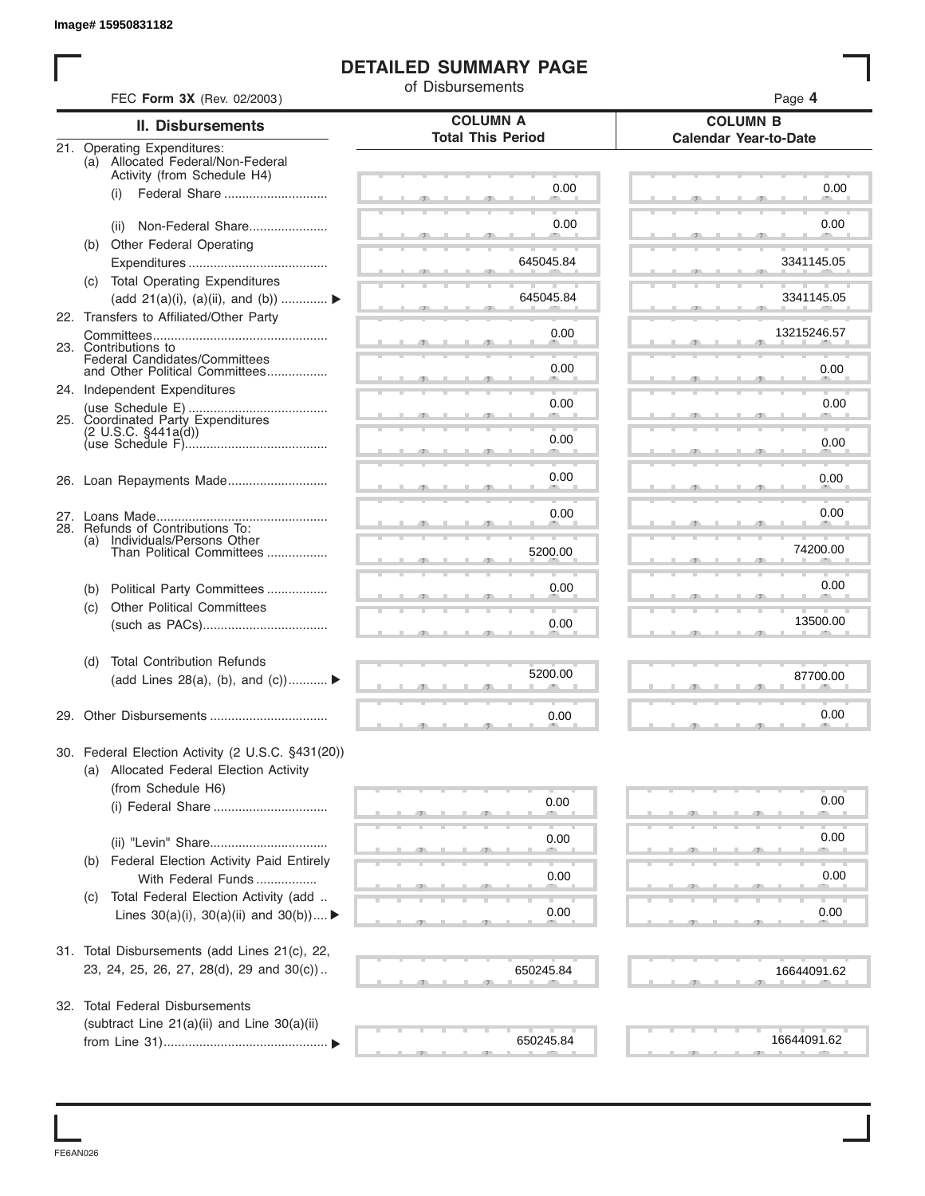Image# 15950831182

# DETAILED SUMMARY PAGE

of Disbursements

FEC **Form 3X** (Rev. 02/2003)

| II. Disbursements | COLUMN A Total This Period | COLUMN B Calendar Year-to-Date |
|---|---|---|
| 21. Operating Expenditures: | | |
| (a) Allocated Federal/Non-Federal Activity (from Schedule H4) | | |
| (i) Federal Share | 0.00 | 0.00 |
| (ii) Non-Federal Share | 0.00 | 0.00 |
| (b) Other Federal Operating Expenditures | 645045.84 | 3341145.05 |
| (c) Total Operating Expenditures (add 21(a)(i), (a)(ii), and (b)) ▶ | 645045.84 | 3341145.05 |
| 22. Transfers to Affiliated/Other Party Committees | 0.00 | 13215246.57 |
| 23. Contributions to Federal Candidates/Committees and Other Political Committees | 0.00 | 0.00 |
| 24. Independent Expenditures (use Schedule E) | 0.00 | 0.00 |
| 25. Coordinated Party Expenditures (2 U.S.C. §441a(d)) (use Schedule F) | 0.00 | 0.00 |
| 26. Loan Repayments Made | 0.00 | 0.00 |
| 27. Loans Made | 0.00 | 0.00 |
| 28. Refunds of Contributions To: | | |
| (a) Individuals/Persons Other Than Political Committees | 5200.00 | 74200.00 |
| (b) Political Party Committees | 0.00 | 0.00 |
| (c) Other Political Committees (such as PACs) | 0.00 | 13500.00 |
| (d) Total Contribution Refunds (add Lines 28(a), (b), and (c)) ▶ | 5200.00 | 87700.00 |
| 29. Other Disbursements | 0.00 | 0.00 |
| 30. Federal Election Activity (2 U.S.C. §431(20)) | | |
| (a) Allocated Federal Election Activity (from Schedule H6) | | |
| (i) Federal Share | 0.00 | 0.00 |
| (ii) "Levin" Share | 0.00 | 0.00 |
| (b) Federal Election Activity Paid Entirely With Federal Funds | 0.00 | 0.00 |
| (c) Total Federal Election Activity (add Lines 30(a)(i), 30(a)(ii) and 30(b)) ▶ | 0.00 | 0.00 |
| 31. Total Disbursements (add Lines 21(c), 22, 23, 24, 25, 26, 27, 28(d), 29 and 30(c)) | 650245.84 | 16644091.62 |
| 32. Total Federal Disbursements (subtract Line 21(a)(ii) and Line 30(a)(ii) from Line 31) ▶ | 650245.84 | 16644091.62 |

FE6AN026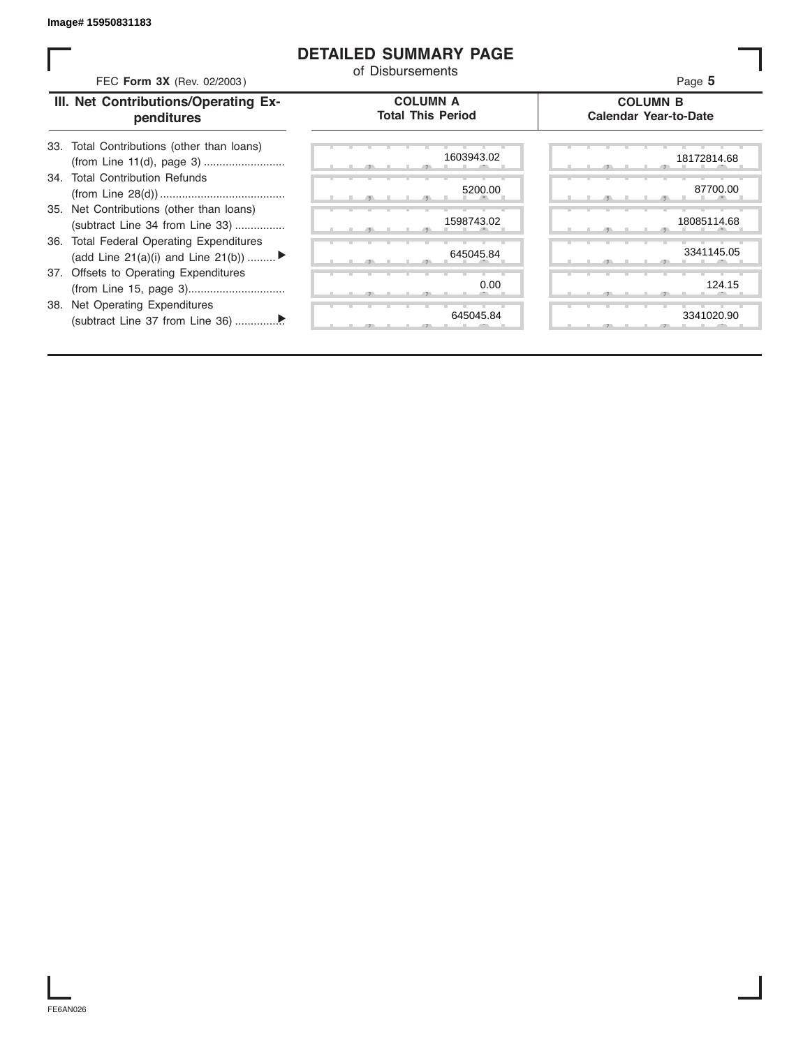# DETAILED SUMMARY PAGE

of Disbursements

FEC **Form 3X** (Rev. 02/2003)

| III. Net Contributions/Operating Expenditures | COLUMN A Total This Period | COLUMN B Calendar Year-to-Date |
|---|---|---|
| 33. Total Contributions (other than loans) (from Line 11(d), page 3) | 1603943.02 | 18172814.68 |
| 34. Total Contribution Refunds (from Line 28(d)) | 5200.00 | 87700.00 |
| 35. Net Contributions (other than loans) (subtract Line 34 from Line 33) | 1598743.02 | 18085114.68 |
| 36. Total Federal Operating Expenditures (add Line 21(a)(i) and Line 21(b)) ▶ | 645045.84 | 3341145.05 |
| 37. Offsets to Operating Expenditures (from Line 15, page 3) | 0.00 | 124.15 |
| 38. Net Operating Expenditures (subtract Line 37 from Line 36) ▶ | 645045.84 | 3341020.90 |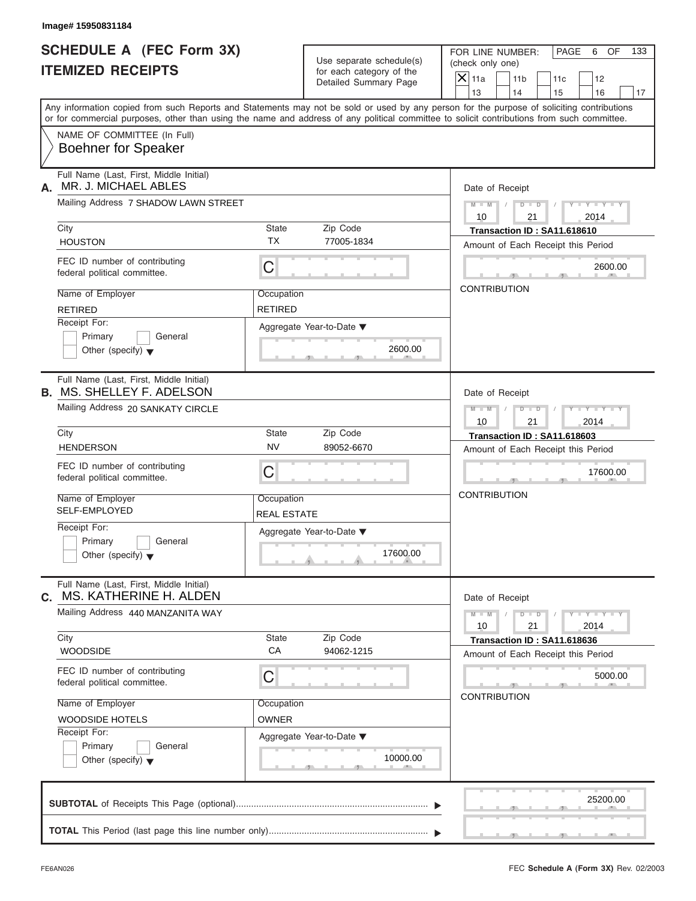Image# 15950831184

# SCHEDULE A (FEC Form 3X)
# ITEMIZED RECEIPTS

Use separate schedule(s) for each category of the Detailed Summary Page

FOR LINE NUMBER: (check only one)

- [X] 11a
- [ ] 11b
- [ ] 11c
- [ ] 12
- [ ] 13
- [ ] 14
- [ ] 15
- [ ] 16
- [ ] 17

PAGE 6 OF 133

Any information copied from such Reports and Statements may not be sold or used by any person for the purpose of soliciting contributions or for commercial purposes, other than using the name and address of any political committee to solicit contributions from such committee.

NAME OF COMMITTEE (In Full)
**Boehner for Speaker**

---

**A.** Full Name (Last, First, Middle Initial): MR. J. MICHAEL ABLES

Mailing Address: 7 SHADOW LAWN STREET

| City | State | Zip Code |
|---|---|---|
| HOUSTON | TX | 77005-1834 |

FEC ID number of contributing federal political committee: C

| Name of Employer | Occupation |
|---|---|
| RETIRED | RETIRED |

Receipt For: Primary / General / Other (specify)

Aggregate Year-to-Date: 2600.00

Date of Receipt: 10 / 21 / 2014

Transaction ID : SA11.618610

Amount of Each Receipt this Period: 2600.00

CONTRIBUTION

---

**B.** Full Name (Last, First, Middle Initial): MS. SHELLEY F. ADELSON

Mailing Address: 20 SANKATY CIRCLE

| City | State | Zip Code |
|---|---|---|
| HENDERSON | NV | 89052-6670 |

FEC ID number of contributing federal political committee: C

| Name of Employer | Occupation |
|---|---|
| SELF-EMPLOYED | REAL ESTATE |

Receipt For: Primary / General / Other (specify)

Aggregate Year-to-Date: 17600.00

Date of Receipt: 10 / 21 / 2014

Transaction ID : SA11.618603

Amount of Each Receipt this Period: 17600.00

CONTRIBUTION

---

**C.** Full Name (Last, First, Middle Initial): MS. KATHERINE H. ALDEN

Mailing Address: 440 MANZANITA WAY

| City | State | Zip Code |
|---|---|---|
| WOODSIDE | CA | 94062-1215 |

FEC ID number of contributing federal political committee: C

| Name of Employer | Occupation |
|---|---|
| WOODSIDE HOTELS | OWNER |

Receipt For: Primary / General / Other (specify)

Aggregate Year-to-Date: 10000.00

Date of Receipt: 10 / 21 / 2014

Transaction ID : SA11.618636

Amount of Each Receipt this Period: 5000.00

CONTRIBUTION

---

**SUBTOTAL** of Receipts This Page (optional): 25200.00

**TOTAL** This Period (last page this line number only):

FE6AN026

FEC **Schedule A** (Form 3X) Rev. 02/2003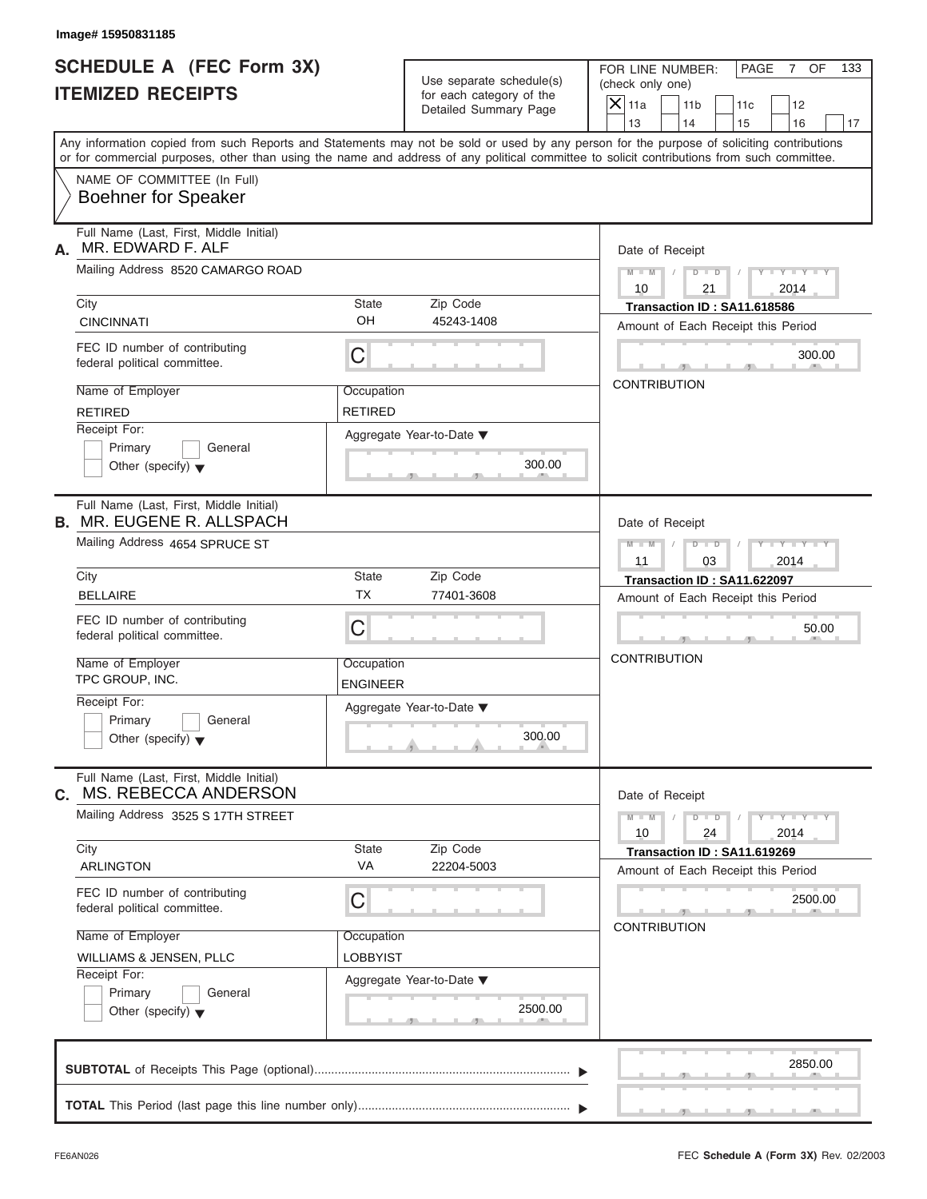Image# 15950831185

# SCHEDULE A (FEC Form 3X)
# ITEMIZED RECEIPTS

Use separate schedule(s) for each category of the Detailed Summary Page

FOR LINE NUMBER: (check only one)

- [X] 11a
- [ ] 11b
- [ ] 11c
- [ ] 12
- [ ] 13
- [ ] 14
- [ ] 15
- [ ] 16
- [ ] 17

PAGE 7 OF 133

Any information copied from such Reports and Statements may not be sold or used by any person for the purpose of soliciting contributions or for commercial purposes, other than using the name and address of any political committee to solicit contributions from such committee.

NAME OF COMMITTEE (In Full)
**Boehner for Speaker**

---

**A.** Full Name (Last, First, Middle Initial): MR. EDWARD F. ALF

Mailing Address: 8520 CAMARGO ROAD

| City | State | Zip Code |
|---|---|---|
| CINCINNATI | OH | 45243-1408 |

FEC ID number of contributing federal political committee: C

| Name of Employer | Occupation |
|---|---|
| RETIRED | RETIRED |

Receipt For: Primary / General / Other (specify)

Aggregate Year-to-Date: 300.00

Date of Receipt: 10 / 21 / 2014

Transaction ID : SA11.618586

Amount of Each Receipt this Period: 300.00

CONTRIBUTION

---

**B.** Full Name (Last, First, Middle Initial): MR. EUGENE R. ALLSPACH

Mailing Address: 4654 SPRUCE ST

| City | State | Zip Code |
|---|---|---|
| BELLAIRE | TX | 77401-3608 |

FEC ID number of contributing federal political committee: C

| Name of Employer | Occupation |
|---|---|
| TPC GROUP, INC. | ENGINEER |

Receipt For: Primary / General / Other (specify)

Aggregate Year-to-Date: 300.00

Date of Receipt: 11 / 03 / 2014

Transaction ID : SA11.622097

Amount of Each Receipt this Period: 50.00

CONTRIBUTION

---

**C.** Full Name (Last, First, Middle Initial): MS. REBECCA ANDERSON

Mailing Address: 3525 S 17TH STREET

| City | State | Zip Code |
|---|---|---|
| ARLINGTON | VA | 22204-5003 |

FEC ID number of contributing federal political committee: C

| Name of Employer | Occupation |
|---|---|
| WILLIAMS & JENSEN, PLLC | LOBBYIST |

Receipt For: Primary / General / Other (specify)

Aggregate Year-to-Date: 2500.00

Date of Receipt: 10 / 24 / 2014

Transaction ID : SA11.619269

Amount of Each Receipt this Period: 2500.00

CONTRIBUTION

---

**SUBTOTAL** of Receipts This Page (optional): 2850.00

**TOTAL** This Period (last page this line number only):

FE6AN026 — FEC **Schedule A** (Form 3X) Rev. 02/2003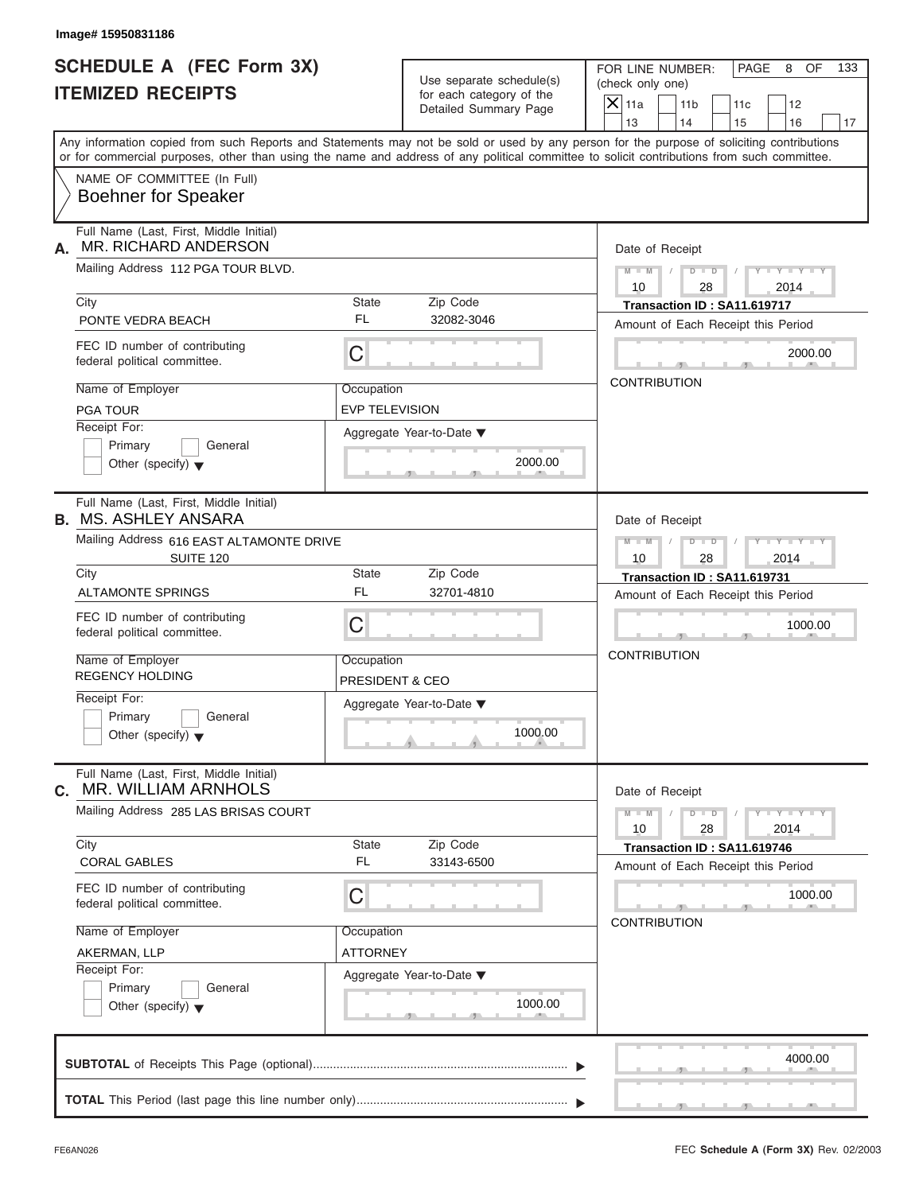Image# 15950831186

# SCHEDULE A (FEC Form 3X)
## ITEMIZED RECEIPTS

Use separate schedule(s) for each category of the Detailed Summary Page

FOR LINE NUMBER: (check only one)

- [X] 11a
- [ ] 11b
- [ ] 11c
- [ ] 12
- [ ] 13
- [ ] 14
- [ ] 15
- [ ] 16
- [ ] 17

PAGE 8 OF 133

Any information copied from such Reports and Statements may not be sold or used by any person for the purpose of soliciting contributions or for commercial purposes, other than using the name and address of any political committee to solicit contributions from such committee.

NAME OF COMMITTEE (In Full)
Boehner for Speaker

---

**A.** Full Name (Last, First, Middle Initial): MR. RICHARD ANDERSON

Mailing Address: 112 PGA TOUR BLVD.

| City | State | Zip Code |
|---|---|---|
| PONTE VEDRA BEACH | FL | 32082-3046 |

FEC ID number of contributing federal political committee: C

| Name of Employer | Occupation |
|---|---|
| PGA TOUR | EVP TELEVISION |

Receipt For: [ ] Primary [ ] General [ ] Other (specify)

Aggregate Year-to-Date: 2000.00

Date of Receipt: 10 / 28 / 2014

Transaction ID : SA11.619717

Amount of Each Receipt this Period: 2000.00

CONTRIBUTION

---

**B.** Full Name (Last, First, Middle Initial): MS. ASHLEY ANSARA

Mailing Address: 616 EAST ALTAMONTE DRIVE SUITE 120

| City | State | Zip Code |
|---|---|---|
| ALTAMONTE SPRINGS | FL | 32701-4810 |

FEC ID number of contributing federal political committee: C

| Name of Employer | Occupation |
|---|---|
| REGENCY HOLDING | PRESIDENT & CEO |

Receipt For: [ ] Primary [ ] General [ ] Other (specify)

Aggregate Year-to-Date: 1000.00

Date of Receipt: 10 / 28 / 2014

Transaction ID : SA11.619731

Amount of Each Receipt this Period: 1000.00

CONTRIBUTION

---

**C.** Full Name (Last, First, Middle Initial): MR. WILLIAM ARNHOLS

Mailing Address: 285 LAS BRISAS COURT

| City | State | Zip Code |
|---|---|---|
| CORAL GABLES | FL | 33143-6500 |

FEC ID number of contributing federal political committee: C

| Name of Employer | Occupation |
|---|---|
| AKERMAN, LLP | ATTORNEY |

Receipt For: [ ] Primary [ ] General [ ] Other (specify)

Aggregate Year-to-Date: 1000.00

Date of Receipt: 10 / 28 / 2014

Transaction ID : SA11.619746

Amount of Each Receipt this Period: 1000.00

CONTRIBUTION

---

**SUBTOTAL** of Receipts This Page (optional): 4000.00

**TOTAL** This Period (last page this line number only):

FE6AN026

FEC **Schedule A** (Form 3X) Rev. 02/2003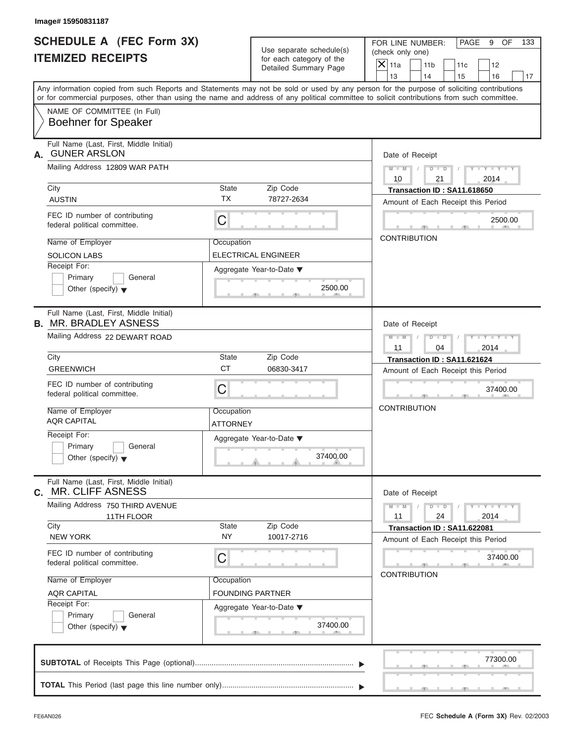Image# 15950831187

# SCHEDULE A (FEC Form 3X)
## ITEMIZED RECEIPTS

Use separate schedule(s) for each category of the Detailed Summary Page

FOR LINE NUMBER: (check only one)

- [X] 11a
- [ ] 11b
- [ ] 11c
- [ ] 12
- [ ] 13
- [ ] 14
- [ ] 15
- [ ] 16
- [ ] 17

Any information copied from such Reports and Statements may not be sold or used by any person for the purpose of soliciting contributions or for commercial purposes, other than using the name and address of any political committee to solicit contributions from such committee.

NAME OF COMMITTEE (In Full)
**Boehner for Speaker**

---

**A.** Full Name (Last, First, Middle Initial): **GUNER ARSLON**

Mailing Address: 12809 WAR PATH

| City | State | Zip Code |
|---|---|---|
| AUSTIN | TX | 78727-2634 |

FEC ID number of contributing federal political committee: C

| Name of Employer | Occupation |
|---|---|
| SOLICON LABS | ELECTRICAL ENGINEER |

Receipt For: Primary / General / Other (specify)

Aggregate Year-to-Date: 2500.00

Date of Receipt: 10 / 21 / 2014

Transaction ID : SA11.618650

Amount of Each Receipt this Period: 2500.00

CONTRIBUTION

---

**B.** Full Name (Last, First, Middle Initial): **MR. BRADLEY ASNESS**

Mailing Address: 22 DEWART ROAD

| City | State | Zip Code |
|---|---|---|
| GREENWICH | CT | 06830-3417 |

FEC ID number of contributing federal political committee: C

| Name of Employer | Occupation |
|---|---|
| AQR CAPITAL | ATTORNEY |

Receipt For: Primary / General / Other (specify)

Aggregate Year-to-Date: 37400.00

Date of Receipt: 11 / 04 / 2014

Transaction ID : SA11.621624

Amount of Each Receipt this Period: 37400.00

CONTRIBUTION

---

**C.** Full Name (Last, First, Middle Initial): **MR. CLIFF ASNESS**

Mailing Address: 750 THIRD AVENUE, 11TH FLOOR

| City | State | Zip Code |
|---|---|---|
| NEW YORK | NY | 10017-2716 |

FEC ID number of contributing federal political committee: C

| Name of Employer | Occupation |
|---|---|
| AQR CAPITAL | FOUNDING PARTNER |

Receipt For: Primary / General / Other (specify)

Aggregate Year-to-Date: 37400.00

Date of Receipt: 11 / 24 / 2014

Transaction ID : SA11.622081

Amount of Each Receipt this Period: 37400.00

CONTRIBUTION

---

**SUBTOTAL** of Receipts This Page (optional): 77300.00

**TOTAL** This Period (last page this line number only):

FE6AN026

FEC **Schedule A** (Form 3X) Rev. 02/2003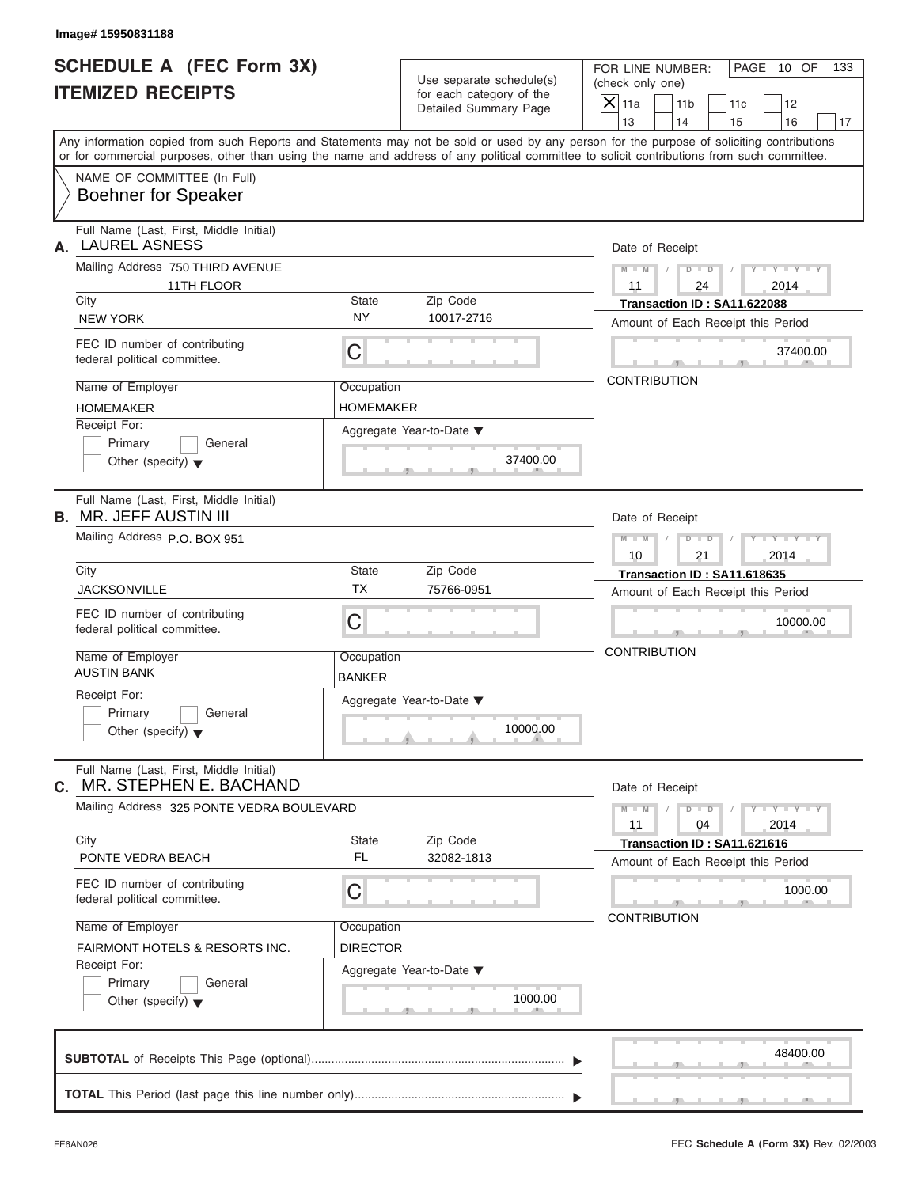Image# 15950831188

# SCHEDULE A (FEC Form 3X)
# ITEMIZED RECEIPTS

Use separate schedule(s) for each category of the Detailed Summary Page

FOR LINE NUMBER: (check only one)

- [X] 11a
- [ ] 11b
- [ ] 11c
- [ ] 12
- [ ] 13
- [ ] 14
- [ ] 15
- [ ] 16
- [ ] 17

PAGE 10 OF 133

Any information copied from such Reports and Statements may not be sold or used by any person for the purpose of soliciting contributions or for commercial purposes, other than using the name and address of any political committee to solicit contributions from such committee.

NAME OF COMMITTEE (In Full)
**Boehner for Speaker**

---

**A.** Full Name (Last, First, Middle Initial): LAUREL ASNESS

Mailing Address: 750 THIRD AVENUE, 11TH FLOOR

| City | State | Zip Code |
|---|---|---|
| NEW YORK | NY | 10017-2716 |

FEC ID number of contributing federal political committee: C

| Name of Employer | Occupation |
|---|---|
| HOMEMAKER | HOMEMAKER |

Receipt For: Primary / General / Other (specify)

Aggregate Year-to-Date: 37400.00

Date of Receipt: 11 / 24 / 2014

Transaction ID : SA11.622088

Amount of Each Receipt this Period: 37400.00

CONTRIBUTION

---

**B.** Full Name (Last, First, Middle Initial): MR. JEFF AUSTIN III

Mailing Address: P.O. BOX 951

| City | State | Zip Code |
|---|---|---|
| JACKSONVILLE | TX | 75766-0951 |

FEC ID number of contributing federal political committee: C

| Name of Employer | Occupation |
|---|---|
| AUSTIN BANK | BANKER |

Receipt For: Primary / General / Other (specify)

Aggregate Year-to-Date: 10000.00

Date of Receipt: 10 / 21 / 2014

Transaction ID : SA11.618635

Amount of Each Receipt this Period: 10000.00

CONTRIBUTION

---

**C.** Full Name (Last, First, Middle Initial): MR. STEPHEN E. BACHAND

Mailing Address: 325 PONTE VEDRA BOULEVARD

| City | State | Zip Code |
|---|---|---|
| PONTE VEDRA BEACH | FL | 32082-1813 |

FEC ID number of contributing federal political committee: C

| Name of Employer | Occupation |
|---|---|
| FAIRMONT HOTELS & RESORTS INC. | DIRECTOR |

Receipt For: Primary / General / Other (specify)

Aggregate Year-to-Date: 1000.00

Date of Receipt: 11 / 04 / 2014

Transaction ID : SA11.621616

Amount of Each Receipt this Period: 1000.00

CONTRIBUTION

---

**SUBTOTAL** of Receipts This Page (optional): 48400.00

**TOTAL** This Period (last page this line number only):

FE6AN026 — FEC **Schedule A** (Form 3X) Rev. 02/2003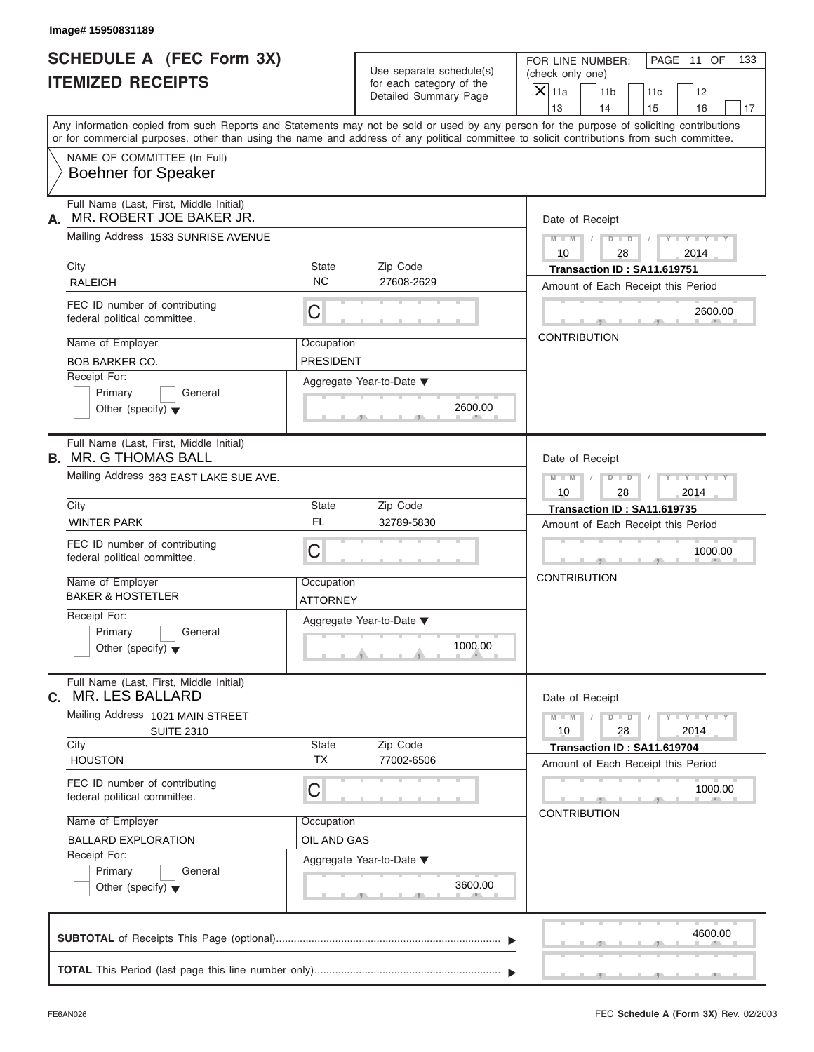Image# 15950831189

# SCHEDULE A (FEC Form 3X)
# ITEMIZED RECEIPTS

Use separate schedule(s) for each category of the Detailed Summary Page

FOR LINE NUMBER: (check only one)
[X] 11a [ ] 11b [ ] 11c [ ] 12 [ ] 13 [ ] 14 [ ] 15 [ ] 16 [ ] 17

PAGE 11 OF 133

Any information copied from such Reports and Statements may not be sold or used by any person for the purpose of soliciting contributions or for commercial purposes, other than using the name and address of any political committee to solicit contributions from such committee.

NAME OF COMMITTEE (In Full)
Boehner for Speaker

---

**A.** Full Name (Last, First, Middle Initial): MR. ROBERT JOE BAKER JR.

Mailing Address: 1533 SUNRISE AVENUE

City: RALEIGH | State: NC | Zip Code: 27608-2629

FEC ID number of contributing federal political committee: C

Name of Employer: BOB BARKER CO.

Occupation: PRESIDENT

Receipt For: [ ] Primary [ ] General [ ] Other (specify)

Aggregate Year-to-Date: 2600.00

Date of Receipt: 10 / 28 / 2014

Transaction ID : SA11.619751

Amount of Each Receipt this Period: 2600.00

CONTRIBUTION

---

**B.** Full Name (Last, First, Middle Initial): MR. G THOMAS BALL

Mailing Address: 363 EAST LAKE SUE AVE.

City: WINTER PARK | State: FL | Zip Code: 32789-5830

FEC ID number of contributing federal political committee: C

Name of Employer: BAKER & HOSTETLER

Occupation: ATTORNEY

Receipt For: [ ] Primary [ ] General [ ] Other (specify)

Aggregate Year-to-Date: 1000.00

Date of Receipt: 10 / 28 / 2014

Transaction ID : SA11.619735

Amount of Each Receipt this Period: 1000.00

CONTRIBUTION

---

**C.** Full Name (Last, First, Middle Initial): MR. LES BALLARD

Mailing Address: 1021 MAIN STREET SUITE 2310

City: HOUSTON | State: TX | Zip Code: 77002-6506

FEC ID number of contributing federal political committee: C

Name of Employer: BALLARD EXPLORATION

Occupation: OIL AND GAS

Receipt For: [ ] Primary [ ] General [ ] Other (specify)

Aggregate Year-to-Date: 3600.00

Date of Receipt: 10 / 28 / 2014

Transaction ID : SA11.619704

Amount of Each Receipt this Period: 1000.00

CONTRIBUTION

---

**SUBTOTAL** of Receipts This Page (optional): 4600.00

**TOTAL** This Period (last page this line number only):

FE6AN026 — FEC Schedule A (Form 3X) Rev. 02/2003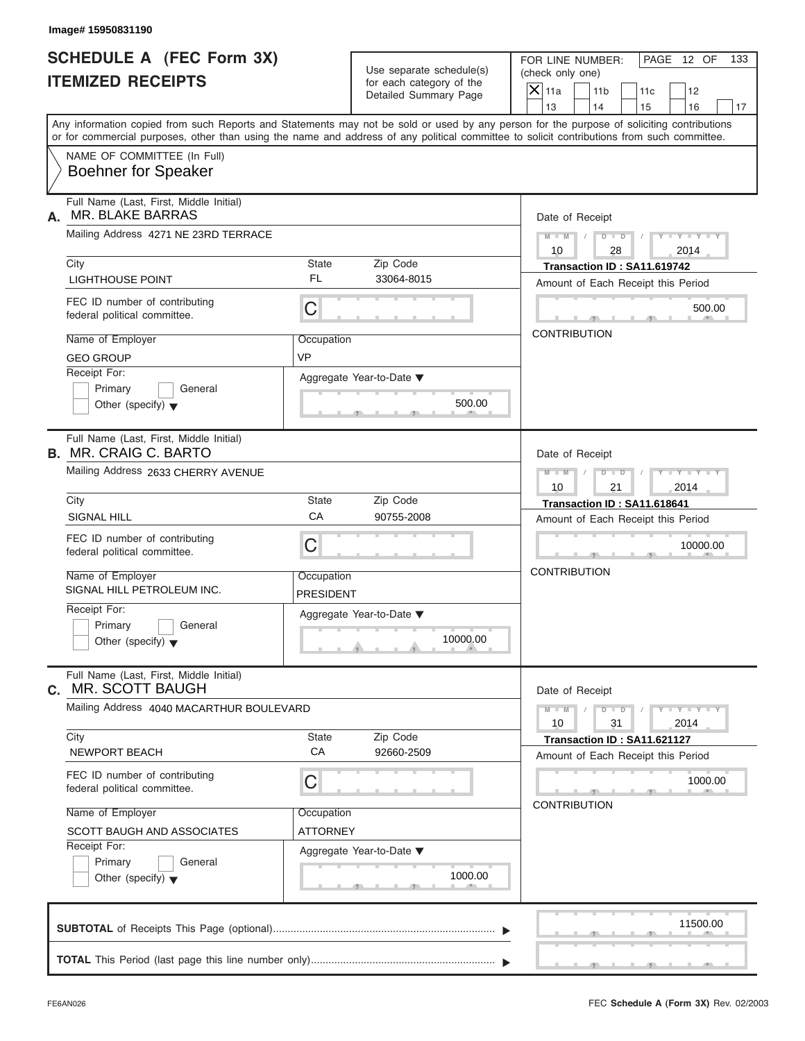Image# 15950831190

# SCHEDULE A (FEC Form 3X)
## ITEMIZED RECEIPTS

Use separate schedule(s) for each category of the Detailed Summary Page

FOR LINE NUMBER: (check only one)

- [X] 11a
- [ ] 11b
- [ ] 11c
- [ ] 12
- [ ] 13
- [ ] 14
- [ ] 15
- [ ] 16
- [ ] 17

PAGE 12 OF 133

Any information copied from such Reports and Statements may not be sold or used by any person for the purpose of soliciting contributions or for commercial purposes, other than using the name and address of any political committee to solicit contributions from such committee.

NAME OF COMMITTEE (In Full)
**Boehner for Speaker**

---

**A.** Full Name (Last, First, Middle Initial): MR. BLAKE BARRAS

Mailing Address: 4271 NE 23RD TERRACE

| City | State | Zip Code |
|---|---|---|
| LIGHTHOUSE POINT | FL | 33064-8015 |

FEC ID number of contributing federal political committee: C

| Name of Employer | Occupation |
|---|---|
| GEO GROUP | VP |

Receipt For: Primary / General / Other (specify)

Aggregate Year-to-Date: 500.00

Date of Receipt: 10 / 28 / 2014

Transaction ID : SA11.619742

Amount of Each Receipt this Period: 500.00

CONTRIBUTION

---

**B.** Full Name (Last, First, Middle Initial): MR. CRAIG C. BARTO

Mailing Address: 2633 CHERRY AVENUE

| City | State | Zip Code |
|---|---|---|
| SIGNAL HILL | CA | 90755-2008 |

FEC ID number of contributing federal political committee: C

| Name of Employer | Occupation |
|---|---|
| SIGNAL HILL PETROLEUM INC. | PRESIDENT |

Receipt For: Primary / General / Other (specify)

Aggregate Year-to-Date: 10000.00

Date of Receipt: 10 / 21 / 2014

Transaction ID : SA11.618641

Amount of Each Receipt this Period: 10000.00

CONTRIBUTION

---

**C.** Full Name (Last, First, Middle Initial): MR. SCOTT BAUGH

Mailing Address: 4040 MACARTHUR BOULEVARD

| City | State | Zip Code |
|---|---|---|
| NEWPORT BEACH | CA | 92660-2509 |

FEC ID number of contributing federal political committee: C

| Name of Employer | Occupation |
|---|---|
| SCOTT BAUGH AND ASSOCIATES | ATTORNEY |

Receipt For: Primary / General / Other (specify)

Aggregate Year-to-Date: 1000.00

Date of Receipt: 10 / 31 / 2014

Transaction ID : SA11.621127

Amount of Each Receipt this Period: 1000.00

CONTRIBUTION

---

**SUBTOTAL** of Receipts This Page (optional): 11500.00

**TOTAL** This Period (last page this line number only):

FE6AN026 — FEC **Schedule A** (Form 3X) Rev. 02/2003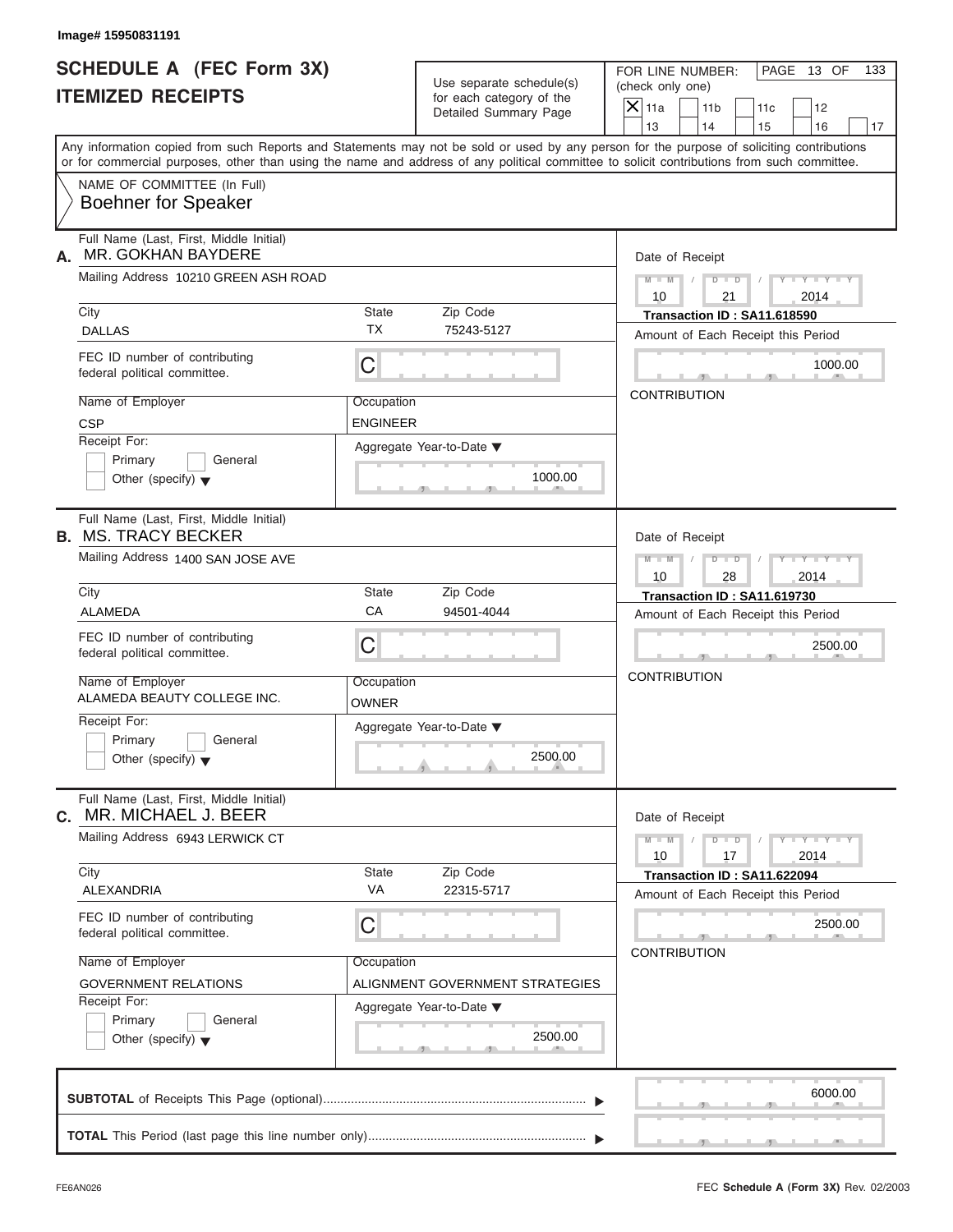Image# 15950831191

# SCHEDULE A (FEC Form 3X)
# ITEMIZED RECEIPTS

Use separate schedule(s) for each category of the Detailed Summary Page

FOR LINE NUMBER: (check only one)

[X] 11a [ ] 11b [ ] 11c [ ] 12 [ ] 13 [ ] 14 [ ] 15 [ ] 16 [ ] 17

Any information copied from such Reports and Statements may not be sold or used by any person for the purpose of soliciting contributions or for commercial purposes, other than using the name and address of any political committee to solicit contributions from such committee.

NAME OF COMMITTEE (In Full)
Boehner for Speaker

---

**A.** Full Name (Last, First, Middle Initial): MR. GOKHAN BAYDERE

Mailing Address: 10210 GREEN ASH ROAD

City: DALLAS | State: TX | Zip Code: 75243-5127

FEC ID number of contributing federal political committee: C

Name of Employer: CSP | Occupation: ENGINEER

Receipt For: [ ] Primary [ ] General [ ] Other (specify)

Aggregate Year-to-Date: 1000.00

Date of Receipt: 10 / 21 / 2014

Transaction ID : SA11.618590

Amount of Each Receipt this Period: 1000.00

CONTRIBUTION

---

**B.** Full Name (Last, First, Middle Initial): MS. TRACY BECKER

Mailing Address: 1400 SAN JOSE AVE

City: ALAMEDA | State: CA | Zip Code: 94501-4044

FEC ID number of contributing federal political committee: C

Name of Employer: ALAMEDA BEAUTY COLLEGE INC. | Occupation: OWNER

Receipt For: [ ] Primary [ ] General [ ] Other (specify)

Aggregate Year-to-Date: 2500.00

Date of Receipt: 10 / 28 / 2014

Transaction ID : SA11.619730

Amount of Each Receipt this Period: 2500.00

CONTRIBUTION

---

**C.** Full Name (Last, First, Middle Initial): MR. MICHAEL J. BEER

Mailing Address: 6943 LERWICK CT

City: ALEXANDRIA | State: VA | Zip Code: 22315-5717

FEC ID number of contributing federal political committee: C

Name of Employer: GOVERNMENT RELATIONS | Occupation: ALIGNMENT GOVERNMENT STRATEGIES

Receipt For: [ ] Primary [ ] General [ ] Other (specify)

Aggregate Year-to-Date: 2500.00

Date of Receipt: 10 / 17 / 2014

Transaction ID : SA11.622094

Amount of Each Receipt this Period: 2500.00

CONTRIBUTION

---

**SUBTOTAL** of Receipts This Page (optional): 6000.00

**TOTAL** This Period (last page this line number only):

FE6AN026 | FEC **Schedule A** (Form 3X) Rev. 02/2003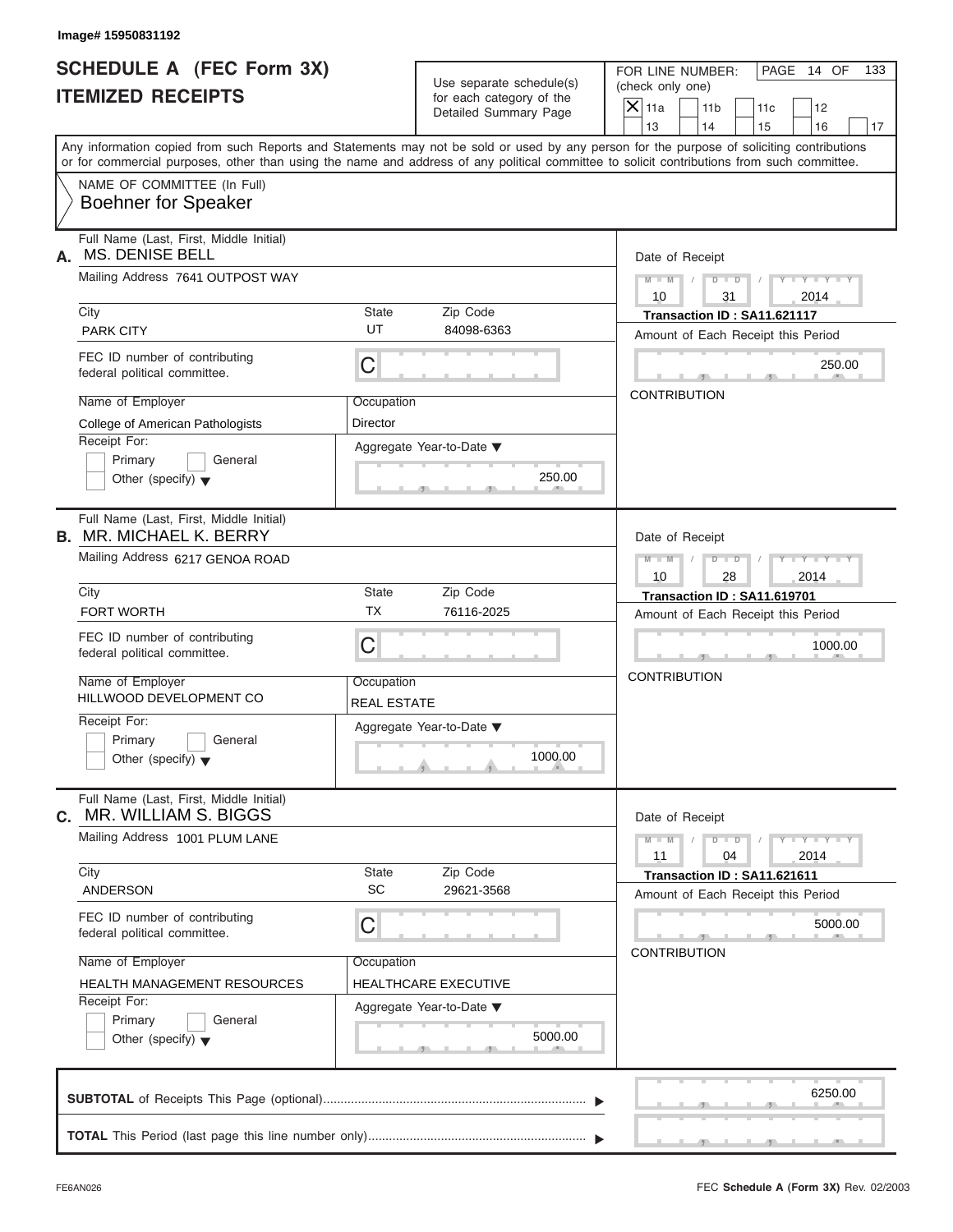Image# 15950831192

# SCHEDULE A (FEC Form 3X)
## ITEMIZED RECEIPTS

Use separate schedule(s) for each category of the Detailed Summary Page

FOR LINE NUMBER: (check only one)

[X] 11a [ ] 11b [ ] 11c [ ] 12 [ ] 13 [ ] 14 [ ] 15 [ ] 16 [ ] 17

PAGE 14 OF 133

Any information copied from such Reports and Statements may not be sold or used by any person for the purpose of soliciting contributions or for commercial purposes, other than using the name and address of any political committee to solicit contributions from such committee.

NAME OF COMMITTEE (In Full)
**Boehner for Speaker**

---

**A.** Full Name (Last, First, Middle Initial): MS. DENISE BELL

Mailing Address: 7641 OUTPOST WAY

City: PARK CITY | State: UT | Zip Code: 84098-6363

FEC ID number of contributing federal political committee: C

Name of Employer: College of American Pathologists

Occupation: Director

Receipt For: [ ] Primary [ ] General [ ] Other (specify)

Aggregate Year-to-Date: 250.00

Date of Receipt: 10/31/2014

Transaction ID : SA11.621117

Amount of Each Receipt this Period: 250.00

CONTRIBUTION

---

**B.** Full Name (Last, First, Middle Initial): MR. MICHAEL K. BERRY

Mailing Address: 6217 GENOA ROAD

City: FORT WORTH | State: TX | Zip Code: 76116-2025

FEC ID number of contributing federal political committee: C

Name of Employer: HILLWOOD DEVELOPMENT CO

Occupation: REAL ESTATE

Receipt For: [ ] Primary [ ] General [ ] Other (specify)

Aggregate Year-to-Date: 1000.00

Date of Receipt: 10/28/2014

Transaction ID : SA11.619701

Amount of Each Receipt this Period: 1000.00

CONTRIBUTION

---

**C.** Full Name (Last, First, Middle Initial): MR. WILLIAM S. BIGGS

Mailing Address: 1001 PLUM LANE

City: ANDERSON | State: SC | Zip Code: 29621-3568

FEC ID number of contributing federal political committee: C

Name of Employer: HEALTH MANAGEMENT RESOURCES

Occupation: HEALTHCARE EXECUTIVE

Receipt For: [ ] Primary [ ] General [ ] Other (specify)

Aggregate Year-to-Date: 5000.00

Date of Receipt: 11/04/2014

Transaction ID : SA11.621611

Amount of Each Receipt this Period: 5000.00

CONTRIBUTION

---

**SUBTOTAL** of Receipts This Page (optional): 6250.00

**TOTAL** This Period (last page this line number only):

FE6AN026 FEC **Schedule A** (Form 3X) Rev. 02/2003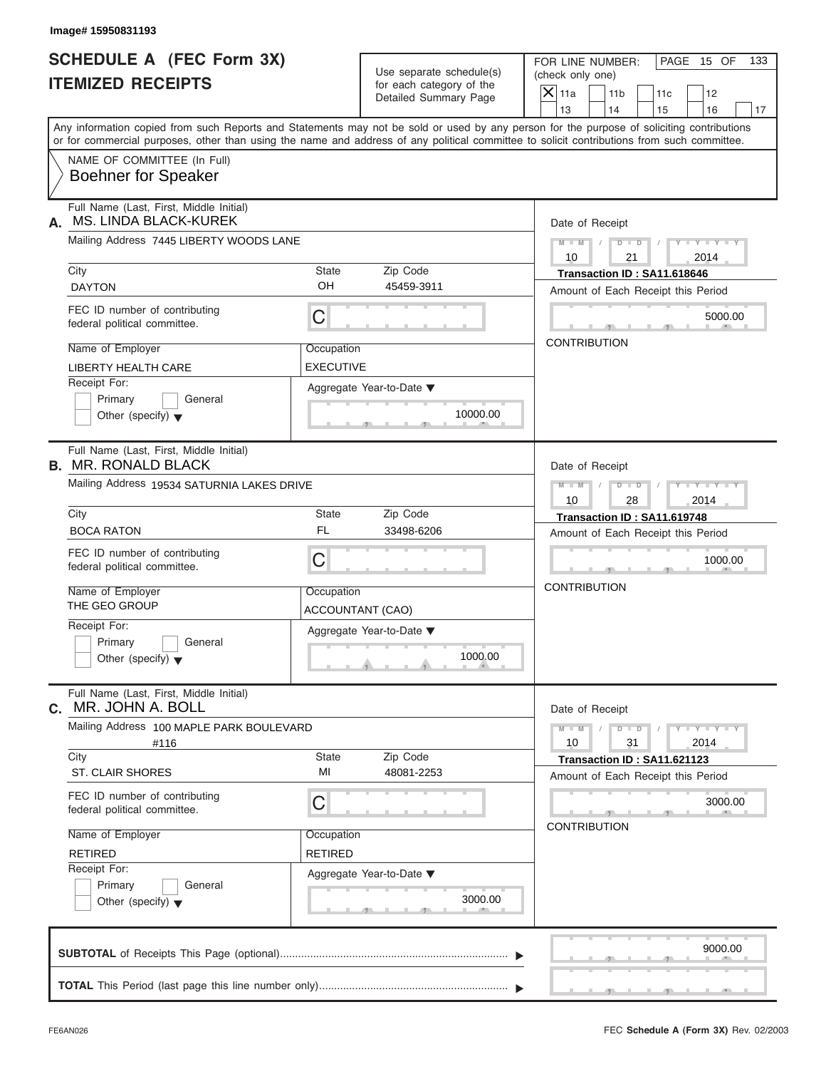Image# 15950831193

# SCHEDULE A (FEC Form 3X)
# ITEMIZED RECEIPTS

Use separate schedule(s) for each category of the Detailed Summary Page

FOR LINE NUMBER: (check only one)

[X] 11a  [ ] 11b  [ ] 11c  [ ] 12  [ ] 13  [ ] 14  [ ] 15  [ ] 16  [ ] 17

Any information copied from such Reports and Statements may not be sold or used by any person for the purpose of soliciting contributions or for commercial purposes, other than using the name and address of any political committee to solicit contributions from such committee.

NAME OF COMMITTEE (In Full)
Boehner for Speaker

---

**A.** Full Name (Last, First, Middle Initial): MS. LINDA BLACK-KUREK

Mailing Address: 7445 LIBERTY WOODS LANE

| City | State | Zip Code |
|---|---|---|
| DAYTON | OH | 45459-3911 |

FEC ID number of contributing federal political committee: C

Name of Employer: LIBERTY HEALTH CARE
Occupation: EXECUTIVE

Receipt For: [ ] Primary [ ] General [ ] Other (specify)

Aggregate Year-to-Date: 10000.00

Date of Receipt: 10 / 21 / 2014
Transaction ID : SA11.618646
Amount of Each Receipt this Period: 5000.00
CONTRIBUTION

---

**B.** Full Name (Last, First, Middle Initial): MR. RONALD BLACK

Mailing Address: 19534 SATURNIA LAKES DRIVE

| City | State | Zip Code |
|---|---|---|
| BOCA RATON | FL | 33498-6206 |

FEC ID number of contributing federal political committee: C

Name of Employer: THE GEO GROUP
Occupation: ACCOUNTANT (CAO)

Receipt For: [ ] Primary [ ] General [ ] Other (specify)

Aggregate Year-to-Date: 1000.00

Date of Receipt: 10 / 28 / 2014
Transaction ID : SA11.619748
Amount of Each Receipt this Period: 1000.00
CONTRIBUTION

---

**C.** Full Name (Last, First, Middle Initial): MR. JOHN A. BOLL

Mailing Address: 100 MAPLE PARK BOULEVARD #116

| City | State | Zip Code |
|---|---|---|
| ST. CLAIR SHORES | MI | 48081-2253 |

FEC ID number of contributing federal political committee: C

Name of Employer: RETIRED
Occupation: RETIRED

Receipt For: [ ] Primary [ ] General [ ] Other (specify)

Aggregate Year-to-Date: 3000.00

Date of Receipt: 10 / 31 / 2014
Transaction ID : SA11.621123
Amount of Each Receipt this Period: 3000.00
CONTRIBUTION

---

**SUBTOTAL** of Receipts This Page (optional): 9000.00

**TOTAL** This Period (last page this line number only):

FE6AN026 FEC **Schedule A** (Form 3X) Rev. 02/2003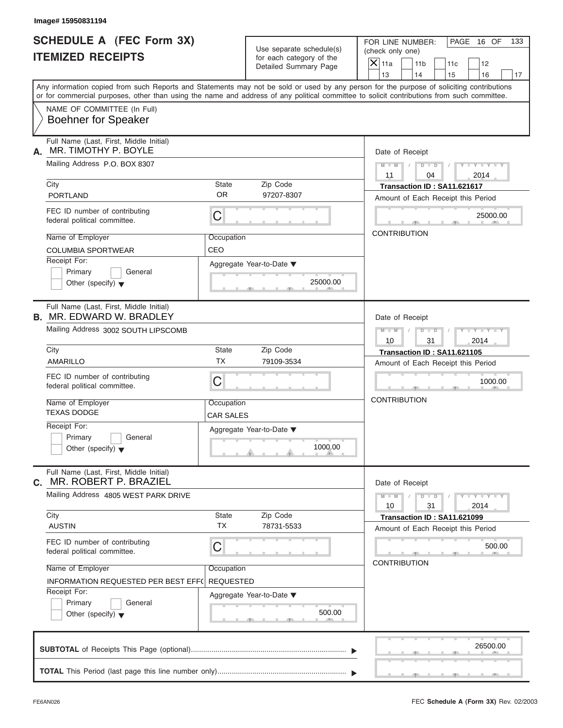Image# 15950831194

# SCHEDULE A (FEC Form 3X)
# ITEMIZED RECEIPTS

Use separate schedule(s) for each category of the Detailed Summary Page

FOR LINE NUMBER: (check only one)

☒ 11a ☐ 11b ☐ 11c ☐ 12 ☐ 13 ☐ 14 ☐ 15 ☐ 16 ☐ 17

Any information copied from such Reports and Statements may not be sold or used by any person for the purpose of soliciting contributions or for commercial purposes, other than using the name and address of any political committee to solicit contributions from such committee.

NAME OF COMMITTEE (In Full)
Boehner for Speaker

---

**A.** Full Name (Last, First, Middle Initial): MR. TIMOTHY P. BOYLE

Mailing Address: P.O. BOX 8307

City: PORTLAND | State: OR | Zip Code: 97207-8307

FEC ID number of contributing federal political committee: C

Name of Employer: COLUMBIA SPORTWEAR

Occupation: CEO

Receipt For: ☐ Primary ☐ General ☐ Other (specify)

Aggregate Year-to-Date: 25000.00

Date of Receipt: 11 / 04 / 2014

Transaction ID : SA11.621617

Amount of Each Receipt this Period: 25000.00

CONTRIBUTION

---

**B.** Full Name (Last, First, Middle Initial): MR. EDWARD W. BRADLEY

Mailing Address: 3002 SOUTH LIPSCOMB

City: AMARILLO | State: TX | Zip Code: 79109-3534

FEC ID number of contributing federal political committee: C

Name of Employer: TEXAS DODGE

Occupation: CAR SALES

Receipt For: ☐ Primary ☐ General ☐ Other (specify)

Aggregate Year-to-Date: 1000.00

Date of Receipt: 10 / 31 / 2014

Transaction ID : SA11.621105

Amount of Each Receipt this Period: 1000.00

CONTRIBUTION

---

**C.** Full Name (Last, First, Middle Initial): MR. ROBERT P. BRAZIEL

Mailing Address: 4805 WEST PARK DRIVE

City: AUSTIN | State: TX | Zip Code: 78731-5533

FEC ID number of contributing federal political committee: C

Name of Employer: INFORMATION REQUESTED PER BEST EFF(

Occupation: REQUESTED

Receipt For: ☐ Primary ☐ General ☐ Other (specify)

Aggregate Year-to-Date: 500.00

Date of Receipt: 10 / 31 / 2014

Transaction ID : SA11.621099

Amount of Each Receipt this Period: 500.00

CONTRIBUTION

---

**SUBTOTAL** of Receipts This Page (optional): 26500.00

**TOTAL** This Period (last page this line number only):

FE6AN026 FEC Schedule A (Form 3X) Rev. 02/2003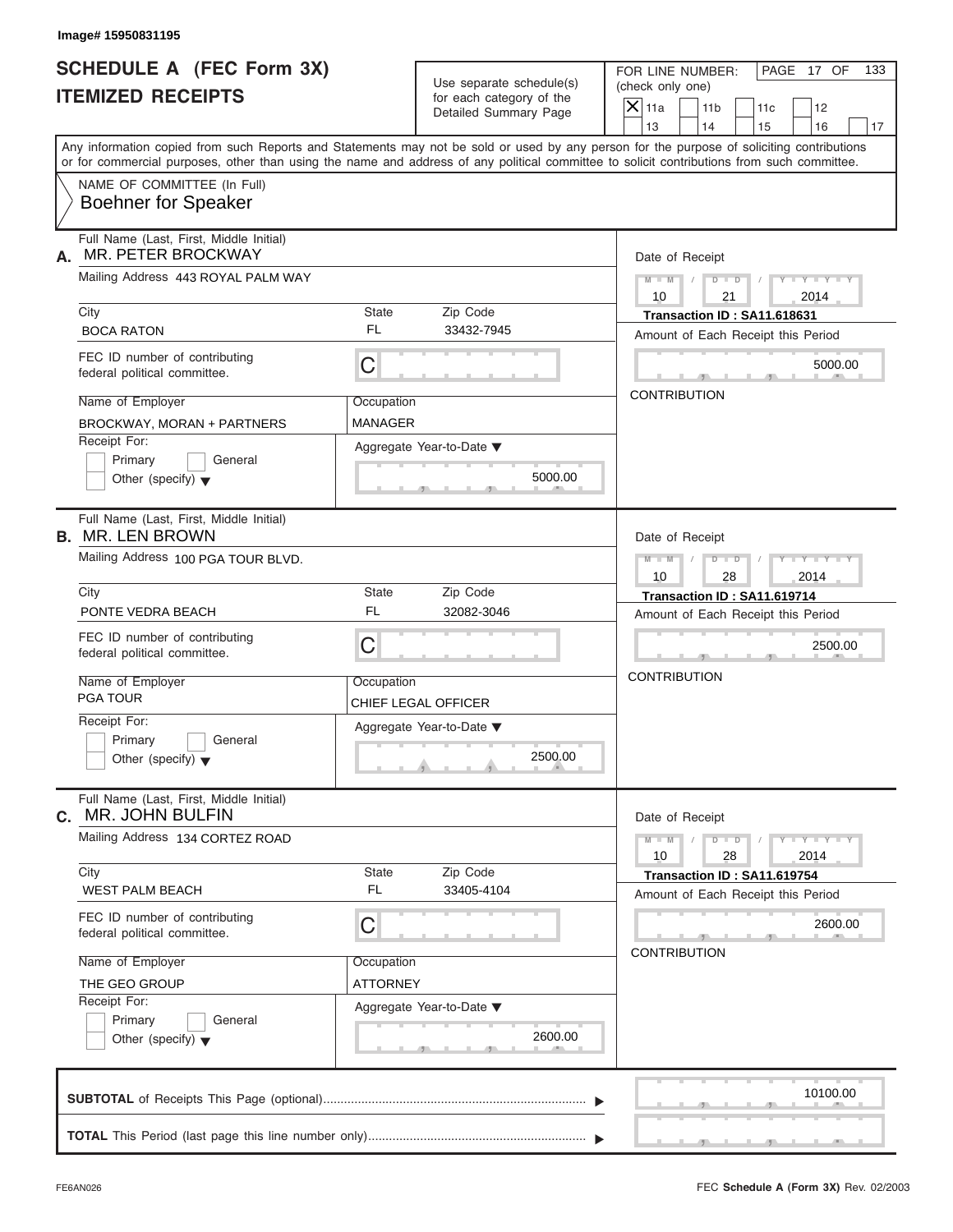Image# 15950831195

# SCHEDULE A (FEC Form 3X)
# ITEMIZED RECEIPTS

Use separate schedule(s) for each category of the Detailed Summary Page

FOR LINE NUMBER: (check only one)

| X | 11a | | 11b | | 11c | | 12 |
|---|---|---|---|---|---|---|---|
| | 13 | | 14 | | 15 | | 16 | | 17 |

PAGE 17 OF 133

Any information copied from such Reports and Statements may not be sold or used by any person for the purpose of soliciting contributions or for commercial purposes, other than using the name and address of any political committee to solicit contributions from such committee.

NAME OF COMMITTEE (In Full)
Boehner for Speaker

---

**A.** Full Name (Last, First, Middle Initial): MR. PETER BROCKWAY

Mailing Address: 443 ROYAL PALM WAY

City: BOCA RATON | State: FL | Zip Code: 33432-7945

FEC ID number of contributing federal political committee: C

Name of Employer: BROCKWAY, MORAN + PARTNERS

Occupation: MANAGER

Receipt For: Primary / General / Other (specify)

Aggregate Year-to-Date: 5000.00

Date of Receipt: 10 / 21 / 2014

Transaction ID : SA11.618631

Amount of Each Receipt this Period: 5000.00

CONTRIBUTION

---

**B.** Full Name (Last, First, Middle Initial): MR. LEN BROWN

Mailing Address: 100 PGA TOUR BLVD.

City: PONTE VEDRA BEACH | State: FL | Zip Code: 32082-3046

FEC ID number of contributing federal political committee: C

Name of Employer: PGA TOUR

Occupation: CHIEF LEGAL OFFICER

Receipt For: Primary / General / Other (specify)

Aggregate Year-to-Date: 2500.00

Date of Receipt: 10 / 28 / 2014

Transaction ID : SA11.619714

Amount of Each Receipt this Period: 2500.00

CONTRIBUTION

---

**C.** Full Name (Last, First, Middle Initial): MR. JOHN BULFIN

Mailing Address: 134 CORTEZ ROAD

City: WEST PALM BEACH | State: FL | Zip Code: 33405-4104

FEC ID number of contributing federal political committee: C

Name of Employer: THE GEO GROUP

Occupation: ATTORNEY

Receipt For: Primary / General / Other (specify)

Aggregate Year-to-Date: 2600.00

Date of Receipt: 10 / 28 / 2014

Transaction ID : SA11.619754

Amount of Each Receipt this Period: 2600.00

CONTRIBUTION

---

**SUBTOTAL** of Receipts This Page (optional): 10100.00

**TOTAL** This Period (last page this line number only):

FE6AN026

FEC **Schedule A** (Form 3X) Rev. 02/2003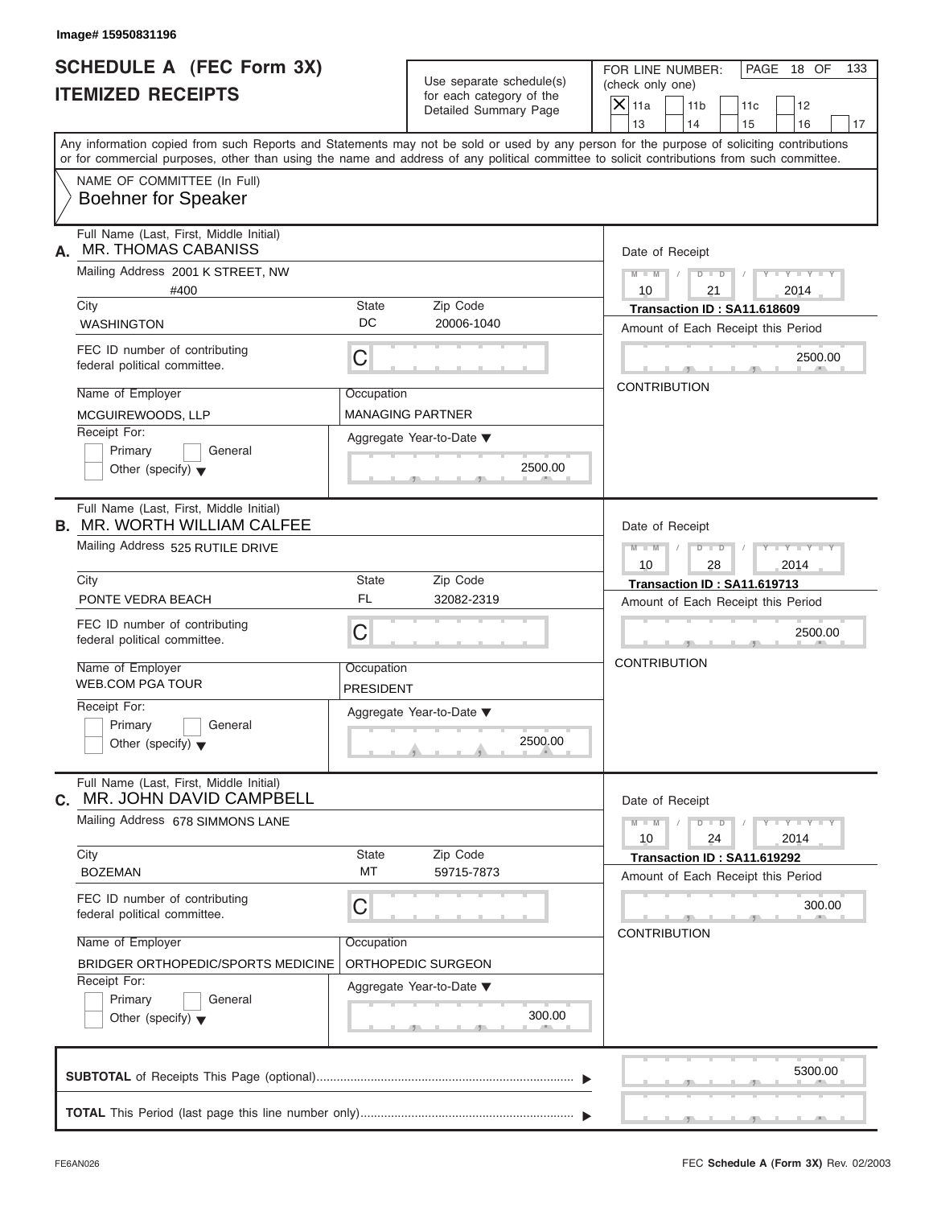Image# 15950831196

# SCHEDULE A (FEC Form 3X)
## ITEMIZED RECEIPTS

Use separate schedule(s) for each category of the Detailed Summary Page

FOR LINE NUMBER: (check only one)

- [X] 11a
- [ ] 11b
- [ ] 11c
- [ ] 12
- [ ] 13
- [ ] 14
- [ ] 15
- [ ] 16
- [ ] 17

Any information copied from such Reports and Statements may not be sold or used by any person for the purpose of soliciting contributions or for commercial purposes, other than using the name and address of any political committee to solicit contributions from such committee.

NAME OF COMMITTEE (In Full)
**Boehner for Speaker**

---

**A.** Full Name (Last, First, Middle Initial): MR. THOMAS CABANISS

Mailing Address: 2001 K STREET, NW #400

City: WASHINGTON | State: DC | Zip Code: 20006-1040

FEC ID number of contributing federal political committee: C

Name of Employer: MCGUIREWOODS, LLP

Occupation: MANAGING PARTNER

Receipt For: Primary / General / Other (specify)

Aggregate Year-to-Date: 2500.00

Date of Receipt: 10 / 21 / 2014

Transaction ID : SA11.618609

Amount of Each Receipt this Period: 2500.00

CONTRIBUTION

---

**B.** Full Name (Last, First, Middle Initial): MR. WORTH WILLIAM CALFEE

Mailing Address: 525 RUTILE DRIVE

City: PONTE VEDRA BEACH | State: FL | Zip Code: 32082-2319

FEC ID number of contributing federal political committee: C

Name of Employer: WEB.COM PGA TOUR

Occupation: PRESIDENT

Receipt For: Primary / General / Other (specify)

Aggregate Year-to-Date: 2500.00

Date of Receipt: 10 / 28 / 2014

Transaction ID : SA11.619713

Amount of Each Receipt this Period: 2500.00

CONTRIBUTION

---

**C.** Full Name (Last, First, Middle Initial): MR. JOHN DAVID CAMPBELL

Mailing Address: 678 SIMMONS LANE

City: BOZEMAN | State: MT | Zip Code: 59715-7873

FEC ID number of contributing federal political committee: C

Name of Employer: BRIDGER ORTHOPEDIC/SPORTS MEDICINE

Occupation: ORTHOPEDIC SURGEON

Receipt For: Primary / General / Other (specify)

Aggregate Year-to-Date: 300.00

Date of Receipt: 10 / 24 / 2014

Transaction ID : SA11.619292

Amount of Each Receipt this Period: 300.00

CONTRIBUTION

---

**SUBTOTAL** of Receipts This Page (optional): 5300.00

**TOTAL** This Period (last page this line number only):

FE6AN026 — FEC **Schedule A** (Form 3X) Rev. 02/2003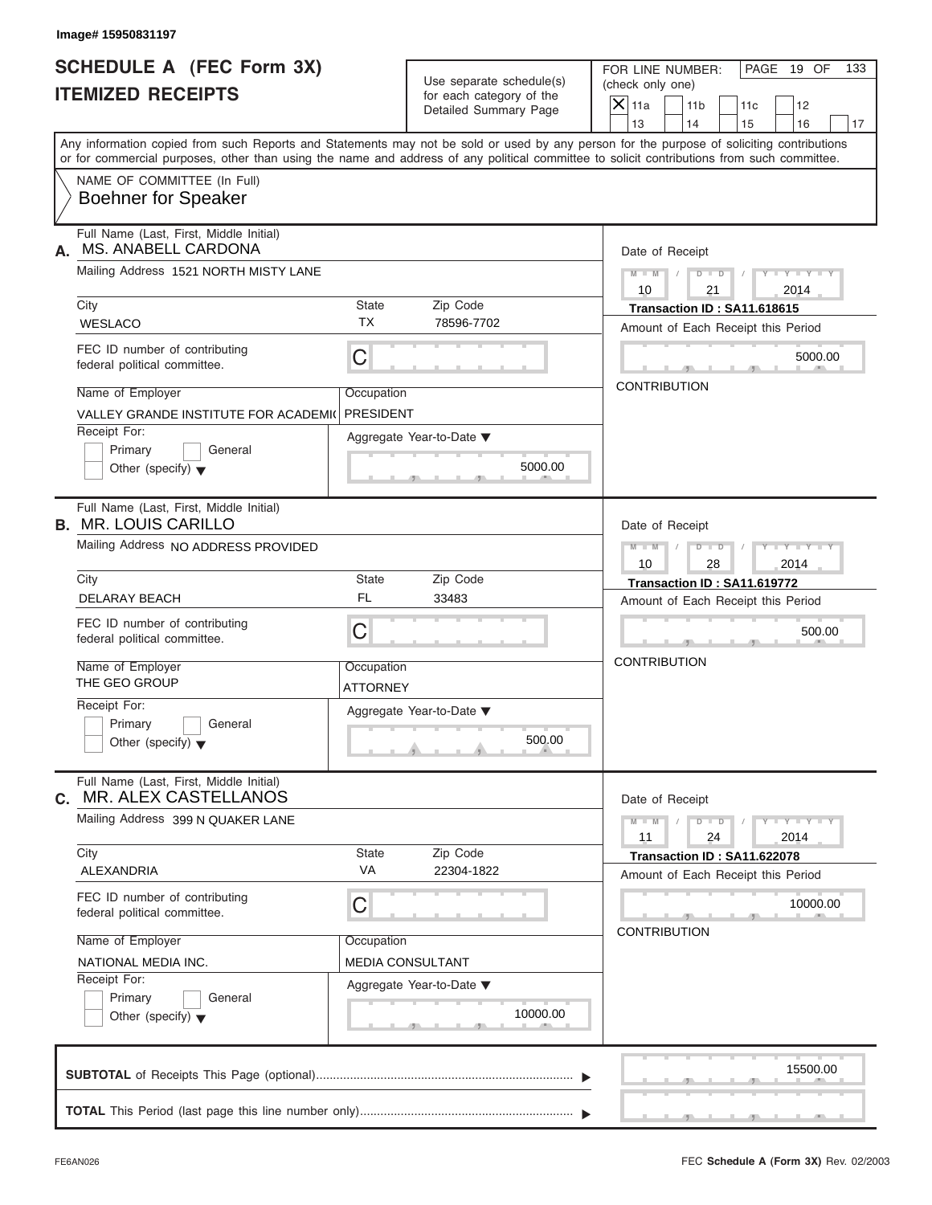Image# 15950831197

# SCHEDULE A (FEC Form 3X)
## ITEMIZED RECEIPTS

Use separate schedule(s) for each category of the Detailed Summary Page

FOR LINE NUMBER: (check only one)

- [X] 11a
- [ ] 11b
- [ ] 11c
- [ ] 12
- [ ] 13
- [ ] 14
- [ ] 15
- [ ] 16
- [ ] 17

PAGE 19 OF 133

Any information copied from such Reports and Statements may not be sold or used by any person for the purpose of soliciting contributions or for commercial purposes, other than using the name and address of any political committee to solicit contributions from such committee.

NAME OF COMMITTEE (In Full)
Boehner for Speaker

---

**A.** Full Name (Last, First, Middle Initial): MS. ANABELL CARDONA

Mailing Address: 1521 NORTH MISTY LANE

| City | State | Zip Code |
|---|---|---|
| WESLACO | TX | 78596-7702 |

FEC ID number of contributing federal political committee: C

Name of Employer: VALLEY GRANDE INSTITUTE FOR ACADEMI(

Occupation: PRESIDENT

Receipt For: Primary / General / Other (specify)

Aggregate Year-to-Date: 5000.00

Date of Receipt: 10 / 21 / 2014

Transaction ID : SA11.618615

Amount of Each Receipt this Period: 5000.00

CONTRIBUTION

---

**B.** Full Name (Last, First, Middle Initial): MR. LOUIS CARILLO

Mailing Address: NO ADDRESS PROVIDED

| City | State | Zip Code |
|---|---|---|
| DELARAY BEACH | FL | 33483 |

FEC ID number of contributing federal political committee: C

Name of Employer: THE GEO GROUP

Occupation: ATTORNEY

Receipt For: Primary / General / Other (specify)

Aggregate Year-to-Date: 500.00

Date of Receipt: 10 / 28 / 2014

Transaction ID : SA11.619772

Amount of Each Receipt this Period: 500.00

CONTRIBUTION

---

**C.** Full Name (Last, First, Middle Initial): MR. ALEX CASTELLANOS

Mailing Address: 399 N QUAKER LANE

| City | State | Zip Code |
|---|---|---|
| ALEXANDRIA | VA | 22304-1822 |

FEC ID number of contributing federal political committee: C

Name of Employer: NATIONAL MEDIA INC.

Occupation: MEDIA CONSULTANT

Receipt For: Primary / General / Other (specify)

Aggregate Year-to-Date: 10000.00

Date of Receipt: 11 / 24 / 2014

Transaction ID : SA11.622078

Amount of Each Receipt this Period: 10000.00

CONTRIBUTION

---

**SUBTOTAL** of Receipts This Page (optional): 15500.00

**TOTAL** This Period (last page this line number only):

FE6AN026

FEC **Schedule A** (Form 3X) Rev. 02/2003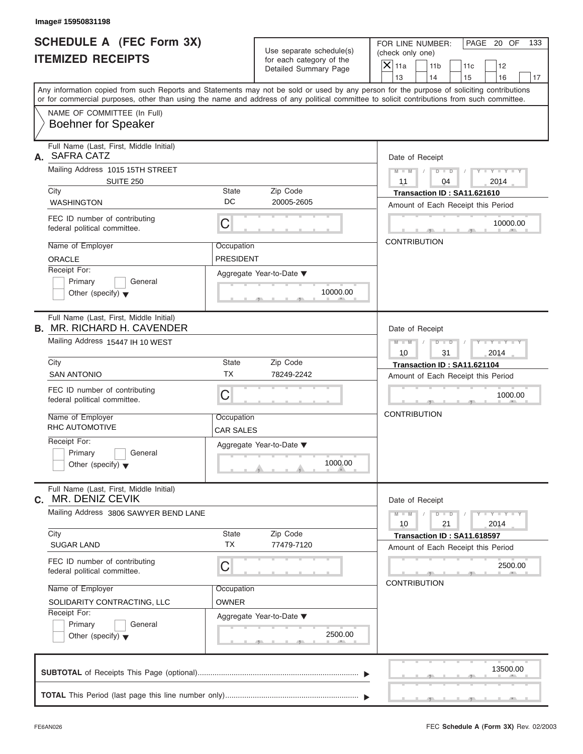Image# 15950831198

# SCHEDULE A (FEC Form 3X)
# ITEMIZED RECEIPTS

Use separate schedule(s) for each category of the Detailed Summary Page

FOR LINE NUMBER: (check only one)

- [X] 11a
- [ ] 11b
- [ ] 11c
- [ ] 12
- [ ] 13
- [ ] 14
- [ ] 15
- [ ] 16
- [ ] 17

PAGE 20 OF 133

Any information copied from such Reports and Statements may not be sold or used by any person for the purpose of soliciting contributions or for commercial purposes, other than using the name and address of any political committee to solicit contributions from such committee.

NAME OF COMMITTEE (In Full)
Boehner for Speaker

---

**A.** Full Name (Last, First, Middle Initial): SAFRA CATZ

Mailing Address: 1015 15TH STREET SUITE 250

City: WASHINGTON | State: DC | Zip Code: 20005-2605

FEC ID number of contributing federal political committee: C

Name of Employer: ORACLE | Occupation: PRESIDENT

Receipt For: Primary / General / Other (specify)

Aggregate Year-to-Date: 10000.00

Date of Receipt: 11 / 04 / 2014

Transaction ID : SA11.621610

Amount of Each Receipt this Period: 10000.00

CONTRIBUTION

---

**B.** Full Name (Last, First, Middle Initial): MR. RICHARD H. CAVENDER

Mailing Address: 15447 IH 10 WEST

City: SAN ANTONIO | State: TX | Zip Code: 78249-2242

FEC ID number of contributing federal political committee: C

Name of Employer: RHC AUTOMOTIVE | Occupation: CAR SALES

Receipt For: Primary / General / Other (specify)

Aggregate Year-to-Date: 1000.00

Date of Receipt: 10 / 31 / 2014

Transaction ID : SA11.621104

Amount of Each Receipt this Period: 1000.00

CONTRIBUTION

---

**C.** Full Name (Last, First, Middle Initial): MR. DENIZ CEVIK

Mailing Address: 3806 SAWYER BEND LANE

City: SUGAR LAND | State: TX | Zip Code: 77479-7120

FEC ID number of contributing federal political committee: C

Name of Employer: SOLIDARITY CONTRACTING, LLC | Occupation: OWNER

Receipt For: Primary / General / Other (specify)

Aggregate Year-to-Date: 2500.00

Date of Receipt: 10 / 21 / 2014

Transaction ID : SA11.618597

Amount of Each Receipt this Period: 2500.00

CONTRIBUTION

---

**SUBTOTAL** of Receipts This Page (optional): 13500.00

**TOTAL** This Period (last page this line number only):

FE6AN026 — FEC **Schedule A** (Form 3X) Rev. 02/2003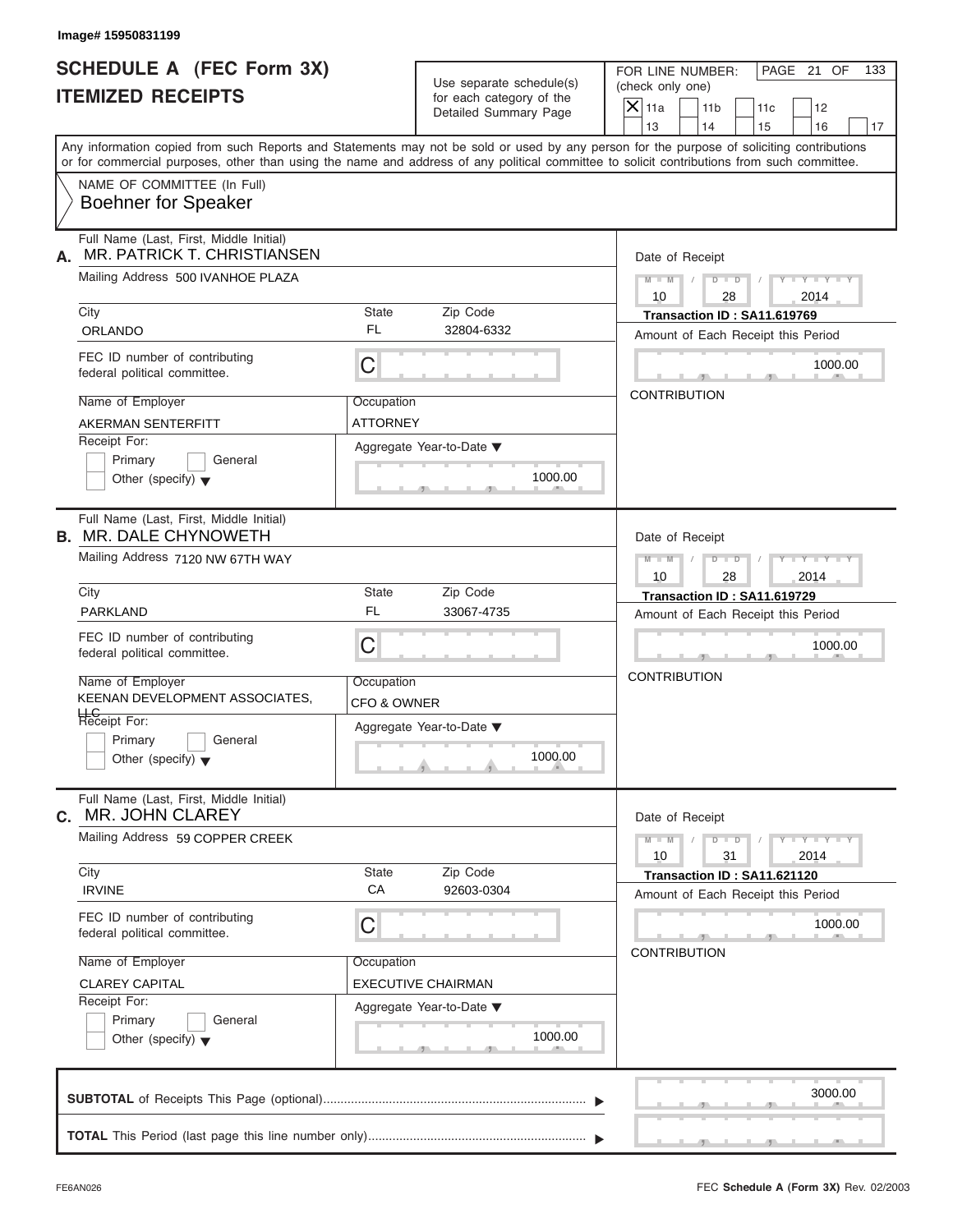Image# 15950831199

# SCHEDULE A (FEC Form 3X)
# ITEMIZED RECEIPTS

Use separate schedule(s) for each category of the Detailed Summary Page

FOR LINE NUMBER: (check only one)

- [X] 11a
- [ ] 11b
- [ ] 11c
- [ ] 12
- [ ] 13
- [ ] 14
- [ ] 15
- [ ] 16
- [ ] 17

Any information copied from such Reports and Statements may not be sold or used by any person for the purpose of soliciting contributions or for commercial purposes, other than using the name and address of any political committee to solicit contributions from such committee.

NAME OF COMMITTEE (In Full)
**Boehner for Speaker**

---

**A.** Full Name (Last, First, Middle Initial): MR. PATRICK T. CHRISTIANSEN

Mailing Address: 500 IVANHOE PLAZA

| City | State | Zip Code |
|---|---|---|
| ORLANDO | FL | 32804-6332 |

FEC ID number of contributing federal political committee: C

| Name of Employer | Occupation |
|---|---|
| AKERMAN SENTERFITT | ATTORNEY |

Receipt For: [ ] Primary [ ] General [ ] Other (specify)

Aggregate Year-to-Date: 1000.00

Date of Receipt: 10 / 28 / 2014

Transaction ID : SA11.619769

Amount of Each Receipt this Period: 1000.00

CONTRIBUTION

---

**B.** Full Name (Last, First, Middle Initial): MR. DALE CHYNOWETH

Mailing Address: 7120 NW 67TH WAY

| City | State | Zip Code |
|---|---|---|
| PARKLAND | FL | 33067-4735 |

FEC ID number of contributing federal political committee: C

| Name of Employer | Occupation |
|---|---|
| KEENAN DEVELOPMENT ASSOCIATES, LLC | CFO & OWNER |

Receipt For: [ ] Primary [ ] General [ ] Other (specify)

Aggregate Year-to-Date: 1000.00

Date of Receipt: 10 / 28 / 2014

Transaction ID : SA11.619729

Amount of Each Receipt this Period: 1000.00

CONTRIBUTION

---

**C.** Full Name (Last, First, Middle Initial): MR. JOHN CLAREY

Mailing Address: 59 COPPER CREEK

| City | State | Zip Code |
|---|---|---|
| IRVINE | CA | 92603-0304 |

FEC ID number of contributing federal political committee: C

| Name of Employer | Occupation |
|---|---|
| CLAREY CAPITAL | EXECUTIVE CHAIRMAN |

Receipt For: [ ] Primary [ ] General [ ] Other (specify)

Aggregate Year-to-Date: 1000.00

Date of Receipt: 10 / 31 / 2014

Transaction ID : SA11.621120

Amount of Each Receipt this Period: 1000.00

CONTRIBUTION

---

**SUBTOTAL** of Receipts This Page (optional): 3000.00

**TOTAL** This Period (last page this line number only):

FE6AN026

FEC **Schedule A** (Form 3X) Rev. 02/2003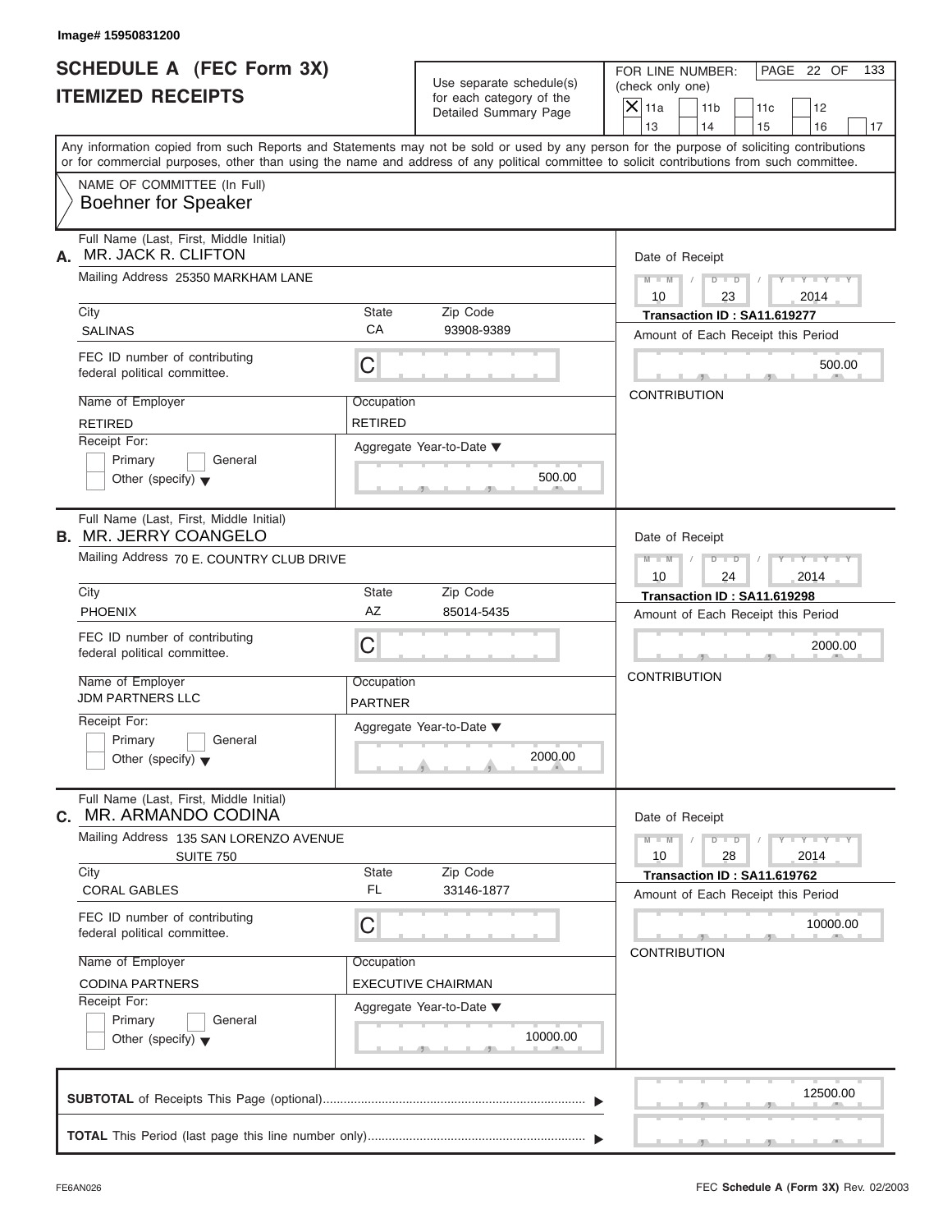Image# 15950831200

# SCHEDULE A (FEC Form 3X)
## ITEMIZED RECEIPTS

Use separate schedule(s) for each category of the Detailed Summary Page

FOR LINE NUMBER: (check only one)

[X] 11a [ ] 11b [ ] 11c [ ] 12 [ ] 13 [ ] 14 [ ] 15 [ ] 16 [ ] 17

Any information copied from such Reports and Statements may not be sold or used by any person for the purpose of soliciting contributions or for commercial purposes, other than using the name and address of any political committee to solicit contributions from such committee.

NAME OF COMMITTEE (In Full)
Boehner for Speaker

---

**A.** Full Name (Last, First, Middle Initial): MR. JACK R. CLIFTON

Mailing Address: 25350 MARKHAM LANE

City: SALINAS | State: CA | Zip Code: 93908-9389

FEC ID number of contributing federal political committee: C

Name of Employer: RETIRED | Occupation: RETIRED

Receipt For: [ ] Primary [ ] General [ ] Other (specify)

Aggregate Year-to-Date: 500.00

Date of Receipt: 10 / 23 / 2014

Transaction ID : SA11.619277

Amount of Each Receipt this Period: 500.00

CONTRIBUTION

---

**B.** Full Name (Last, First, Middle Initial): MR. JERRY COANGELO

Mailing Address: 70 E. COUNTRY CLUB DRIVE

City: PHOENIX | State: AZ | Zip Code: 85014-5435

FEC ID number of contributing federal political committee: C

Name of Employer: JDM PARTNERS LLC | Occupation: PARTNER

Receipt For: [ ] Primary [ ] General [ ] Other (specify)

Aggregate Year-to-Date: 2000.00

Date of Receipt: 10 / 24 / 2014

Transaction ID : SA11.619298

Amount of Each Receipt this Period: 2000.00

CONTRIBUTION

---

**C.** Full Name (Last, First, Middle Initial): MR. ARMANDO CODINA

Mailing Address: 135 SAN LORENZO AVENUE SUITE 750

City: CORAL GABLES | State: FL | Zip Code: 33146-1877

FEC ID number of contributing federal political committee: C

Name of Employer: CODINA PARTNERS | Occupation: EXECUTIVE CHAIRMAN

Receipt For: [ ] Primary [ ] General [ ] Other (specify)

Aggregate Year-to-Date: 10000.00

Date of Receipt: 10 / 28 / 2014

Transaction ID : SA11.619762

Amount of Each Receipt this Period: 10000.00

CONTRIBUTION

---

**SUBTOTAL** of Receipts This Page (optional): 12500.00

**TOTAL** This Period (last page this line number only):

FE6AN026

FEC **Schedule A** (Form 3X) Rev. 02/2003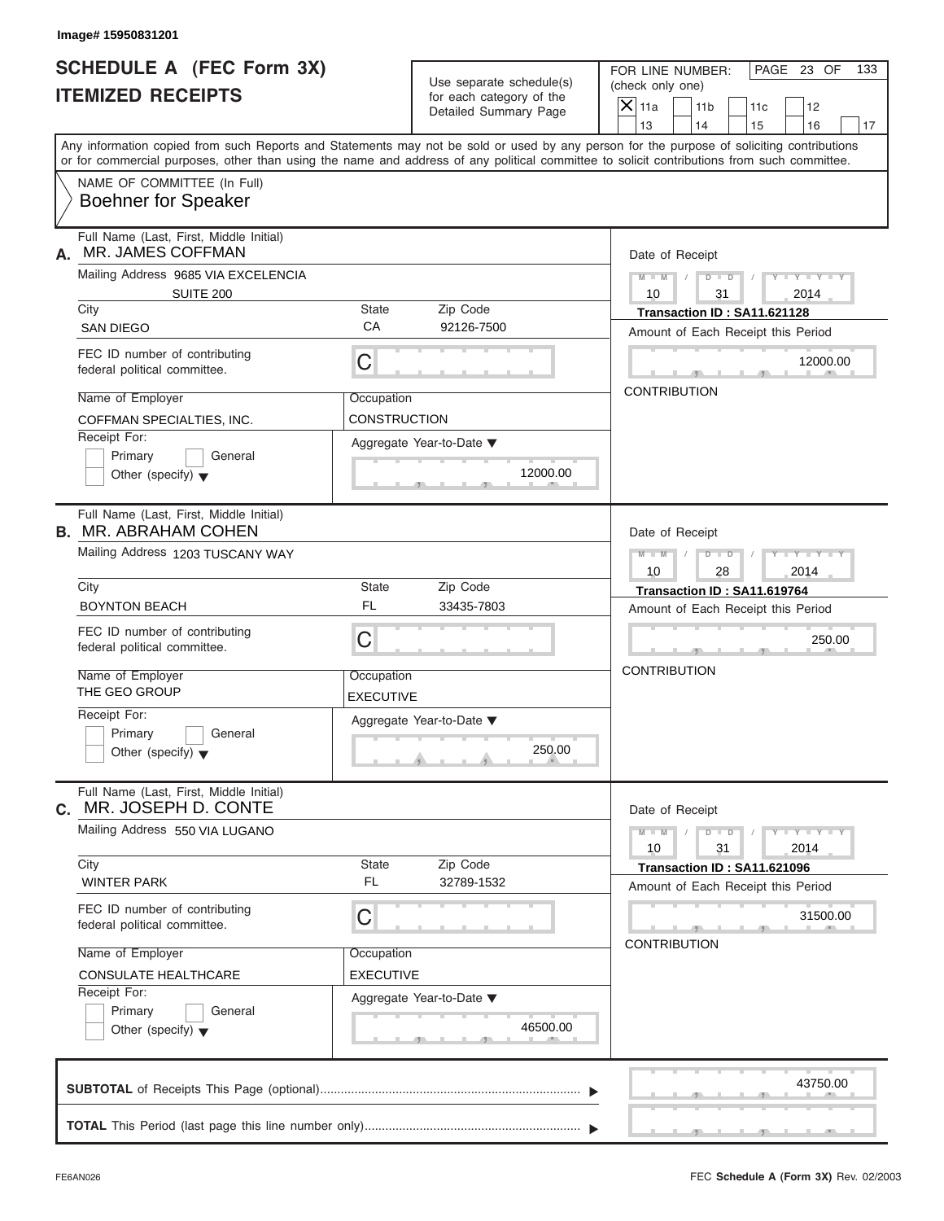Image# 15950831201

# SCHEDULE A (FEC Form 3X)
# ITEMIZED RECEIPTS

Use separate schedule(s) for each category of the Detailed Summary Page

FOR LINE NUMBER: (check only one)

- [X] 11a
- [ ] 11b
- [ ] 11c
- [ ] 12
- [ ] 13
- [ ] 14
- [ ] 15
- [ ] 16
- [ ] 17

Any information copied from such Reports and Statements may not be sold or used by any person for the purpose of soliciting contributions or for commercial purposes, other than using the name and address of any political committee to solicit contributions from such committee.

NAME OF COMMITTEE (In Full)
**Boehner for Speaker**

---

**A.** Full Name (Last, First, Middle Initial): MR. JAMES COFFMAN

Mailing Address: 9685 VIA EXCELENCIA, SUITE 200

| City | State | Zip Code |
|---|---|---|
| SAN DIEGO | CA | 92126-7500 |

FEC ID number of contributing federal political committee: C

Name of Employer: COFFMAN SPECIALTIES, INC.

Occupation: CONSTRUCTION

Receipt For: Primary / General / Other (specify)

Aggregate Year-to-Date: 12000.00

Date of Receipt: 10 / 31 / 2014

Transaction ID : SA11.621128

Amount of Each Receipt this Period: 12000.00

CONTRIBUTION

---

**B.** Full Name (Last, First, Middle Initial): MR. ABRAHAM COHEN

Mailing Address: 1203 TUSCANY WAY

| City | State | Zip Code |
|---|---|---|
| BOYNTON BEACH | FL | 33435-7803 |

FEC ID number of contributing federal political committee: C

Name of Employer: THE GEO GROUP

Occupation: EXECUTIVE

Receipt For: Primary / General / Other (specify)

Aggregate Year-to-Date: 250.00

Date of Receipt: 10 / 28 / 2014

Transaction ID : SA11.619764

Amount of Each Receipt this Period: 250.00

CONTRIBUTION

---

**C.** Full Name (Last, First, Middle Initial): MR. JOSEPH D. CONTE

Mailing Address: 550 VIA LUGANO

| City | State | Zip Code |
|---|---|---|
| WINTER PARK | FL | 32789-1532 |

FEC ID number of contributing federal political committee: C

Name of Employer: CONSULATE HEALTHCARE

Occupation: EXECUTIVE

Receipt For: Primary / General / Other (specify)

Aggregate Year-to-Date: 46500.00

Date of Receipt: 10 / 31 / 2014

Transaction ID : SA11.621096

Amount of Each Receipt this Period: 31500.00

CONTRIBUTION

---

**SUBTOTAL** of Receipts This Page (optional): 43750.00

**TOTAL** This Period (last page this line number only):

FE6AN026 — FEC **Schedule A** (Form 3X) Rev. 02/2003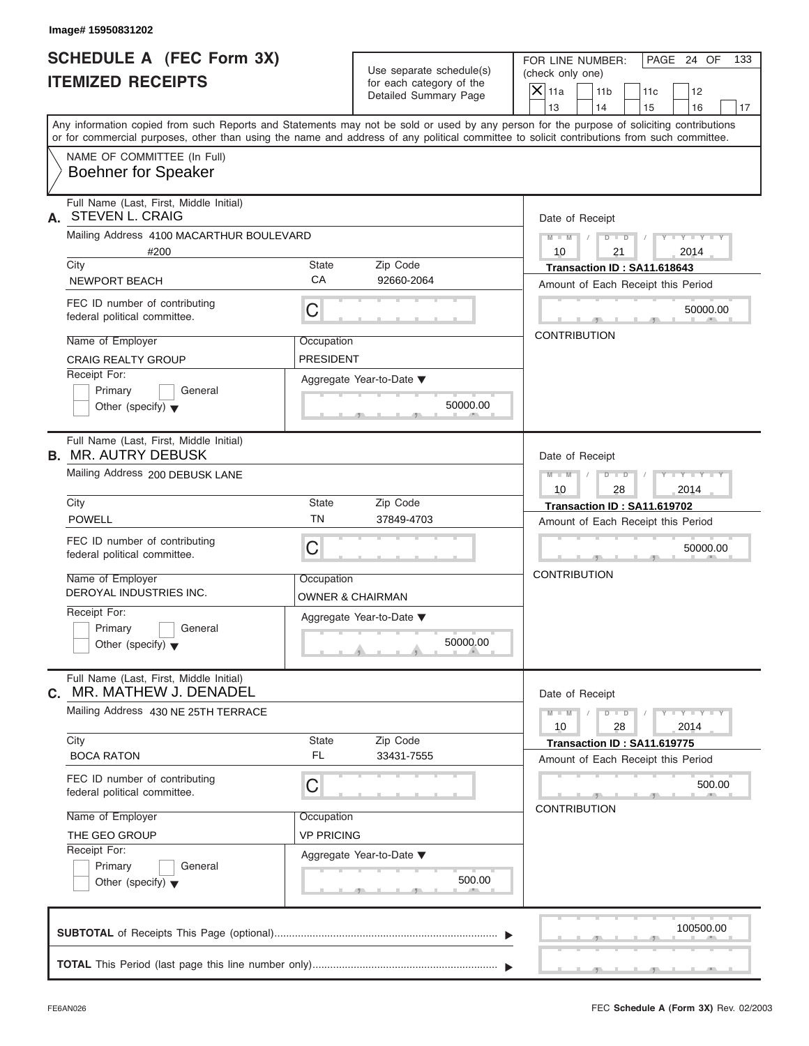Image# 15950831202

# SCHEDULE A (FEC Form 3X)
## ITEMIZED RECEIPTS

Use separate schedule(s) for each category of the Detailed Summary Page

FOR LINE NUMBER: (check only one)
[X] 11a [ ] 11b [ ] 11c [ ] 12 [ ] 13 [ ] 14 [ ] 15 [ ] 16 [ ] 17

Any information copied from such Reports and Statements may not be sold or used by any person for the purpose of soliciting contributions or for commercial purposes, other than using the name and address of any political committee to solicit contributions from such committee.

NAME OF COMMITTEE (In Full)
**Boehner for Speaker**

---

**A.** Full Name (Last, First, Middle Initial): **STEVEN L. CRAIG**

Mailing Address: 4100 MACARTHUR BOULEVARD #200

City: NEWPORT BEACH | State: CA | Zip Code: 92660-2064

FEC ID number of contributing federal political committee: C

Name of Employer: CRAIG REALTY GROUP

Occupation: PRESIDENT

Receipt For: [ ] Primary [ ] General [ ] Other (specify)

Aggregate Year-to-Date: 50000.00

Date of Receipt: 10 / 21 / 2014

Transaction ID : SA11.618643

Amount of Each Receipt this Period: 50000.00

CONTRIBUTION

---

**B.** Full Name (Last, First, Middle Initial): **MR. AUTRY DEBUSK**

Mailing Address: 200 DEBUSK LANE

City: POWELL | State: TN | Zip Code: 37849-4703

FEC ID number of contributing federal political committee: C

Name of Employer: DEROYAL INDUSTRIES INC.

Occupation: OWNER & CHAIRMAN

Receipt For: [ ] Primary [ ] General [ ] Other (specify)

Aggregate Year-to-Date: 50000.00

Date of Receipt: 10 / 28 / 2014

Transaction ID : SA11.619702

Amount of Each Receipt this Period: 50000.00

CONTRIBUTION

---

**C.** Full Name (Last, First, Middle Initial): **MR. MATHEW J. DENADEL**

Mailing Address: 430 NE 25TH TERRACE

City: BOCA RATON | State: FL | Zip Code: 33431-7555

FEC ID number of contributing federal political committee: C

Name of Employer: THE GEO GROUP

Occupation: VP PRICING

Receipt For: [ ] Primary [ ] General [ ] Other (specify)

Aggregate Year-to-Date: 500.00

Date of Receipt: 10 / 28 / 2014

Transaction ID : SA11.619775

Amount of Each Receipt this Period: 500.00

CONTRIBUTION

---

**SUBTOTAL** of Receipts This Page (optional): 100500.00

**TOTAL** This Period (last page this line number only):

FE6AN026 — FEC Schedule A (Form 3X) Rev. 02/2003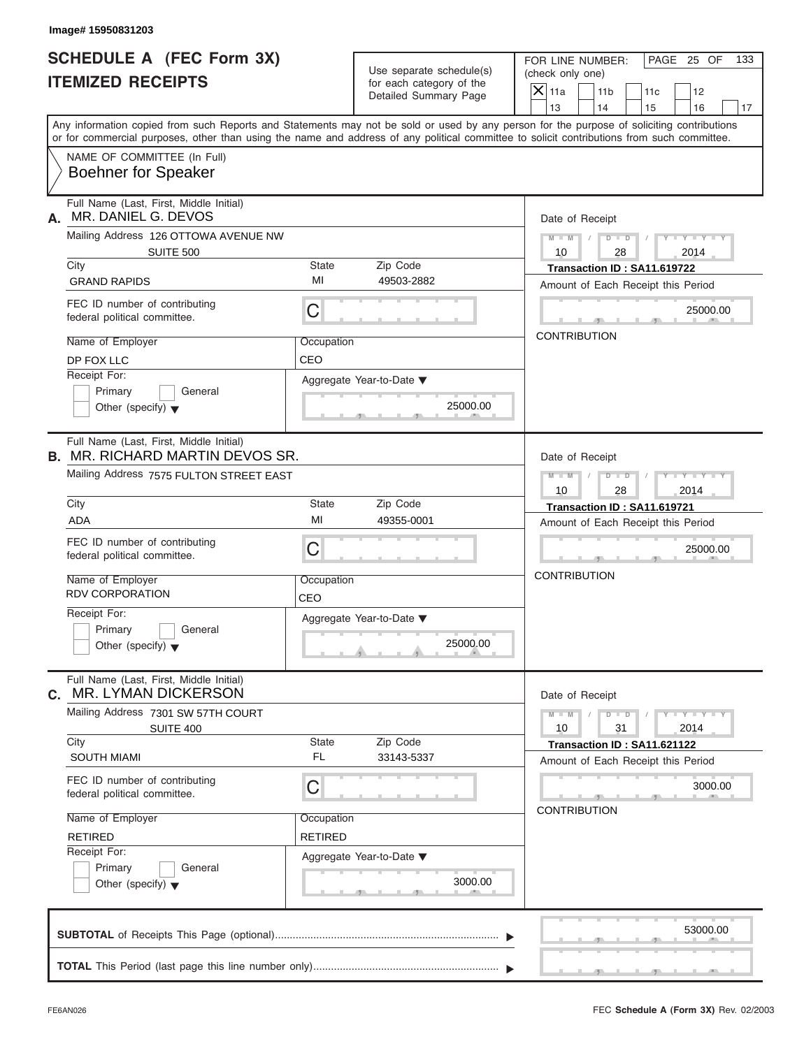Image# 15950831203

# SCHEDULE A (FEC Form 3X)
# ITEMIZED RECEIPTS

Use separate schedule(s) for each category of the Detailed Summary Page

FOR LINE NUMBER: (check only one)
- [X] 11a
- [ ] 11b
- [ ] 11c
- [ ] 12
- [ ] 13
- [ ] 14
- [ ] 15
- [ ] 16
- [ ] 17

PAGE 25 OF 133

Any information copied from such Reports and Statements may not be sold or used by any person for the purpose of soliciting contributions or for commercial purposes, other than using the name and address of any political committee to solicit contributions from such committee.

NAME OF COMMITTEE (In Full)
**Boehner for Speaker**

---

**A.** Full Name (Last, First, Middle Initial): MR. DANIEL G. DEVOS

Mailing Address: 126 OTTOWA AVENUE NW, SUITE 500

| City | State | Zip Code |
|---|---|---|
| GRAND RAPIDS | MI | 49503-2882 |

FEC ID number of contributing federal political committee: C

| Name of Employer | Occupation |
|---|---|
| DP FOX LLC | CEO |

Receipt For: [ ] Primary [ ] General [ ] Other (specify)

Aggregate Year-to-Date: 25000.00

Date of Receipt: 10 / 28 / 2014

Transaction ID : SA11.619722

Amount of Each Receipt this Period: 25000.00

CONTRIBUTION

---

**B.** Full Name (Last, First, Middle Initial): MR. RICHARD MARTIN DEVOS SR.

Mailing Address: 7575 FULTON STREET EAST

| City | State | Zip Code |
|---|---|---|
| ADA | MI | 49355-0001 |

FEC ID number of contributing federal political committee: C

| Name of Employer | Occupation |
|---|---|
| RDV CORPORATION | CEO |

Receipt For: [ ] Primary [ ] General [ ] Other (specify)

Aggregate Year-to-Date: 25000.00

Date of Receipt: 10 / 28 / 2014

Transaction ID : SA11.619721

Amount of Each Receipt this Period: 25000.00

CONTRIBUTION

---

**C.** Full Name (Last, First, Middle Initial): MR. LYMAN DICKERSON

Mailing Address: 7301 SW 57TH COURT, SUITE 400

| City | State | Zip Code |
|---|---|---|
| SOUTH MIAMI | FL | 33143-5337 |

FEC ID number of contributing federal political committee: C

| Name of Employer | Occupation |
|---|---|
| RETIRED | RETIRED |

Receipt For: [ ] Primary [ ] General [ ] Other (specify)

Aggregate Year-to-Date: 3000.00

Date of Receipt: 10 / 31 / 2014

Transaction ID : SA11.621122

Amount of Each Receipt this Period: 3000.00

CONTRIBUTION

---

**SUBTOTAL** of Receipts This Page (optional): 53000.00

**TOTAL** This Period (last page this line number only):

FE6AN026 — FEC **Schedule A** (Form 3X) Rev. 02/2003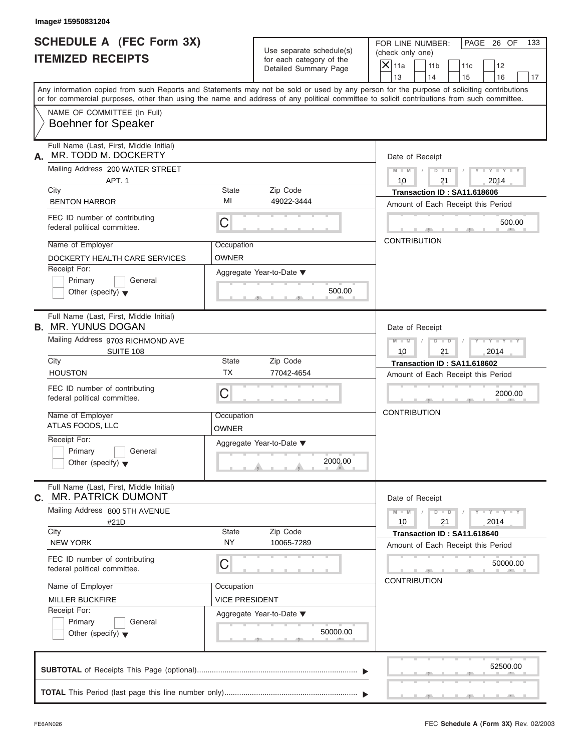Image# 15950831204

# SCHEDULE A (FEC Form 3X)
# ITEMIZED RECEIPTS

Use separate schedule(s) for each category of the Detailed Summary Page

FOR LINE NUMBER: (check only one)

- [x] 11a
- [ ] 11b
- [ ] 11c
- [ ] 12
- [ ] 13
- [ ] 14
- [ ] 15
- [ ] 16
- [ ] 17

Any information copied from such Reports and Statements may not be sold or used by any person for the purpose of soliciting contributions or for commercial purposes, other than using the name and address of any political committee to solicit contributions from such committee.

NAME OF COMMITTEE (In Full)
**Boehner for Speaker**

---

**A.** Full Name (Last, First, Middle Initial): MR. TODD M. DOCKERTY

Mailing Address: 200 WATER STREET, APT. 1

| City | State | Zip Code |
|---|---|---|
| BENTON HARBOR | MI | 49022-3444 |

FEC ID number of contributing federal political committee: C

Name of Employer: DOCKERTY HEALTH CARE SERVICES
Occupation: OWNER

Receipt For: Primary / General / Other (specify)

Aggregate Year-to-Date: 500.00

Date of Receipt: 10 / 21 / 2014
Transaction ID : SA11.618606
Amount of Each Receipt this Period: 500.00
CONTRIBUTION

---

**B.** Full Name (Last, First, Middle Initial): MR. YUNUS DOGAN

Mailing Address: 9703 RICHMOND AVE, SUITE 108

| City | State | Zip Code |
|---|---|---|
| HOUSTON | TX | 77042-4654 |

FEC ID number of contributing federal political committee: C

Name of Employer: ATLAS FOODS, LLC
Occupation: OWNER

Receipt For: Primary / General / Other (specify)

Aggregate Year-to-Date: 2000.00

Date of Receipt: 10 / 21 / 2014
Transaction ID : SA11.618602
Amount of Each Receipt this Period: 2000.00
CONTRIBUTION

---

**C.** Full Name (Last, First, Middle Initial): MR. PATRICK DUMONT

Mailing Address: 800 5TH AVENUE, #21D

| City | State | Zip Code |
|---|---|---|
| NEW YORK | NY | 10065-7289 |

FEC ID number of contributing federal political committee: C

Name of Employer: MILLER BUCKFIRE
Occupation: VICE PRESIDENT

Receipt For: Primary / General / Other (specify)

Aggregate Year-to-Date: 50000.00

Date of Receipt: 10 / 21 / 2014
Transaction ID : SA11.618640
Amount of Each Receipt this Period: 50000.00
CONTRIBUTION

---

**SUBTOTAL** of Receipts This Page (optional): 52500.00

**TOTAL** This Period (last page this line number only):

FE6AN026

FEC **Schedule A** (Form 3X) Rev. 02/2003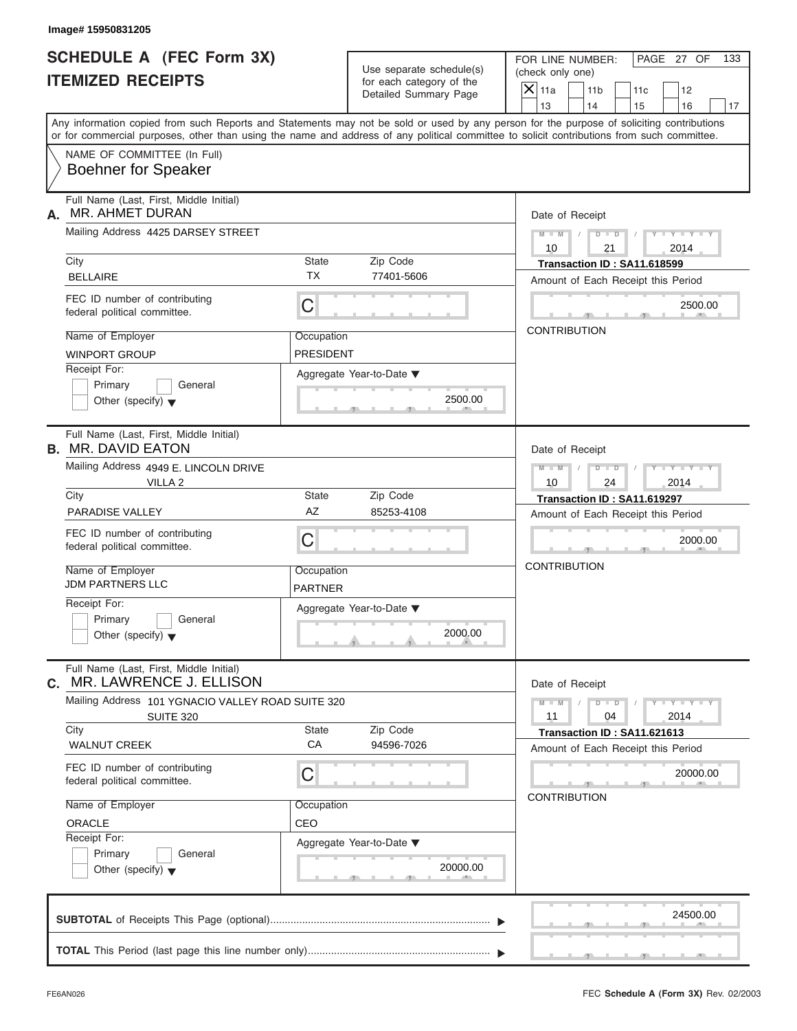Image# 15950831205

# SCHEDULE A (FEC Form 3X)
## ITEMIZED RECEIPTS

Use separate schedule(s) for each category of the Detailed Summary Page

FOR LINE NUMBER: (check only one)
[X] 11a [ ] 11b [ ] 11c [ ] 12 [ ] 13 [ ] 14 [ ] 15 [ ] 16 [ ] 17

PAGE 27 OF 133

Any information copied from such Reports and Statements may not be sold or used by any person for the purpose of soliciting contributions or for commercial purposes, other than using the name and address of any political committee to solicit contributions from such committee.

NAME OF COMMITTEE (In Full)
Boehner for Speaker

---

**A.** Full Name (Last, First, Middle Initial): MR. AHMET DURAN

Mailing Address: 4425 DARSEY STREET

City: BELLAIRE | State: TX | Zip Code: 77401-5606

FEC ID number of contributing federal political committee: C

Name of Employer: WINPORT GROUP | Occupation: PRESIDENT

Receipt For: [ ] Primary [ ] General [ ] Other (specify)

Aggregate Year-to-Date: 2500.00

Date of Receipt: 10 / 21 / 2014

Transaction ID : SA11.618599

Amount of Each Receipt this Period: 2500.00

CONTRIBUTION

---

**B.** Full Name (Last, First, Middle Initial): MR. DAVID EATON

Mailing Address: 4949 E. LINCOLN DRIVE VILLA 2

City: PARADISE VALLEY | State: AZ | Zip Code: 85253-4108

FEC ID number of contributing federal political committee: C

Name of Employer: JDM PARTNERS LLC | Occupation: PARTNER

Receipt For: [ ] Primary [ ] General [ ] Other (specify)

Aggregate Year-to-Date: 2000.00

Date of Receipt: 10 / 24 / 2014

Transaction ID : SA11.619297

Amount of Each Receipt this Period: 2000.00

CONTRIBUTION

---

**C.** Full Name (Last, First, Middle Initial): MR. LAWRENCE J. ELLISON

Mailing Address: 101 YGNACIO VALLEY ROAD SUITE 320 SUITE 320

City: WALNUT CREEK | State: CA | Zip Code: 94596-7026

FEC ID number of contributing federal political committee: C

Name of Employer: ORACLE | Occupation: CEO

Receipt For: [ ] Primary [ ] General [ ] Other (specify)

Aggregate Year-to-Date: 20000.00

Date of Receipt: 11 / 04 / 2014

Transaction ID : SA11.621613

Amount of Each Receipt this Period: 20000.00

CONTRIBUTION

---

**SUBTOTAL** of Receipts This Page (optional): 24500.00

**TOTAL** This Period (last page this line number only):

FE6AN026 — FEC Schedule A (Form 3X) Rev. 02/2003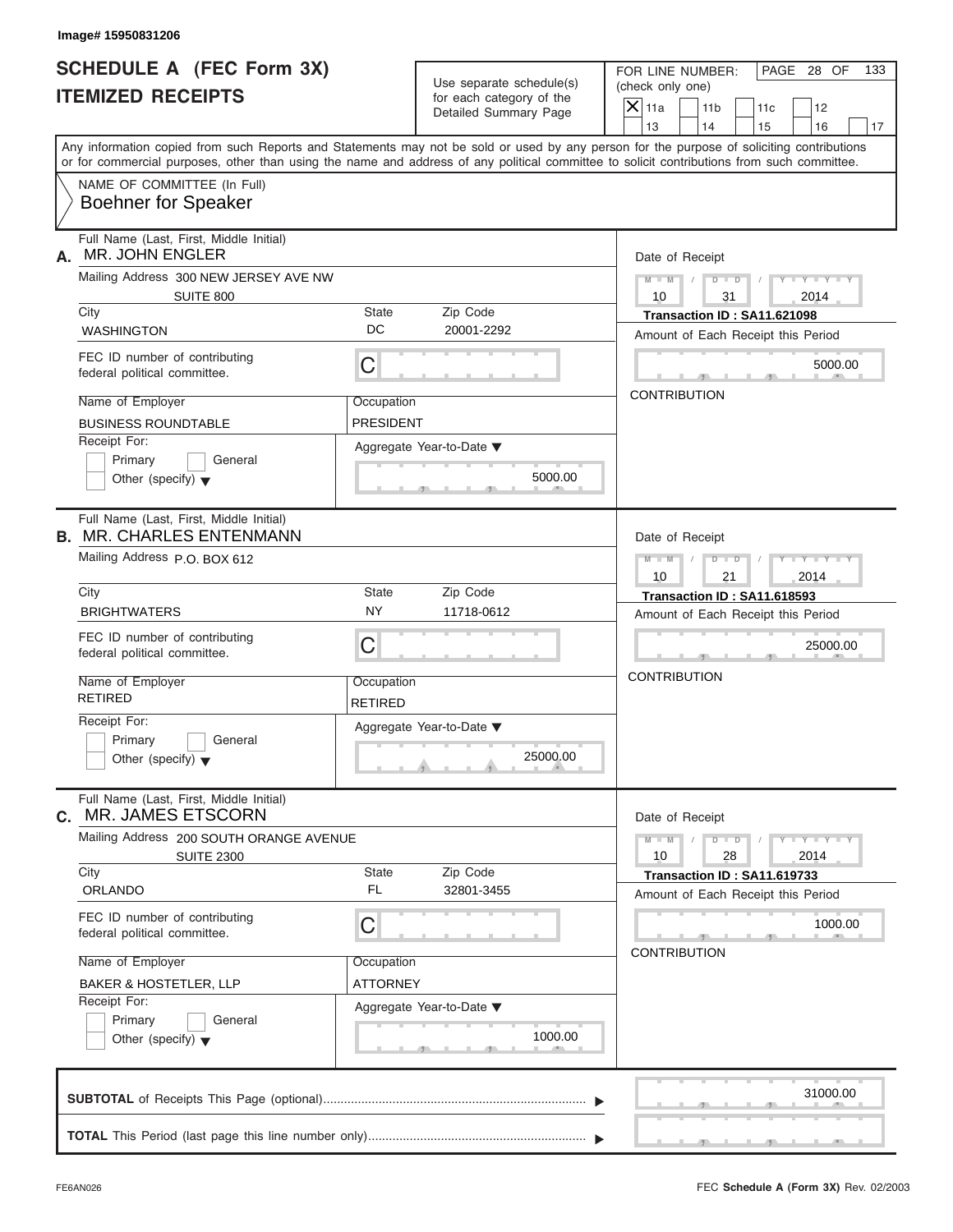Image# 15950831206

# SCHEDULE A (FEC Form 3X)
## ITEMIZED RECEIPTS

Use separate schedule(s) for each category of the Detailed Summary Page

FOR LINE NUMBER: (check only one)

- [X] 11a
- [ ] 11b
- [ ] 11c
- [ ] 12
- [ ] 13
- [ ] 14
- [ ] 15
- [ ] 16
- [ ] 17

Any information copied from such Reports and Statements may not be sold or used by any person for the purpose of soliciting contributions or for commercial purposes, other than using the name and address of any political committee to solicit contributions from such committee.

NAME OF COMMITTEE (In Full)
**Boehner for Speaker**

---

**A.** Full Name (Last, First, Middle Initial): MR. JOHN ENGLER

Mailing Address: 300 NEW JERSEY AVE NW, SUITE 800

| City | State | Zip Code |
|---|---|---|
| WASHINGTON | DC | 20001-2292 |

FEC ID number of contributing federal political committee: C

Name of Employer: BUSINESS ROUNDTABLE
Occupation: PRESIDENT

Receipt For: [ ] Primary [ ] General [ ] Other (specify)

Aggregate Year-to-Date: 5000.00

Date of Receipt: 10 / 31 / 2014
Transaction ID : SA11.621098
Amount of Each Receipt this Period: 5000.00
CONTRIBUTION

---

**B.** Full Name (Last, First, Middle Initial): MR. CHARLES ENTENMANN

Mailing Address: P.O. BOX 612

| City | State | Zip Code |
|---|---|---|
| BRIGHTWATERS | NY | 11718-0612 |

FEC ID number of contributing federal political committee: C

Name of Employer: RETIRED
Occupation: RETIRED

Receipt For: [ ] Primary [ ] General [ ] Other (specify)

Aggregate Year-to-Date: 25000.00

Date of Receipt: 10 / 21 / 2014
Transaction ID : SA11.618593
Amount of Each Receipt this Period: 25000.00
CONTRIBUTION

---

**C.** Full Name (Last, First, Middle Initial): MR. JAMES ETSCORN

Mailing Address: 200 SOUTH ORANGE AVENUE, SUITE 2300

| City | State | Zip Code |
|---|---|---|
| ORLANDO | FL | 32801-3455 |

FEC ID number of contributing federal political committee: C

Name of Employer: BAKER & HOSTETLER, LLP
Occupation: ATTORNEY

Receipt For: [ ] Primary [ ] General [ ] Other (specify)

Aggregate Year-to-Date: 1000.00

Date of Receipt: 10 / 28 / 2014
Transaction ID : SA11.619733
Amount of Each Receipt this Period: 1000.00
CONTRIBUTION

---

**SUBTOTAL** of Receipts This Page (optional): 31000.00

**TOTAL** This Period (last page this line number only):

FE6AN026

FEC **Schedule A** (Form 3X) Rev. 02/2003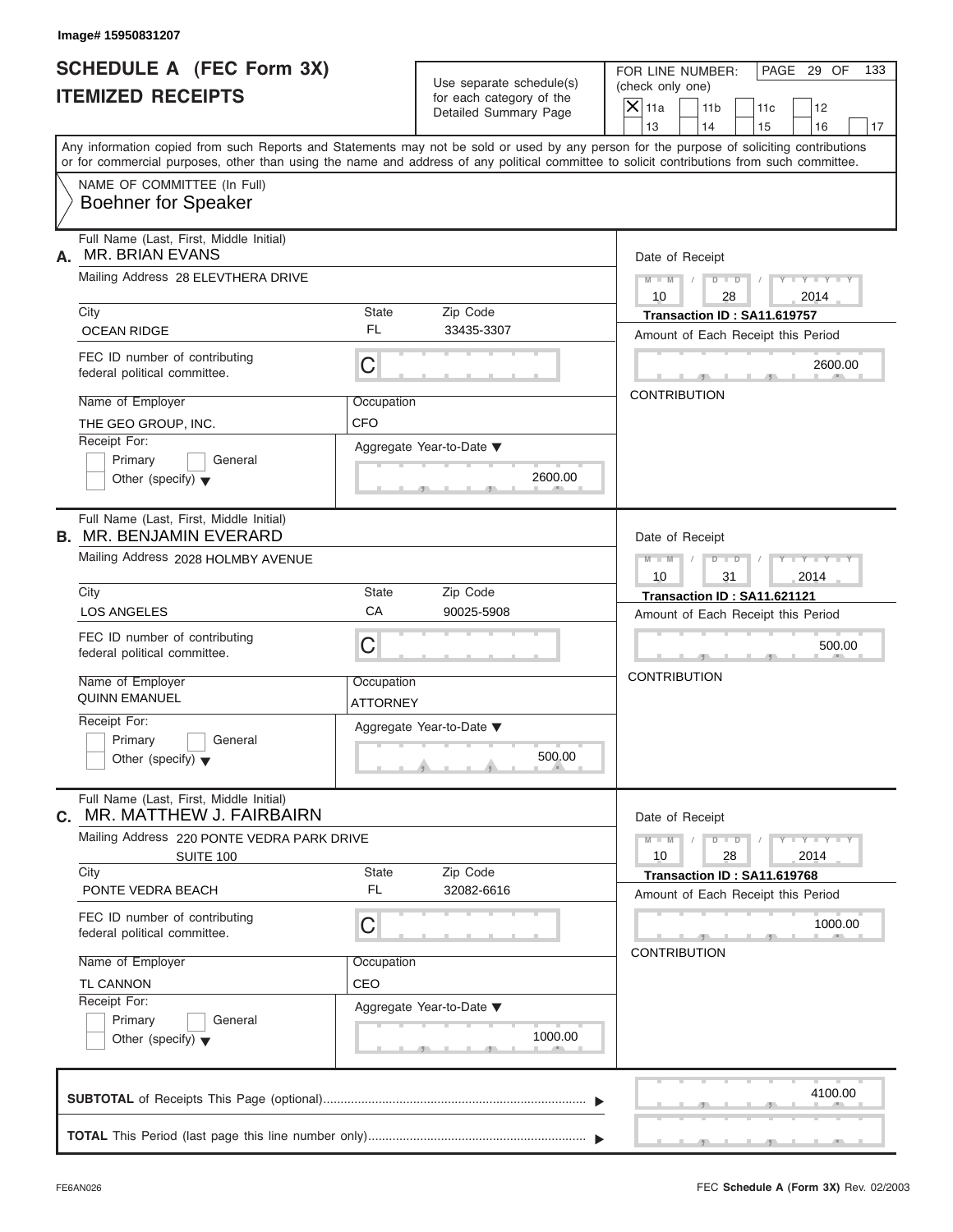Image# 15950831207

# SCHEDULE A (FEC Form 3X)
## ITEMIZED RECEIPTS

Use separate schedule(s) for each category of the Detailed Summary Page

FOR LINE NUMBER: (check only one)
[X] 11a  [ ] 11b  [ ] 11c  [ ] 12  [ ] 13  [ ] 14  [ ] 15  [ ] 16  [ ] 17

Any information copied from such Reports and Statements may not be sold or used by any person for the purpose of soliciting contributions or for commercial purposes, other than using the name and address of any political committee to solicit contributions from such committee.

NAME OF COMMITTEE (In Full)
Boehner for Speaker

---

**A.** Full Name (Last, First, Middle Initial): MR. BRIAN EVANS

Mailing Address: 28 ELEVTHERA DRIVE

City: OCEAN RIDGE | State: FL | Zip Code: 33435-3307

FEC ID number of contributing federal political committee: C

Name of Employer: THE GEO GROUP, INC.

Occupation: CFO

Receipt For: [ ] Primary [ ] General [ ] Other (specify)

Aggregate Year-to-Date: 2600.00

Date of Receipt: 10/28/2014

Transaction ID : SA11.619757

Amount of Each Receipt this Period: 2600.00

CONTRIBUTION

---

**B.** Full Name (Last, First, Middle Initial): MR. BENJAMIN EVERARD

Mailing Address: 2028 HOLMBY AVENUE

City: LOS ANGELES | State: CA | Zip Code: 90025-5908

FEC ID number of contributing federal political committee: C

Name of Employer: QUINN EMANUEL

Occupation: ATTORNEY

Receipt For: [ ] Primary [ ] General [ ] Other (specify)

Aggregate Year-to-Date: 500.00

Date of Receipt: 10/31/2014

Transaction ID : SA11.621121

Amount of Each Receipt this Period: 500.00

CONTRIBUTION

---

**C.** Full Name (Last, First, Middle Initial): MR. MATTHEW J. FAIRBAIRN

Mailing Address: 220 PONTE VEDRA PARK DRIVE, SUITE 100

City: PONTE VEDRA BEACH | State: FL | Zip Code: 32082-6616

FEC ID number of contributing federal political committee: C

Name of Employer: TL CANNON

Occupation: CEO

Receipt For: [ ] Primary [ ] General [ ] Other (specify)

Aggregate Year-to-Date: 1000.00

Date of Receipt: 10/28/2014

Transaction ID : SA11.619768

Amount of Each Receipt this Period: 1000.00

CONTRIBUTION

---

**SUBTOTAL** of Receipts This Page (optional): 4100.00

**TOTAL** This Period (last page this line number only):

FE6AN026 | FEC **Schedule A** (Form 3X) Rev. 02/2003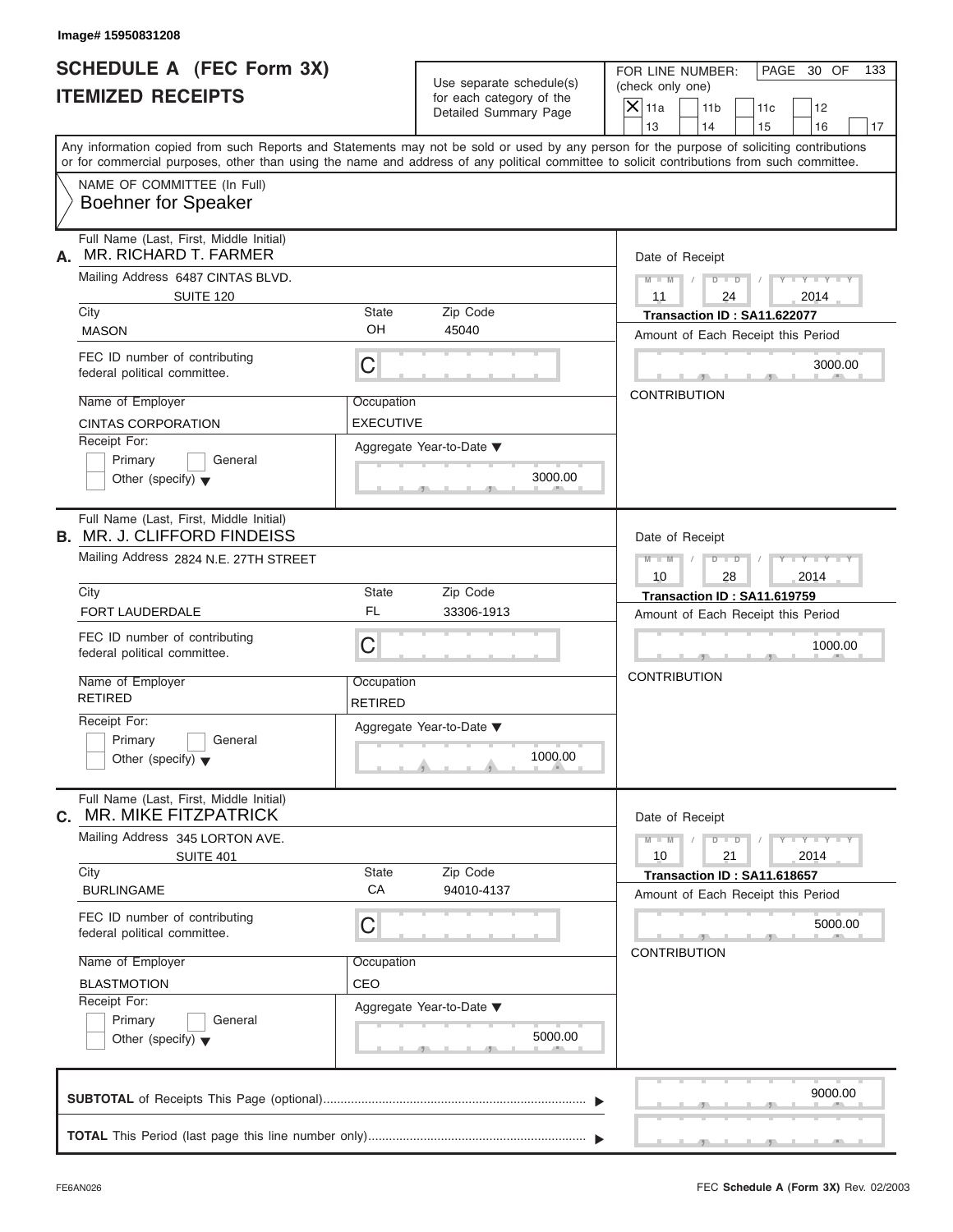Image# 15950831208

# SCHEDULE A (FEC Form 3X)
## ITEMIZED RECEIPTS

Use separate schedule(s) for each category of the Detailed Summary Page

FOR LINE NUMBER: (check only one)

- [X] 11a
- [ ] 11b
- [ ] 11c
- [ ] 12
- [ ] 13
- [ ] 14
- [ ] 15
- [ ] 16
- [ ] 17

Any information copied from such Reports and Statements may not be sold or used by any person for the purpose of soliciting contributions or for commercial purposes, other than using the name and address of any political committee to solicit contributions from such committee.

NAME OF COMMITTEE (In Full)
**Boehner for Speaker**

---

**A.** Full Name (Last, First, Middle Initial): MR. RICHARD T. FARMER

Mailing Address: 6487 CINTAS BLVD. SUITE 120

| City | State | Zip Code |
|---|---|---|
| MASON | OH | 45040 |

FEC ID number of contributing federal political committee: C

| Name of Employer | Occupation |
|---|---|
| CINTAS CORPORATION | EXECUTIVE |

Receipt For: Primary / General / Other (specify)

Aggregate Year-to-Date: 3000.00

Date of Receipt: 11 / 24 / 2014

Transaction ID : SA11.622077

Amount of Each Receipt this Period: 3000.00

CONTRIBUTION

---

**B.** Full Name (Last, First, Middle Initial): MR. J. CLIFFORD FINDEISS

Mailing Address: 2824 N.E. 27TH STREET

| City | State | Zip Code |
|---|---|---|
| FORT LAUDERDALE | FL | 33306-1913 |

FEC ID number of contributing federal political committee: C

| Name of Employer | Occupation |
|---|---|
| RETIRED | RETIRED |

Receipt For: Primary / General / Other (specify)

Aggregate Year-to-Date: 1000.00

Date of Receipt: 10 / 28 / 2014

Transaction ID : SA11.619759

Amount of Each Receipt this Period: 1000.00

CONTRIBUTION

---

**C.** Full Name (Last, First, Middle Initial): MR. MIKE FITZPATRICK

Mailing Address: 345 LORTON AVE. SUITE 401

| City | State | Zip Code |
|---|---|---|
| BURLINGAME | CA | 94010-4137 |

FEC ID number of contributing federal political committee: C

| Name of Employer | Occupation |
|---|---|
| BLASTMOTION | CEO |

Receipt For: Primary / General / Other (specify)

Aggregate Year-to-Date: 5000.00

Date of Receipt: 10 / 21 / 2014

Transaction ID : SA11.618657

Amount of Each Receipt this Period: 5000.00

CONTRIBUTION

---

**SUBTOTAL** of Receipts This Page (optional): 9000.00

**TOTAL** This Period (last page this line number only):

FE6AN026

FEC **Schedule A** (Form 3X) Rev. 02/2003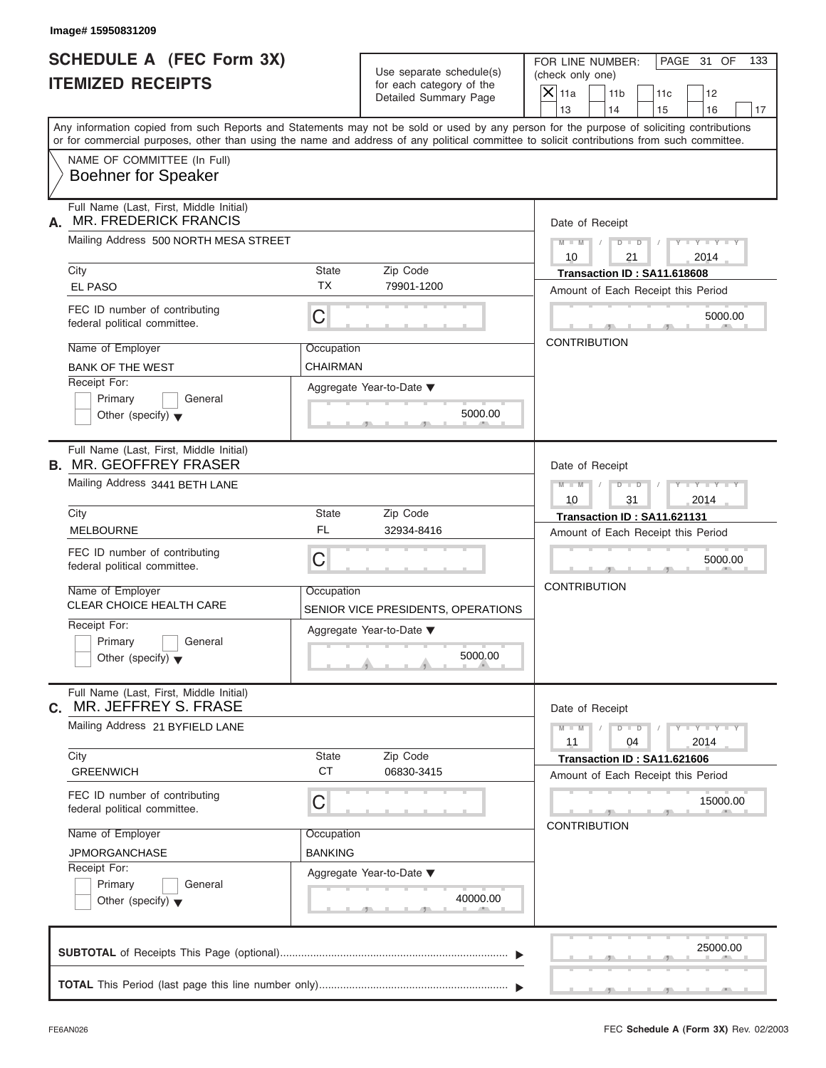Image# 15950831209

# SCHEDULE A (FEC Form 3X)
# ITEMIZED RECEIPTS

Use separate schedule(s) for each category of the Detailed Summary Page

FOR LINE NUMBER: (check only one)
[X] 11a [ ] 11b [ ] 11c [ ] 12 [ ] 13 [ ] 14 [ ] 15 [ ] 16 [ ] 17

Any information copied from such Reports and Statements may not be sold or used by any person for the purpose of soliciting contributions or for commercial purposes, other than using the name and address of any political committee to solicit contributions from such committee.

NAME OF COMMITTEE (In Full)
Boehner for Speaker

---

**A.** Full Name (Last, First, Middle Initial): MR. FREDERICK FRANCIS

Mailing Address: 500 NORTH MESA STREET

City: EL PASO | State: TX | Zip Code: 79901-1200

FEC ID number of contributing federal political committee: C

Name of Employer: BANK OF THE WEST | Occupation: CHAIRMAN

Receipt For: [ ] Primary [ ] General [ ] Other (specify)

Aggregate Year-to-Date: 5000.00

Date of Receipt: 10/21/2014

Transaction ID : SA11.618608

Amount of Each Receipt this Period: 5000.00

CONTRIBUTION

---

**B.** Full Name (Last, First, Middle Initial): MR. GEOFFREY FRASER

Mailing Address: 3441 BETH LANE

City: MELBOURNE | State: FL | Zip Code: 32934-8416

FEC ID number of contributing federal political committee: C

Name of Employer: CLEAR CHOICE HEALTH CARE | Occupation: SENIOR VICE PRESIDENTS, OPERATIONS

Receipt For: [ ] Primary [ ] General [ ] Other (specify)

Aggregate Year-to-Date: 5000.00

Date of Receipt: 10/31/2014

Transaction ID : SA11.621131

Amount of Each Receipt this Period: 5000.00

CONTRIBUTION

---

**C.** Full Name (Last, First, Middle Initial): MR. JEFFREY S. FRASE

Mailing Address: 21 BYFIELD LANE

City: GREENWICH | State: CT | Zip Code: 06830-3415

FEC ID number of contributing federal political committee: C

Name of Employer: JPMORGANCHASE | Occupation: BANKING

Receipt For: [ ] Primary [ ] General [ ] Other (specify)

Aggregate Year-to-Date: 40000.00

Date of Receipt: 11/04/2014

Transaction ID : SA11.621606

Amount of Each Receipt this Period: 15000.00

CONTRIBUTION

---

**SUBTOTAL** of Receipts This Page (optional): 25000.00

**TOTAL** This Period (last page this line number only):

FE6AN026 — FEC **Schedule A** (Form 3X) Rev. 02/2003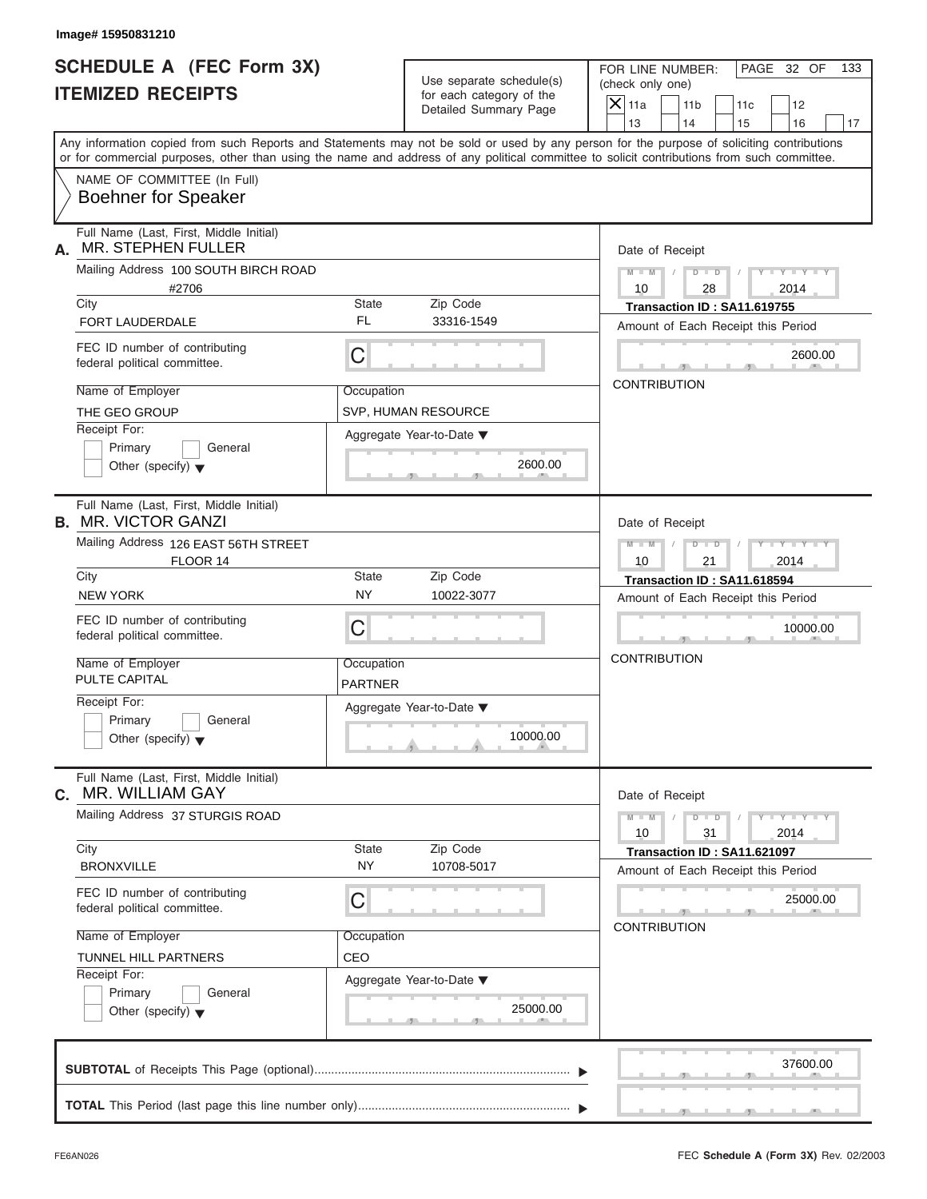Image# 15950831210

# SCHEDULE A (FEC Form 3X)
## ITEMIZED RECEIPTS

Use separate schedule(s) for each category of the Detailed Summary Page

FOR LINE NUMBER: (check only one)

| [X] 11a | [ ] 11b | [ ] 11c | [ ] 12 |
|---|---|---|---|
| [ ] 13 | [ ] 14 | [ ] 15 | [ ] 16 | [ ] 17 |

Any information copied from such Reports and Statements may not be sold or used by any person for the purpose of soliciting contributions or for commercial purposes, other than using the name and address of any political committee to solicit contributions from such committee.

NAME OF COMMITTEE (In Full)
Boehner for Speaker

---

**A.** Full Name (Last, First, Middle Initial): MR. STEPHEN FULLER

Mailing Address: 100 SOUTH BIRCH ROAD #2706

| City | State | Zip Code |
|---|---|---|
| FORT LAUDERDALE | FL | 33316-1549 |

FEC ID number of contributing federal political committee: C

| Name of Employer | Occupation |
|---|---|
| THE GEO GROUP | SVP, HUMAN RESOURCE |

Receipt For: [ ] Primary [ ] General [ ] Other (specify)

Aggregate Year-to-Date: 2600.00

Date of Receipt: 10 / 28 / 2014

Transaction ID : SA11.619755

Amount of Each Receipt this Period: 2600.00

CONTRIBUTION

---

**B.** Full Name (Last, First, Middle Initial): MR. VICTOR GANZI

Mailing Address: 126 EAST 56TH STREET FLOOR 14

| City | State | Zip Code |
|---|---|---|
| NEW YORK | NY | 10022-3077 |

FEC ID number of contributing federal political committee: C

| Name of Employer | Occupation |
|---|---|
| PULTE CAPITAL | PARTNER |

Receipt For: [ ] Primary [ ] General [ ] Other (specify)

Aggregate Year-to-Date: 10000.00

Date of Receipt: 10 / 21 / 2014

Transaction ID : SA11.618594

Amount of Each Receipt this Period: 10000.00

CONTRIBUTION

---

**C.** Full Name (Last, First, Middle Initial): MR. WILLIAM GAY

Mailing Address: 37 STURGIS ROAD

| City | State | Zip Code |
|---|---|---|
| BRONXVILLE | NY | 10708-5017 |

FEC ID number of contributing federal political committee: C

| Name of Employer | Occupation |
|---|---|
| TUNNEL HILL PARTNERS | CEO |

Receipt For: [ ] Primary [ ] General [ ] Other (specify)

Aggregate Year-to-Date: 25000.00

Date of Receipt: 10 / 31 / 2014

Transaction ID : SA11.621097

Amount of Each Receipt this Period: 25000.00

CONTRIBUTION

---

**SUBTOTAL** of Receipts This Page (optional): 37600.00

**TOTAL** This Period (last page this line number only):

FE6AN026 FEC **Schedule A** (Form 3X) Rev. 02/2003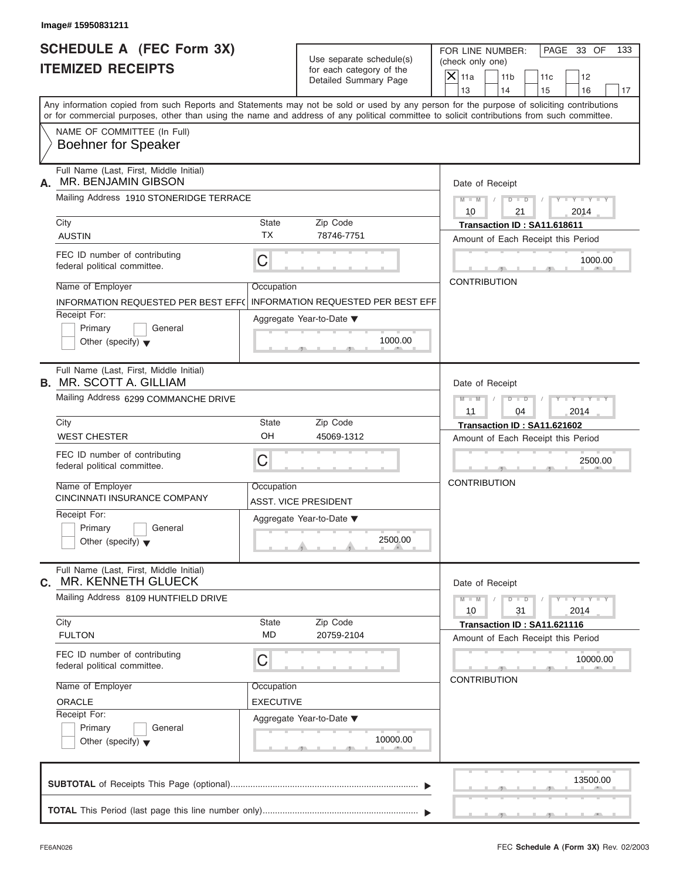Image# 15950831211

# SCHEDULE A (FEC Form 3X) ITEMIZED RECEIPTS

Use separate schedule(s) for each category of the Detailed Summary Page

FOR LINE NUMBER: (check only one)

- [X] 11a
- [ ] 11b
- [ ] 11c
- [ ] 12
- [ ] 13
- [ ] 14
- [ ] 15
- [ ] 16
- [ ] 17

PAGE 33 OF 133

Any information copied from such Reports and Statements may not be sold or used by any person for the purpose of soliciting contributions or for commercial purposes, other than using the name and address of any political committee to solicit contributions from such committee.

NAME OF COMMITTEE (In Full)
Boehner for Speaker

---

**A.** Full Name (Last, First, Middle Initial): MR. BENJAMIN GIBSON

Mailing Address: 1910 STONERIDGE TERRACE

City: AUSTIN | State: TX | Zip Code: 78746-7751

FEC ID number of contributing federal political committee: C

Name of Employer: INFORMATION REQUESTED PER BEST EFFO

Occupation: INFORMATION REQUESTED PER BEST EFF

Receipt For: Primary / General / Other (specify)

Aggregate Year-to-Date: 1000.00

Date of Receipt: 10 / 21 / 2014

Transaction ID : SA11.618611

Amount of Each Receipt this Period: 1000.00

CONTRIBUTION

---

**B.** Full Name (Last, First, Middle Initial): MR. SCOTT A. GILLIAM

Mailing Address: 6299 COMMANCHE DRIVE

City: WEST CHESTER | State: OH | Zip Code: 45069-1312

FEC ID number of contributing federal political committee: C

Name of Employer: CINCINNATI INSURANCE COMPANY

Occupation: ASST. VICE PRESIDENT

Receipt For: Primary / General / Other (specify)

Aggregate Year-to-Date: 2500.00

Date of Receipt: 11 / 04 / 2014

Transaction ID : SA11.621602

Amount of Each Receipt this Period: 2500.00

CONTRIBUTION

---

**C.** Full Name (Last, First, Middle Initial): MR. KENNETH GLUECK

Mailing Address: 8109 HUNTFIELD DRIVE

City: FULTON | State: MD | Zip Code: 20759-2104

FEC ID number of contributing federal political committee: C

Name of Employer: ORACLE

Occupation: EXECUTIVE

Receipt For: Primary / General / Other (specify)

Aggregate Year-to-Date: 10000.00

Date of Receipt: 10 / 31 / 2014

Transaction ID : SA11.621116

Amount of Each Receipt this Period: 10000.00

CONTRIBUTION

---

**SUBTOTAL** of Receipts This Page (optional): 13500.00

**TOTAL** This Period (last page this line number only):

FE6AN026 — FEC **Schedule A** (Form 3X) Rev. 02/2003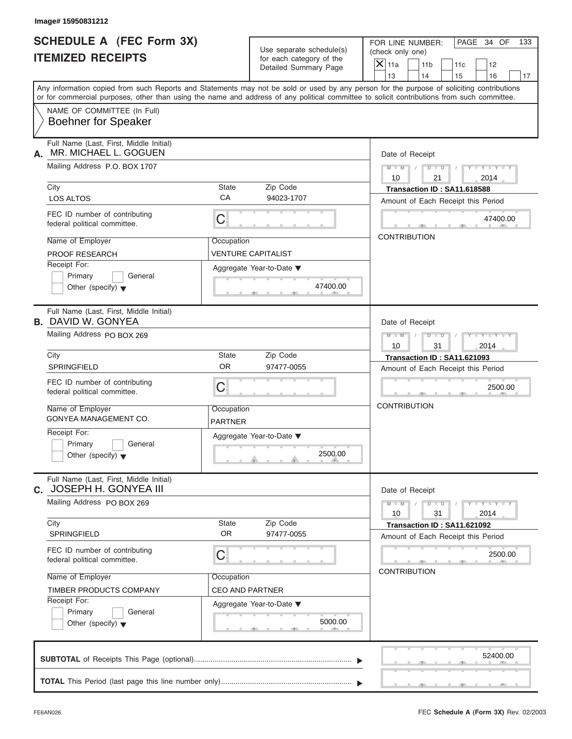Image# 15950831212

# SCHEDULE A (FEC Form 3X)
## ITEMIZED RECEIPTS

Use separate schedule(s) for each category of the Detailed Summary Page

FOR LINE NUMBER: (check only one)

- [X] 11a
- [ ] 11b
- [ ] 11c
- [ ] 12
- [ ] 13
- [ ] 14
- [ ] 15
- [ ] 16
- [ ] 17

PAGE 34 OF 133

Any information copied from such Reports and Statements may not be sold or used by any person for the purpose of soliciting contributions or for commercial purposes, other than using the name and address of any political committee to solicit contributions from such committee.

NAME OF COMMITTEE (In Full)
Boehner for Speaker

---

**A.** Full Name (Last, First, Middle Initial): MR. MICHAEL L. GOGUEN

Mailing Address: P.O. BOX 1707

City: LOS ALTOS | State: CA | Zip Code: 94023-1707

FEC ID number of contributing federal political committee: C

Name of Employer: PROOF RESEARCH

Occupation: VENTURE CAPITALIST

Receipt For: Primary / General / Other (specify)

Aggregate Year-to-Date: 47400.00

Date of Receipt: 10 / 21 / 2014

Transaction ID : SA11.618588

Amount of Each Receipt this Period: 47400.00

CONTRIBUTION

---

**B.** Full Name (Last, First, Middle Initial): DAVID W. GONYEA

Mailing Address: PO BOX 269

City: SPRINGFIELD | State: OR | Zip Code: 97477-0055

FEC ID number of contributing federal political committee: C

Name of Employer: GONYEA MANAGEMENT CO.

Occupation: PARTNER

Receipt For: Primary / General / Other (specify)

Aggregate Year-to-Date: 2500.00

Date of Receipt: 10 / 31 / 2014

Transaction ID : SA11.621093

Amount of Each Receipt this Period: 2500.00

CONTRIBUTION

---

**C.** Full Name (Last, First, Middle Initial): JOSEPH H. GONYEA III

Mailing Address: PO BOX 269

City: SPRINGFIELD | State: OR | Zip Code: 97477-0055

FEC ID number of contributing federal political committee: C

Name of Employer: TIMBER PRODUCTS COMPANY

Occupation: CEO AND PARTNER

Receipt For: Primary / General / Other (specify)

Aggregate Year-to-Date: 5000.00

Date of Receipt: 10 / 31 / 2014

Transaction ID : SA11.621092

Amount of Each Receipt this Period: 2500.00

CONTRIBUTION

---

**SUBTOTAL** of Receipts This Page (optional): 52400.00

**TOTAL** This Period (last page this line number only):

FE6AN026

FEC **Schedule A** (Form 3X) Rev. 02/2003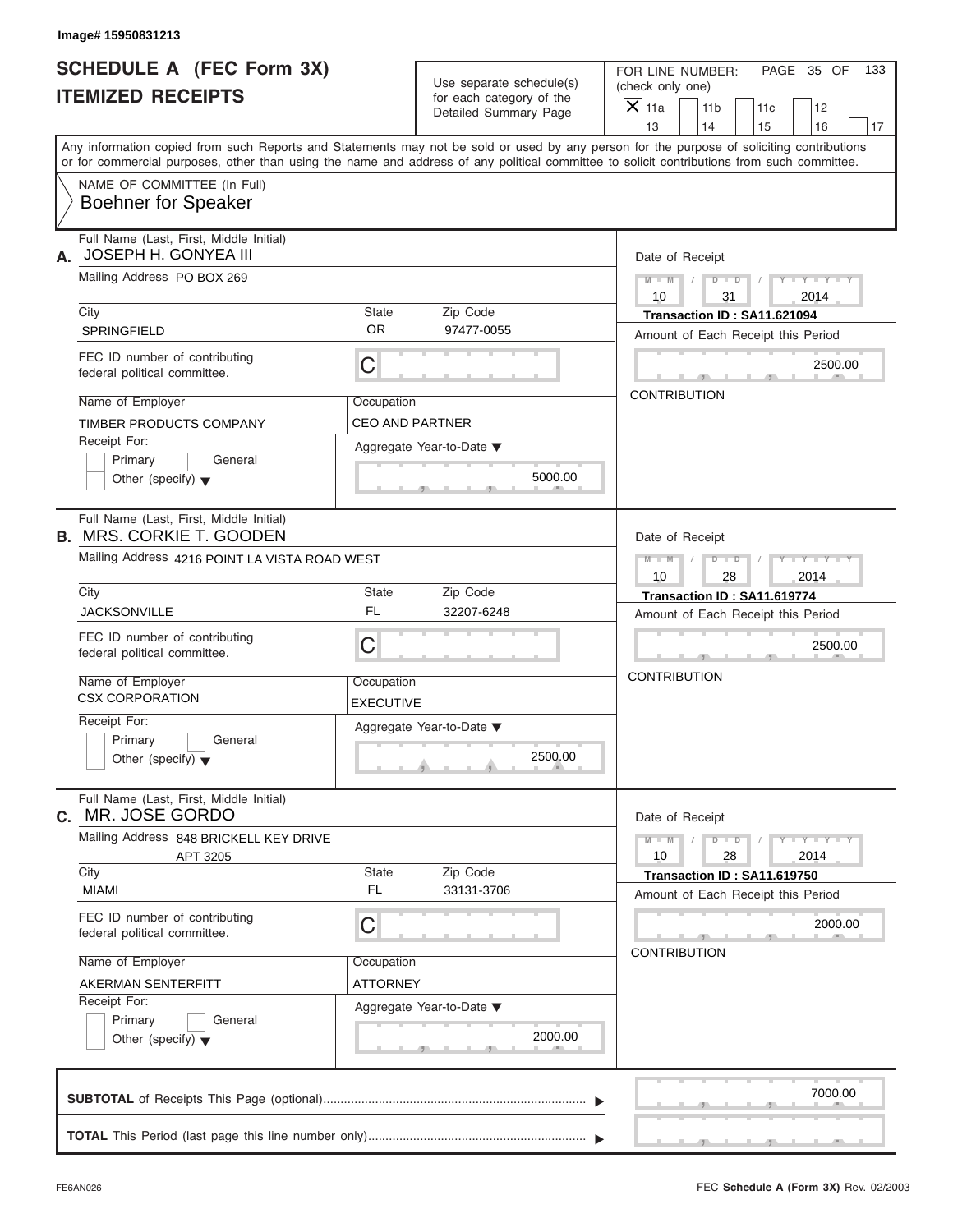Image# 15950831213

# SCHEDULE A (FEC Form 3X) ITEMIZED RECEIPTS

Use separate schedule(s) for each category of the Detailed Summary Page

FOR LINE NUMBER: (check only one)

- [X] 11a
- [ ] 11b
- [ ] 11c
- [ ] 12
- [ ] 13
- [ ] 14
- [ ] 15
- [ ] 16
- [ ] 17

PAGE 35 OF 133

Any information copied from such Reports and Statements may not be sold or used by any person for the purpose of soliciting contributions or for commercial purposes, other than using the name and address of any political committee to solicit contributions from such committee.

NAME OF COMMITTEE (In Full)
**Boehner for Speaker**

---

**A.** Full Name (Last, First, Middle Initial): JOSEPH H. GONYEA III

Mailing Address: PO BOX 269

City: SPRINGFIELD | State: OR | Zip Code: 97477-0055

FEC ID number of contributing federal political committee: C

Name of Employer: TIMBER PRODUCTS COMPANY

Occupation: CEO AND PARTNER

Receipt For: Primary / General / Other (specify)

Aggregate Year-to-Date: 5000.00

Date of Receipt: 10/31/2014

Transaction ID : SA11.621094

Amount of Each Receipt this Period: 2500.00

CONTRIBUTION

---

**B.** Full Name (Last, First, Middle Initial): MRS. CORKIE T. GOODEN

Mailing Address: 4216 POINT LA VISTA ROAD WEST

City: JACKSONVILLE | State: FL | Zip Code: 32207-6248

FEC ID number of contributing federal political committee: C

Name of Employer: CSX CORPORATION

Occupation: EXECUTIVE

Receipt For: Primary / General / Other (specify)

Aggregate Year-to-Date: 2500.00

Date of Receipt: 10/28/2014

Transaction ID : SA11.619774

Amount of Each Receipt this Period: 2500.00

CONTRIBUTION

---

**C.** Full Name (Last, First, Middle Initial): MR. JOSE GORDO

Mailing Address: 848 BRICKELL KEY DRIVE APT 3205

City: MIAMI | State: FL | Zip Code: 33131-3706

FEC ID number of contributing federal political committee: C

Name of Employer: AKERMAN SENTERFITT

Occupation: ATTORNEY

Receipt For: Primary / General / Other (specify)

Aggregate Year-to-Date: 2000.00

Date of Receipt: 10/28/2014

Transaction ID : SA11.619750

Amount of Each Receipt this Period: 2000.00

CONTRIBUTION

---

**SUBTOTAL** of Receipts This Page (optional): 7000.00

**TOTAL** This Period (last page this line number only):

FE6AN026

FEC **Schedule A** (Form 3X) Rev. 02/2003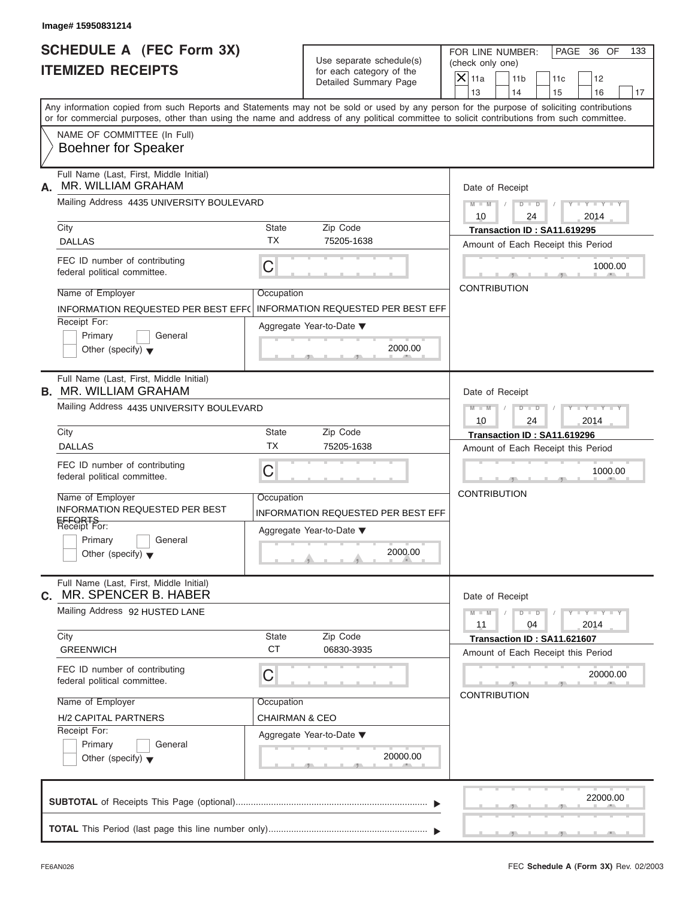Image# 15950831214

# SCHEDULE A (FEC Form 3X)
## ITEMIZED RECEIPTS

Use separate schedule(s) for each category of the Detailed Summary Page

FOR LINE NUMBER: (check only one)
[X] 11a [ ] 11b [ ] 11c [ ] 12 [ ] 13 [ ] 14 [ ] 15 [ ] 16 [ ] 17

Any information copied from such Reports and Statements may not be sold or used by any person for the purpose of soliciting contributions or for commercial purposes, other than using the name and address of any political committee to solicit contributions from such committee.

NAME OF COMMITTEE (In Full)
**Boehner for Speaker**

---

**A.** Full Name (Last, First, Middle Initial): MR. WILLIAM GRAHAM

Mailing Address: 4435 UNIVERSITY BOULEVARD

| City | State | Zip Code |
|---|---|---|
| DALLAS | TX | 75205-1638 |

FEC ID number of contributing federal political committee: C

Name of Employer: INFORMATION REQUESTED PER BEST EFF(

Occupation: INFORMATION REQUESTED PER BEST EFF

Receipt For: [ ] Primary [ ] General [ ] Other (specify)

Aggregate Year-to-Date: 2000.00

Date of Receipt: 10/24/2014

Transaction ID : SA11.619295

Amount of Each Receipt this Period: 1000.00

CONTRIBUTION

---

**B.** Full Name (Last, First, Middle Initial): MR. WILLIAM GRAHAM

Mailing Address: 4435 UNIVERSITY BOULEVARD

| City | State | Zip Code |
|---|---|---|
| DALLAS | TX | 75205-1638 |

FEC ID number of contributing federal political committee: C

Name of Employer: INFORMATION REQUESTED PER BEST EFFORTS

Occupation: INFORMATION REQUESTED PER BEST EFF

Receipt For: [ ] Primary [ ] General [ ] Other (specify)

Aggregate Year-to-Date: 2000.00

Date of Receipt: 10/24/2014

Transaction ID : SA11.619296

Amount of Each Receipt this Period: 1000.00

CONTRIBUTION

---

**C.** Full Name (Last, First, Middle Initial): MR. SPENCER B. HABER

Mailing Address: 92 HUSTED LANE

| City | State | Zip Code |
|---|---|---|
| GREENWICH | CT | 06830-3935 |

FEC ID number of contributing federal political committee: C

Name of Employer: H/2 CAPITAL PARTNERS

Occupation: CHAIRMAN & CEO

Receipt For: [ ] Primary [ ] General [ ] Other (specify)

Aggregate Year-to-Date: 20000.00

Date of Receipt: 11/04/2014

Transaction ID : SA11.621607

Amount of Each Receipt this Period: 20000.00

CONTRIBUTION

---

**SUBTOTAL** of Receipts This Page (optional): 22000.00

**TOTAL** This Period (last page this line number only):

FE6AN026 FEC **Schedule A** (Form 3X) Rev. 02/2003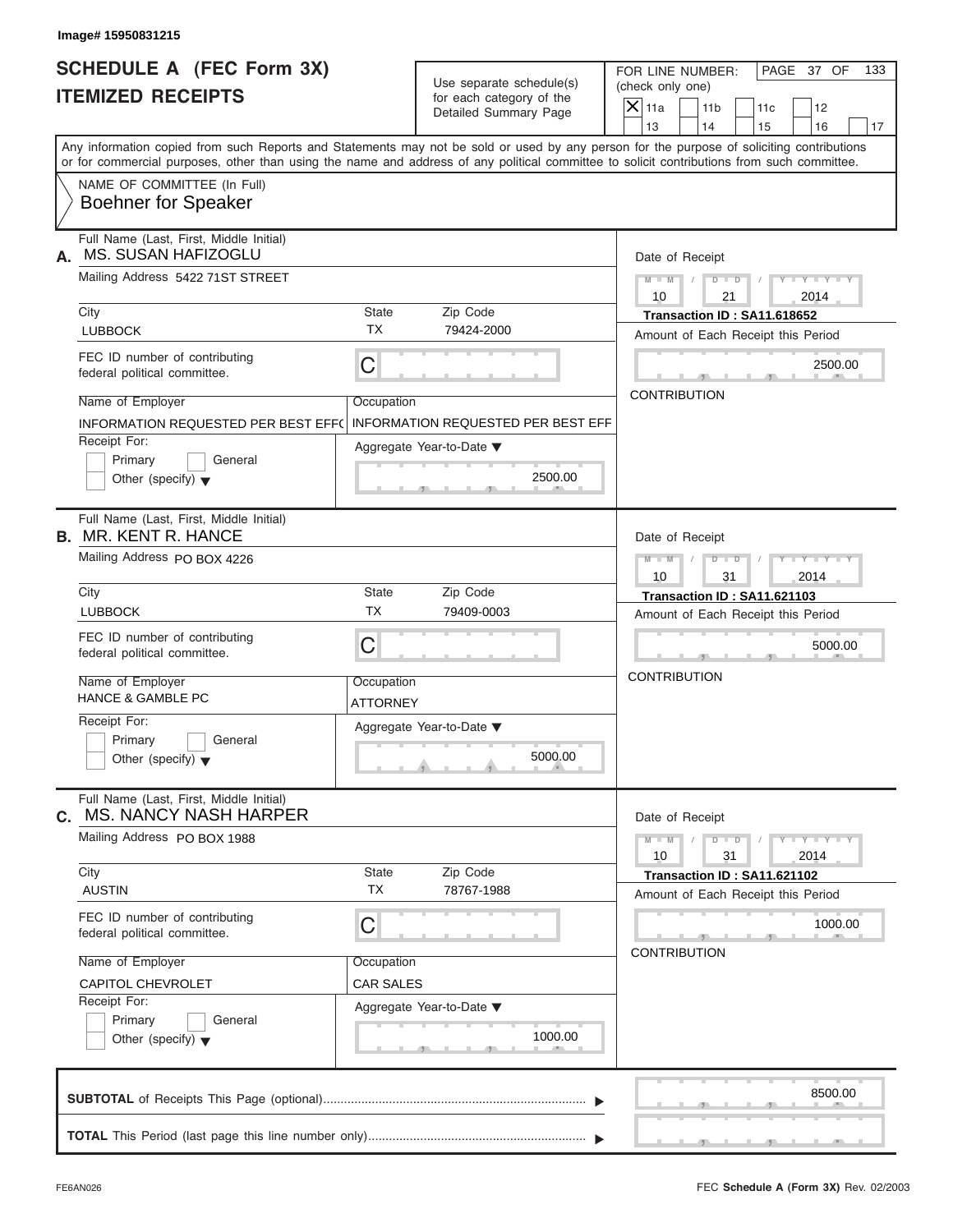Image# 15950831215

# SCHEDULE A (FEC Form 3X)
## ITEMIZED RECEIPTS

Use separate schedule(s) for each category of the Detailed Summary Page

FOR LINE NUMBER: (check only one)

- [X] 11a
- [ ] 11b
- [ ] 11c
- [ ] 12
- [ ] 13
- [ ] 14
- [ ] 15
- [ ] 16
- [ ] 17

Any information copied from such Reports and Statements may not be sold or used by any person for the purpose of soliciting contributions or for commercial purposes, other than using the name and address of any political committee to solicit contributions from such committee.

NAME OF COMMITTEE (In Full)
Boehner for Speaker

---

**A.** Full Name (Last, First, Middle Initial): MS. SUSAN HAFIZOGLU

Mailing Address: 5422 71ST STREET

| City | State | Zip Code |
|---|---|---|
| LUBBOCK | TX | 79424-2000 |

FEC ID number of contributing federal political committee: C

Name of Employer: INFORMATION REQUESTED PER BEST EFF(
Occupation: INFORMATION REQUESTED PER BEST EFF

Receipt For: Primary / General / Other (specify)

Aggregate Year-to-Date: 2500.00

Date of Receipt: 10 / 21 / 2014
Transaction ID : SA11.618652
Amount of Each Receipt this Period: 2500.00
CONTRIBUTION

---

**B.** Full Name (Last, First, Middle Initial): MR. KENT R. HANCE

Mailing Address: PO BOX 4226

| City | State | Zip Code |
|---|---|---|
| LUBBOCK | TX | 79409-0003 |

FEC ID number of contributing federal political committee: C

Name of Employer: HANCE & GAMBLE PC
Occupation: ATTORNEY

Receipt For: Primary / General / Other (specify)

Aggregate Year-to-Date: 5000.00

Date of Receipt: 10 / 31 / 2014
Transaction ID : SA11.621103
Amount of Each Receipt this Period: 5000.00
CONTRIBUTION

---

**C.** Full Name (Last, First, Middle Initial): MS. NANCY NASH HARPER

Mailing Address: PO BOX 1988

| City | State | Zip Code |
|---|---|---|
| AUSTIN | TX | 78767-1988 |

FEC ID number of contributing federal political committee: C

Name of Employer: CAPITOL CHEVROLET
Occupation: CAR SALES

Receipt For: Primary / General / Other (specify)

Aggregate Year-to-Date: 1000.00

Date of Receipt: 10 / 31 / 2014
Transaction ID : SA11.621102
Amount of Each Receipt this Period: 1000.00
CONTRIBUTION

---

**SUBTOTAL** of Receipts This Page (optional): 8500.00

**TOTAL** This Period (last page this line number only):

FE6AN026 — FEC **Schedule A** (Form 3X) Rev. 02/2003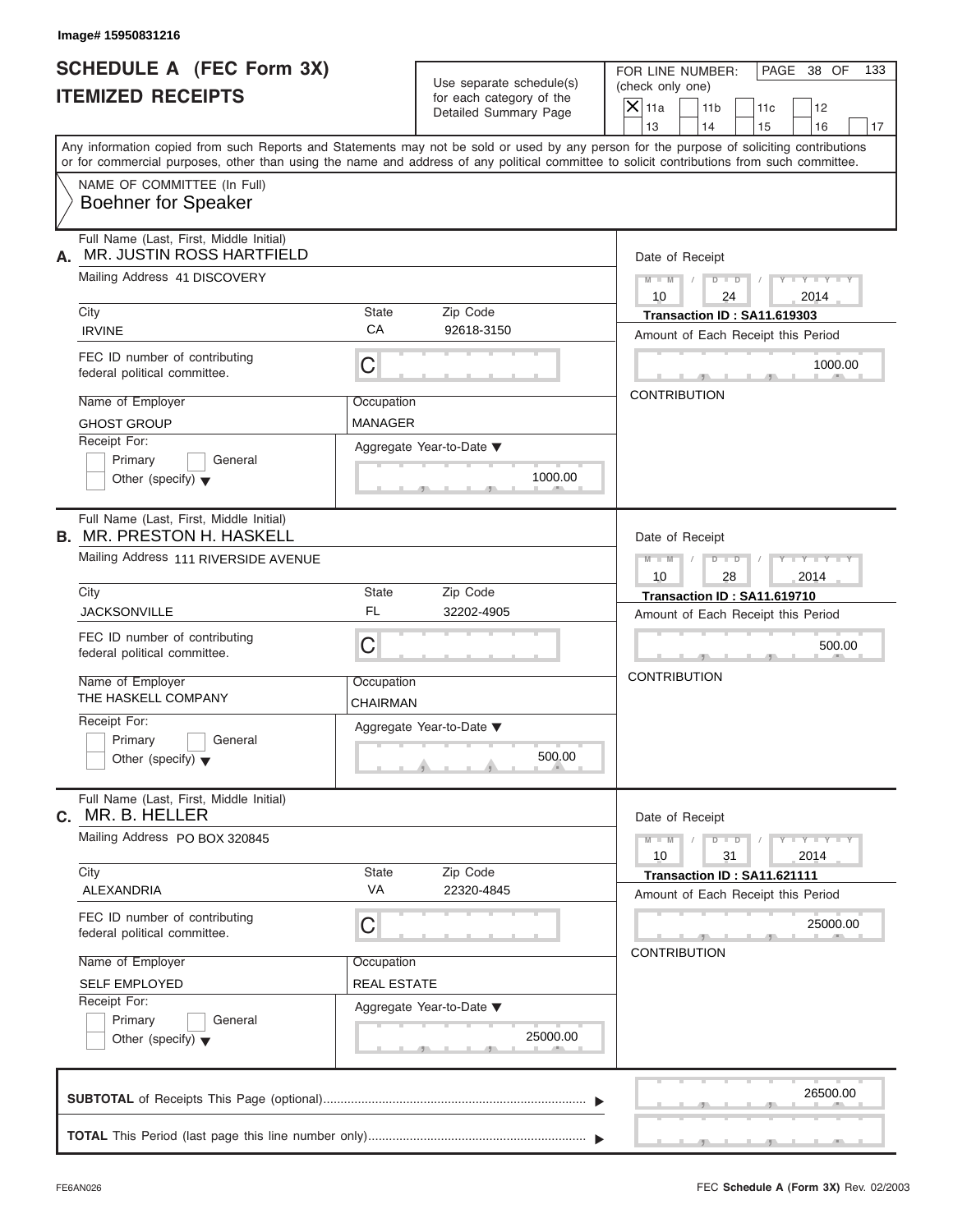Image# 15950831216

# SCHEDULE A (FEC Form 3X) ITEMIZED RECEIPTS

Use separate schedule(s) for each category of the Detailed Summary Page

FOR LINE NUMBER: (check only one)

- [X] 11a
- [ ] 11b
- [ ] 11c
- [ ] 12
- [ ] 13
- [ ] 14
- [ ] 15
- [ ] 16
- [ ] 17

PAGE 38 OF 133

Any information copied from such Reports and Statements may not be sold or used by any person for the purpose of soliciting contributions or for commercial purposes, other than using the name and address of any political committee to solicit contributions from such committee.

NAME OF COMMITTEE (In Full)
Boehner for Speaker

---

**A.** Full Name (Last, First, Middle Initial): MR. JUSTIN ROSS HARTFIELD

Mailing Address: 41 DISCOVERY

| City | State | Zip Code |
|---|---|---|
| IRVINE | CA | 92618-3150 |

FEC ID number of contributing federal political committee: C

Name of Employer: GHOST GROUP
Occupation: MANAGER

Receipt For: Primary / General / Other (specify)

Aggregate Year-to-Date: 1000.00

Date of Receipt: 10 / 24 / 2014
Transaction ID : SA11.619303
Amount of Each Receipt this Period: 1000.00
CONTRIBUTION

---

**B.** Full Name (Last, First, Middle Initial): MR. PRESTON H. HASKELL

Mailing Address: 111 RIVERSIDE AVENUE

| City | State | Zip Code |
|---|---|---|
| JACKSONVILLE | FL | 32202-4905 |

FEC ID number of contributing federal political committee: C

Name of Employer: THE HASKELL COMPANY
Occupation: CHAIRMAN

Receipt For: Primary / General / Other (specify)

Aggregate Year-to-Date: 500.00

Date of Receipt: 10 / 28 / 2014
Transaction ID : SA11.619710
Amount of Each Receipt this Period: 500.00
CONTRIBUTION

---

**C.** Full Name (Last, First, Middle Initial): MR. B. HELLER

Mailing Address: PO BOX 320845

| City | State | Zip Code |
|---|---|---|
| ALEXANDRIA | VA | 22320-4845 |

FEC ID number of contributing federal political committee: C

Name of Employer: SELF EMPLOYED
Occupation: REAL ESTATE

Receipt For: Primary / General / Other (specify)

Aggregate Year-to-Date: 25000.00

Date of Receipt: 10 / 31 / 2014
Transaction ID : SA11.621111
Amount of Each Receipt this Period: 25000.00
CONTRIBUTION

---

**SUBTOTAL** of Receipts This Page (optional): 26500.00

**TOTAL** This Period (last page this line number only):

FE6AN026

FEC Schedule A (Form 3X) Rev. 02/2003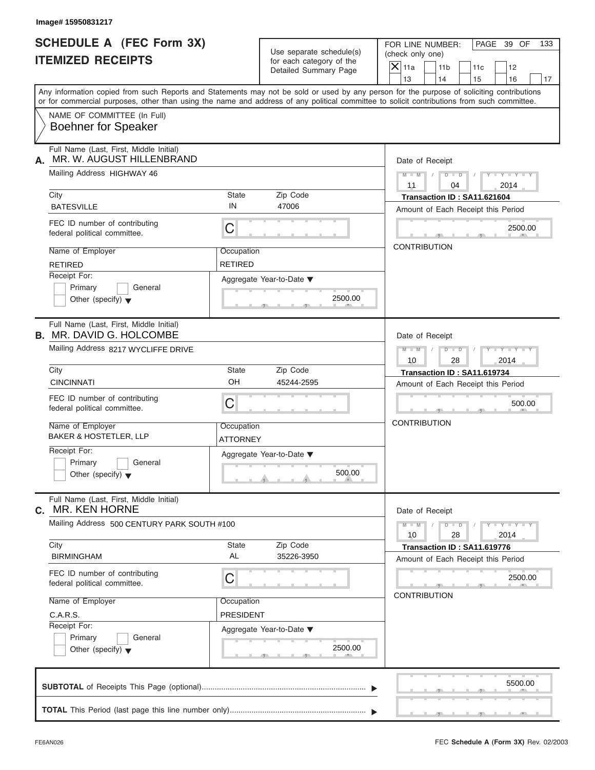Image# 15950831217

# SCHEDULE A (FEC Form 3X)
# ITEMIZED RECEIPTS

Use separate schedule(s) for each category of the Detailed Summary Page

FOR LINE NUMBER: (check only one)

- [X] 11a
- [ ] 11b
- [ ] 11c
- [ ] 12
- [ ] 13
- [ ] 14
- [ ] 15
- [ ] 16
- [ ] 17

PAGE 39 OF 133

Any information copied from such Reports and Statements may not be sold or used by any person for the purpose of soliciting contributions or for commercial purposes, other than using the name and address of any political committee to solicit contributions from such committee.

NAME OF COMMITTEE (In Full)
**Boehner for Speaker**

---

**A.** Full Name (Last, First, Middle Initial): MR. W. AUGUST HILLENBRAND

Mailing Address: HIGHWAY 46

City: BATESVILLE | State: IN | Zip Code: 47006

FEC ID number of contributing federal political committee: C

Name of Employer: RETIRED | Occupation: RETIRED

Receipt For: Primary / General / Other (specify)

Aggregate Year-to-Date: 2500.00

Date of Receipt: 11 / 04 / 2014

Transaction ID : SA11.621604

Amount of Each Receipt this Period: 2500.00

CONTRIBUTION

---

**B.** Full Name (Last, First, Middle Initial): MR. DAVID G. HOLCOMBE

Mailing Address: 8217 WYCLIFFE DRIVE

City: CINCINNATI | State: OH | Zip Code: 45244-2595

FEC ID number of contributing federal political committee: C

Name of Employer: BAKER & HOSTETLER, LLP | Occupation: ATTORNEY

Receipt For: Primary / General / Other (specify)

Aggregate Year-to-Date: 500.00

Date of Receipt: 10 / 28 / 2014

Transaction ID : SA11.619734

Amount of Each Receipt this Period: 500.00

CONTRIBUTION

---

**C.** Full Name (Last, First, Middle Initial): MR. KEN HORNE

Mailing Address: 500 CENTURY PARK SOUTH #100

City: BIRMINGHAM | State: AL | Zip Code: 35226-3950

FEC ID number of contributing federal political committee: C

Name of Employer: C.A.R.S. | Occupation: PRESIDENT

Receipt For: Primary / General / Other (specify)

Aggregate Year-to-Date: 2500.00

Date of Receipt: 10 / 28 / 2014

Transaction ID : SA11.619776

Amount of Each Receipt this Period: 2500.00

CONTRIBUTION

---

**SUBTOTAL** of Receipts This Page (optional): 5500.00

**TOTAL** This Period (last page this line number only):

FE6AN026 | FEC **Schedule A** (Form 3X) Rev. 02/2003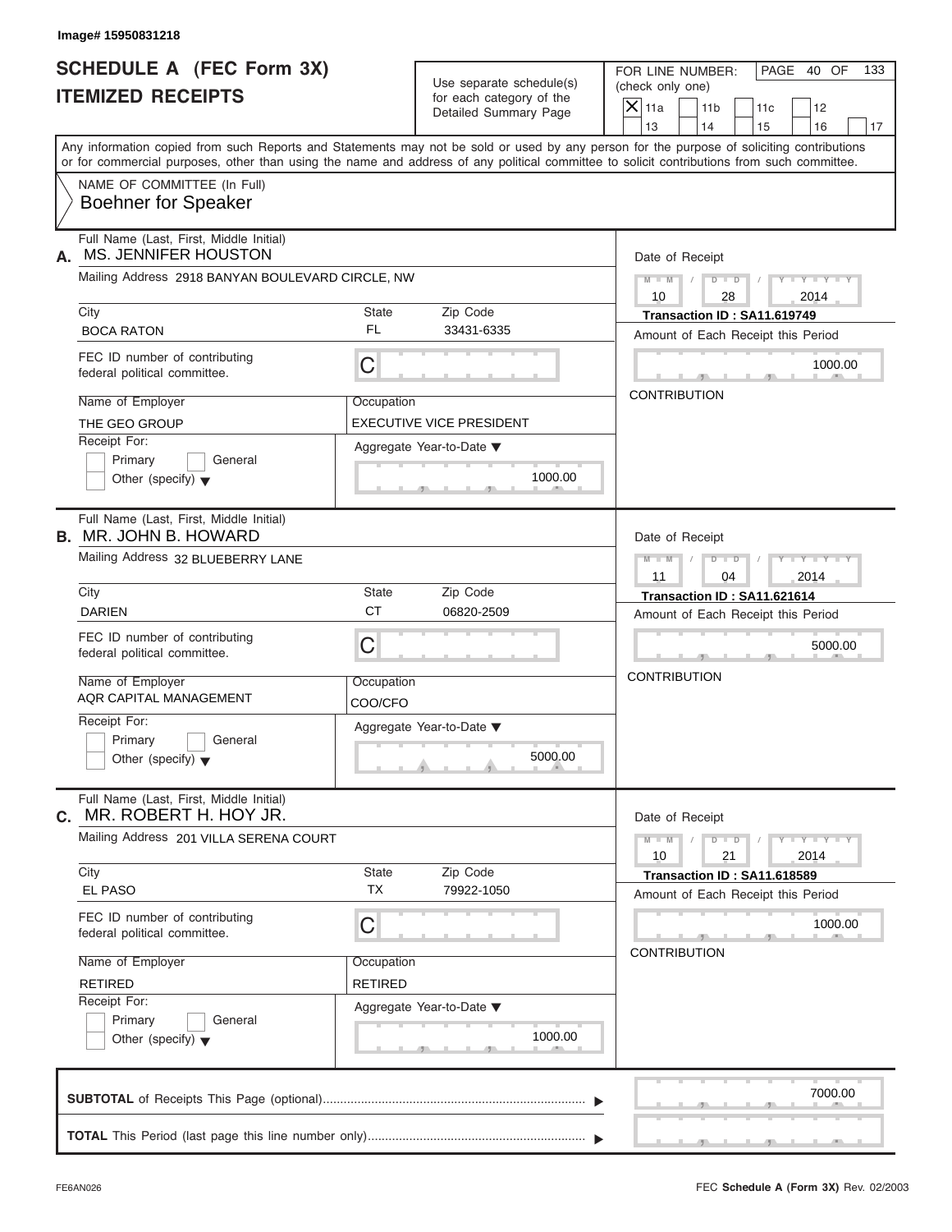Image# 15950831218

# SCHEDULE A (FEC Form 3X)
## ITEMIZED RECEIPTS

Use separate schedule(s) for each category of the Detailed Summary Page

FOR LINE NUMBER: (check only one)

- [X] 11a
- [ ] 11b
- [ ] 11c
- [ ] 12
- [ ] 13
- [ ] 14
- [ ] 15
- [ ] 16
- [ ] 17

Any information copied from such Reports and Statements may not be sold or used by any person for the purpose of soliciting contributions or for commercial purposes, other than using the name and address of any political committee to solicit contributions from such committee.

NAME OF COMMITTEE (In Full)
Boehner for Speaker

---

**A.** Full Name (Last, First, Middle Initial): MS. JENNIFER HOUSTON

Mailing Address: 2918 BANYAN BOULEVARD CIRCLE, NW

| City | State | Zip Code |
|---|---|---|
| BOCA RATON | FL | 33431-6335 |

FEC ID number of contributing federal political committee: C

| Name of Employer | Occupation |
|---|---|
| THE GEO GROUP | EXECUTIVE VICE PRESIDENT |

Receipt For: Primary / General / Other (specify)

Aggregate Year-to-Date: 1000.00

Date of Receipt: 10 / 28 / 2014

Transaction ID : SA11.619749

Amount of Each Receipt this Period: 1000.00

CONTRIBUTION

---

**B.** Full Name (Last, First, Middle Initial): MR. JOHN B. HOWARD

Mailing Address: 32 BLUEBERRY LANE

| City | State | Zip Code |
|---|---|---|
| DARIEN | CT | 06820-2509 |

FEC ID number of contributing federal political committee: C

| Name of Employer | Occupation |
|---|---|
| AQR CAPITAL MANAGEMENT | COO/CFO |

Receipt For: Primary / General / Other (specify)

Aggregate Year-to-Date: 5000.00

Date of Receipt: 11 / 04 / 2014

Transaction ID : SA11.621614

Amount of Each Receipt this Period: 5000.00

CONTRIBUTION

---

**C.** Full Name (Last, First, Middle Initial): MR. ROBERT H. HOY JR.

Mailing Address: 201 VILLA SERENA COURT

| City | State | Zip Code |
|---|---|---|
| EL PASO | TX | 79922-1050 |

FEC ID number of contributing federal political committee: C

| Name of Employer | Occupation |
|---|---|
| RETIRED | RETIRED |

Receipt For: Primary / General / Other (specify)

Aggregate Year-to-Date: 1000.00

Date of Receipt: 10 / 21 / 2014

Transaction ID : SA11.618589

Amount of Each Receipt this Period: 1000.00

CONTRIBUTION

---

**SUBTOTAL** of Receipts This Page (optional): 7000.00

**TOTAL** This Period (last page this line number only):

FE6AN026

FEC **Schedule A** (Form 3X) Rev. 02/2003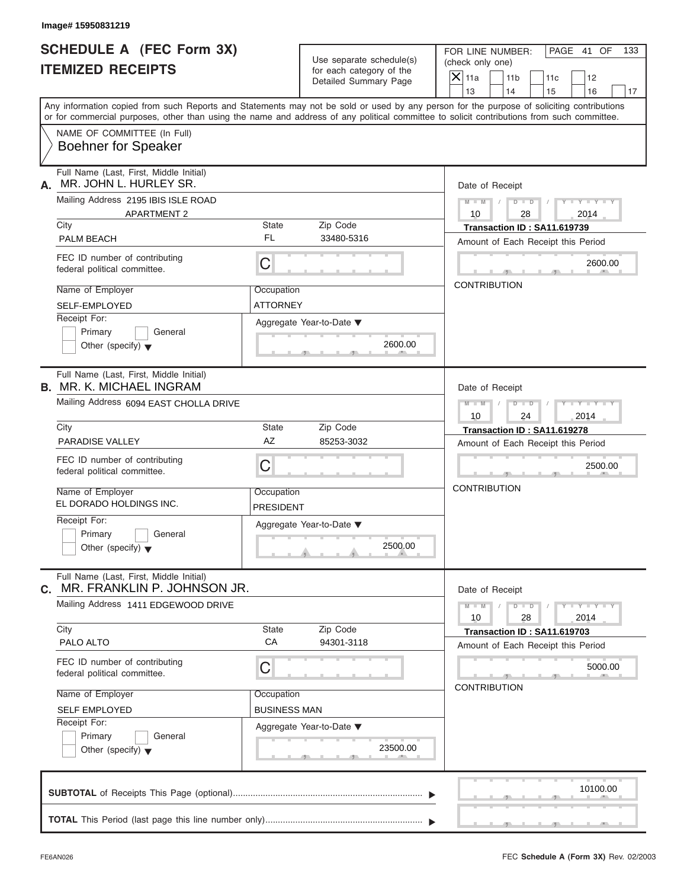Image# 15950831219

# SCHEDULE A (FEC Form 3X)
# ITEMIZED RECEIPTS

Use separate schedule(s) for each category of the Detailed Summary Page

FOR LINE NUMBER: (check only one)

PAGE 41 OF 133

- [X] 11a
- [ ] 11b
- [ ] 11c
- [ ] 12
- [ ] 13
- [ ] 14
- [ ] 15
- [ ] 16
- [ ] 17

Any information copied from such Reports and Statements may not be sold or used by any person for the purpose of soliciting contributions or for commercial purposes, other than using the name and address of any political committee to solicit contributions from such committee.

NAME OF COMMITTEE (In Full)
**Boehner for Speaker**

---

**A.** Full Name (Last, First, Middle Initial): MR. JOHN L. HURLEY SR.

Mailing Address: 2195 IBIS ISLE ROAD, APARTMENT 2

City: PALM BEACH | State: FL | Zip Code: 33480-5316

FEC ID number of contributing federal political committee: C

Name of Employer: SELF-EMPLOYED | Occupation: ATTORNEY

Receipt For: Primary / General / Other (specify)

Aggregate Year-to-Date: 2600.00

Date of Receipt: 10 / 28 / 2014

Transaction ID : SA11.619739

Amount of Each Receipt this Period: 2600.00

CONTRIBUTION

---

**B.** Full Name (Last, First, Middle Initial): MR. K. MICHAEL INGRAM

Mailing Address: 6094 EAST CHOLLA DRIVE

City: PARADISE VALLEY | State: AZ | Zip Code: 85253-3032

FEC ID number of contributing federal political committee: C

Name of Employer: EL DORADO HOLDINGS INC. | Occupation: PRESIDENT

Receipt For: Primary / General / Other (specify)

Aggregate Year-to-Date: 2500.00

Date of Receipt: 10 / 24 / 2014

Transaction ID : SA11.619278

Amount of Each Receipt this Period: 2500.00

CONTRIBUTION

---

**C.** Full Name (Last, First, Middle Initial): MR. FRANKLIN P. JOHNSON JR.

Mailing Address: 1411 EDGEWOOD DRIVE

City: PALO ALTO | State: CA | Zip Code: 94301-3118

FEC ID number of contributing federal political committee: C

Name of Employer: SELF EMPLOYED | Occupation: BUSINESS MAN

Receipt For: Primary / General / Other (specify)

Aggregate Year-to-Date: 23500.00

Date of Receipt: 10 / 28 / 2014

Transaction ID : SA11.619703

Amount of Each Receipt this Period: 5000.00

CONTRIBUTION

---

**SUBTOTAL** of Receipts This Page (optional): 10100.00

**TOTAL** This Period (last page this line number only):

FE6AN026 — FEC **Schedule A** (Form 3X) Rev. 02/2003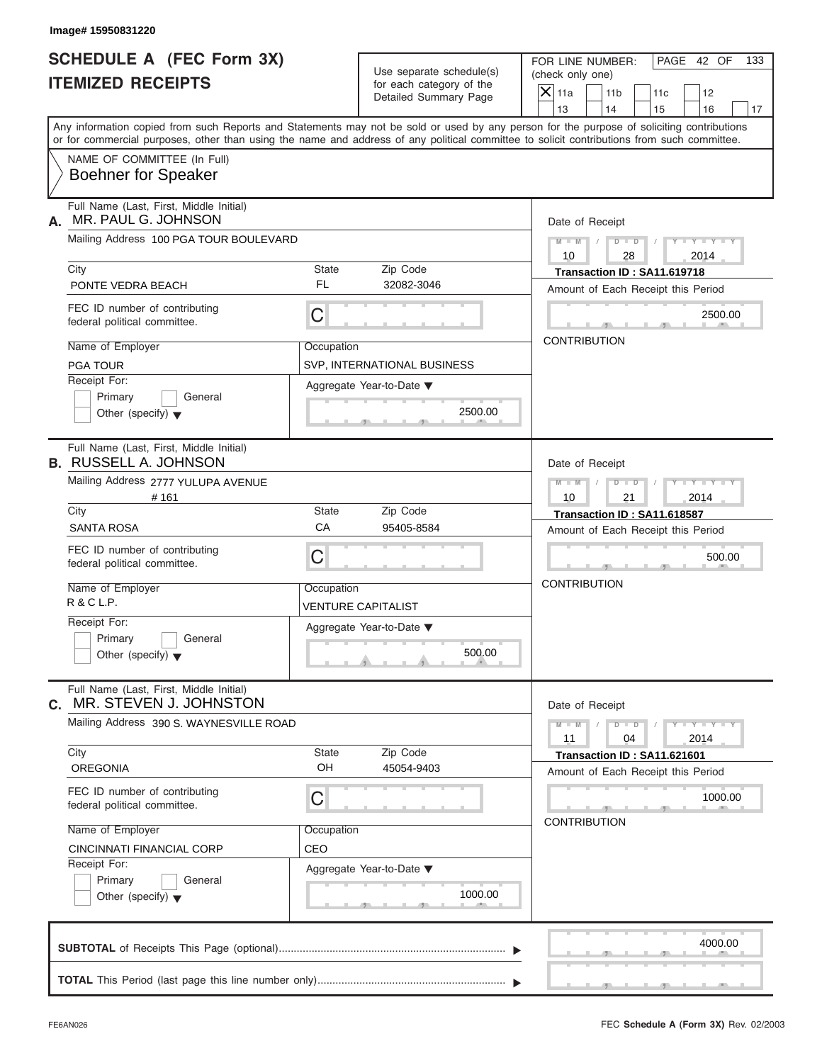Image# 15950831220

# SCHEDULE A (FEC Form 3X)
# ITEMIZED RECEIPTS

Use separate schedule(s) for each category of the Detailed Summary Page

FOR LINE NUMBER: (check only one)

☒ 11a ☐ 11b ☐ 11c ☐ 12 ☐ 13 ☐ 14 ☐ 15 ☐ 16 ☐ 17

PAGE 42 OF 133

Any information copied from such Reports and Statements may not be sold or used by any person for the purpose of soliciting contributions or for commercial purposes, other than using the name and address of any political committee to solicit contributions from such committee.

NAME OF COMMITTEE (In Full)
Boehner for Speaker

---

**A.** Full Name (Last, First, Middle Initial): MR. PAUL G. JOHNSON

Mailing Address: 100 PGA TOUR BOULEVARD

| City | State | Zip Code |
|---|---|---|
| PONTE VEDRA BEACH | FL | 32082-3046 |

FEC ID number of contributing federal political committee: C

Name of Employer: PGA TOUR

Occupation: SVP, INTERNATIONAL BUSINESS

Receipt For: ☐ Primary ☐ General ☐ Other (specify)

Aggregate Year-to-Date: 2500.00

Date of Receipt: 10 / 28 / 2014

Transaction ID : SA11.619718

Amount of Each Receipt this Period: 2500.00

CONTRIBUTION

---

**B.** Full Name (Last, First, Middle Initial): RUSSELL A. JOHNSON

Mailing Address: 2777 YULUPA AVENUE # 161

| City | State | Zip Code |
|---|---|---|
| SANTA ROSA | CA | 95405-8584 |

FEC ID number of contributing federal political committee: C

Name of Employer: R & C L.P.

Occupation: VENTURE CAPITALIST

Receipt For: ☐ Primary ☐ General ☐ Other (specify)

Aggregate Year-to-Date: 500.00

Date of Receipt: 10 / 21 / 2014

Transaction ID : SA11.618587

Amount of Each Receipt this Period: 500.00

CONTRIBUTION

---

**C.** Full Name (Last, First, Middle Initial): MR. STEVEN J. JOHNSTON

Mailing Address: 390 S. WAYNESVILLE ROAD

| City | State | Zip Code |
|---|---|---|
| OREGONIA | OH | 45054-9403 |

FEC ID number of contributing federal political committee: C

Name of Employer: CINCINNATI FINANCIAL CORP

Occupation: CEO

Receipt For: ☐ Primary ☐ General ☐ Other (specify)

Aggregate Year-to-Date: 1000.00

Date of Receipt: 11 / 04 / 2014

Transaction ID : SA11.621601

Amount of Each Receipt this Period: 1000.00

CONTRIBUTION

---

**SUBTOTAL** of Receipts This Page (optional): 4000.00

**TOTAL** This Period (last page this line number only):

FE6AN026

FEC **Schedule A** (Form 3X) Rev. 02/2003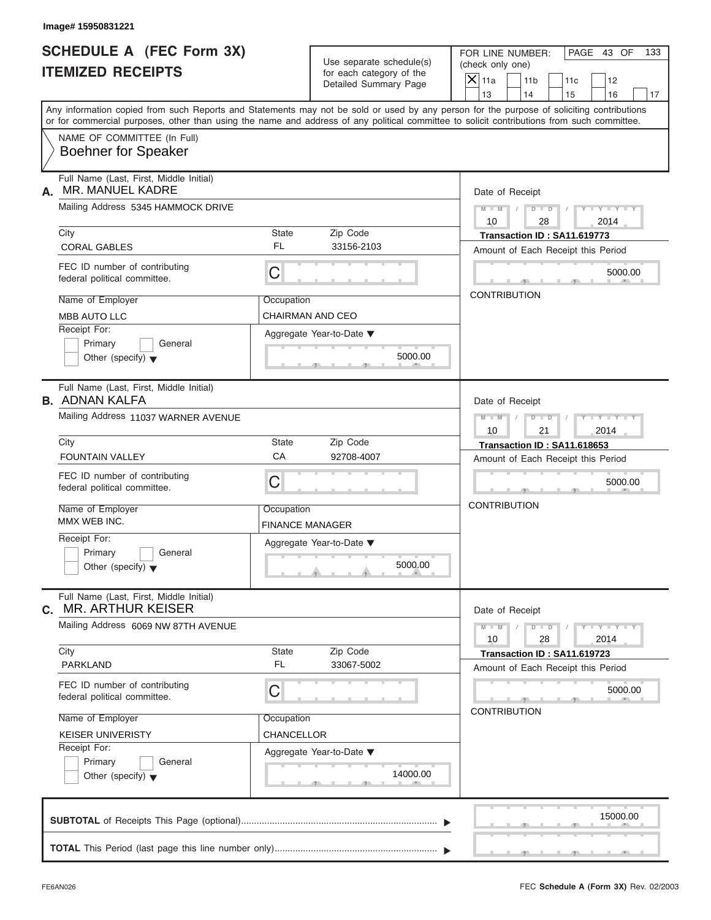Image# 15950831221

# SCHEDULE A (FEC Form 3X)
# ITEMIZED RECEIPTS

Use separate schedule(s) for each category of the Detailed Summary Page

FOR LINE NUMBER: (check only one)

- [X] 11a
- [ ] 11b
- [ ] 11c
- [ ] 12
- [ ] 13
- [ ] 14
- [ ] 15
- [ ] 16
- [ ] 17

Any information copied from such Reports and Statements may not be sold or used by any person for the purpose of soliciting contributions or for commercial purposes, other than using the name and address of any political committee to solicit contributions from such committee.

NAME OF COMMITTEE (In Full)
**Boehner for Speaker**

---

**A.** Full Name (Last, First, Middle Initial): MR. MANUEL KADRE

Mailing Address: 5345 HAMMOCK DRIVE

City: CORAL GABLES | State: FL | Zip Code: 33156-2103

FEC ID number of contributing federal political committee: C

Name of Employer: MBB AUTO LLC

Occupation: CHAIRMAN AND CEO

Receipt For: Primary / General / Other (specify)

Aggregate Year-to-Date: 5000.00

Date of Receipt: 10 / 28 / 2014

Transaction ID : SA11.619773

Amount of Each Receipt this Period: 5000.00

CONTRIBUTION

---

**B.** Full Name (Last, First, Middle Initial): ADNAN KALFA

Mailing Address: 11037 WARNER AVENUE

City: FOUNTAIN VALLEY | State: CA | Zip Code: 92708-4007

FEC ID number of contributing federal political committee: C

Name of Employer: MMX WEB INC.

Occupation: FINANCE MANAGER

Receipt For: Primary / General / Other (specify)

Aggregate Year-to-Date: 5000.00

Date of Receipt: 10 / 21 / 2014

Transaction ID : SA11.618653

Amount of Each Receipt this Period: 5000.00

CONTRIBUTION

---

**C.** Full Name (Last, First, Middle Initial): MR. ARTHUR KEISER

Mailing Address: 6069 NW 87TH AVENUE

City: PARKLAND | State: FL | Zip Code: 33067-5002

FEC ID number of contributing federal political committee: C

Name of Employer: KEISER UNIVERISTY

Occupation: CHANCELLOR

Receipt For: Primary / General / Other (specify)

Aggregate Year-to-Date: 14000.00

Date of Receipt: 10 / 28 / 2014

Transaction ID : SA11.619723

Amount of Each Receipt this Period: 5000.00

CONTRIBUTION

---

**SUBTOTAL** of Receipts This Page (optional): 15000.00

**TOTAL** This Period (last page this line number only):

FE6AN026

FEC **Schedule A** (Form 3X) Rev. 02/2003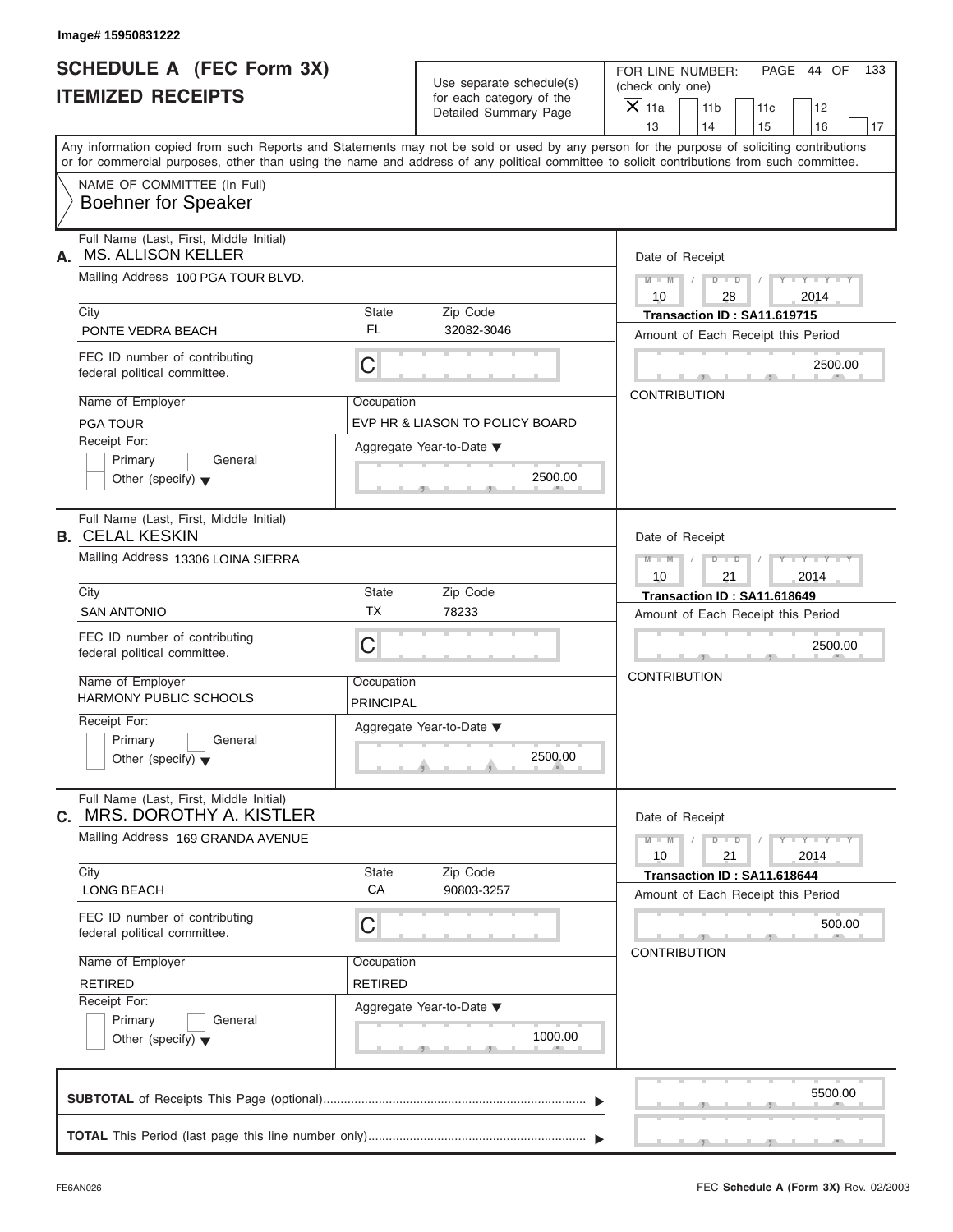Image# 15950831222

# SCHEDULE A (FEC Form 3X)
# ITEMIZED RECEIPTS

Use separate schedule(s) for each category of the Detailed Summary Page

FOR LINE NUMBER: (check only one)

- [X] 11a
- [ ] 11b
- [ ] 11c
- [ ] 12
- [ ] 13
- [ ] 14
- [ ] 15
- [ ] 16
- [ ] 17

PAGE 44 OF 133

Any information copied from such Reports and Statements may not be sold or used by any person for the purpose of soliciting contributions or for commercial purposes, other than using the name and address of any political committee to solicit contributions from such committee.

NAME OF COMMITTEE (In Full)
**Boehner for Speaker**

---

**A.** Full Name (Last, First, Middle Initial): MS. ALLISON KELLER

Mailing Address: 100 PGA TOUR BLVD.

City: PONTE VEDRA BEACH | State: FL | Zip Code: 32082-3046

FEC ID number of contributing federal political committee: C

Name of Employer: PGA TOUR

Occupation: EVP HR & LIASON TO POLICY BOARD

Receipt For: Primary / General / Other (specify)

Aggregate Year-to-Date: 2500.00

Date of Receipt: 10 / 28 / 2014

Transaction ID : SA11.619715

Amount of Each Receipt this Period: 2500.00

CONTRIBUTION

---

**B.** Full Name (Last, First, Middle Initial): CELAL KESKIN

Mailing Address: 13306 LOINA SIERRA

City: SAN ANTONIO | State: TX | Zip Code: 78233

FEC ID number of contributing federal political committee: C

Name of Employer: HARMONY PUBLIC SCHOOLS

Occupation: PRINCIPAL

Receipt For: Primary / General / Other (specify)

Aggregate Year-to-Date: 2500.00

Date of Receipt: 10 / 21 / 2014

Transaction ID : SA11.618649

Amount of Each Receipt this Period: 2500.00

CONTRIBUTION

---

**C.** Full Name (Last, First, Middle Initial): MRS. DOROTHY A. KISTLER

Mailing Address: 169 GRANDA AVENUE

City: LONG BEACH | State: CA | Zip Code: 90803-3257

FEC ID number of contributing federal political committee: C

Name of Employer: RETIRED

Occupation: RETIRED

Receipt For: Primary / General / Other (specify)

Aggregate Year-to-Date: 1000.00

Date of Receipt: 10 / 21 / 2014

Transaction ID : SA11.618644

Amount of Each Receipt this Period: 500.00

CONTRIBUTION

---

**SUBTOTAL** of Receipts This Page (optional): 5500.00

**TOTAL** This Period (last page this line number only):

FE6AN026 — FEC **Schedule A** (Form 3X) Rev. 02/2003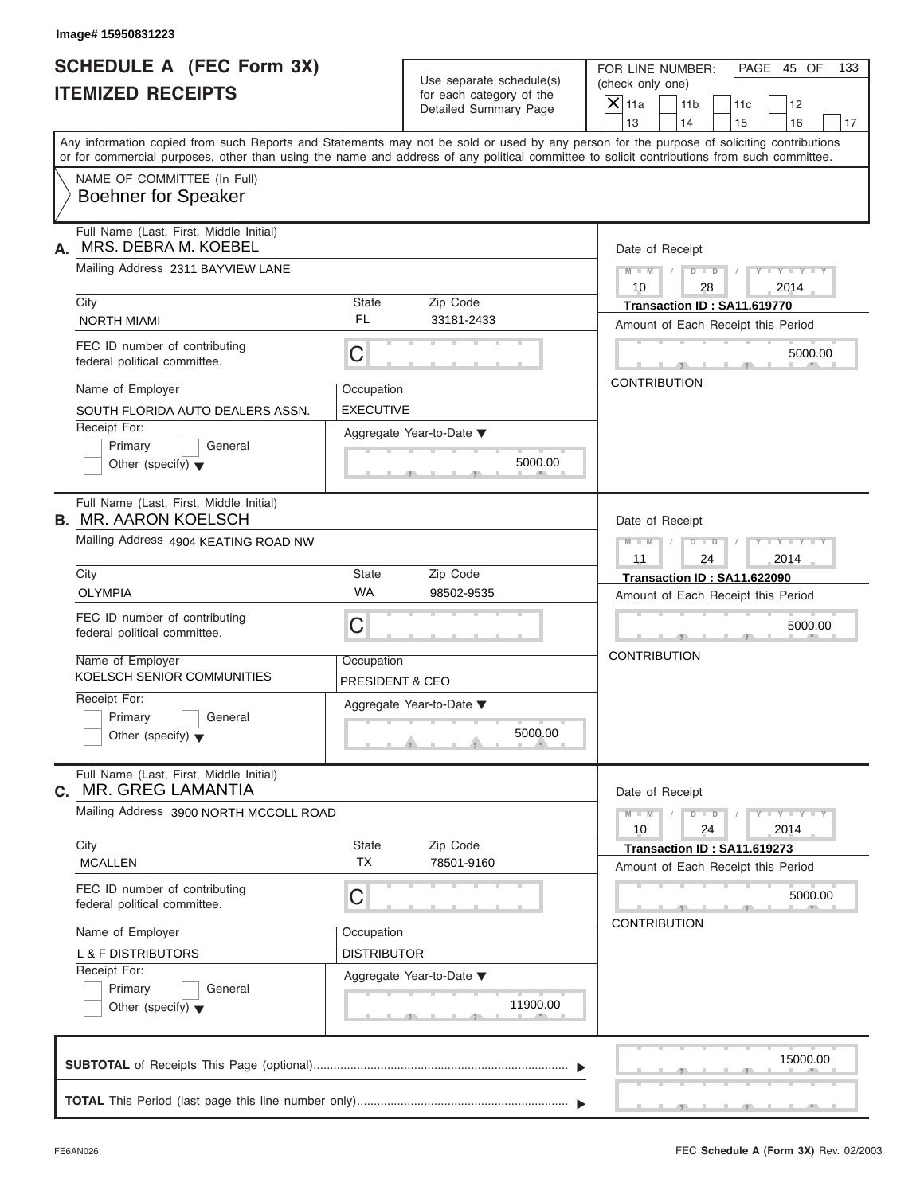Image# 15950831223

# SCHEDULE A (FEC Form 3X)
# ITEMIZED RECEIPTS

Use separate schedule(s) for each category of the Detailed Summary Page

FOR LINE NUMBER: (check only one)

- [X] 11a
- [ ] 11b
- [ ] 11c
- [ ] 12
- [ ] 13
- [ ] 14
- [ ] 15
- [ ] 16
- [ ] 17

Any information copied from such Reports and Statements may not be sold or used by any person for the purpose of soliciting contributions or for commercial purposes, other than using the name and address of any political committee to solicit contributions from such committee.

NAME OF COMMITTEE (In Full)
**Boehner for Speaker**

---

**A.** Full Name (Last, First, Middle Initial): MRS. DEBRA M. KOEBEL

Mailing Address: 2311 BAYVIEW LANE

| City | State | Zip Code |
|---|---|---|
| NORTH MIAMI | FL | 33181-2433 |

FEC ID number of contributing federal political committee: C

| Name of Employer | Occupation |
|---|---|
| SOUTH FLORIDA AUTO DEALERS ASSN. | EXECUTIVE |

Receipt For: Primary / General / Other (specify)

Aggregate Year-to-Date: 5000.00

Date of Receipt: 10 / 28 / 2014

Transaction ID : SA11.619770

Amount of Each Receipt this Period: 5000.00

CONTRIBUTION

---

**B.** Full Name (Last, First, Middle Initial): MR. AARON KOELSCH

Mailing Address: 4904 KEATING ROAD NW

| City | State | Zip Code |
|---|---|---|
| OLYMPIA | WA | 98502-9535 |

FEC ID number of contributing federal political committee: C

| Name of Employer | Occupation |
|---|---|
| KOELSCH SENIOR COMMUNITIES | PRESIDENT & CEO |

Receipt For: Primary / General / Other (specify)

Aggregate Year-to-Date: 5000.00

Date of Receipt: 11 / 24 / 2014

Transaction ID : SA11.622090

Amount of Each Receipt this Period: 5000.00

CONTRIBUTION

---

**C.** Full Name (Last, First, Middle Initial): MR. GREG LAMANTIA

Mailing Address: 3900 NORTH MCCOLL ROAD

| City | State | Zip Code |
|---|---|---|
| MCALLEN | TX | 78501-9160 |

FEC ID number of contributing federal political committee: C

| Name of Employer | Occupation |
|---|---|
| L & F DISTRIBUTORS | DISTRIBUTOR |

Receipt For: Primary / General / Other (specify)

Aggregate Year-to-Date: 11900.00

Date of Receipt: 10 / 24 / 2014

Transaction ID : SA11.619273

Amount of Each Receipt this Period: 5000.00

CONTRIBUTION

---

**SUBTOTAL** of Receipts This Page (optional): 15000.00

**TOTAL** This Period (last page this line number only):

FE6AN026

FEC **Schedule A** (Form 3X) Rev. 02/2003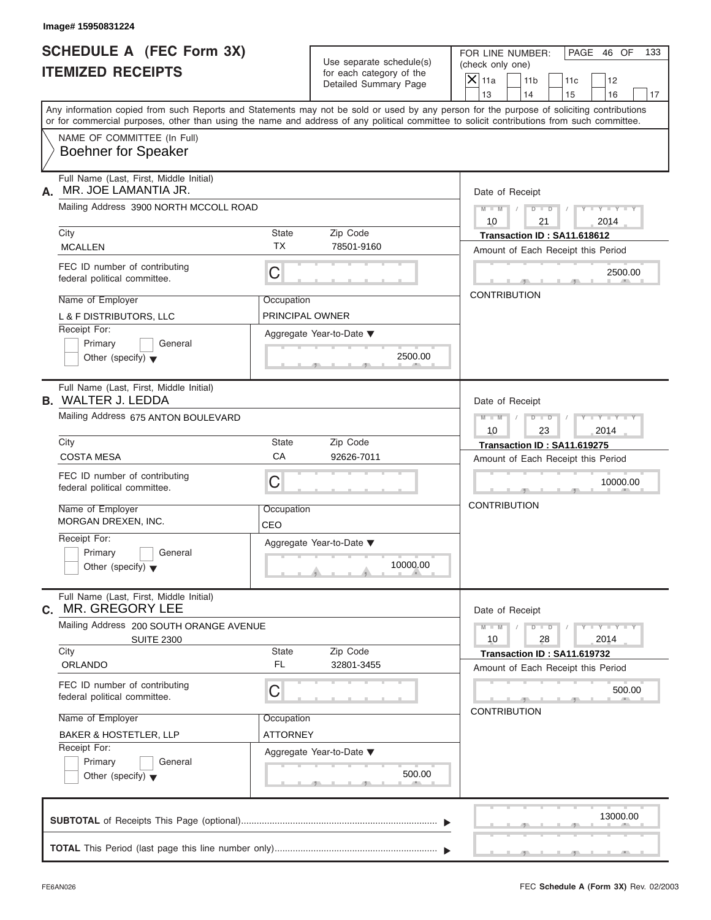Image# 15950831224

# SCHEDULE A (FEC Form 3X)
## ITEMIZED RECEIPTS

Use separate schedule(s) for each category of the Detailed Summary Page

FOR LINE NUMBER: (check only one)

- [X] 11a
- [ ] 11b
- [ ] 11c
- [ ] 12
- [ ] 13
- [ ] 14
- [ ] 15
- [ ] 16
- [ ] 17

Any information copied from such Reports and Statements may not be sold or used by any person for the purpose of soliciting contributions or for commercial purposes, other than using the name and address of any political committee to solicit contributions from such committee.

NAME OF COMMITTEE (In Full)
**Boehner for Speaker**

---

**A.** Full Name (Last, First, Middle Initial): MR. JOE LAMANTIA JR.

Mailing Address: 3900 NORTH MCCOLL ROAD

| City | State | Zip Code |
|---|---|---|
| MCALLEN | TX | 78501-9160 |

FEC ID number of contributing federal political committee: C

Name of Employer: L & F DISTRIBUTORS, LLC

Occupation: PRINCIPAL OWNER

Receipt For: Primary / General / Other (specify)

Aggregate Year-to-Date: 2500.00

Date of Receipt: 10/21/2014

Transaction ID : SA11.618612

Amount of Each Receipt this Period: 2500.00

CONTRIBUTION

---

**B.** Full Name (Last, First, Middle Initial): WALTER J. LEDDA

Mailing Address: 675 ANTON BOULEVARD

| City | State | Zip Code |
|---|---|---|
| COSTA MESA | CA | 92626-7011 |

FEC ID number of contributing federal political committee: C

Name of Employer: MORGAN DREXEN, INC.

Occupation: CEO

Receipt For: Primary / General / Other (specify)

Aggregate Year-to-Date: 10000.00

Date of Receipt: 10/23/2014

Transaction ID : SA11.619275

Amount of Each Receipt this Period: 10000.00

CONTRIBUTION

---

**C.** Full Name (Last, First, Middle Initial): MR. GREGORY LEE

Mailing Address: 200 SOUTH ORANGE AVENUE, SUITE 2300

| City | State | Zip Code |
|---|---|---|
| ORLANDO | FL | 32801-3455 |

FEC ID number of contributing federal political committee: C

Name of Employer: BAKER & HOSTETLER, LLP

Occupation: ATTORNEY

Receipt For: Primary / General / Other (specify)

Aggregate Year-to-Date: 500.00

Date of Receipt: 10/28/2014

Transaction ID : SA11.619732

Amount of Each Receipt this Period: 500.00

CONTRIBUTION

---

**SUBTOTAL** of Receipts This Page (optional): 13000.00

**TOTAL** This Period (last page this line number only):

FE6AN026

FEC **Schedule A** (Form 3X) Rev. 02/2003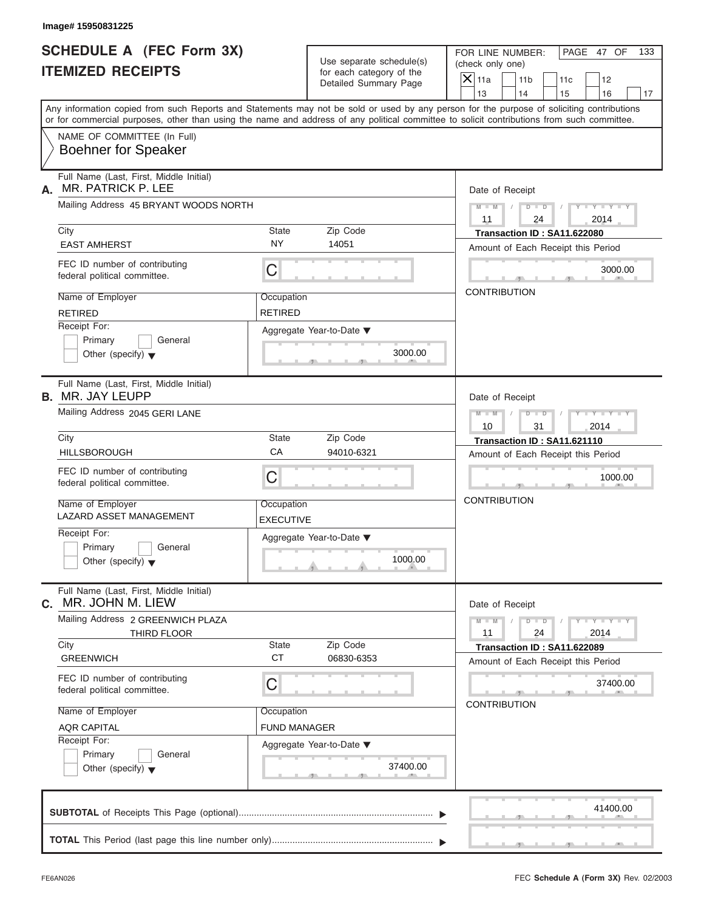Image# 15950831225

# SCHEDULE A (FEC Form 3X)
## ITEMIZED RECEIPTS

Use separate schedule(s) for each category of the Detailed Summary Page

FOR LINE NUMBER: (check only one)

- [X] 11a
- [ ] 11b
- [ ] 11c
- [ ] 12
- [ ] 13
- [ ] 14
- [ ] 15
- [ ] 16
- [ ] 17

PAGE 47 OF 133

Any information copied from such Reports and Statements may not be sold or used by any person for the purpose of soliciting contributions or for commercial purposes, other than using the name and address of any political committee to solicit contributions from such committee.

NAME OF COMMITTEE (In Full)
**Boehner for Speaker**

---

**A.** Full Name (Last, First, Middle Initial): MR. PATRICK P. LEE

Mailing Address: 45 BRYANT WOODS NORTH

| City | State | Zip Code |
|---|---|---|
| EAST AMHERST | NY | 14051 |

FEC ID number of contributing federal political committee: C

| Name of Employer | Occupation |
|---|---|
| RETIRED | RETIRED |

Receipt For: [ ] Primary [ ] General [ ] Other (specify)

Aggregate Year-to-Date: 3000.00

Date of Receipt: 11 / 24 / 2014

Transaction ID : SA11.622080

Amount of Each Receipt this Period: 3000.00

CONTRIBUTION

---

**B.** Full Name (Last, First, Middle Initial): MR. JAY LEUPP

Mailing Address: 2045 GERI LANE

| City | State | Zip Code |
|---|---|---|
| HILLSBOROUGH | CA | 94010-6321 |

FEC ID number of contributing federal political committee: C

| Name of Employer | Occupation |
|---|---|
| LAZARD ASSET MANAGEMENT | EXECUTIVE |

Receipt For: [ ] Primary [ ] General [ ] Other (specify)

Aggregate Year-to-Date: 1000.00

Date of Receipt: 10 / 31 / 2014

Transaction ID : SA11.621110

Amount of Each Receipt this Period: 1000.00

CONTRIBUTION

---

**C.** Full Name (Last, First, Middle Initial): MR. JOHN M. LIEW

Mailing Address: 2 GREENWICH PLAZA, THIRD FLOOR

| City | State | Zip Code |
|---|---|---|
| GREENWICH | CT | 06830-6353 |

FEC ID number of contributing federal political committee: C

| Name of Employer | Occupation |
|---|---|
| AQR CAPITAL | FUND MANAGER |

Receipt For: [ ] Primary [ ] General [ ] Other (specify)

Aggregate Year-to-Date: 37400.00

Date of Receipt: 11 / 24 / 2014

Transaction ID : SA11.622089

Amount of Each Receipt this Period: 37400.00

CONTRIBUTION

---

**SUBTOTAL** of Receipts This Page (optional): 41400.00

**TOTAL** This Period (last page this line number only):

FE6AN026

FEC **Schedule A** (Form 3X) Rev. 02/2003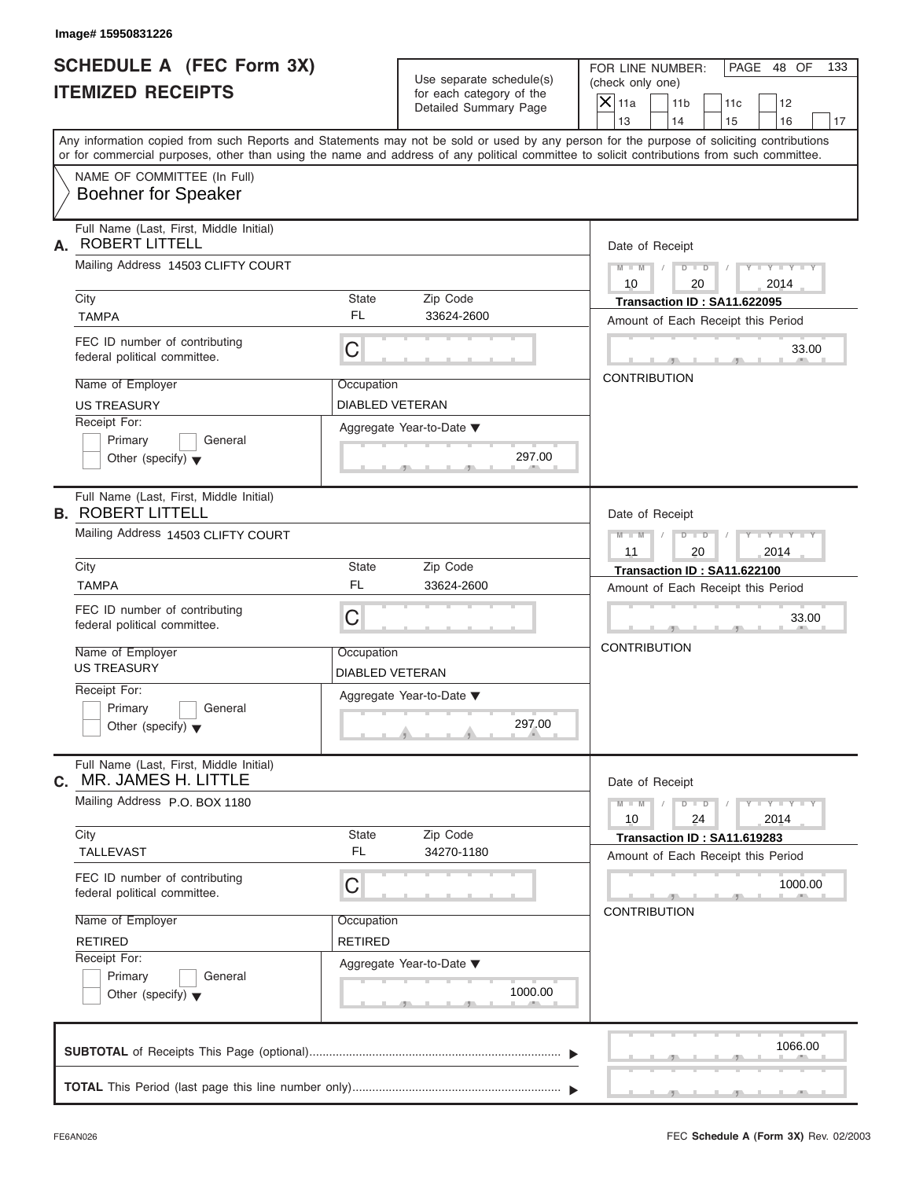Image# 15950831226

# SCHEDULE A (FEC Form 3X)
# ITEMIZED RECEIPTS

Use separate schedule(s) for each category of the Detailed Summary Page

FOR LINE NUMBER: (check only one)

- [X] 11a
- [ ] 11b
- [ ] 11c
- [ ] 12
- [ ] 13
- [ ] 14
- [ ] 15
- [ ] 16
- [ ] 17

PAGE 48 OF 133

Any information copied from such Reports and Statements may not be sold or used by any person for the purpose of soliciting contributions or for commercial purposes, other than using the name and address of any political committee to solicit contributions from such committee.

NAME OF COMMITTEE (In Full)
Boehner for Speaker

---

**A.** Full Name (Last, First, Middle Initial): ROBERT LITTELL

Mailing Address: 14503 CLIFTY COURT

| City | State | Zip Code |
|---|---|---|
| TAMPA | FL | 33624-2600 |

FEC ID number of contributing federal political committee: C

Name of Employer: US TREASURY
Occupation: DIABLED VETERAN

Receipt For: [ ] Primary [ ] General [ ] Other (specify)

Aggregate Year-to-Date: 297.00

Date of Receipt: 10 / 20 / 2014
Transaction ID : SA11.622095
Amount of Each Receipt this Period: 33.00
CONTRIBUTION

---

**B.** Full Name (Last, First, Middle Initial): ROBERT LITTELL

Mailing Address: 14503 CLIFTY COURT

| City | State | Zip Code |
|---|---|---|
| TAMPA | FL | 33624-2600 |

FEC ID number of contributing federal political committee: C

Name of Employer: US TREASURY
Occupation: DIABLED VETERAN

Receipt For: [ ] Primary [ ] General [ ] Other (specify)

Aggregate Year-to-Date: 297.00

Date of Receipt: 11 / 20 / 2014
Transaction ID : SA11.622100
Amount of Each Receipt this Period: 33.00
CONTRIBUTION

---

**C.** Full Name (Last, First, Middle Initial): MR. JAMES H. LITTLE

Mailing Address: P.O. BOX 1180

| City | State | Zip Code |
|---|---|---|
| TALLEVAST | FL | 34270-1180 |

FEC ID number of contributing federal political committee: C

Name of Employer: RETIRED
Occupation: RETIRED

Receipt For: [ ] Primary [ ] General [ ] Other (specify)

Aggregate Year-to-Date: 1000.00

Date of Receipt: 10 / 24 / 2014
Transaction ID : SA11.619283
Amount of Each Receipt this Period: 1000.00
CONTRIBUTION

---

**SUBTOTAL** of Receipts This Page (optional): 1066.00

**TOTAL** This Period (last page this line number only):

FE6AN026 FEC **Schedule A** (Form 3X) Rev. 02/2003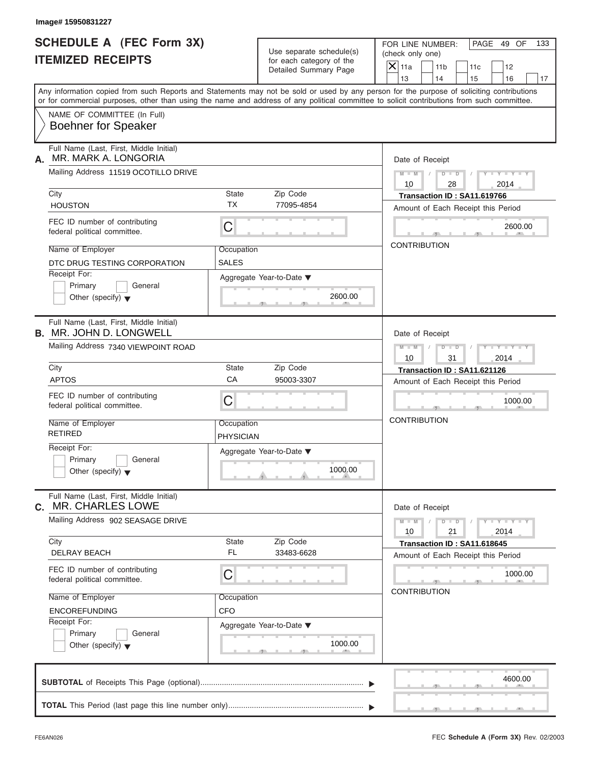Image# 15950831227

# SCHEDULE A (FEC Form 3X)
## ITEMIZED RECEIPTS

Use separate schedule(s) for each category of the Detailed Summary Page

FOR LINE NUMBER: (check only one)
- [X] 11a
- [ ] 11b
- [ ] 11c
- [ ] 12
- [ ] 13
- [ ] 14
- [ ] 15
- [ ] 16
- [ ] 17

PAGE 49 OF 133

Any information copied from such Reports and Statements may not be sold or used by any person for the purpose of soliciting contributions or for commercial purposes, other than using the name and address of any political committee to solicit contributions from such committee.

NAME OF COMMITTEE (In Full)
Boehner for Speaker

---

**A.** Full Name (Last, First, Middle Initial): MR. MARK A. LONGORIA

Mailing Address: 11519 OCOTILLO DRIVE

City: HOUSTON | State: TX | Zip Code: 77095-4854

FEC ID number of contributing federal political committee: C

Name of Employer: DTC DRUG TESTING CORPORATION | Occupation: SALES

Receipt For: Primary / General / Other (specify)

Aggregate Year-to-Date: 2600.00

Date of Receipt: 10 / 28 / 2014

Transaction ID : SA11.619766

Amount of Each Receipt this Period: 2600.00

CONTRIBUTION

---

**B.** Full Name (Last, First, Middle Initial): MR. JOHN D. LONGWELL

Mailing Address: 7340 VIEWPOINT ROAD

City: APTOS | State: CA | Zip Code: 95003-3307

FEC ID number of contributing federal political committee: C

Name of Employer: RETIRED | Occupation: PHYSICIAN

Receipt For: Primary / General / Other (specify)

Aggregate Year-to-Date: 1000.00

Date of Receipt: 10 / 31 / 2014

Transaction ID : SA11.621126

Amount of Each Receipt this Period: 1000.00

CONTRIBUTION

---

**C.** Full Name (Last, First, Middle Initial): MR. CHARLES LOWE

Mailing Address: 902 SEASAGE DRIVE

City: DELRAY BEACH | State: FL | Zip Code: 33483-6628

FEC ID number of contributing federal political committee: C

Name of Employer: ENCOREFUNDING | Occupation: CFO

Receipt For: Primary / General / Other (specify)

Aggregate Year-to-Date: 1000.00

Date of Receipt: 10 / 21 / 2014

Transaction ID : SA11.618645

Amount of Each Receipt this Period: 1000.00

CONTRIBUTION

---

**SUBTOTAL** of Receipts This Page (optional): 4600.00

**TOTAL** This Period (last page this line number only):

FE6AN026

FEC **Schedule A** (Form 3X) Rev. 02/2003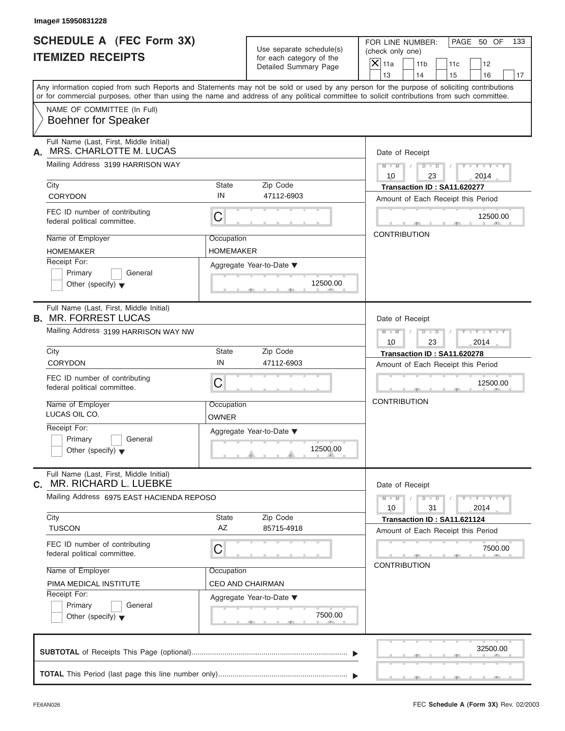Image# 15950831228

# SCHEDULE A (FEC Form 3X)
## ITEMIZED RECEIPTS

Use separate schedule(s) for each category of the Detailed Summary Page

FOR LINE NUMBER: (check only one)

- [X] 11a
- [ ] 11b
- [ ] 11c
- [ ] 12
- [ ] 13
- [ ] 14
- [ ] 15
- [ ] 16
- [ ] 17

PAGE 50 OF 133

Any information copied from such Reports and Statements may not be sold or used by any person for the purpose of soliciting contributions or for commercial purposes, other than using the name and address of any political committee to solicit contributions from such committee.

NAME OF COMMITTEE (In Full)
**Boehner for Speaker**

---

**A.** Full Name (Last, First, Middle Initial): MRS. CHARLOTTE M. LUCAS

Mailing Address: 3199 HARRISON WAY

| City | State | Zip Code |
|---|---|---|
| CORYDON | IN | 47112-6903 |

FEC ID number of contributing federal political committee: C

Name of Employer: HOMEMAKER
Occupation: HOMEMAKER

Receipt For: Primary / General / Other (specify)

Aggregate Year-to-Date: 12500.00

Date of Receipt: 10 / 23 / 2014
Transaction ID : SA11.620277
Amount of Each Receipt this Period: 12500.00
CONTRIBUTION

---

**B.** Full Name (Last, First, Middle Initial): MR. FORREST LUCAS

Mailing Address: 3199 HARRISON WAY NW

| City | State | Zip Code |
|---|---|---|
| CORYDON | IN | 47112-6903 |

FEC ID number of contributing federal political committee: C

Name of Employer: LUCAS OIL CO.
Occupation: OWNER

Receipt For: Primary / General / Other (specify)

Aggregate Year-to-Date: 12500.00

Date of Receipt: 10 / 23 / 2014
Transaction ID : SA11.620278
Amount of Each Receipt this Period: 12500.00
CONTRIBUTION

---

**C.** Full Name (Last, First, Middle Initial): MR. RICHARD L. LUEBKE

Mailing Address: 6975 EAST HACIENDA REPOSO

| City | State | Zip Code |
|---|---|---|
| TUSCON | AZ | 85715-4918 |

FEC ID number of contributing federal political committee: C

Name of Employer: PIMA MEDICAL INSTITUTE
Occupation: CEO AND CHAIRMAN

Receipt For: Primary / General / Other (specify)

Aggregate Year-to-Date: 7500.00

Date of Receipt: 10 / 31 / 2014
Transaction ID : SA11.621124
Amount of Each Receipt this Period: 7500.00
CONTRIBUTION

---

**SUBTOTAL** of Receipts This Page (optional): 32500.00

**TOTAL** This Period (last page this line number only):

FE6AN026 — FEC **Schedule A** (Form 3X) Rev. 02/2003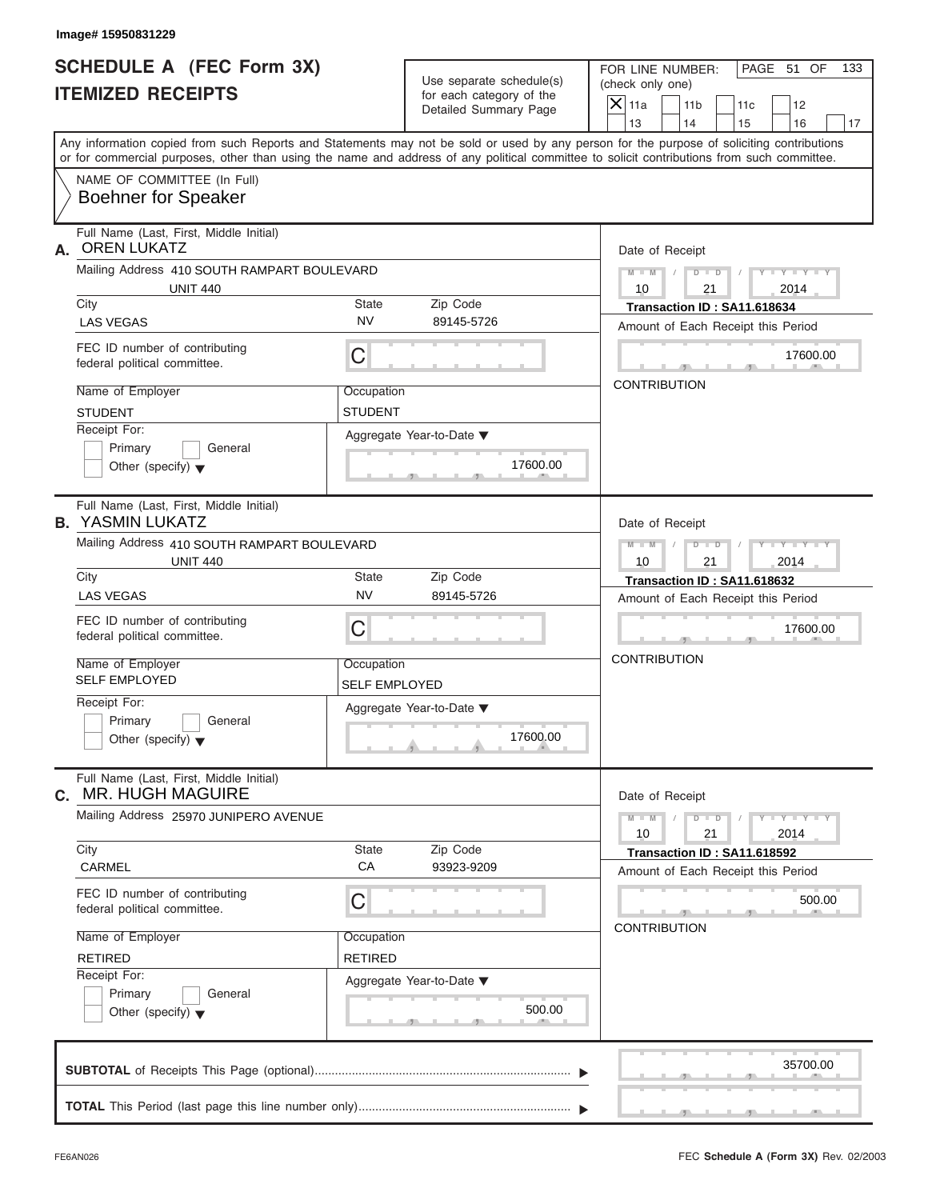Image# 15950831229

# SCHEDULE A (FEC Form 3X)
## ITEMIZED RECEIPTS

Use separate schedule(s) for each category of the Detailed Summary Page

FOR LINE NUMBER: (check only one)
[X] 11a [ ] 11b [ ] 11c [ ] 12 [ ] 13 [ ] 14 [ ] 15 [ ] 16 [ ] 17

PAGE 51 OF 133

Any information copied from such Reports and Statements may not be sold or used by any person for the purpose of soliciting contributions or for commercial purposes, other than using the name and address of any political committee to solicit contributions from such committee.

NAME OF COMMITTEE (In Full)
**Boehner for Speaker**

---

**A.** Full Name (Last, First, Middle Initial): OREN LUKATZ

Mailing Address: 410 SOUTH RAMPART BOULEVARD, UNIT 440

City: LAS VEGAS | State: NV | Zip Code: 89145-5726

FEC ID number of contributing federal political committee: C

Name of Employer: STUDENT | Occupation: STUDENT

Receipt For: [ ] Primary [ ] General [ ] Other (specify)

Aggregate Year-to-Date: 17600.00

Date of Receipt: 10 / 21 / 2014

Transaction ID : SA11.618634

Amount of Each Receipt this Period: 17600.00

CONTRIBUTION

---

**B.** Full Name (Last, First, Middle Initial): YASMIN LUKATZ

Mailing Address: 410 SOUTH RAMPART BOULEVARD, UNIT 440

City: LAS VEGAS | State: NV | Zip Code: 89145-5726

FEC ID number of contributing federal political committee: C

Name of Employer: SELF EMPLOYED | Occupation: SELF EMPLOYED

Receipt For: [ ] Primary [ ] General [ ] Other (specify)

Aggregate Year-to-Date: 17600.00

Date of Receipt: 10 / 21 / 2014

Transaction ID : SA11.618632

Amount of Each Receipt this Period: 17600.00

CONTRIBUTION

---

**C.** Full Name (Last, First, Middle Initial): MR. HUGH MAGUIRE

Mailing Address: 25970 JUNIPERO AVENUE

City: CARMEL | State: CA | Zip Code: 93923-9209

FEC ID number of contributing federal political committee: C

Name of Employer: RETIRED | Occupation: RETIRED

Receipt For: [ ] Primary [ ] General [ ] Other (specify)

Aggregate Year-to-Date: 500.00

Date of Receipt: 10 / 21 / 2014

Transaction ID : SA11.618592

Amount of Each Receipt this Period: 500.00

CONTRIBUTION

---

**SUBTOTAL** of Receipts This Page (optional): 35700.00

**TOTAL** This Period (last page this line number only):

FE6AN026 — FEC Schedule A (Form 3X) Rev. 02/2003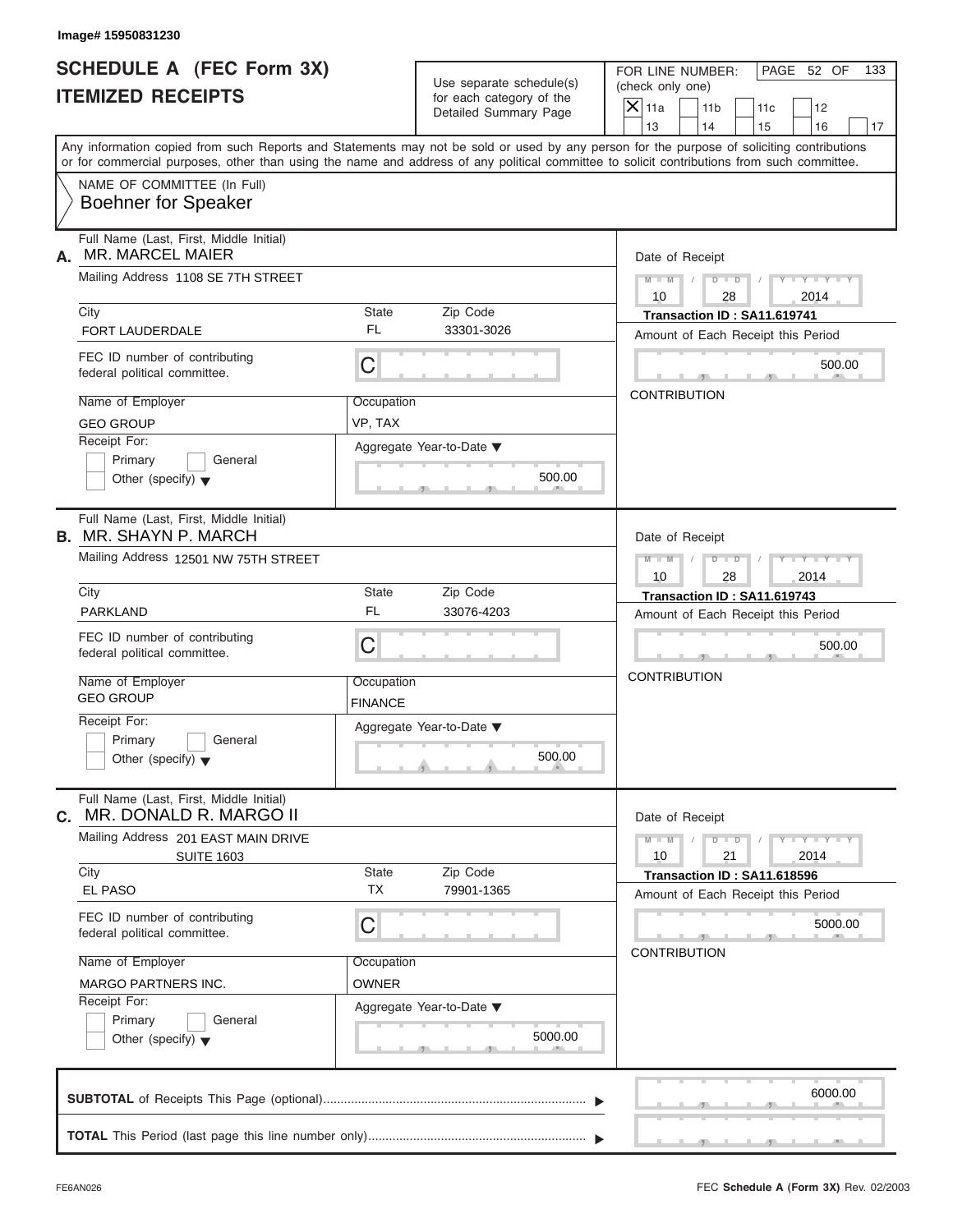Image# 15950831230

# SCHEDULE A (FEC Form 3X)
## ITEMIZED RECEIPTS

Use separate schedule(s) for each category of the Detailed Summary Page

FOR LINE NUMBER: (check only one)

- [x] 11a
- [ ] 11b
- [ ] 11c
- [ ] 12
- [ ] 13
- [ ] 14
- [ ] 15
- [ ] 16
- [ ] 17

Any information copied from such Reports and Statements may not be sold or used by any person for the purpose of soliciting contributions or for commercial purposes, other than using the name and address of any political committee to solicit contributions from such committee.

NAME OF COMMITTEE (In Full)
**Boehner for Speaker**

---

**A.** Full Name (Last, First, Middle Initial): MR. MARCEL MAIER

Mailing Address: 1108 SE 7TH STREET

| City | State | Zip Code |
|---|---|---|
| FORT LAUDERDALE | FL | 33301-3026 |

FEC ID number of contributing federal political committee: C

Name of Employer: GEO GROUP
Occupation: VP, TAX

Receipt For: Primary / General / Other (specify)

Aggregate Year-to-Date: 500.00

Date of Receipt: 10 / 28 / 2014
Transaction ID : SA11.619741
Amount of Each Receipt this Period: 500.00
CONTRIBUTION

---

**B.** Full Name (Last, First, Middle Initial): MR. SHAYN P. MARCH

Mailing Address: 12501 NW 75TH STREET

| City | State | Zip Code |
|---|---|---|
| PARKLAND | FL | 33076-4203 |

FEC ID number of contributing federal political committee: C

Name of Employer: GEO GROUP
Occupation: FINANCE

Receipt For: Primary / General / Other (specify)

Aggregate Year-to-Date: 500.00

Date of Receipt: 10 / 28 / 2014
Transaction ID : SA11.619743
Amount of Each Receipt this Period: 500.00
CONTRIBUTION

---

**C.** Full Name (Last, First, Middle Initial): MR. DONALD R. MARGO II

Mailing Address: 201 EAST MAIN DRIVE
SUITE 1603

| City | State | Zip Code |
|---|---|---|
| EL PASO | TX | 79901-1365 |

FEC ID number of contributing federal political committee: C

Name of Employer: MARGO PARTNERS INC.
Occupation: OWNER

Receipt For: Primary / General / Other (specify)

Aggregate Year-to-Date: 5000.00

Date of Receipt: 10 / 21 / 2014
Transaction ID : SA11.618596
Amount of Each Receipt this Period: 5000.00
CONTRIBUTION

---

**SUBTOTAL** of Receipts This Page (optional): 6000.00

**TOTAL** This Period (last page this line number only):

FE6AN026 — FEC **Schedule A** (Form 3X) Rev. 02/2003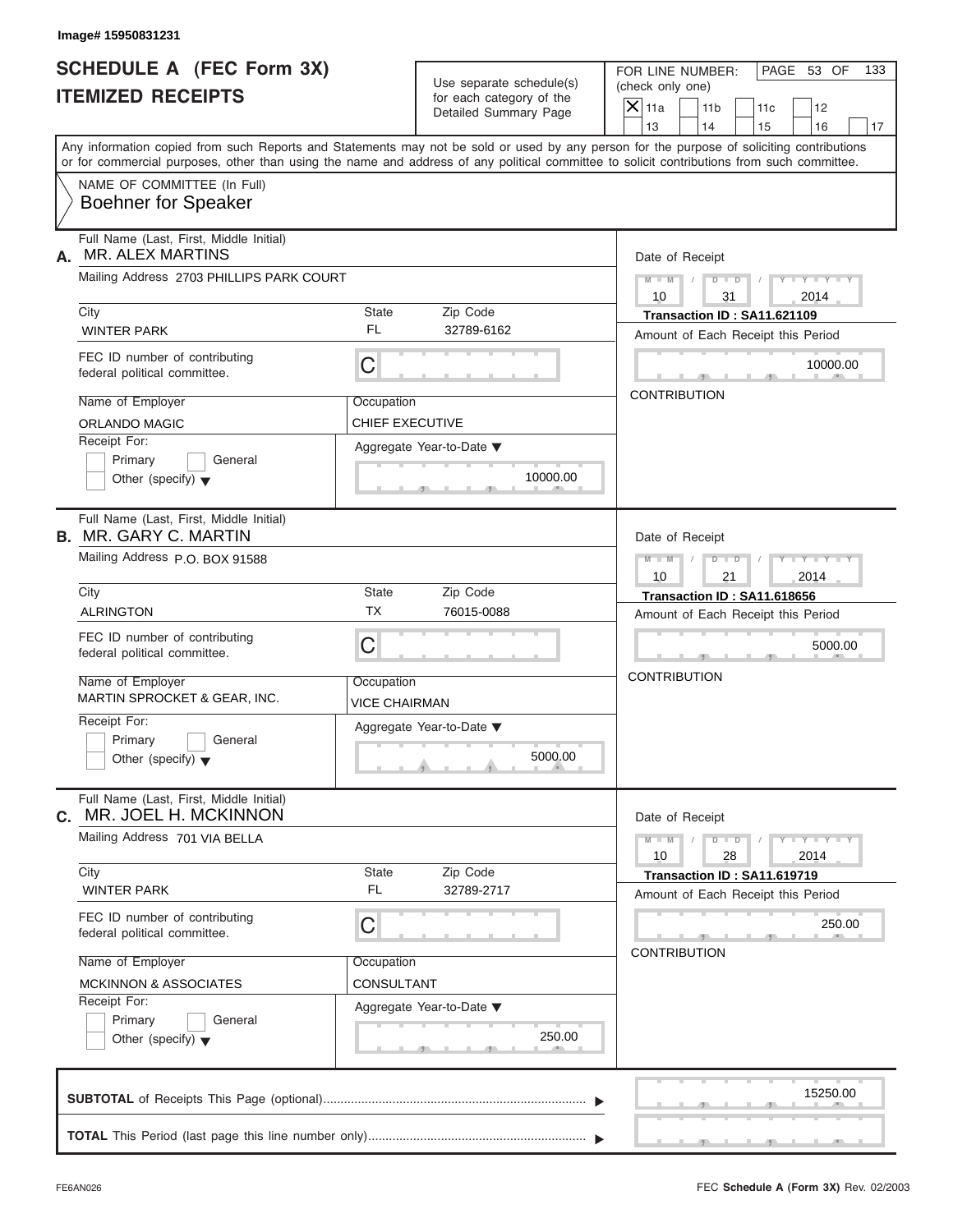Image# 15950831231

# SCHEDULE A (FEC Form 3X)
# ITEMIZED RECEIPTS

Use separate schedule(s) for each category of the Detailed Summary Page

FOR LINE NUMBER: (check only one)

- [X] 11a
- [ ] 11b
- [ ] 11c
- [ ] 12
- [ ] 13
- [ ] 14
- [ ] 15
- [ ] 16
- [ ] 17

Any information copied from such Reports and Statements may not be sold or used by any person for the purpose of soliciting contributions or for commercial purposes, other than using the name and address of any political committee to solicit contributions from such committee.

NAME OF COMMITTEE (In Full)
Boehner for Speaker

---

**A.** Full Name (Last, First, Middle Initial): MR. ALEX MARTINS

Mailing Address: 2703 PHILLIPS PARK COURT

| City | State | Zip Code |
|---|---|---|
| WINTER PARK | FL | 32789-6162 |

FEC ID number of contributing federal political committee: C

Name of Employer: ORLANDO MAGIC
Occupation: CHIEF EXECUTIVE

Receipt For: Primary / General / Other (specify)

Aggregate Year-to-Date: 10000.00

Date of Receipt: 10 / 31 / 2014
Transaction ID : SA11.621109
Amount of Each Receipt this Period: 10000.00
CONTRIBUTION

---

**B.** Full Name (Last, First, Middle Initial): MR. GARY C. MARTIN

Mailing Address: P.O. BOX 91588

| City | State | Zip Code |
|---|---|---|
| ALRINGTON | TX | 76015-0088 |

FEC ID number of contributing federal political committee: C

Name of Employer: MARTIN SPROCKET & GEAR, INC.
Occupation: VICE CHAIRMAN

Receipt For: Primary / General / Other (specify)

Aggregate Year-to-Date: 5000.00

Date of Receipt: 10 / 21 / 2014
Transaction ID : SA11.618656
Amount of Each Receipt this Period: 5000.00
CONTRIBUTION

---

**C.** Full Name (Last, First, Middle Initial): MR. JOEL H. MCKINNON

Mailing Address: 701 VIA BELLA

| City | State | Zip Code |
|---|---|---|
| WINTER PARK | FL | 32789-2717 |

FEC ID number of contributing federal political committee: C

Name of Employer: MCKINNON & ASSOCIATES
Occupation: CONSULTANT

Receipt For: Primary / General / Other (specify)

Aggregate Year-to-Date: 250.00

Date of Receipt: 10 / 28 / 2014
Transaction ID : SA11.619719
Amount of Each Receipt this Period: 250.00
CONTRIBUTION

---

**SUBTOTAL** of Receipts This Page (optional): 15250.00

**TOTAL** This Period (last page this line number only):

FE6AN026

FEC **Schedule A** (Form 3X) Rev. 02/2003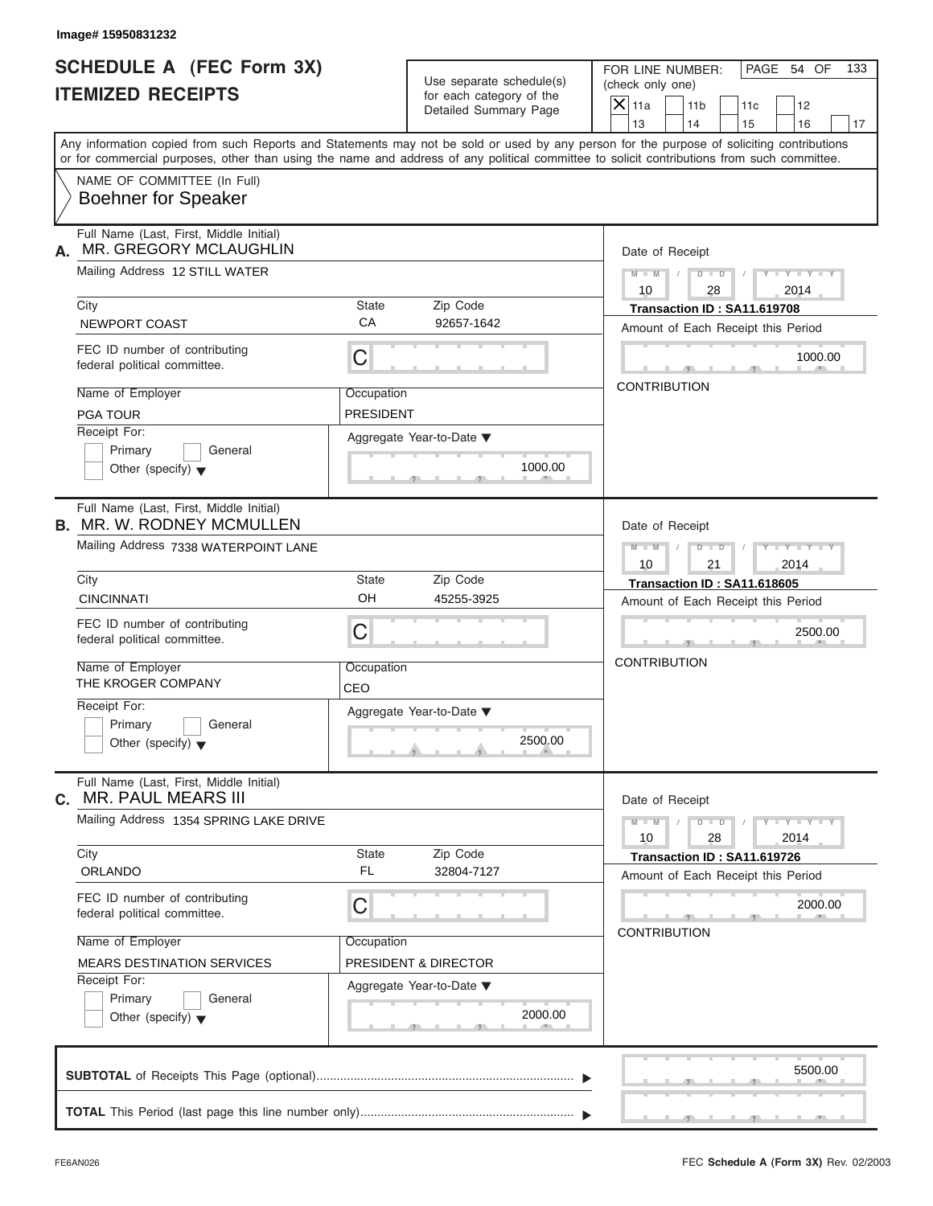Image# 15950831232

# SCHEDULE A (FEC Form 3X)
# ITEMIZED RECEIPTS

Use separate schedule(s) for each category of the Detailed Summary Page

FOR LINE NUMBER: (check only one)

[X] 11a [ ] 11b [ ] 11c [ ] 12 [ ] 13 [ ] 14 [ ] 15 [ ] 16 [ ] 17

PAGE 54 OF 133

Any information copied from such Reports and Statements may not be sold or used by any person for the purpose of soliciting contributions or for commercial purposes, other than using the name and address of any political committee to solicit contributions from such committee.

NAME OF COMMITTEE (In Full)
Boehner for Speaker

---

**A.** Full Name (Last, First, Middle Initial): MR. GREGORY MCLAUGHLIN

Mailing Address: 12 STILL WATER

City: NEWPORT COAST | State: CA | Zip Code: 92657-1642

FEC ID number of contributing federal political committee: C

Name of Employer: PGA TOUR | Occupation: PRESIDENT

Receipt For: [ ] Primary [ ] General [ ] Other (specify)

Aggregate Year-to-Date: 1000.00

Date of Receipt: 10 / 28 / 2014

Transaction ID : SA11.619708

Amount of Each Receipt this Period: 1000.00

CONTRIBUTION

---

**B.** Full Name (Last, First, Middle Initial): MR. W. RODNEY MCMULLEN

Mailing Address: 7338 WATERPOINT LANE

City: CINCINNATI | State: OH | Zip Code: 45255-3925

FEC ID number of contributing federal political committee: C

Name of Employer: THE KROGER COMPANY | Occupation: CEO

Receipt For: [ ] Primary [ ] General [ ] Other (specify)

Aggregate Year-to-Date: 2500.00

Date of Receipt: 10 / 21 / 2014

Transaction ID : SA11.618605

Amount of Each Receipt this Period: 2500.00

CONTRIBUTION

---

**C.** Full Name (Last, First, Middle Initial): MR. PAUL MEARS III

Mailing Address: 1354 SPRING LAKE DRIVE

City: ORLANDO | State: FL | Zip Code: 32804-7127

FEC ID number of contributing federal political committee: C

Name of Employer: MEARS DESTINATION SERVICES | Occupation: PRESIDENT & DIRECTOR

Receipt For: [ ] Primary [ ] General [ ] Other (specify)

Aggregate Year-to-Date: 2000.00

Date of Receipt: 10 / 28 / 2014

Transaction ID : SA11.619726

Amount of Each Receipt this Period: 2000.00

CONTRIBUTION

---

**SUBTOTAL** of Receipts This Page (optional): 5500.00

**TOTAL** This Period (last page this line number only):

FE6AN026 | FEC **Schedule A** (Form 3X) Rev. 02/2003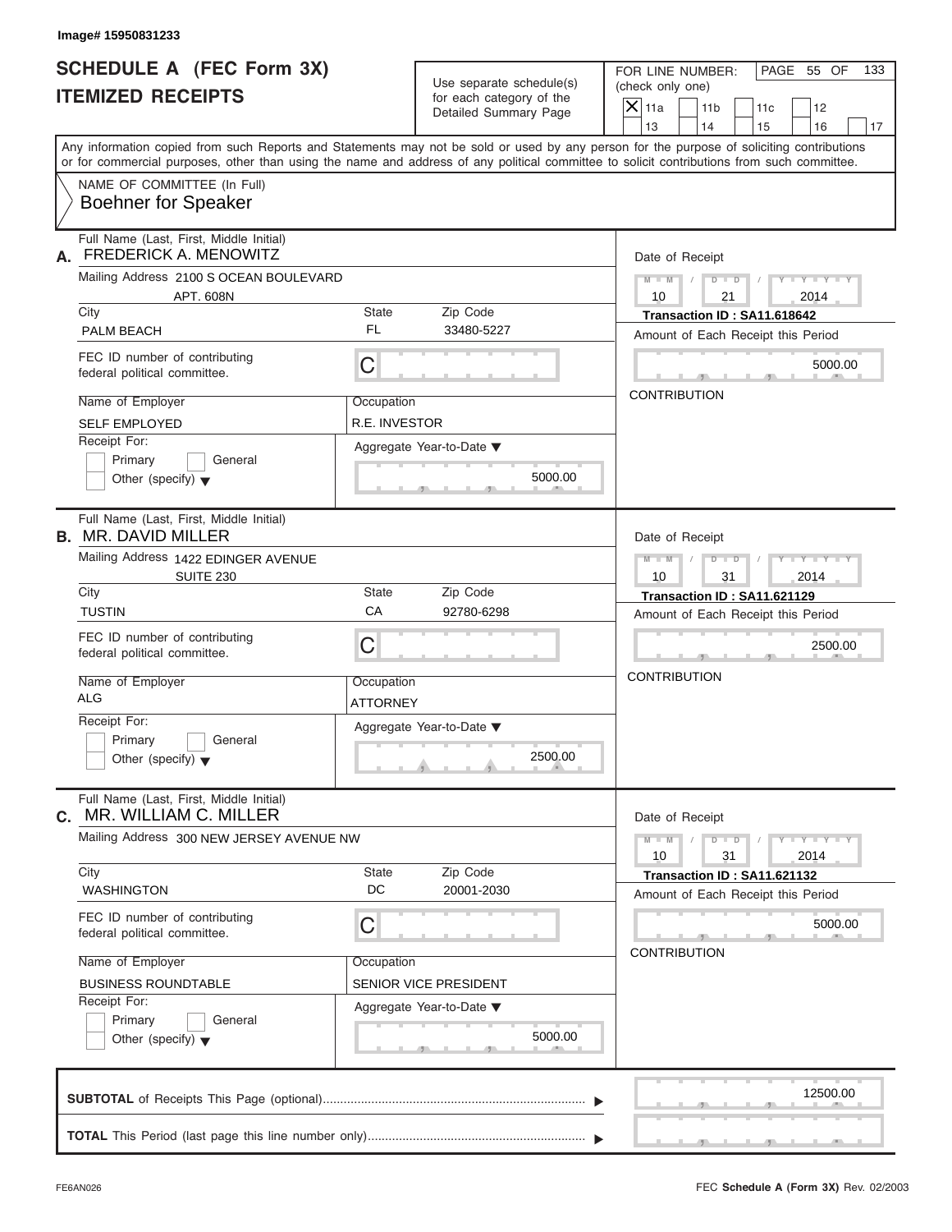Image# 15950831233

# SCHEDULE A (FEC Form 3X)
## ITEMIZED RECEIPTS

Use separate schedule(s) for each category of the Detailed Summary Page

FOR LINE NUMBER: (check only one)

- [X] 11a
- [ ] 11b
- [ ] 11c
- [ ] 12
- [ ] 13
- [ ] 14
- [ ] 15
- [ ] 16
- [ ] 17

PAGE 55 OF 133

Any information copied from such Reports and Statements may not be sold or used by any person for the purpose of soliciting contributions or for commercial purposes, other than using the name and address of any political committee to solicit contributions from such committee.

NAME OF COMMITTEE (In Full)
Boehner for Speaker

---

**A.** Full Name (Last, First, Middle Initial): FREDERICK A. MENOWITZ

Mailing Address: 2100 S OCEAN BOULEVARD, APT. 608N

City: PALM BEACH | State: FL | Zip Code: 33480-5227

FEC ID number of contributing federal political committee: C

Name of Employer: SELF EMPLOYED

Occupation: R.E. INVESTOR

Receipt For: Primary / General / Other (specify)

Aggregate Year-to-Date: 5000.00

Date of Receipt: 10 / 21 / 2014

Transaction ID : SA11.618642

Amount of Each Receipt this Period: 5000.00

CONTRIBUTION

---

**B.** Full Name (Last, First, Middle Initial): MR. DAVID MILLER

Mailing Address: 1422 EDINGER AVENUE, SUITE 230

City: TUSTIN | State: CA | Zip Code: 92780-6298

FEC ID number of contributing federal political committee: C

Name of Employer: ALG

Occupation: ATTORNEY

Receipt For: Primary / General / Other (specify)

Aggregate Year-to-Date: 2500.00

Date of Receipt: 10 / 31 / 2014

Transaction ID : SA11.621129

Amount of Each Receipt this Period: 2500.00

CONTRIBUTION

---

**C.** Full Name (Last, First, Middle Initial): MR. WILLIAM C. MILLER

Mailing Address: 300 NEW JERSEY AVENUE NW

City: WASHINGTON | State: DC | Zip Code: 20001-2030

FEC ID number of contributing federal political committee: C

Name of Employer: BUSINESS ROUNDTABLE

Occupation: SENIOR VICE PRESIDENT

Receipt For: Primary / General / Other (specify)

Aggregate Year-to-Date: 5000.00

Date of Receipt: 10 / 31 / 2014

Transaction ID : SA11.621132

Amount of Each Receipt this Period: 5000.00

CONTRIBUTION

---

**SUBTOTAL** of Receipts This Page (optional): 12500.00

**TOTAL** This Period (last page this line number only):

FE6AN026 — FEC **Schedule A** (Form 3X) Rev. 02/2003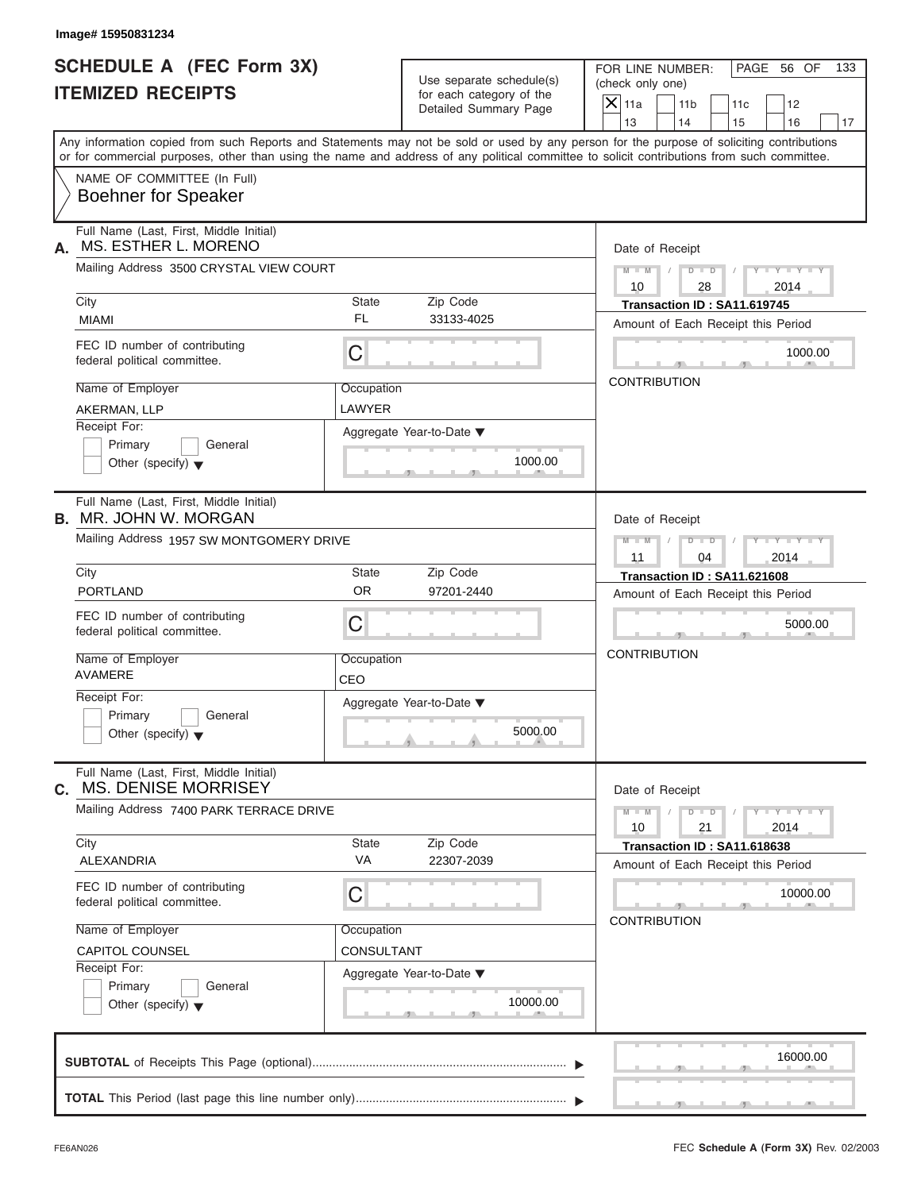Image# 15950831234

# SCHEDULE A (FEC Form 3X) ITEMIZED RECEIPTS

Use separate schedule(s) for each category of the Detailed Summary Page

FOR LINE NUMBER: (check only one)

- [X] 11a
- [ ] 11b
- [ ] 11c
- [ ] 12
- [ ] 13
- [ ] 14
- [ ] 15
- [ ] 16
- [ ] 17

PAGE 56 OF 133

Any information copied from such Reports and Statements may not be sold or used by any person for the purpose of soliciting contributions or for commercial purposes, other than using the name and address of any political committee to solicit contributions from such committee.

NAME OF COMMITTEE (In Full)
Boehner for Speaker

---

**A.** Full Name (Last, First, Middle Initial): MS. ESTHER L. MORENO

Mailing Address: 3500 CRYSTAL VIEW COURT

City: MIAMI | State: FL | Zip Code: 33133-4025

FEC ID number of contributing federal political committee: C

Name of Employer: AKERMAN, LLP | Occupation: LAWYER

Receipt For: Primary / General / Other (specify)

Aggregate Year-to-Date: 1000.00

Date of Receipt: 10 / 28 / 2014

Transaction ID : SA11.619745

Amount of Each Receipt this Period: 1000.00

CONTRIBUTION

---

**B.** Full Name (Last, First, Middle Initial): MR. JOHN W. MORGAN

Mailing Address: 1957 SW MONTGOMERY DRIVE

City: PORTLAND | State: OR | Zip Code: 97201-2440

FEC ID number of contributing federal political committee: C

Name of Employer: AVAMERE | Occupation: CEO

Receipt For: Primary / General / Other (specify)

Aggregate Year-to-Date: 5000.00

Date of Receipt: 11 / 04 / 2014

Transaction ID : SA11.621608

Amount of Each Receipt this Period: 5000.00

CONTRIBUTION

---

**C.** Full Name (Last, First, Middle Initial): MS. DENISE MORRISEY

Mailing Address: 7400 PARK TERRACE DRIVE

City: ALEXANDRIA | State: VA | Zip Code: 22307-2039

FEC ID number of contributing federal political committee: C

Name of Employer: CAPITOL COUNSEL | Occupation: CONSULTANT

Receipt For: Primary / General / Other (specify)

Aggregate Year-to-Date: 10000.00

Date of Receipt: 10 / 21 / 2014

Transaction ID : SA11.618638

Amount of Each Receipt this Period: 10000.00

CONTRIBUTION

---

**SUBTOTAL** of Receipts This Page (optional): 16000.00

**TOTAL** This Period (last page this line number only):

FE6AN026

FEC **Schedule A** (Form 3X) Rev. 02/2003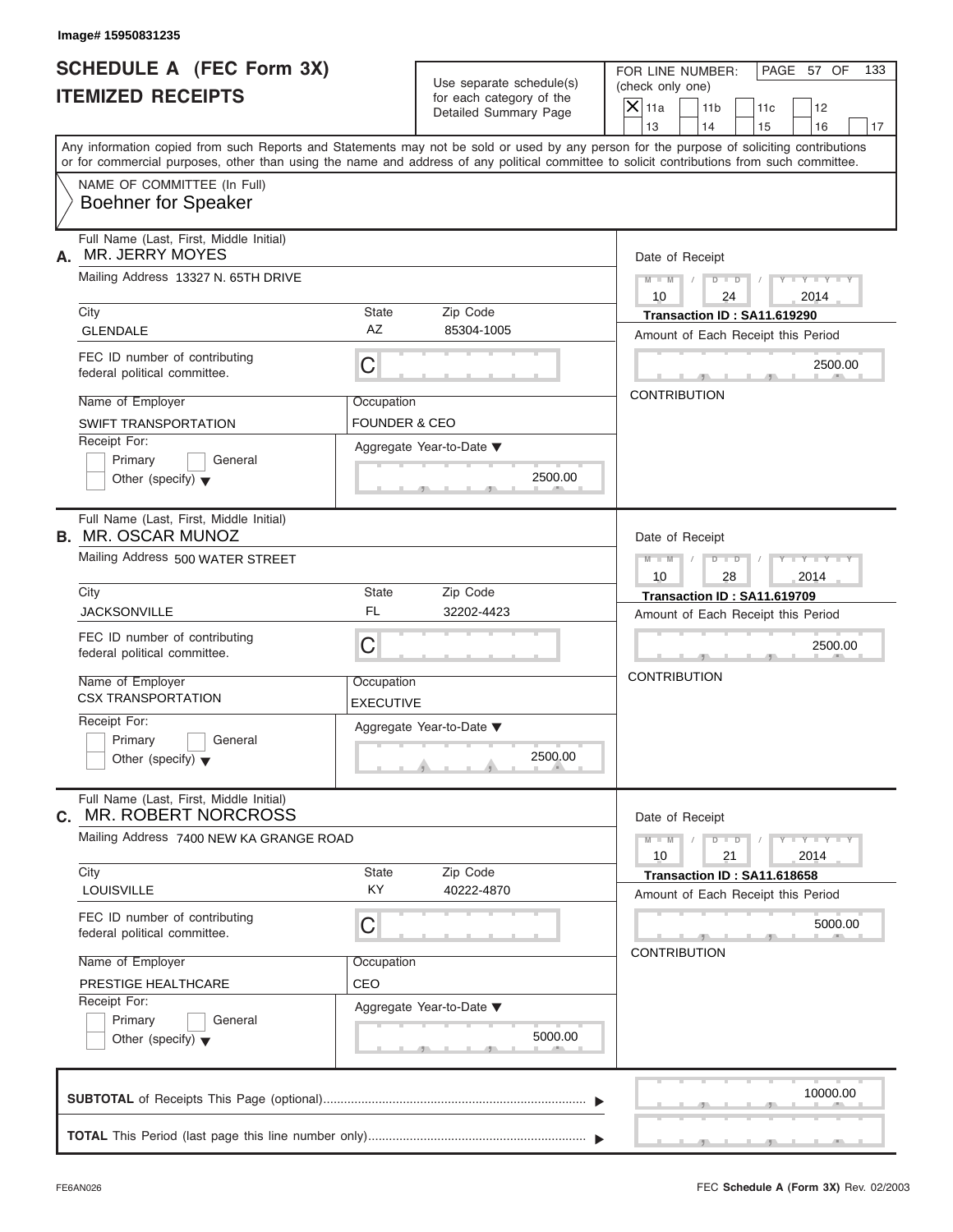Image# 15950831235

# SCHEDULE A (FEC Form 3X)
# ITEMIZED RECEIPTS

Use separate schedule(s) for each category of the Detailed Summary Page

FOR LINE NUMBER: (check only one)

- [X] 11a
- [ ] 11b
- [ ] 11c
- [ ] 12
- [ ] 13
- [ ] 14
- [ ] 15
- [ ] 16
- [ ] 17

PAGE 57 OF 133

Any information copied from such Reports and Statements may not be sold or used by any person for the purpose of soliciting contributions or for commercial purposes, other than using the name and address of any political committee to solicit contributions from such committee.

NAME OF COMMITTEE (In Full)
**Boehner for Speaker**

---

**A.** Full Name (Last, First, Middle Initial): MR. JERRY MOYES

Mailing Address: 13327 N. 65TH DRIVE

| City | State | Zip Code |
|---|---|---|
| GLENDALE | AZ | 85304-1005 |

FEC ID number of contributing federal political committee: C

Name of Employer: SWIFT TRANSPORTATION
Occupation: FOUNDER & CEO

Receipt For: Primary / General / Other (specify)

Aggregate Year-to-Date: 2500.00

Date of Receipt: 10 / 24 / 2014
Transaction ID : SA11.619290
Amount of Each Receipt this Period: 2500.00
CONTRIBUTION

---

**B.** Full Name (Last, First, Middle Initial): MR. OSCAR MUNOZ

Mailing Address: 500 WATER STREET

| City | State | Zip Code |
|---|---|---|
| JACKSONVILLE | FL | 32202-4423 |

FEC ID number of contributing federal political committee: C

Name of Employer: CSX TRANSPORTATION
Occupation: EXECUTIVE

Receipt For: Primary / General / Other (specify)

Aggregate Year-to-Date: 2500.00

Date of Receipt: 10 / 28 / 2014
Transaction ID : SA11.619709
Amount of Each Receipt this Period: 2500.00
CONTRIBUTION

---

**C.** Full Name (Last, First, Middle Initial): MR. ROBERT NORCROSS

Mailing Address: 7400 NEW KA GRANGE ROAD

| City | State | Zip Code |
|---|---|---|
| LOUISVILLE | KY | 40222-4870 |

FEC ID number of contributing federal political committee: C

Name of Employer: PRESTIGE HEALTHCARE
Occupation: CEO

Receipt For: Primary / General / Other (specify)

Aggregate Year-to-Date: 5000.00

Date of Receipt: 10 / 21 / 2014
Transaction ID : SA11.618658
Amount of Each Receipt this Period: 5000.00
CONTRIBUTION

---

**SUBTOTAL** of Receipts This Page (optional): 10000.00

**TOTAL** This Period (last page this line number only):

FE6AN026 — FEC **Schedule A** (Form 3X) Rev. 02/2003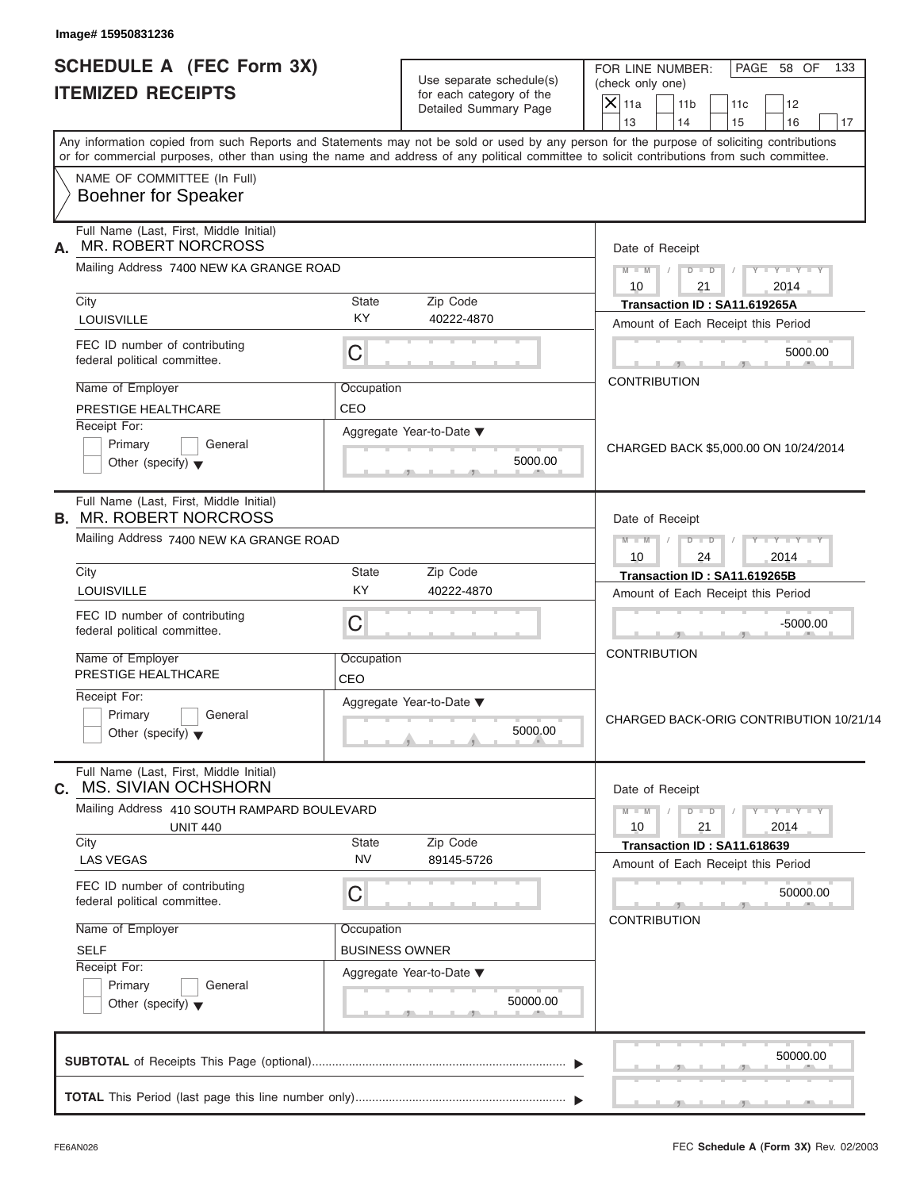Image# 15950831236

# SCHEDULE A (FEC Form 3X)
## ITEMIZED RECEIPTS

Use separate schedule(s) for each category of the Detailed Summary Page

FOR LINE NUMBER: (check only one)

- [X] 11a
- [ ] 11b
- [ ] 11c
- [ ] 12
- [ ] 13
- [ ] 14
- [ ] 15
- [ ] 16
- [ ] 17

PAGE 58 OF 133

Any information copied from such Reports and Statements may not be sold or used by any person for the purpose of soliciting contributions or for commercial purposes, other than using the name and address of any political committee to solicit contributions from such committee.

NAME OF COMMITTEE (In Full)
Boehner for Speaker

---

**A.** Full Name (Last, First, Middle Initial): MR. ROBERT NORCROSS

Mailing Address: 7400 NEW KA GRANGE ROAD

| City | State | Zip Code |
|---|---|---|
| LOUISVILLE | KY | 40222-4870 |

FEC ID number of contributing federal political committee: C

| Name of Employer | Occupation |
|---|---|
| PRESTIGE HEALTHCARE | CEO |

Receipt For: [ ] Primary [ ] General [ ] Other (specify)

Aggregate Year-to-Date: 5000.00

Date of Receipt: 10 / 21 / 2014

Transaction ID : SA11.619265A

Amount of Each Receipt this Period: 5000.00

CONTRIBUTION

CHARGED BACK $5,000.00 ON 10/24/2014

---

**B.** Full Name (Last, First, Middle Initial): MR. ROBERT NORCROSS

Mailing Address: 7400 NEW KA GRANGE ROAD

| City | State | Zip Code |
|---|---|---|
| LOUISVILLE | KY | 40222-4870 |

FEC ID number of contributing federal political committee: C

| Name of Employer | Occupation |
|---|---|
| PRESTIGE HEALTHCARE | CEO |

Receipt For: [ ] Primary [ ] General [ ] Other (specify)

Aggregate Year-to-Date: 5000.00

Date of Receipt: 10 / 24 / 2014

Transaction ID : SA11.619265B

Amount of Each Receipt this Period: -5000.00

CONTRIBUTION

CHARGED BACK-ORIG CONTRIBUTION 10/21/14

---

**C.** Full Name (Last, First, Middle Initial): MS. SIVIAN OCHSHORN

Mailing Address: 410 SOUTH RAMPARD BOULEVARD UNIT 440

| City | State | Zip Code |
|---|---|---|
| LAS VEGAS | NV | 89145-5726 |

FEC ID number of contributing federal political committee: C

| Name of Employer | Occupation |
|---|---|
| SELF | BUSINESS OWNER |

Receipt For: [ ] Primary [ ] General [ ] Other (specify)

Aggregate Year-to-Date: 50000.00

Date of Receipt: 10 / 21 / 2014

Transaction ID : SA11.618639

Amount of Each Receipt this Period: 50000.00

CONTRIBUTION

---

**SUBTOTAL** of Receipts This Page (optional): 50000.00

**TOTAL** This Period (last page this line number only):

FE6AN026

FEC Schedule A (Form 3X) Rev. 02/2003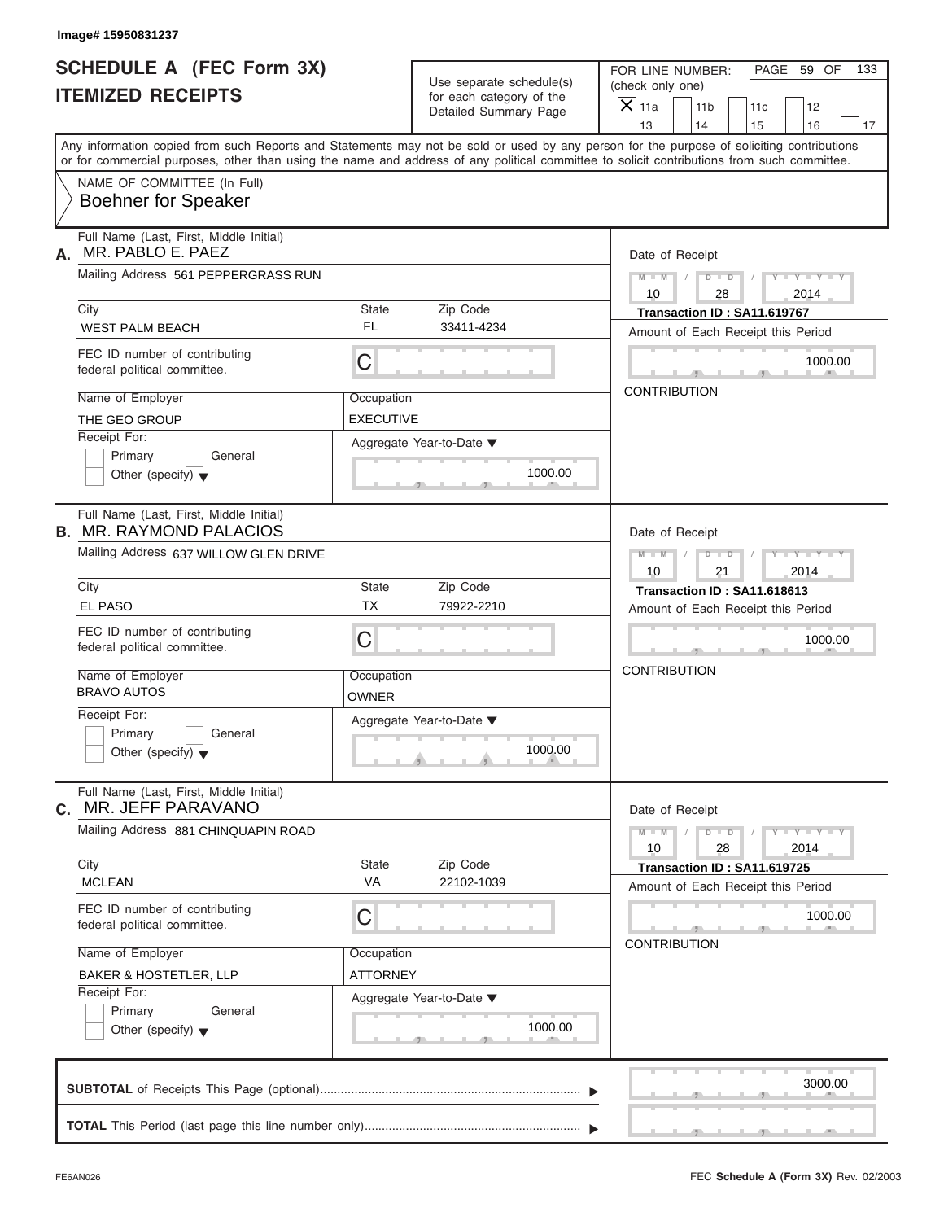Image# 15950831237

# SCHEDULE A (FEC Form 3X)
# ITEMIZED RECEIPTS

Use separate schedule(s) for each category of the Detailed Summary Page

FOR LINE NUMBER: (check only one)

- [X] 11a
- [ ] 11b
- [ ] 11c
- [ ] 12
- [ ] 13
- [ ] 14
- [ ] 15
- [ ] 16
- [ ] 17

PAGE 59 OF 133

Any information copied from such Reports and Statements may not be sold or used by any person for the purpose of soliciting contributions or for commercial purposes, other than using the name and address of any political committee to solicit contributions from such committee.

NAME OF COMMITTEE (In Full)
**Boehner for Speaker**

---

**A.** Full Name (Last, First, Middle Initial): MR. PABLO E. PAEZ

Mailing Address: 561 PEPPERGRASS RUN

| City | State | Zip Code |
|---|---|---|
| WEST PALM BEACH | FL | 33411-4234 |

FEC ID number of contributing federal political committee: C

| Name of Employer | Occupation |
|---|---|
| THE GEO GROUP | EXECUTIVE |

Receipt For: Primary / General / Other (specify)

Aggregate Year-to-Date: 1000.00

Date of Receipt: 10 / 28 / 2014

Transaction ID : SA11.619767

Amount of Each Receipt this Period: 1000.00

CONTRIBUTION

---

**B.** Full Name (Last, First, Middle Initial): MR. RAYMOND PALACIOS

Mailing Address: 637 WILLOW GLEN DRIVE

| City | State | Zip Code |
|---|---|---|
| EL PASO | TX | 79922-2210 |

FEC ID number of contributing federal political committee: C

| Name of Employer | Occupation |
|---|---|
| BRAVO AUTOS | OWNER |

Receipt For: Primary / General / Other (specify)

Aggregate Year-to-Date: 1000.00

Date of Receipt: 10 / 21 / 2014

Transaction ID : SA11.618613

Amount of Each Receipt this Period: 1000.00

CONTRIBUTION

---

**C.** Full Name (Last, First, Middle Initial): MR. JEFF PARAVANO

Mailing Address: 881 CHINQUAPIN ROAD

| City | State | Zip Code |
|---|---|---|
| MCLEAN | VA | 22102-1039 |

FEC ID number of contributing federal political committee: C

| Name of Employer | Occupation |
|---|---|
| BAKER & HOSTETLER, LLP | ATTORNEY |

Receipt For: Primary / General / Other (specify)

Aggregate Year-to-Date: 1000.00

Date of Receipt: 10 / 28 / 2014

Transaction ID : SA11.619725

Amount of Each Receipt this Period: 1000.00

CONTRIBUTION

---

**SUBTOTAL** of Receipts This Page (optional): 3000.00

**TOTAL** This Period (last page this line number only):

FE6AN026

FEC **Schedule A** (Form 3X) Rev. 02/2003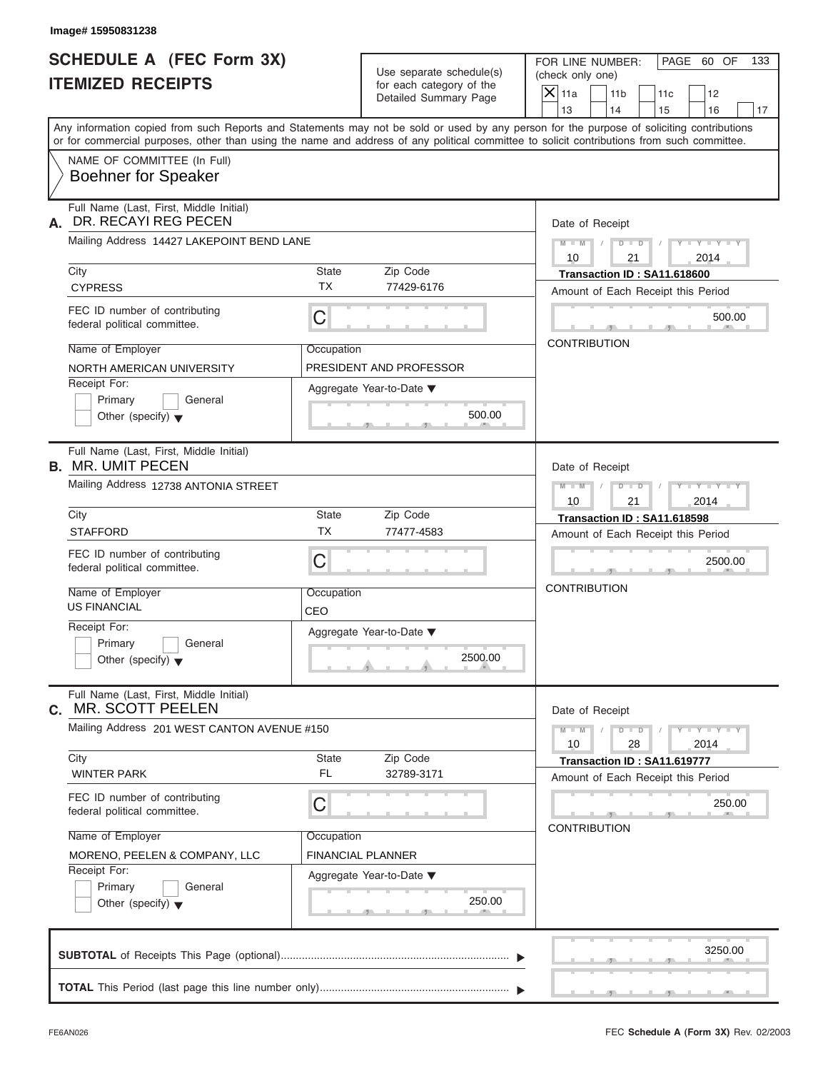Image# 15950831238

# SCHEDULE A (FEC Form 3X)
## ITEMIZED RECEIPTS

Use separate schedule(s) for each category of the Detailed Summary Page

FOR LINE NUMBER: (check only one)

- [X] 11a
- [ ] 11b
- [ ] 11c
- [ ] 12
- [ ] 13
- [ ] 14
- [ ] 15
- [ ] 16
- [ ] 17

Any information copied from such Reports and Statements may not be sold or used by any person for the purpose of soliciting contributions or for commercial purposes, other than using the name and address of any political committee to solicit contributions from such committee.

NAME OF COMMITTEE (In Full)
**Boehner for Speaker**

---

### A.
**Full Name (Last, First, Middle Initial):** DR. RECAYI REG PECEN
**Mailing Address:** 14427 LAKEPOINT BEND LANE
**City:** CYPRESS | **State:** TX | **Zip Code:** 77429-6176
**FEC ID number of contributing federal political committee:** C
**Name of Employer:** NORTH AMERICAN UNIVERSITY
**Occupation:** PRESIDENT AND PROFESSOR
**Receipt For:** [ ] Primary [ ] General [ ] Other (specify)
**Aggregate Year-to-Date:** 500.00
**Date of Receipt:** 10 / 21 / 2014
**Transaction ID:** SA11.618600
**Amount of Each Receipt this Period:** 500.00
CONTRIBUTION

---

### B.
**Full Name (Last, First, Middle Initial):** MR. UMIT PECEN
**Mailing Address:** 12738 ANTONIA STREET
**City:** STAFFORD | **State:** TX | **Zip Code:** 77477-4583
**FEC ID number of contributing federal political committee:** C
**Name of Employer:** US FINANCIAL
**Occupation:** CEO
**Receipt For:** [ ] Primary [ ] General [ ] Other (specify)
**Aggregate Year-to-Date:** 2500.00
**Date of Receipt:** 10 / 21 / 2014
**Transaction ID:** SA11.618598
**Amount of Each Receipt this Period:** 2500.00
CONTRIBUTION

---

### C.
**Full Name (Last, First, Middle Initial):** MR. SCOTT PEELEN
**Mailing Address:** 201 WEST CANTON AVENUE #150
**City:** WINTER PARK | **State:** FL | **Zip Code:** 32789-3171
**FEC ID number of contributing federal political committee:** C
**Name of Employer:** MORENO, PEELEN & COMPANY, LLC
**Occupation:** FINANCIAL PLANNER
**Receipt For:** [ ] Primary [ ] General [ ] Other (specify)
**Aggregate Year-to-Date:** 250.00
**Date of Receipt:** 10 / 28 / 2014
**Transaction ID:** SA11.619777
**Amount of Each Receipt this Period:** 250.00
CONTRIBUTION

---

**SUBTOTAL** of Receipts This Page (optional): 3250.00

**TOTAL** This Period (last page this line number only):

FE6AN026

FEC **Schedule A** (Form 3X) Rev. 02/2003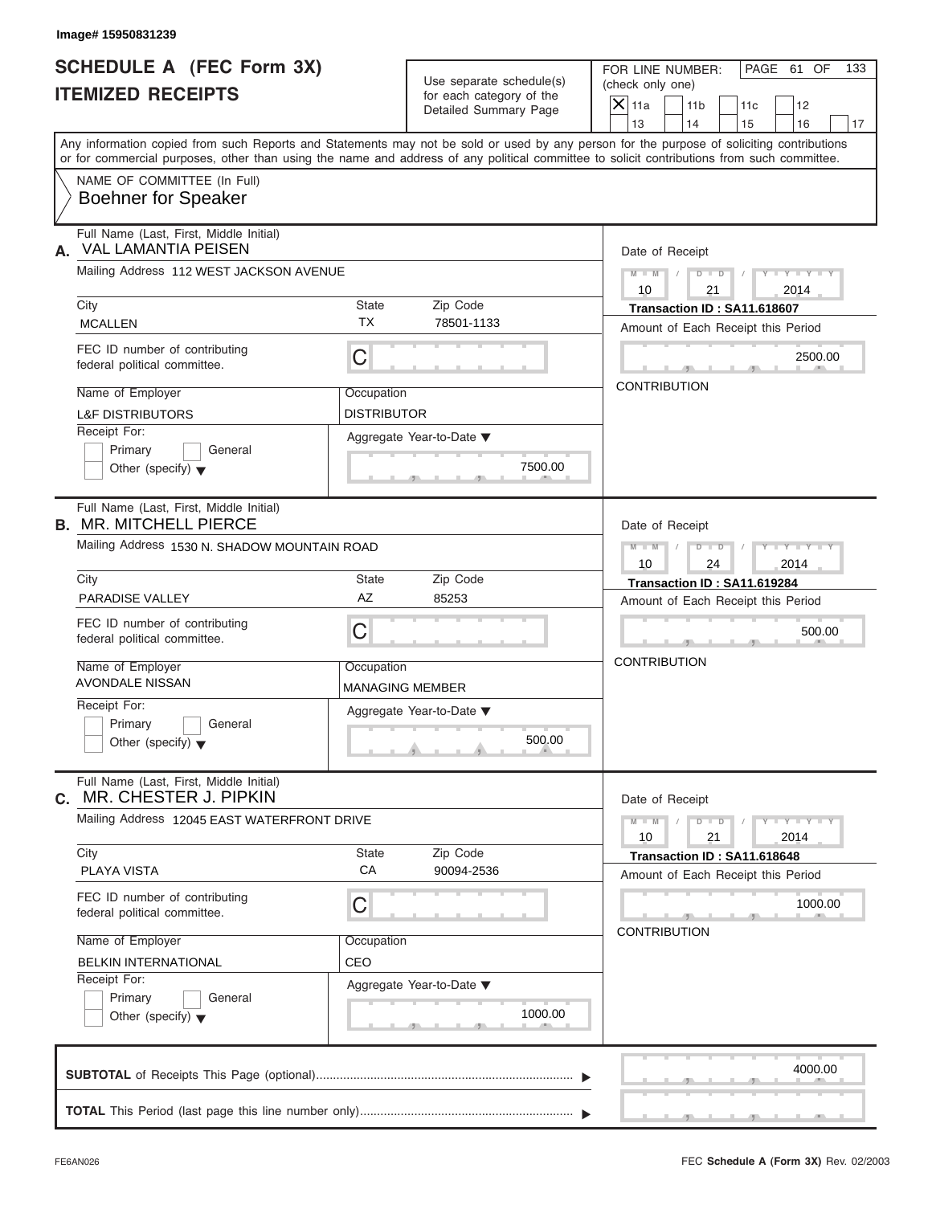Image# 15950831239

# SCHEDULE A (FEC Form 3X)
## ITEMIZED RECEIPTS

Use separate schedule(s) for each category of the Detailed Summary Page

FOR LINE NUMBER: (check only one)

[X] 11a [ ] 11b [ ] 11c [ ] 12 [ ] 13 [ ] 14 [ ] 15 [ ] 16 [ ] 17

PAGE 61 OF 133

Any information copied from such Reports and Statements may not be sold or used by any person for the purpose of soliciting contributions or for commercial purposes, other than using the name and address of any political committee to solicit contributions from such committee.

NAME OF COMMITTEE (In Full)
Boehner for Speaker

---

**A.** Full Name (Last, First, Middle Initial): VAL LAMANTIA PEISEN

Mailing Address: 112 WEST JACKSON AVENUE

| City | State | Zip Code |
|---|---|---|
| MCALLEN | TX | 78501-1133 |

FEC ID number of contributing federal political committee: C

| Name of Employer | Occupation |
|---|---|
| L&F DISTRIBUTORS | DISTRIBUTOR |

Receipt For: [ ] Primary [ ] General [ ] Other (specify)

Aggregate Year-to-Date: 7500.00

Date of Receipt: 10 / 21 / 2014

Transaction ID : SA11.618607

Amount of Each Receipt this Period: 2500.00

CONTRIBUTION

---

**B.** Full Name (Last, First, Middle Initial): MR. MITCHELL PIERCE

Mailing Address: 1530 N. SHADOW MOUNTAIN ROAD

| City | State | Zip Code |
|---|---|---|
| PARADISE VALLEY | AZ | 85253 |

FEC ID number of contributing federal political committee: C

| Name of Employer | Occupation |
|---|---|
| AVONDALE NISSAN | MANAGING MEMBER |

Receipt For: [ ] Primary [ ] General [ ] Other (specify)

Aggregate Year-to-Date: 500.00

Date of Receipt: 10 / 24 / 2014

Transaction ID : SA11.619284

Amount of Each Receipt this Period: 500.00

CONTRIBUTION

---

**C.** Full Name (Last, First, Middle Initial): MR. CHESTER J. PIPKIN

Mailing Address: 12045 EAST WATERFRONT DRIVE

| City | State | Zip Code |
|---|---|---|
| PLAYA VISTA | CA | 90094-2536 |

FEC ID number of contributing federal political committee: C

| Name of Employer | Occupation |
|---|---|
| BELKIN INTERNATIONAL | CEO |

Receipt For: [ ] Primary [ ] General [ ] Other (specify)

Aggregate Year-to-Date: 1000.00

Date of Receipt: 10 / 21 / 2014

Transaction ID : SA11.618648

Amount of Each Receipt this Period: 1000.00

CONTRIBUTION

---

**SUBTOTAL** of Receipts This Page (optional): 4000.00

**TOTAL** This Period (last page this line number only):

FE6AN026

FEC **Schedule A (Form 3X)** Rev. 02/2003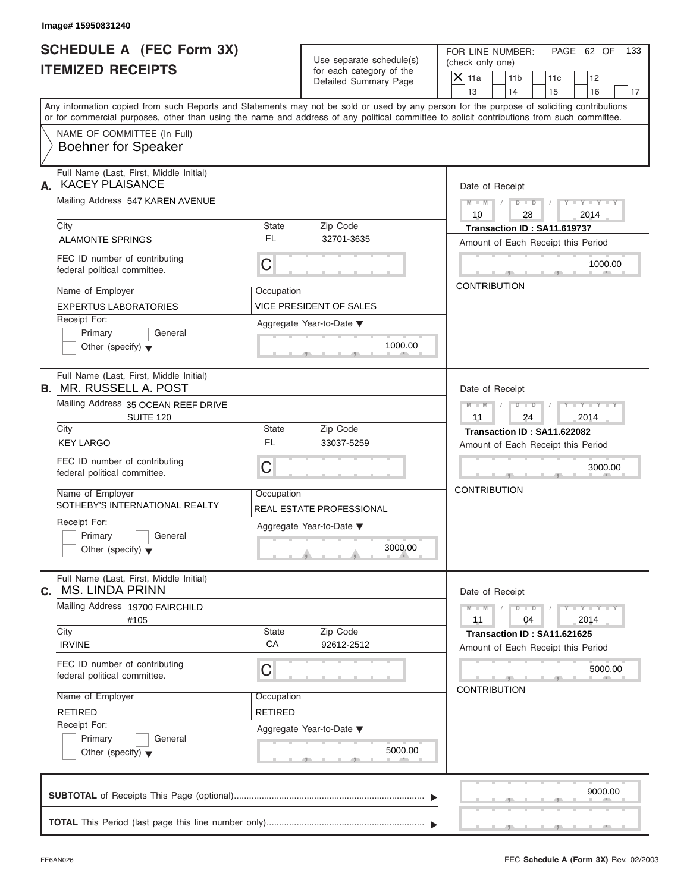Image# 15950831240

# SCHEDULE A (FEC Form 3X)
# ITEMIZED RECEIPTS

Use separate schedule(s) for each category of the Detailed Summary Page

FOR LINE NUMBER: (check only one)

[X] 11a [ ] 11b [ ] 11c [ ] 12 [ ] 13 [ ] 14 [ ] 15 [ ] 16 [ ] 17

PAGE 62 OF 133

Any information copied from such Reports and Statements may not be sold or used by any person for the purpose of soliciting contributions or for commercial purposes, other than using the name and address of any political committee to solicit contributions from such committee.

NAME OF COMMITTEE (In Full)
**Boehner for Speaker**

---

**A.** Full Name (Last, First, Middle Initial): **KACEY PLAISANCE**

Mailing Address: 547 KAREN AVENUE

| City | State | Zip Code |
|---|---|---|
| ALAMONTE SPRINGS | FL | 32701-3635 |

FEC ID number of contributing federal political committee: C

Name of Employer: EXPERTUS LABORATORIES

Occupation: VICE PRESIDENT OF SALES

Receipt For: [ ] Primary [ ] General [ ] Other (specify)

Aggregate Year-to-Date: 1000.00

Date of Receipt: 10 / 28 / 2014

Transaction ID : SA11.619737

Amount of Each Receipt this Period: 1000.00

CONTRIBUTION

---

**B.** Full Name (Last, First, Middle Initial): **MR. RUSSELL A. POST**

Mailing Address: 35 OCEAN REEF DRIVE SUITE 120

| City | State | Zip Code |
|---|---|---|
| KEY LARGO | FL | 33037-5259 |

FEC ID number of contributing federal political committee: C

Name of Employer: SOTHEBY'S INTERNATIONAL REALTY

Occupation: REAL ESTATE PROFESSIONAL

Receipt For: [ ] Primary [ ] General [ ] Other (specify)

Aggregate Year-to-Date: 3000.00

Date of Receipt: 11 / 24 / 2014

Transaction ID : SA11.622082

Amount of Each Receipt this Period: 3000.00

CONTRIBUTION

---

**C.** Full Name (Last, First, Middle Initial): **MS. LINDA PRINN**

Mailing Address: 19700 FAIRCHILD #105

| City | State | Zip Code |
|---|---|---|
| IRVINE | CA | 92612-2512 |

FEC ID number of contributing federal political committee: C

Name of Employer: RETIRED

Occupation: RETIRED

Receipt For: [ ] Primary [ ] General [ ] Other (specify)

Aggregate Year-to-Date: 5000.00

Date of Receipt: 11 / 04 / 2014

Transaction ID : SA11.621625

Amount of Each Receipt this Period: 5000.00

CONTRIBUTION

---

**SUBTOTAL** of Receipts This Page (optional): 9000.00

**TOTAL** This Period (last page this line number only):

FE6AN026

FEC **Schedule A** (Form 3X) Rev. 02/2003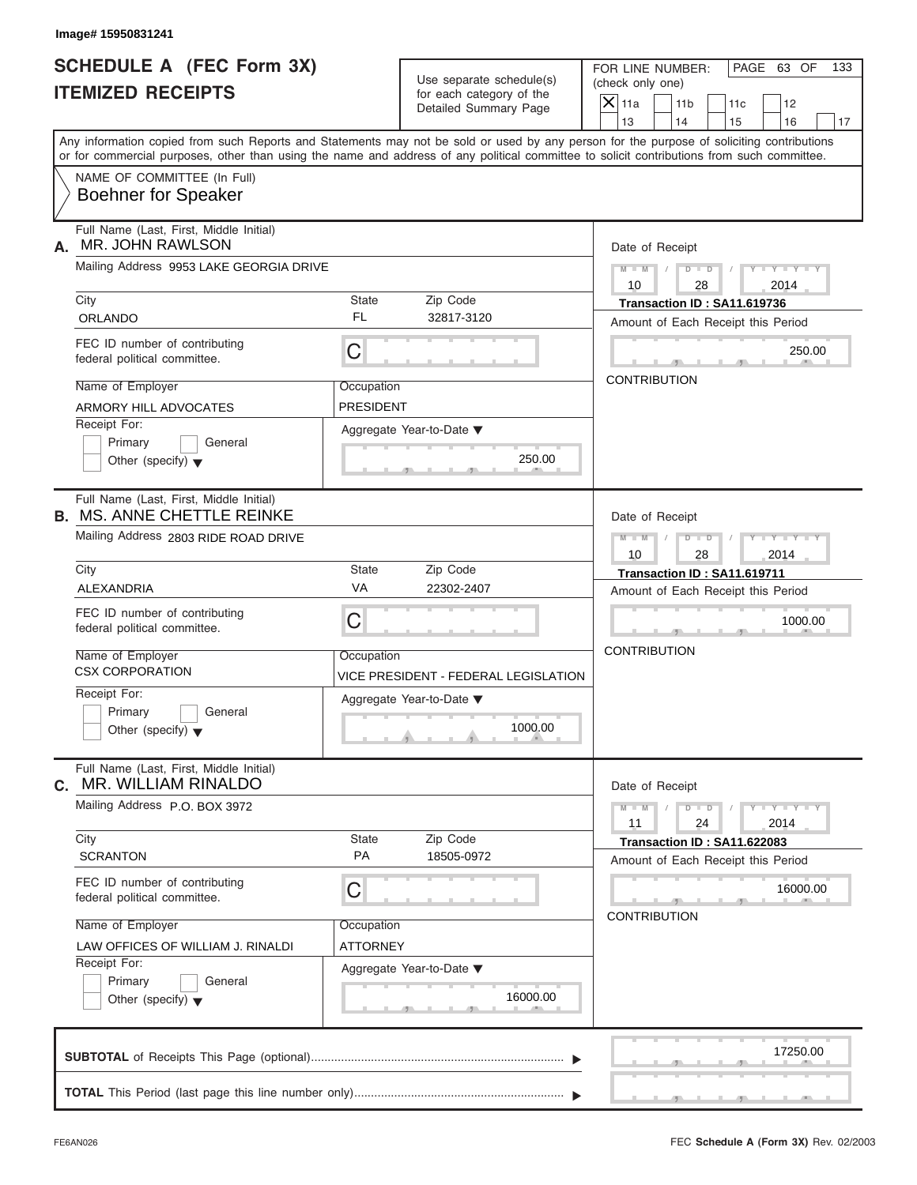Image# 15950831241

# SCHEDULE A (FEC Form 3X)
## ITEMIZED RECEIPTS

Use separate schedule(s) for each category of the Detailed Summary Page

FOR LINE NUMBER: (check only one)
- [X] 11a
- [ ] 11b
- [ ] 11c
- [ ] 12
- [ ] 13
- [ ] 14
- [ ] 15
- [ ] 16
- [ ] 17

PAGE 63 OF 133

Any information copied from such Reports and Statements may not be sold or used by any person for the purpose of soliciting contributions or for commercial purposes, other than using the name and address of any political committee to solicit contributions from such committee.

NAME OF COMMITTEE (In Full)
**Boehner for Speaker**

---

**A.** Full Name (Last, First, Middle Initial): **MR. JOHN RAWLSON**

Mailing Address: 9953 LAKE GEORGIA DRIVE

| City | State | Zip Code |
|---|---|---|
| ORLANDO | FL | 32817-3120 |

FEC ID number of contributing federal political committee: C

Name of Employer: ARMORY HILL ADVOCATES

Occupation: PRESIDENT

Receipt For: Primary / General / Other (specify)

Aggregate Year-to-Date: 250.00

Date of Receipt: 10 / 28 / 2014

Transaction ID : SA11.619736

Amount of Each Receipt this Period: 250.00

CONTRIBUTION

---

**B.** Full Name (Last, First, Middle Initial): **MS. ANNE CHETTLE REINKE**

Mailing Address: 2803 RIDE ROAD DRIVE

| City | State | Zip Code |
|---|---|---|
| ALEXANDRIA | VA | 22302-2407 |

FEC ID number of contributing federal political committee: C

Name of Employer: CSX CORPORATION

Occupation: VICE PRESIDENT - FEDERAL LEGISLATION

Receipt For: Primary / General / Other (specify)

Aggregate Year-to-Date: 1000.00

Date of Receipt: 10 / 28 / 2014

Transaction ID : SA11.619711

Amount of Each Receipt this Period: 1000.00

CONTRIBUTION

---

**C.** Full Name (Last, First, Middle Initial): **MR. WILLIAM RINALDO**

Mailing Address: P.O. BOX 3972

| City | State | Zip Code |
|---|---|---|
| SCRANTON | PA | 18505-0972 |

FEC ID number of contributing federal political committee: C

Name of Employer: LAW OFFICES OF WILLIAM J. RINALDI

Occupation: ATTORNEY

Receipt For: Primary / General / Other (specify)

Aggregate Year-to-Date: 16000.00

Date of Receipt: 11 / 24 / 2014

Transaction ID : SA11.622083

Amount of Each Receipt this Period: 16000.00

CONTRIBUTION

---

**SUBTOTAL** of Receipts This Page (optional): 17250.00

**TOTAL** This Period (last page this line number only):

FE6AN026

FEC **Schedule A** (Form 3X) Rev. 02/2003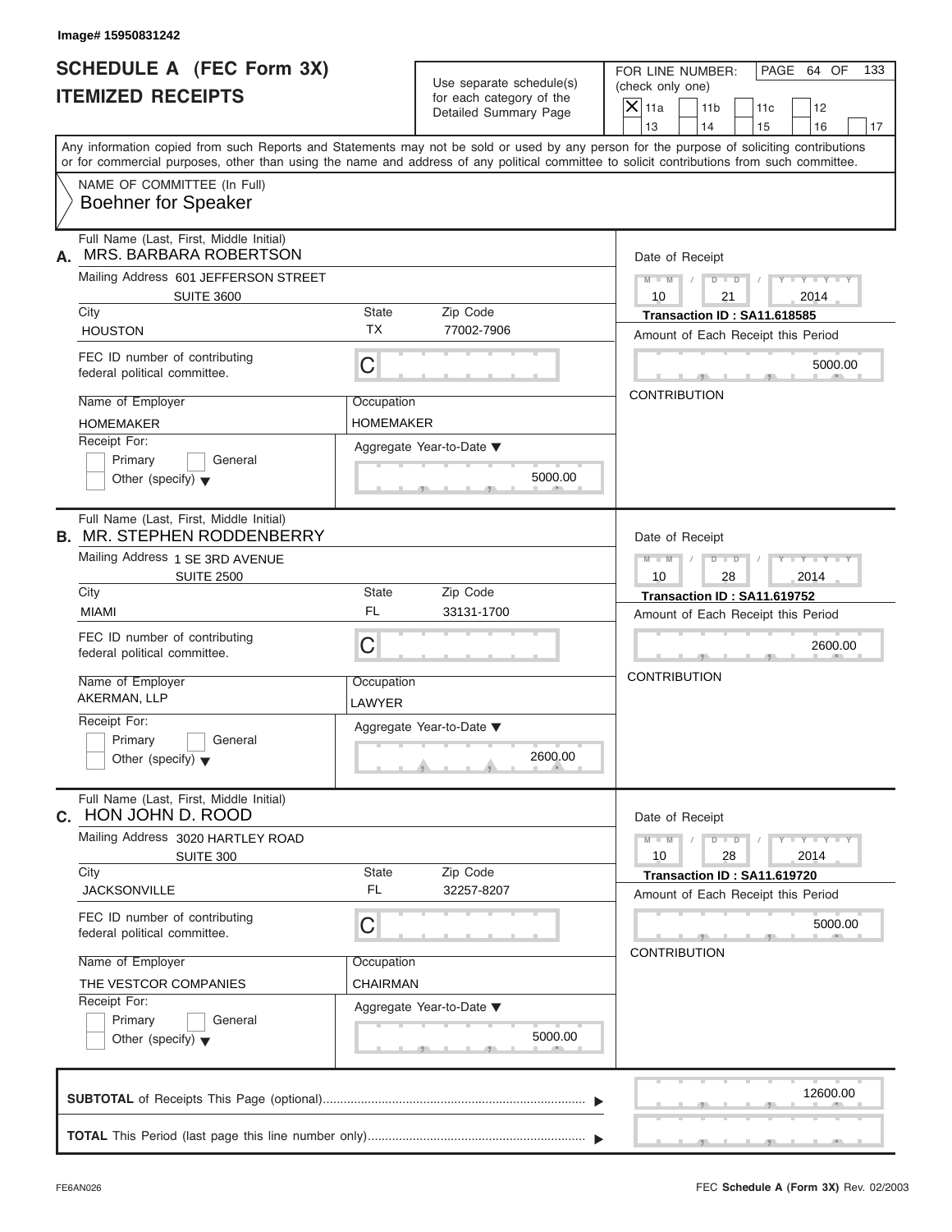Image# 15950831242

# SCHEDULE A (FEC Form 3X)
## ITEMIZED RECEIPTS

Use separate schedule(s) for each category of the Detailed Summary Page

FOR LINE NUMBER: (check only one)

- [X] 11a
- [ ] 11b
- [ ] 11c
- [ ] 12
- [ ] 13
- [ ] 14
- [ ] 15
- [ ] 16
- [ ] 17

Any information copied from such Reports and Statements may not be sold or used by any person for the purpose of soliciting contributions or for commercial purposes, other than using the name and address of any political committee to solicit contributions from such committee.

NAME OF COMMITTEE (In Full)
Boehner for Speaker

---

**A.** Full Name (Last, First, Middle Initial): MRS. BARBARA ROBERTSON

Mailing Address: 601 JEFFERSON STREET, SUITE 3600

City: HOUSTON | State: TX | Zip Code: 77002-7906

FEC ID number of contributing federal political committee: C

Name of Employer: HOMEMAKER

Occupation: HOMEMAKER

Receipt For: Primary / General / Other (specify)

Aggregate Year-to-Date: 5000.00

Date of Receipt: 10 / 21 / 2014

Transaction ID : SA11.618585

Amount of Each Receipt this Period: 5000.00

CONTRIBUTION

---

**B.** Full Name (Last, First, Middle Initial): MR. STEPHEN RODDENBERRY

Mailing Address: 1 SE 3RD AVENUE, SUITE 2500

City: MIAMI | State: FL | Zip Code: 33131-1700

FEC ID number of contributing federal political committee: C

Name of Employer: AKERMAN, LLP

Occupation: LAWYER

Receipt For: Primary / General / Other (specify)

Aggregate Year-to-Date: 2600.00

Date of Receipt: 10 / 28 / 2014

Transaction ID : SA11.619752

Amount of Each Receipt this Period: 2600.00

CONTRIBUTION

---

**C.** Full Name (Last, First, Middle Initial): HON JOHN D. ROOD

Mailing Address: 3020 HARTLEY ROAD, SUITE 300

City: JACKSONVILLE | State: FL | Zip Code: 32257-8207

FEC ID number of contributing federal political committee: C

Name of Employer: THE VESTCOR COMPANIES

Occupation: CHAIRMAN

Receipt For: Primary / General / Other (specify)

Aggregate Year-to-Date: 5000.00

Date of Receipt: 10 / 28 / 2014

Transaction ID : SA11.619720

Amount of Each Receipt this Period: 5000.00

CONTRIBUTION

---

**SUBTOTAL** of Receipts This Page (optional): 12600.00

**TOTAL** This Period (last page this line number only):

FE6AN026 — FEC **Schedule A** (Form 3X) Rev. 02/2003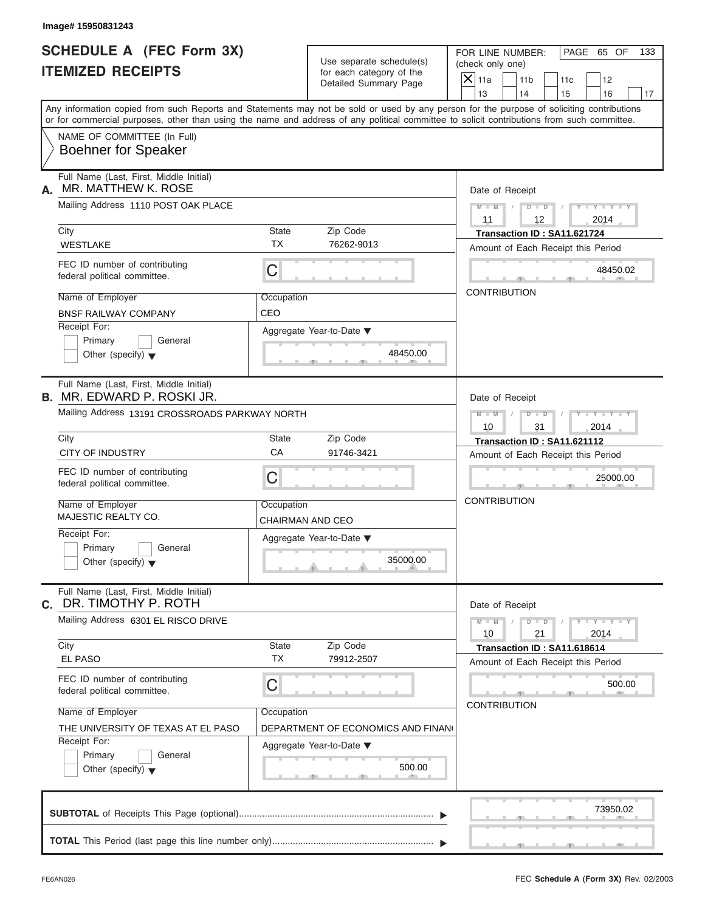Image# 15950831243

# SCHEDULE A (FEC Form 3X)
## ITEMIZED RECEIPTS

Use separate schedule(s) for each category of the Detailed Summary Page

FOR LINE NUMBER: (check only one)

- [X] 11a
- [ ] 11b
- [ ] 11c
- [ ] 12
- [ ] 13
- [ ] 14
- [ ] 15
- [ ] 16
- [ ] 17

Any information copied from such Reports and Statements may not be sold or used by any person for the purpose of soliciting contributions or for commercial purposes, other than using the name and address of any political committee to solicit contributions from such committee.

NAME OF COMMITTEE (In Full)
Boehner for Speaker

---

**A.** Full Name (Last, First, Middle Initial): MR. MATTHEW K. ROSE

Mailing Address: 1110 POST OAK PLACE

| City | State | Zip Code |
|---|---|---|
| WESTLAKE | TX | 76262-9013 |

FEC ID number of contributing federal political committee: C

| Name of Employer | Occupation |
|---|---|
| BNSF RAILWAY COMPANY | CEO |

Receipt For: Primary / General / Other (specify)

Aggregate Year-to-Date: 48450.00

Date of Receipt: 11 / 12 / 2014

Transaction ID : SA11.621724

Amount of Each Receipt this Period: 48450.02

CONTRIBUTION

---

**B.** Full Name (Last, First, Middle Initial): MR. EDWARD P. ROSKI JR.

Mailing Address: 13191 CROSSROADS PARKWAY NORTH

| City | State | Zip Code |
|---|---|---|
| CITY OF INDUSTRY | CA | 91746-3421 |

FEC ID number of contributing federal political committee: C

| Name of Employer | Occupation |
|---|---|
| MAJESTIC REALTY CO. | CHAIRMAN AND CEO |

Receipt For: Primary / General / Other (specify)

Aggregate Year-to-Date: 35000.00

Date of Receipt: 10 / 31 / 2014

Transaction ID : SA11.621112

Amount of Each Receipt this Period: 25000.00

CONTRIBUTION

---

**C.** Full Name (Last, First, Middle Initial): DR. TIMOTHY P. ROTH

Mailing Address: 6301 EL RISCO DRIVE

| City | State | Zip Code |
|---|---|---|
| EL PASO | TX | 79912-2507 |

FEC ID number of contributing federal political committee: C

| Name of Employer | Occupation |
|---|---|
| THE UNIVERSITY OF TEXAS AT EL PASO | DEPARTMENT OF ECONOMICS AND FINAN( |

Receipt For: Primary / General / Other (specify)

Aggregate Year-to-Date: 500.00

Date of Receipt: 10 / 21 / 2014

Transaction ID : SA11.618614

Amount of Each Receipt this Period: 500.00

CONTRIBUTION

---

**SUBTOTAL** of Receipts This Page (optional): 73950.02

**TOTAL** This Period (last page this line number only):

FE6AN026

FEC **Schedule A** (Form 3X) Rev. 02/2003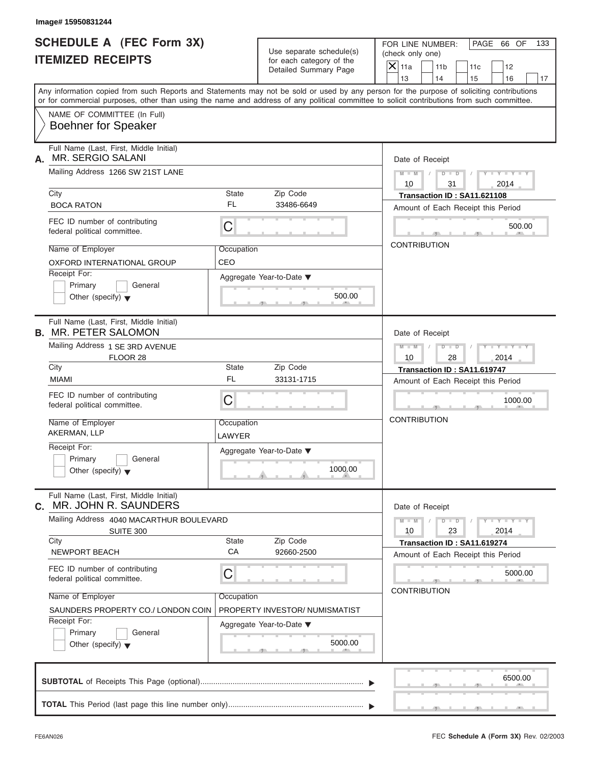Image# 15950831244

# SCHEDULE A (FEC Form 3X)
# ITEMIZED RECEIPTS

Use separate schedule(s) for each category of the Detailed Summary Page

FOR LINE NUMBER: (check only one)

- [X] 11a
- [ ] 11b
- [ ] 11c
- [ ] 12
- [ ] 13
- [ ] 14
- [ ] 15
- [ ] 16
- [ ] 17

PAGE 66 OF 133

Any information copied from such Reports and Statements may not be sold or used by any person for the purpose of soliciting contributions or for commercial purposes, other than using the name and address of any political committee to solicit contributions from such committee.

NAME OF COMMITTEE (In Full)
**Boehner for Speaker**

---

**A.** Full Name (Last, First, Middle Initial): MR. SERGIO SALANI

Mailing Address: 1266 SW 21ST LANE

City: BOCA RATON | State: FL | Zip Code: 33486-6649

FEC ID number of contributing federal political committee: C

Name of Employer: OXFORD INTERNATIONAL GROUP

Occupation: CEO

Receipt For: Primary / General / Other (specify)

Aggregate Year-to-Date: 500.00

Date of Receipt: 10 / 31 / 2014

Transaction ID : SA11.621108

Amount of Each Receipt this Period: 500.00

CONTRIBUTION

---

**B.** Full Name (Last, First, Middle Initial): MR. PETER SALOMON

Mailing Address: 1 SE 3RD AVENUE, FLOOR 28

City: MIAMI | State: FL | Zip Code: 33131-1715

FEC ID number of contributing federal political committee: C

Name of Employer: AKERMAN, LLP

Occupation: LAWYER

Receipt For: Primary / General / Other (specify)

Aggregate Year-to-Date: 1000.00

Date of Receipt: 10 / 28 / 2014

Transaction ID : SA11.619747

Amount of Each Receipt this Period: 1000.00

CONTRIBUTION

---

**C.** Full Name (Last, First, Middle Initial): MR. JOHN R. SAUNDERS

Mailing Address: 4040 MACARTHUR BOULEVARD, SUITE 300

City: NEWPORT BEACH | State: CA | Zip Code: 92660-2500

FEC ID number of contributing federal political committee: C

Name of Employer: SAUNDERS PROPERTY CO./ LONDON COIN

Occupation: PROPERTY INVESTOR/ NUMISMATIST

Receipt For: Primary / General / Other (specify)

Aggregate Year-to-Date: 5000.00

Date of Receipt: 10 / 23 / 2014

Transaction ID : SA11.619274

Amount of Each Receipt this Period: 5000.00

CONTRIBUTION

---

**SUBTOTAL** of Receipts This Page (optional): 6500.00

**TOTAL** This Period (last page this line number only):

FE6AN026

FEC **Schedule A** (Form 3X) Rev. 02/2003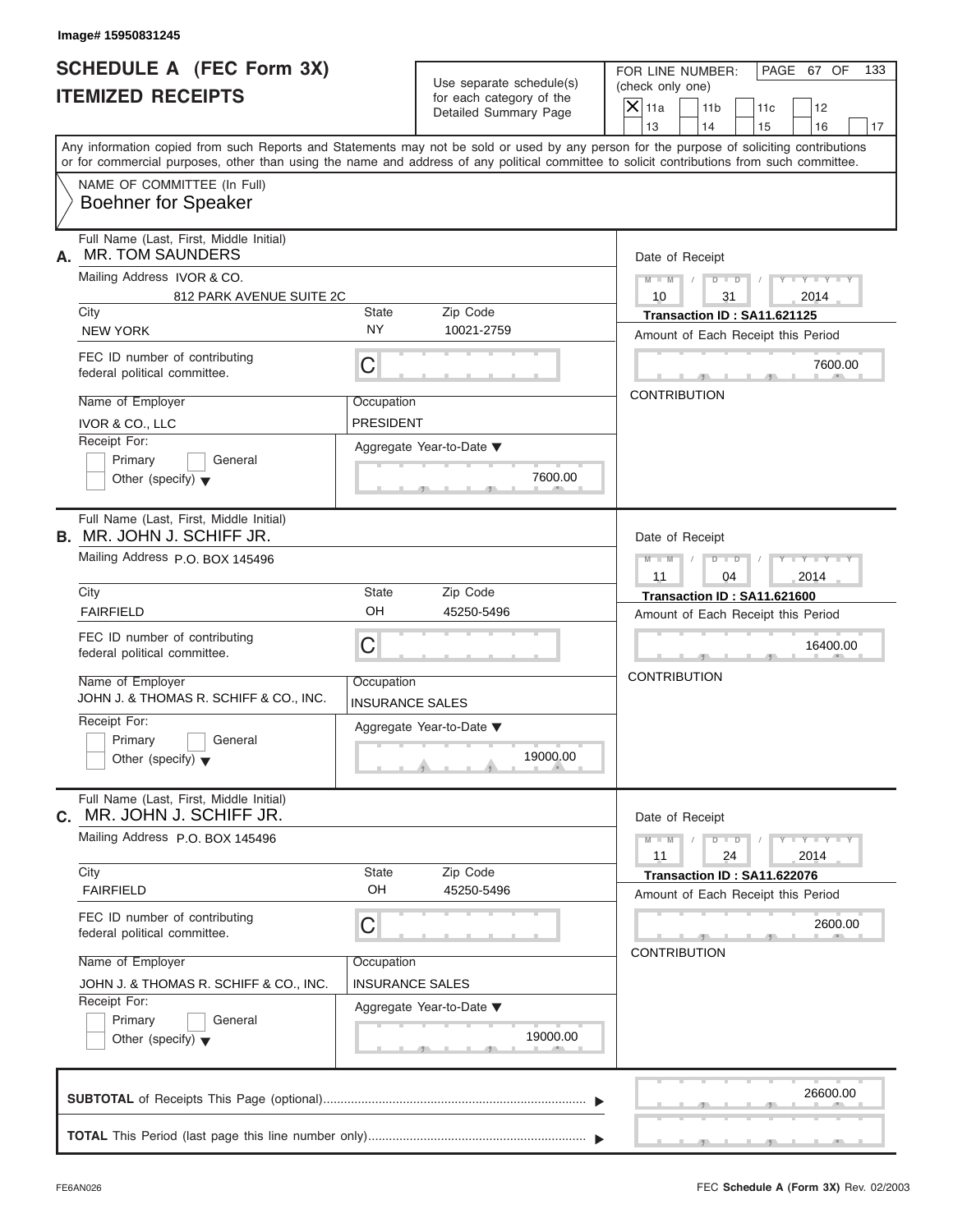Image# 15950831245

# SCHEDULE A (FEC Form 3X)
## ITEMIZED RECEIPTS

Use separate schedule(s) for each category of the Detailed Summary Page

FOR LINE NUMBER: (check only one)

☒ 11a ☐ 11b ☐ 11c ☐ 12 ☐ 13 ☐ 14 ☐ 15 ☐ 16 ☐ 17

Any information copied from such Reports and Statements may not be sold or used by any person for the purpose of soliciting contributions or for commercial purposes, other than using the name and address of any political committee to solicit contributions from such committee.

NAME OF COMMITTEE (In Full)
Boehner for Speaker

---

**A.** Full Name (Last, First, Middle Initial): MR. TOM SAUNDERS

Mailing Address: IVOR & CO.
812 PARK AVENUE SUITE 2C

| City | State | Zip Code |
|---|---|---|
| NEW YORK | NY | 10021-2759 |

FEC ID number of contributing federal political committee: C

Name of Employer: IVOR & CO., LLC
Occupation: PRESIDENT

Receipt For: ☐ Primary ☐ General ☐ Other (specify)

Aggregate Year-to-Date: 7600.00

Date of Receipt: 10 / 31 / 2014
Transaction ID : SA11.621125
Amount of Each Receipt this Period: 7600.00
CONTRIBUTION

---

**B.** Full Name (Last, First, Middle Initial): MR. JOHN J. SCHIFF JR.

Mailing Address: P.O. BOX 145496

| City | State | Zip Code |
|---|---|---|
| FAIRFIELD | OH | 45250-5496 |

FEC ID number of contributing federal political committee: C

Name of Employer: JOHN J. & THOMAS R. SCHIFF & CO., INC.
Occupation: INSURANCE SALES

Receipt For: ☐ Primary ☐ General ☐ Other (specify)

Aggregate Year-to-Date: 19000.00

Date of Receipt: 11 / 04 / 2014
Transaction ID : SA11.621600
Amount of Each Receipt this Period: 16400.00
CONTRIBUTION

---

**C.** Full Name (Last, First, Middle Initial): MR. JOHN J. SCHIFF JR.

Mailing Address: P.O. BOX 145496

| City | State | Zip Code |
|---|---|---|
| FAIRFIELD | OH | 45250-5496 |

FEC ID number of contributing federal political committee: C

Name of Employer: JOHN J. & THOMAS R. SCHIFF & CO., INC.
Occupation: INSURANCE SALES

Receipt For: ☐ Primary ☐ General ☐ Other (specify)

Aggregate Year-to-Date: 19000.00

Date of Receipt: 11 / 24 / 2014
Transaction ID : SA11.622076
Amount of Each Receipt this Period: 2600.00
CONTRIBUTION

---

**SUBTOTAL** of Receipts This Page (optional): 26600.00

**TOTAL** This Period (last page this line number only):

FE6AN026 FEC **Schedule A** (Form 3X) Rev. 02/2003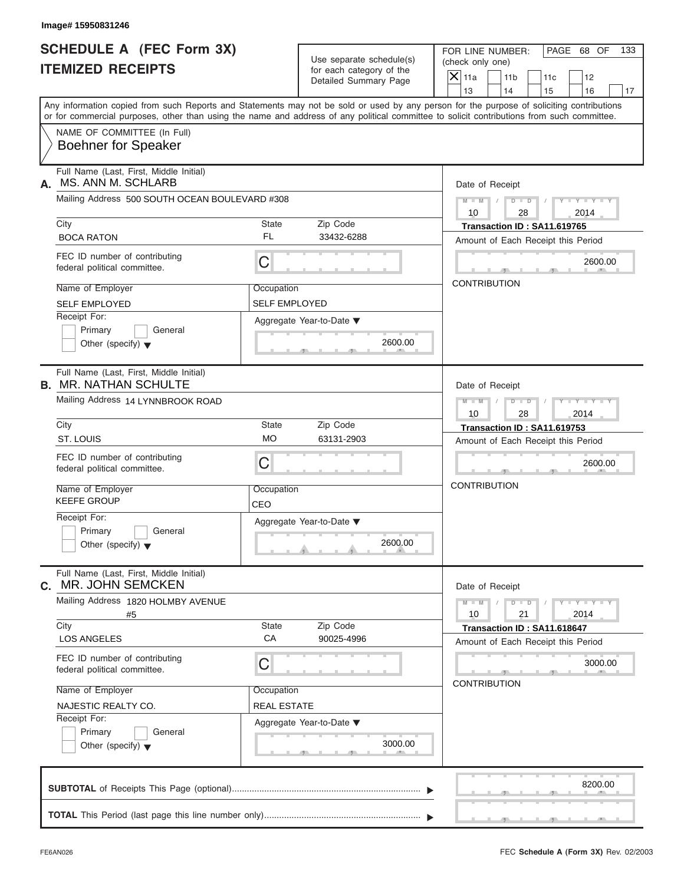Image# 15950831246

# SCHEDULE A (FEC Form 3X)
# ITEMIZED RECEIPTS

Use separate schedule(s) for each category of the Detailed Summary Page

FOR LINE NUMBER: (check only one)

[X] 11a [ ] 11b [ ] 11c [ ] 12 [ ] 13 [ ] 14 [ ] 15 [ ] 16 [ ] 17

Any information copied from such Reports and Statements may not be sold or used by any person for the purpose of soliciting contributions or for commercial purposes, other than using the name and address of any political committee to solicit contributions from such committee.

NAME OF COMMITTEE (In Full)
Boehner for Speaker

---

**A.** Full Name (Last, First, Middle Initial): MS. ANN M. SCHLARB

Mailing Address: 500 SOUTH OCEAN BOULEVARD #308

City: BOCA RATON | State: FL | Zip Code: 33432-6288

FEC ID number of contributing federal political committee: C

Name of Employer: SELF EMPLOYED | Occupation: SELF EMPLOYED

Receipt For: [ ] Primary [ ] General [ ] Other (specify)

Aggregate Year-to-Date: 2600.00

Date of Receipt: 10/28/2014

Transaction ID : SA11.619765

Amount of Each Receipt this Period: 2600.00

CONTRIBUTION

---

**B.** Full Name (Last, First, Middle Initial): MR. NATHAN SCHULTE

Mailing Address: 14 LYNNBROOK ROAD

City: ST. LOUIS | State: MO | Zip Code: 63131-2903

FEC ID number of contributing federal political committee: C

Name of Employer: KEEFE GROUP | Occupation: CEO

Receipt For: [ ] Primary [ ] General [ ] Other (specify)

Aggregate Year-to-Date: 2600.00

Date of Receipt: 10/28/2014

Transaction ID : SA11.619753

Amount of Each Receipt this Period: 2600.00

CONTRIBUTION

---

**C.** Full Name (Last, First, Middle Initial): MR. JOHN SEMCKEN

Mailing Address: 1820 HOLMBY AVENUE #5

City: LOS ANGELES | State: CA | Zip Code: 90025-4996

FEC ID number of contributing federal political committee: C

Name of Employer: NAJESTIC REALTY CO. | Occupation: REAL ESTATE

Receipt For: [ ] Primary [ ] General [ ] Other (specify)

Aggregate Year-to-Date: 3000.00

Date of Receipt: 10/21/2014

Transaction ID : SA11.618647

Amount of Each Receipt this Period: 3000.00

CONTRIBUTION

---

**SUBTOTAL** of Receipts This Page (optional): 8200.00

**TOTAL** This Period (last page this line number only):

FE6AN026 — FEC **Schedule A** (Form 3X) Rev. 02/2003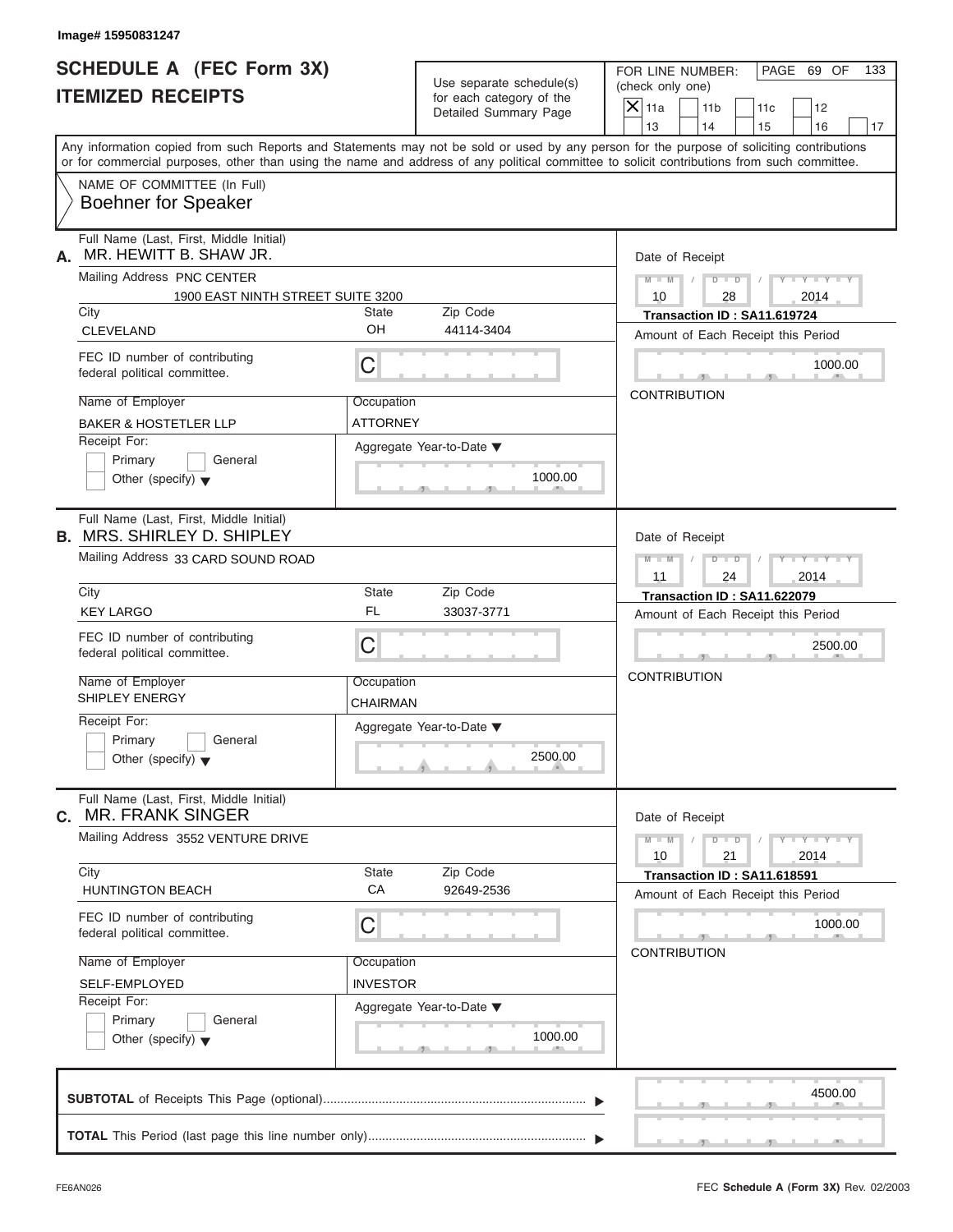Image# 15950831247

# SCHEDULE A (FEC Form 3X)
# ITEMIZED RECEIPTS

Use separate schedule(s) for each category of the Detailed Summary Page

FOR LINE NUMBER: (check only one)

- [X] 11a
- [ ] 11b
- [ ] 11c
- [ ] 12
- [ ] 13
- [ ] 14
- [ ] 15
- [ ] 16
- [ ] 17

PAGE 69 OF 133

Any information copied from such Reports and Statements may not be sold or used by any person for the purpose of soliciting contributions or for commercial purposes, other than using the name and address of any political committee to solicit contributions from such committee.

NAME OF COMMITTEE (In Full)
Boehner for Speaker

---

**A.** Full Name (Last, First, Middle Initial): MR. HEWITT B. SHAW JR.

Mailing Address: PNC CENTER
1900 EAST NINTH STREET SUITE 3200

| City | State | Zip Code |
|---|---|---|
| CLEVELAND | OH | 44114-3404 |

FEC ID number of contributing federal political committee: C

Name of Employer: BAKER & HOSTETLER LLP
Occupation: ATTORNEY

Receipt For: Primary / General / Other (specify)

Aggregate Year-to-Date: 1000.00

Date of Receipt: 10 / 28 / 2014
Transaction ID : SA11.619724
Amount of Each Receipt this Period: 1000.00
CONTRIBUTION

---

**B.** Full Name (Last, First, Middle Initial): MRS. SHIRLEY D. SHIPLEY

Mailing Address: 33 CARD SOUND ROAD

| City | State | Zip Code |
|---|---|---|
| KEY LARGO | FL | 33037-3771 |

FEC ID number of contributing federal political committee: C

Name of Employer: SHIPLEY ENERGY
Occupation: CHAIRMAN

Receipt For: Primary / General / Other (specify)

Aggregate Year-to-Date: 2500.00

Date of Receipt: 11 / 24 / 2014
Transaction ID : SA11.622079
Amount of Each Receipt this Period: 2500.00
CONTRIBUTION

---

**C.** Full Name (Last, First, Middle Initial): MR. FRANK SINGER

Mailing Address: 3552 VENTURE DRIVE

| City | State | Zip Code |
|---|---|---|
| HUNTINGTON BEACH | CA | 92649-2536 |

FEC ID number of contributing federal political committee: C

Name of Employer: SELF-EMPLOYED
Occupation: INVESTOR

Receipt For: Primary / General / Other (specify)

Aggregate Year-to-Date: 1000.00

Date of Receipt: 10 / 21 / 2014
Transaction ID : SA11.618591
Amount of Each Receipt this Period: 1000.00
CONTRIBUTION

---

**SUBTOTAL** of Receipts This Page (optional): 4500.00

**TOTAL** This Period (last page this line number only):

FE6AN026 FEC **Schedule A** (Form 3X) Rev. 02/2003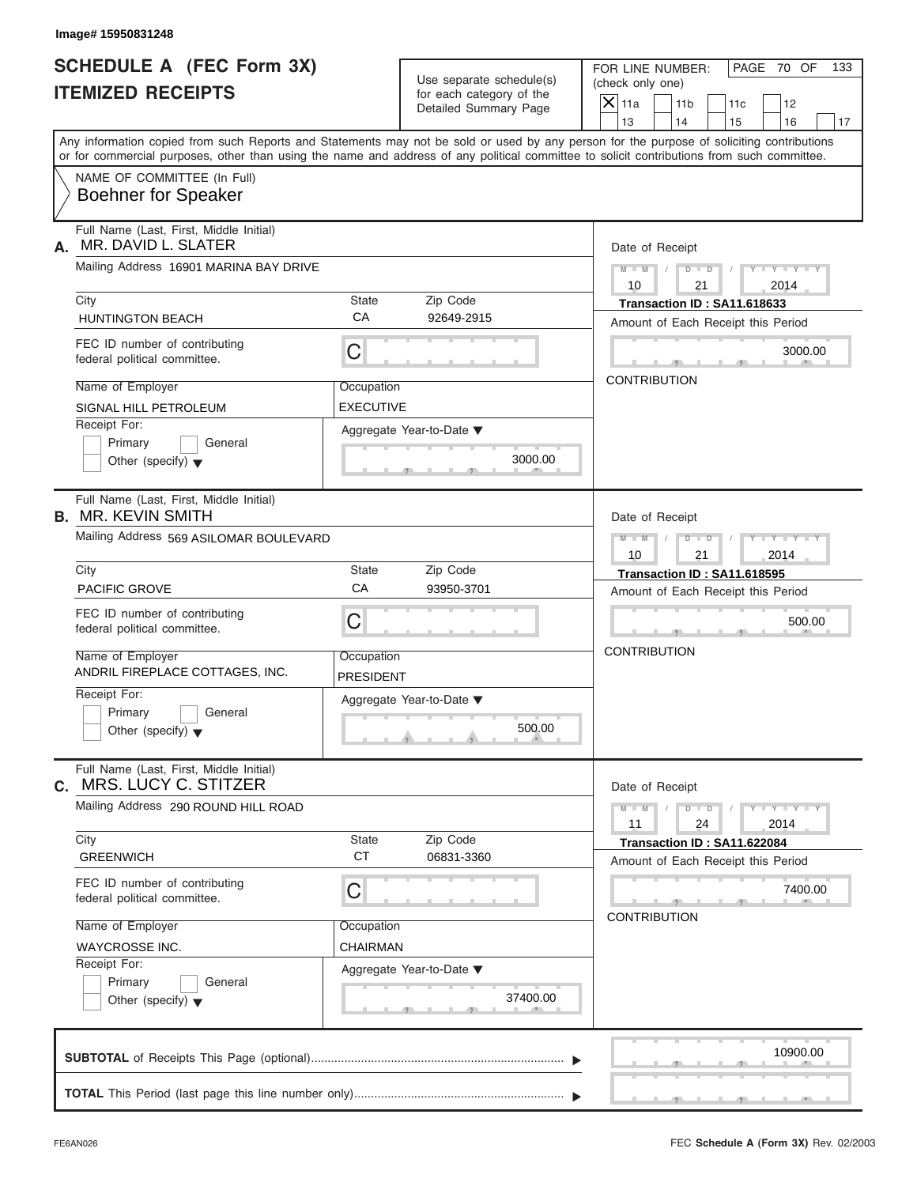Image# 15950831248

# SCHEDULE A (FEC Form 3X)
# ITEMIZED RECEIPTS

Use separate schedule(s) for each category of the Detailed Summary Page

FOR LINE NUMBER: (check only one)
[X] 11a [ ] 11b [ ] 11c [ ] 12 [ ] 13 [ ] 14 [ ] 15 [ ] 16 [ ] 17

PAGE 70 OF 133

Any information copied from such Reports and Statements may not be sold or used by any person for the purpose of soliciting contributions or for commercial purposes, other than using the name and address of any political committee to solicit contributions from such committee.

NAME OF COMMITTEE (In Full)
**Boehner for Speaker**

---

**A.** Full Name (Last, First, Middle Initial): MR. DAVID L. SLATER

Mailing Address: 16901 MARINA BAY DRIVE

| City | State | Zip Code |
|---|---|---|
| HUNTINGTON BEACH | CA | 92649-2915 |

FEC ID number of contributing federal political committee: C

| Name of Employer | Occupation |
|---|---|
| SIGNAL HILL PETROLEUM | EXECUTIVE |

Receipt For: [ ] Primary [ ] General [ ] Other (specify)

Aggregate Year-to-Date: 3000.00

Date of Receipt: 10 / 21 / 2014
Transaction ID : SA11.618633
Amount of Each Receipt this Period: 3000.00
CONTRIBUTION

---

**B.** Full Name (Last, First, Middle Initial): MR. KEVIN SMITH

Mailing Address: 569 ASILOMAR BOULEVARD

| City | State | Zip Code |
|---|---|---|
| PACIFIC GROVE | CA | 93950-3701 |

FEC ID number of contributing federal political committee: C

| Name of Employer | Occupation |
|---|---|
| ANDRIL FIREPLACE COTTAGES, INC. | PRESIDENT |

Receipt For: [ ] Primary [ ] General [ ] Other (specify)

Aggregate Year-to-Date: 500.00

Date of Receipt: 10 / 21 / 2014
Transaction ID : SA11.618595
Amount of Each Receipt this Period: 500.00
CONTRIBUTION

---

**C.** Full Name (Last, First, Middle Initial): MRS. LUCY C. STITZER

Mailing Address: 290 ROUND HILL ROAD

| City | State | Zip Code |
|---|---|---|
| GREENWICH | CT | 06831-3360 |

FEC ID number of contributing federal political committee: C

| Name of Employer | Occupation |
|---|---|
| WAYCROSSE INC. | CHAIRMAN |

Receipt For: [ ] Primary [ ] General [ ] Other (specify)

Aggregate Year-to-Date: 37400.00

Date of Receipt: 11 / 24 / 2014
Transaction ID : SA11.622084
Amount of Each Receipt this Period: 7400.00
CONTRIBUTION

---

**SUBTOTAL** of Receipts This Page (optional): 10900.00

**TOTAL** This Period (last page this line number only):

FE6AN026 — FEC **Schedule A** (Form 3X) Rev. 02/2003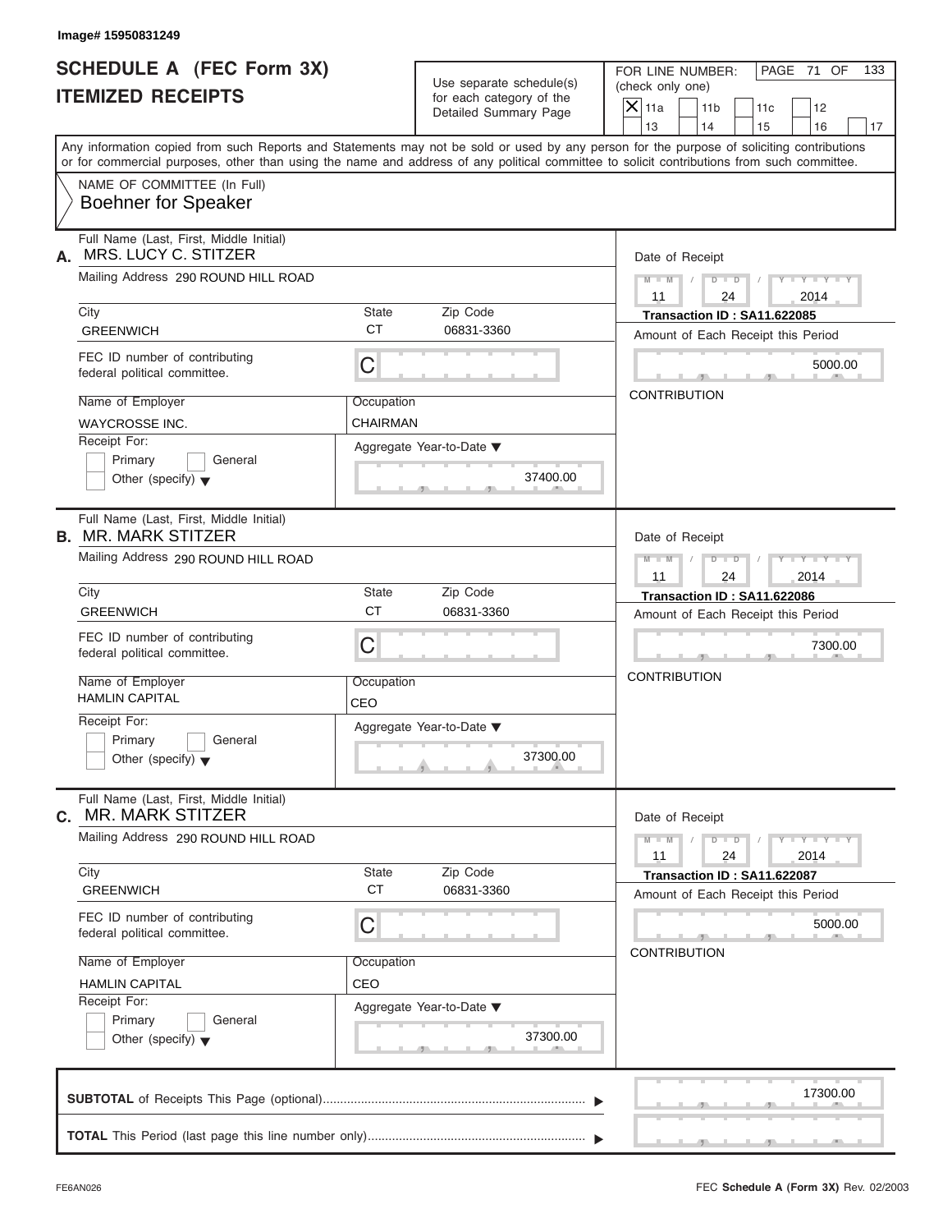Image# 15950831249

# SCHEDULE A (FEC Form 3X)
## ITEMIZED RECEIPTS

Use separate schedule(s) for each category of the Detailed Summary Page

FOR LINE NUMBER: (check only one)

☒ 11a ☐ 11b ☐ 11c ☐ 12 ☐ 13 ☐ 14 ☐ 15 ☐ 16 ☐ 17

PAGE 71 OF 133

Any information copied from such Reports and Statements may not be sold or used by any person for the purpose of soliciting contributions or for commercial purposes, other than using the name and address of any political committee to solicit contributions from such committee.

NAME OF COMMITTEE (In Full)
Boehner for Speaker

---

**A.** Full Name (Last, First, Middle Initial): MRS. LUCY C. STITZER

Mailing Address: 290 ROUND HILL ROAD

City: GREENWICH | State: CT | Zip Code: 06831-3360

FEC ID number of contributing federal political committee: C

Name of Employer: WAYCROSSE INC.

Occupation: CHAIRMAN

Receipt For: ☐ Primary ☐ General ☐ Other (specify)

Aggregate Year-to-Date: 37400.00

Date of Receipt: 11 / 24 / 2014

Transaction ID : SA11.622085

Amount of Each Receipt this Period: 5000.00

CONTRIBUTION

---

**B.** Full Name (Last, First, Middle Initial): MR. MARK STITZER

Mailing Address: 290 ROUND HILL ROAD

City: GREENWICH | State: CT | Zip Code: 06831-3360

FEC ID number of contributing federal political committee: C

Name of Employer: HAMLIN CAPITAL

Occupation: CEO

Receipt For: ☐ Primary ☐ General ☐ Other (specify)

Aggregate Year-to-Date: 37300.00

Date of Receipt: 11 / 24 / 2014

Transaction ID : SA11.622086

Amount of Each Receipt this Period: 7300.00

CONTRIBUTION

---

**C.** Full Name (Last, First, Middle Initial): MR. MARK STITZER

Mailing Address: 290 ROUND HILL ROAD

City: GREENWICH | State: CT | Zip Code: 06831-3360

FEC ID number of contributing federal political committee: C

Name of Employer: HAMLIN CAPITAL

Occupation: CEO

Receipt For: ☐ Primary ☐ General ☐ Other (specify)

Aggregate Year-to-Date: 37300.00

Date of Receipt: 11 / 24 / 2014

Transaction ID : SA11.622087

Amount of Each Receipt this Period: 5000.00

CONTRIBUTION

---

**SUBTOTAL** of Receipts This Page (optional): 17300.00

**TOTAL** This Period (last page this line number only):

FE6AN026

FEC **Schedule A** (Form 3X) Rev. 02/2003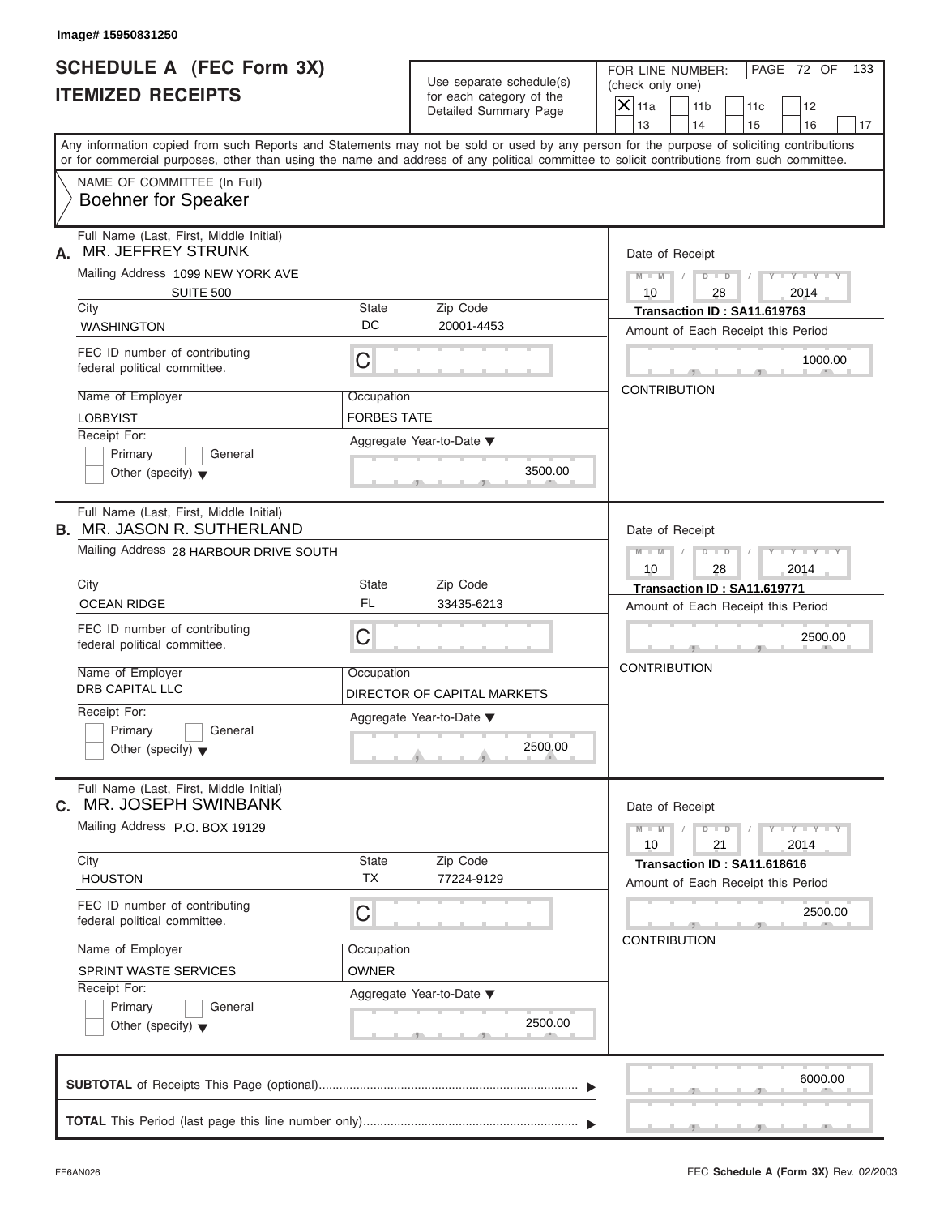Image# 15950831250

# SCHEDULE A (FEC Form 3X)
## ITEMIZED RECEIPTS

Use separate schedule(s) for each category of the Detailed Summary Page

FOR LINE NUMBER: (check only one)

[X] 11a [ ] 11b [ ] 11c [ ] 12 [ ] 13 [ ] 14 [ ] 15 [ ] 16 [ ] 17

Any information copied from such Reports and Statements may not be sold or used by any person for the purpose of soliciting contributions or for commercial purposes, other than using the name and address of any political committee to solicit contributions from such committee.

NAME OF COMMITTEE (In Full)
Boehner for Speaker

---

**A.** Full Name (Last, First, Middle Initial): MR. JEFFREY STRUNK

Mailing Address: 1099 NEW YORK AVE, SUITE 500

City: WASHINGTON | State: DC | Zip Code: 20001-4453

FEC ID number of contributing federal political committee: C

Name of Employer: LOBBYIST

Occupation: FORBES TATE

Receipt For: [ ] Primary [ ] General [ ] Other (specify)

Aggregate Year-to-Date: 3500.00

Date of Receipt: 10 / 28 / 2014

Transaction ID : SA11.619763

Amount of Each Receipt this Period: 1000.00

CONTRIBUTION

---

**B.** Full Name (Last, First, Middle Initial): MR. JASON R. SUTHERLAND

Mailing Address: 28 HARBOUR DRIVE SOUTH

City: OCEAN RIDGE | State: FL | Zip Code: 33435-6213

FEC ID number of contributing federal political committee: C

Name of Employer: DRB CAPITAL LLC

Occupation: DIRECTOR OF CAPITAL MARKETS

Receipt For: [ ] Primary [ ] General [ ] Other (specify)

Aggregate Year-to-Date: 2500.00

Date of Receipt: 10 / 28 / 2014

Transaction ID : SA11.619771

Amount of Each Receipt this Period: 2500.00

CONTRIBUTION

---

**C.** Full Name (Last, First, Middle Initial): MR. JOSEPH SWINBANK

Mailing Address: P.O. BOX 19129

City: HOUSTON | State: TX | Zip Code: 77224-9129

FEC ID number of contributing federal political committee: C

Name of Employer: SPRINT WASTE SERVICES

Occupation: OWNER

Receipt For: [ ] Primary [ ] General [ ] Other (specify)

Aggregate Year-to-Date: 2500.00

Date of Receipt: 10 / 21 / 2014

Transaction ID : SA11.618616

Amount of Each Receipt this Period: 2500.00

CONTRIBUTION

---

**SUBTOTAL** of Receipts This Page (optional): 6000.00

**TOTAL** This Period (last page this line number only):

FE6AN026 FEC **Schedule A** (Form 3X) Rev. 02/2003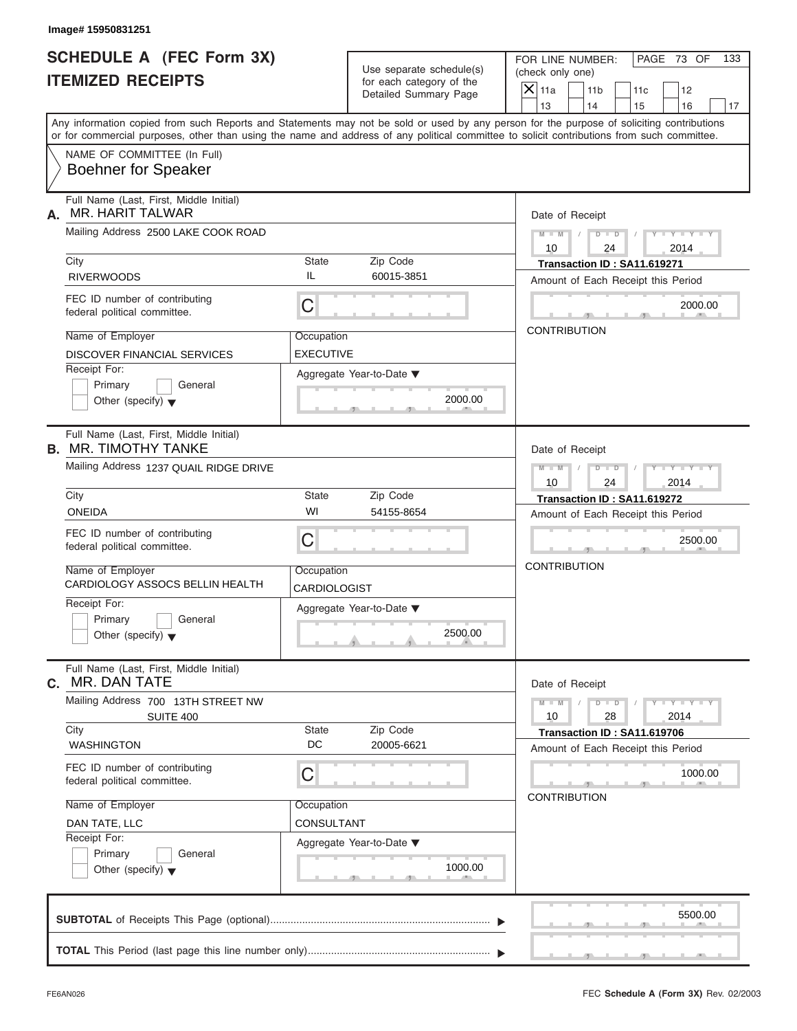Image# 15950831251

# SCHEDULE A (FEC Form 3X)
# ITEMIZED RECEIPTS

Use separate schedule(s) for each category of the Detailed Summary Page

FOR LINE NUMBER: (check only one)

- [x] 11a
- [ ] 11b
- [ ] 11c
- [ ] 12
- [ ] 13
- [ ] 14
- [ ] 15
- [ ] 16
- [ ] 17

PAGE 73 OF 133

Any information copied from such Reports and Statements may not be sold or used by any person for the purpose of soliciting contributions or for commercial purposes, other than using the name and address of any political committee to solicit contributions from such committee.

NAME OF COMMITTEE (In Full)
**Boehner for Speaker**

---

**A.** Full Name (Last, First, Middle Initial): MR. HARIT TALWAR

Mailing Address: 2500 LAKE COOK ROAD

| City | State | Zip Code |
|---|---|---|
| RIVERWOODS | IL | 60015-3851 |

FEC ID number of contributing federal political committee: C

Name of Employer: DISCOVER FINANCIAL SERVICES
Occupation: EXECUTIVE

Receipt For: Primary / General / Other (specify)

Aggregate Year-to-Date: 2000.00

Date of Receipt: 10 / 24 / 2014
Transaction ID : SA11.619271
Amount of Each Receipt this Period: 2000.00
CONTRIBUTION

---

**B.** Full Name (Last, First, Middle Initial): MR. TIMOTHY TANKE

Mailing Address: 1237 QUAIL RIDGE DRIVE

| City | State | Zip Code |
|---|---|---|
| ONEIDA | WI | 54155-8654 |

FEC ID number of contributing federal political committee: C

Name of Employer: CARDIOLOGY ASSOCS BELLIN HEALTH
Occupation: CARDIOLOGIST

Receipt For: Primary / General / Other (specify)

Aggregate Year-to-Date: 2500.00

Date of Receipt: 10 / 24 / 2014
Transaction ID : SA11.619272
Amount of Each Receipt this Period: 2500.00
CONTRIBUTION

---

**C.** Full Name (Last, First, Middle Initial): MR. DAN TATE

Mailing Address: 700 13TH STREET NW, SUITE 400

| City | State | Zip Code |
|---|---|---|
| WASHINGTON | DC | 20005-6621 |

FEC ID number of contributing federal political committee: C

Name of Employer: DAN TATE, LLC
Occupation: CONSULTANT

Receipt For: Primary / General / Other (specify)

Aggregate Year-to-Date: 1000.00

Date of Receipt: 10 / 28 / 2014
Transaction ID : SA11.619706
Amount of Each Receipt this Period: 1000.00
CONTRIBUTION

---

**SUBTOTAL** of Receipts This Page (optional): 5500.00

**TOTAL** This Period (last page this line number only):

FE6AN026 FEC **Schedule A** (Form 3X) Rev. 02/2003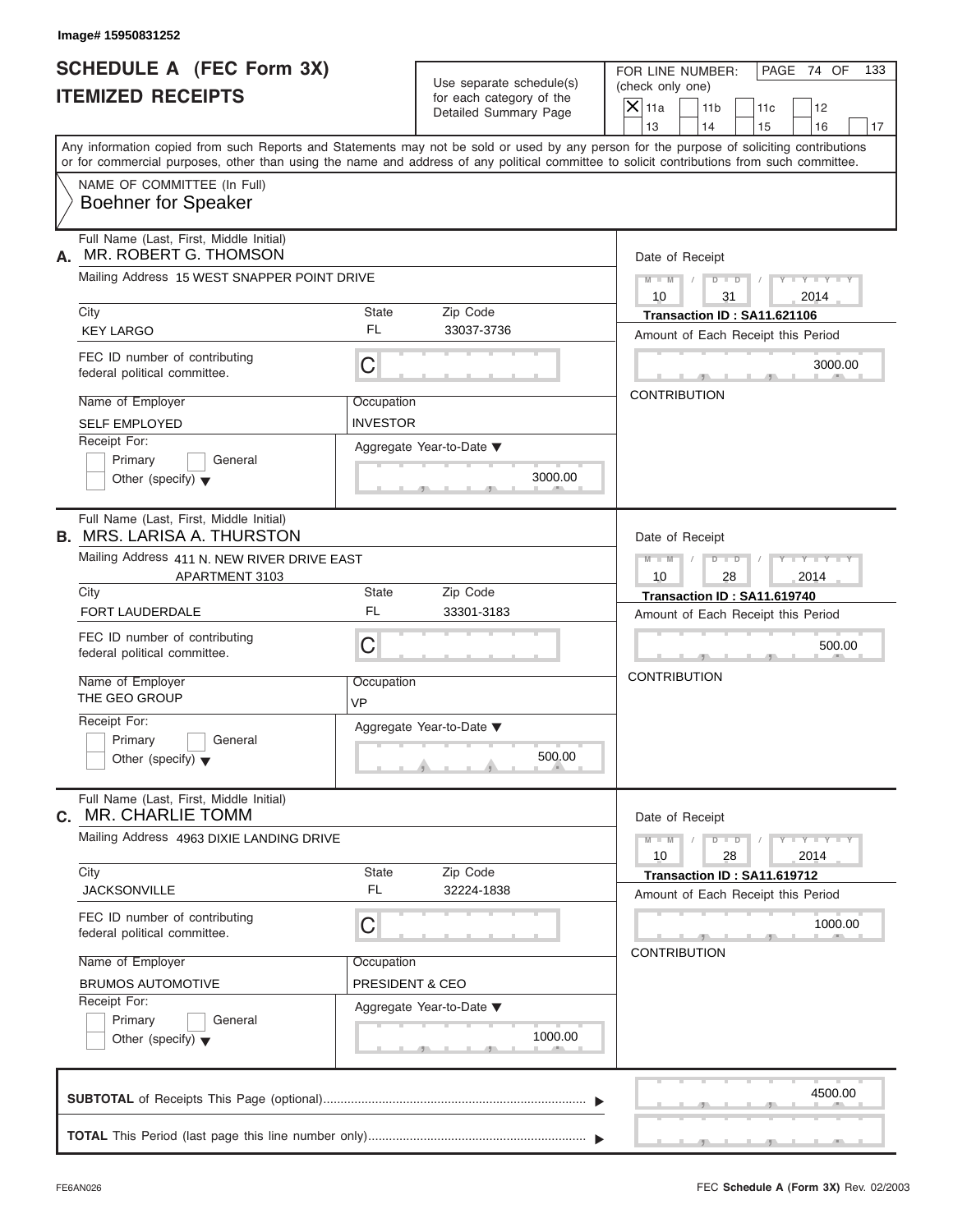Image# 15950831252

# SCHEDULE A (FEC Form 3X) ITEMIZED RECEIPTS

Use separate schedule(s) for each category of the Detailed Summary Page

FOR LINE NUMBER: (check only one)

[X] 11a [ ] 11b [ ] 11c [ ] 12 [ ] 13 [ ] 14 [ ] 15 [ ] 16 [ ] 17

PAGE 74 OF 133

Any information copied from such Reports and Statements may not be sold or used by any person for the purpose of soliciting contributions or for commercial purposes, other than using the name and address of any political committee to solicit contributions from such committee.

NAME OF COMMITTEE (In Full)
**Boehner for Speaker**

---

**A.** Full Name (Last, First, Middle Initial): MR. ROBERT G. THOMSON

Mailing Address: 15 WEST SNAPPER POINT DRIVE

City: KEY LARGO | State: FL | Zip Code: 33037-3736

FEC ID number of contributing federal political committee: C

Name of Employer: SELF EMPLOYED | Occupation: INVESTOR

Receipt For: [ ] Primary [ ] General [ ] Other (specify)

Aggregate Year-to-Date: 3000.00

Date of Receipt: 10/31/2014

Transaction ID : SA11.621106

Amount of Each Receipt this Period: 3000.00

CONTRIBUTION

---

**B.** Full Name (Last, First, Middle Initial): MRS. LARISA A. THURSTON

Mailing Address: 411 N. NEW RIVER DRIVE EAST APARTMENT 3103

City: FORT LAUDERDALE | State: FL | Zip Code: 33301-3183

FEC ID number of contributing federal political committee: C

Name of Employer: THE GEO GROUP | Occupation: VP

Receipt For: [ ] Primary [ ] General [ ] Other (specify)

Aggregate Year-to-Date: 500.00

Date of Receipt: 10/28/2014

Transaction ID : SA11.619740

Amount of Each Receipt this Period: 500.00

CONTRIBUTION

---

**C.** Full Name (Last, First, Middle Initial): MR. CHARLIE TOMM

Mailing Address: 4963 DIXIE LANDING DRIVE

City: JACKSONVILLE | State: FL | Zip Code: 32224-1838

FEC ID number of contributing federal political committee: C

Name of Employer: BRUMOS AUTOMOTIVE | Occupation: PRESIDENT & CEO

Receipt For: [ ] Primary [ ] General [ ] Other (specify)

Aggregate Year-to-Date: 1000.00

Date of Receipt: 10/28/2014

Transaction ID : SA11.619712

Amount of Each Receipt this Period: 1000.00

CONTRIBUTION

---

**SUBTOTAL** of Receipts This Page (optional): 4500.00

**TOTAL** This Period (last page this line number only):

FE6AN026 FEC **Schedule A** (Form 3X) Rev. 02/2003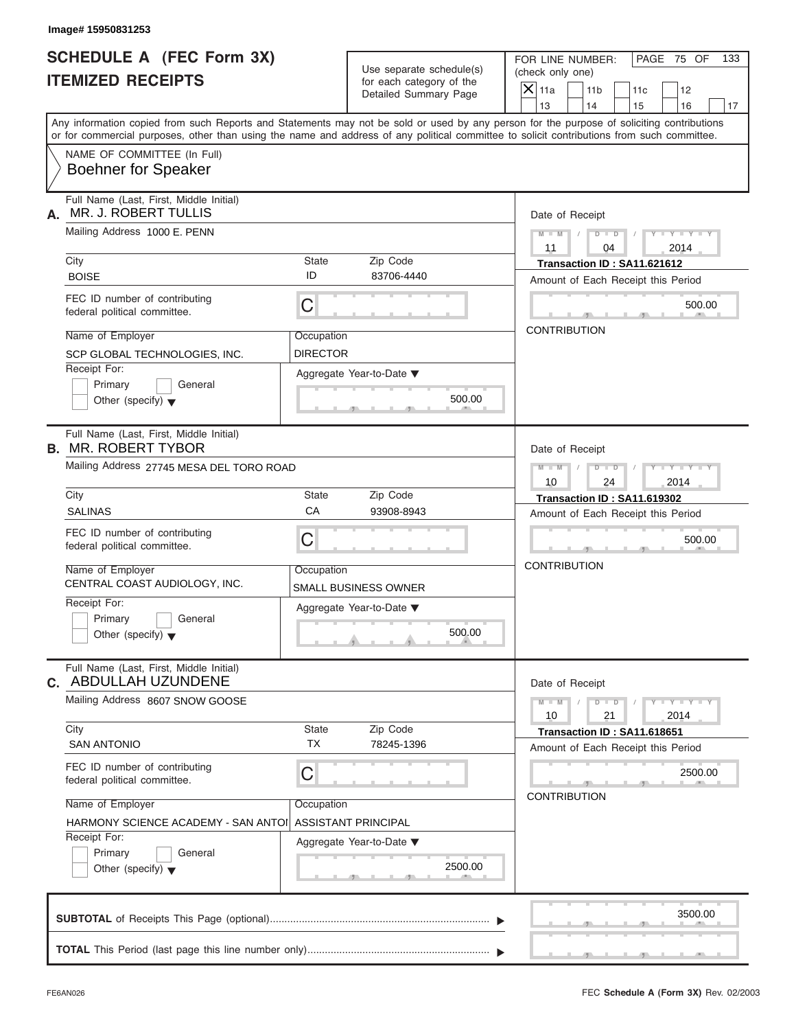Image# 15950831253

# SCHEDULE A (FEC Form 3X)
# ITEMIZED RECEIPTS

Use separate schedule(s) for each category of the Detailed Summary Page

FOR LINE NUMBER: (check only one)

- [X] 11a
- [ ] 11b
- [ ] 11c
- [ ] 12
- [ ] 13
- [ ] 14
- [ ] 15
- [ ] 16
- [ ] 17

PAGE 75 OF 133

Any information copied from such Reports and Statements may not be sold or used by any person for the purpose of soliciting contributions or for commercial purposes, other than using the name and address of any political committee to solicit contributions from such committee.

NAME OF COMMITTEE (In Full)
**Boehner for Speaker**

---

**A.** Full Name (Last, First, Middle Initial): MR. J. ROBERT TULLIS

Mailing Address: 1000 E. PENN

City: BOISE | State: ID | Zip Code: 83706-4440

FEC ID number of contributing federal political committee: C

Name of Employer: SCP GLOBAL TECHNOLOGIES, INC.
Occupation: DIRECTOR

Receipt For: [ ] Primary [ ] General [ ] Other (specify)

Aggregate Year-to-Date: 500.00

Date of Receipt: 11 / 04 / 2014
Transaction ID : SA11.621612
Amount of Each Receipt this Period: 500.00
CONTRIBUTION

---

**B.** Full Name (Last, First, Middle Initial): MR. ROBERT TYBOR

Mailing Address: 27745 MESA DEL TORO ROAD

City: SALINAS | State: CA | Zip Code: 93908-8943

FEC ID number of contributing federal political committee: C

Name of Employer: CENTRAL COAST AUDIOLOGY, INC.
Occupation: SMALL BUSINESS OWNER

Receipt For: [ ] Primary [ ] General [ ] Other (specify)

Aggregate Year-to-Date: 500.00

Date of Receipt: 10 / 24 / 2014
Transaction ID : SA11.619302
Amount of Each Receipt this Period: 500.00
CONTRIBUTION

---

**C.** Full Name (Last, First, Middle Initial): ABDULLAH UZUNDENE

Mailing Address: 8607 SNOW GOOSE

City: SAN ANTONIO | State: TX | Zip Code: 78245-1396

FEC ID number of contributing federal political committee: C

Name of Employer: HARMONY SCIENCE ACADEMY - SAN ANTOI
Occupation: ASSISTANT PRINCIPAL

Receipt For: [ ] Primary [ ] General [ ] Other (specify)

Aggregate Year-to-Date: 2500.00

Date of Receipt: 10 / 21 / 2014
Transaction ID : SA11.618651
Amount of Each Receipt this Period: 2500.00
CONTRIBUTION

---

**SUBTOTAL** of Receipts This Page (optional): 3500.00

**TOTAL** This Period (last page this line number only):

FE6AN026 FEC **Schedule A** (Form 3X) Rev. 02/2003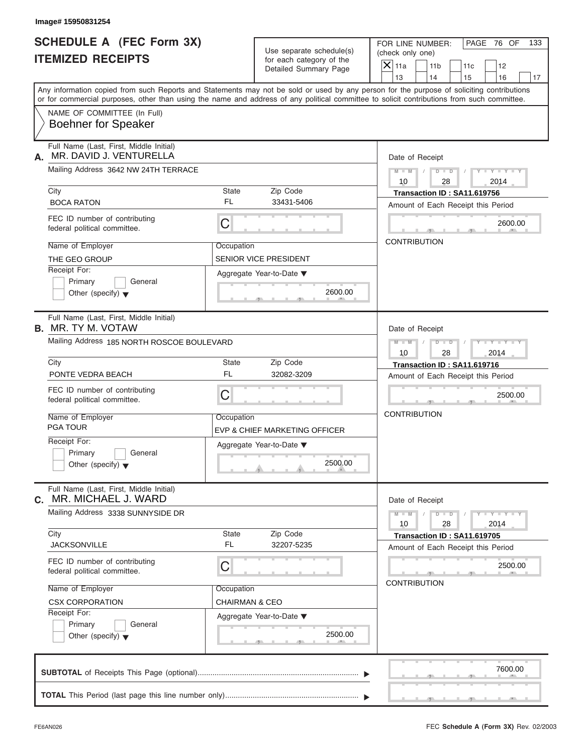Image# 15950831254

# SCHEDULE A (FEC Form 3X)
## ITEMIZED RECEIPTS

Use separate schedule(s) for each category of the Detailed Summary Page

FOR LINE NUMBER: (check only one)

[X] 11a [ ] 11b [ ] 11c [ ] 12 [ ] 13 [ ] 14 [ ] 15 [ ] 16 [ ] 17

PAGE 76 OF 133

Any information copied from such Reports and Statements may not be sold or used by any person for the purpose of soliciting contributions or for commercial purposes, other than using the name and address of any political committee to solicit contributions from such committee.

NAME OF COMMITTEE (In Full)
Boehner for Speaker

---

**A.** Full Name (Last, First, Middle Initial): MR. DAVID J. VENTURELLA

Mailing Address: 3642 NW 24TH TERRACE

City: BOCA RATON | State: FL | Zip Code: 33431-5406

FEC ID number of contributing federal political committee: C

Name of Employer: THE GEO GROUP

Occupation: SENIOR VICE PRESIDENT

Receipt For: [ ] Primary [ ] General [ ] Other (specify)

Aggregate Year-to-Date: 2600.00

Date of Receipt: 10 / 28 / 2014

Transaction ID : SA11.619756

Amount of Each Receipt this Period: 2600.00

CONTRIBUTION

---

**B.** Full Name (Last, First, Middle Initial): MR. TY M. VOTAW

Mailing Address: 185 NORTH ROSCOE BOULEVARD

City: PONTE VEDRA BEACH | State: FL | Zip Code: 32082-3209

FEC ID number of contributing federal political committee: C

Name of Employer: PGA TOUR

Occupation: EVP & CHIEF MARKETING OFFICER

Receipt For: [ ] Primary [ ] General [ ] Other (specify)

Aggregate Year-to-Date: 2500.00

Date of Receipt: 10 / 28 / 2014

Transaction ID : SA11.619716

Amount of Each Receipt this Period: 2500.00

CONTRIBUTION

---

**C.** Full Name (Last, First, Middle Initial): MR. MICHAEL J. WARD

Mailing Address: 3338 SUNNYSIDE DR

City: JACKSONVILLE | State: FL | Zip Code: 32207-5235

FEC ID number of contributing federal political committee: C

Name of Employer: CSX CORPORATION

Occupation: CHAIRMAN & CEO

Receipt For: [ ] Primary [ ] General [ ] Other (specify)

Aggregate Year-to-Date: 2500.00

Date of Receipt: 10 / 28 / 2014

Transaction ID : SA11.619705

Amount of Each Receipt this Period: 2500.00

CONTRIBUTION

---

**SUBTOTAL** of Receipts This Page (optional): 7600.00

**TOTAL** This Period (last page this line number only):

FE6AN026 | FEC **Schedule A** (Form 3X) Rev. 02/2003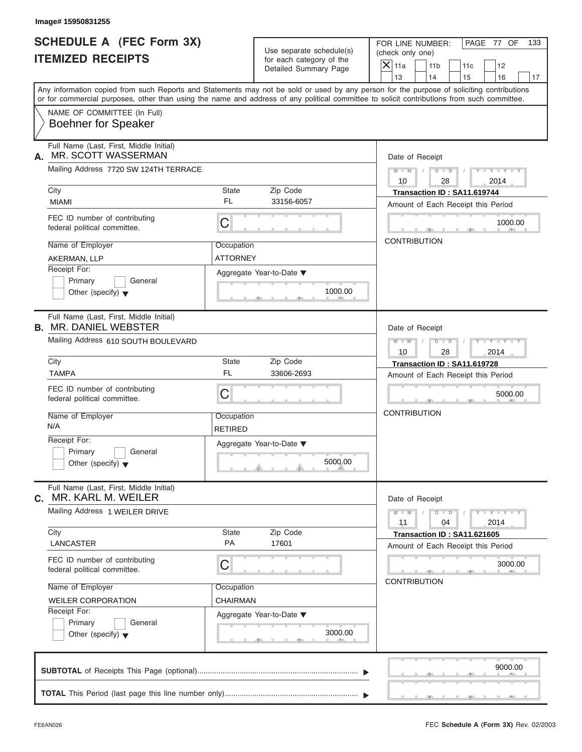Image# 15950831255

# SCHEDULE A (FEC Form 3X)
## ITEMIZED RECEIPTS

Use separate schedule(s) for each category of the Detailed Summary Page

FOR LINE NUMBER: (check only one)

[X] 11a [ ] 11b [ ] 11c [ ] 12 [ ] 13 [ ] 14 [ ] 15 [ ] 16 [ ] 17

PAGE 77 OF 133

Any information copied from such Reports and Statements may not be sold or used by any person for the purpose of soliciting contributions or for commercial purposes, other than using the name and address of any political committee to solicit contributions from such committee.

NAME OF COMMITTEE (In Full)
Boehner for Speaker

---

**A.** Full Name (Last, First, Middle Initial): MR. SCOTT WASSERMAN

Mailing Address: 7720 SW 124TH TERRACE

| City | State | Zip Code |
|---|---|---|
| MIAMI | FL | 33156-6057 |

FEC ID number of contributing federal political committee: C

| Name of Employer | Occupation |
|---|---|
| AKERMAN, LLP | ATTORNEY |

Receipt For: [ ] Primary [ ] General [ ] Other (specify)

Aggregate Year-to-Date: 1000.00

Date of Receipt: 10/28/2014

Transaction ID : SA11.619744

Amount of Each Receipt this Period: 1000.00

CONTRIBUTION

---

**B.** Full Name (Last, First, Middle Initial): MR. DANIEL WEBSTER

Mailing Address: 610 SOUTH BOULEVARD

| City | State | Zip Code |
|---|---|---|
| TAMPA | FL | 33606-2693 |

FEC ID number of contributing federal political committee: C

| Name of Employer | Occupation |
|---|---|
| N/A | RETIRED |

Receipt For: [ ] Primary [ ] General [ ] Other (specify)

Aggregate Year-to-Date: 5000.00

Date of Receipt: 10/28/2014

Transaction ID : SA11.619728

Amount of Each Receipt this Period: 5000.00

CONTRIBUTION

---

**C.** Full Name (Last, First, Middle Initial): MR. KARL M. WEILER

Mailing Address: 1 WEILER DRIVE

| City | State | Zip Code |
|---|---|---|
| LANCASTER | PA | 17601 |

FEC ID number of contributing federal political committee: C

| Name of Employer | Occupation |
|---|---|
| WEILER CORPORATION | CHAIRMAN |

Receipt For: [ ] Primary [ ] General [ ] Other (specify)

Aggregate Year-to-Date: 3000.00

Date of Receipt: 11/04/2014

Transaction ID : SA11.621605

Amount of Each Receipt this Period: 3000.00

CONTRIBUTION

---

**SUBTOTAL** of Receipts This Page (optional): 9000.00

**TOTAL** This Period (last page this line number only):

FE6AN026

FEC **Schedule A** (Form 3X) Rev. 02/2003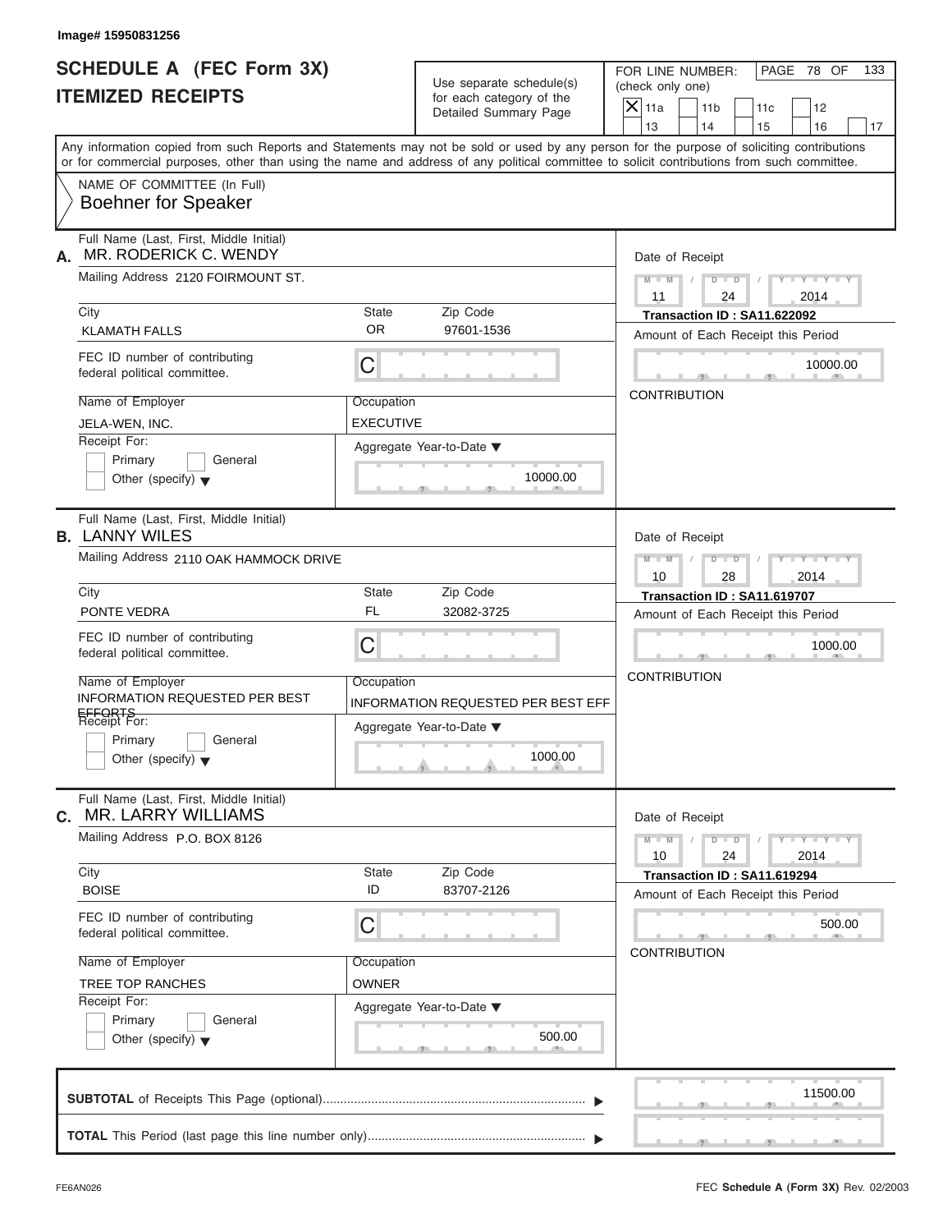Image# 15950831256

# SCHEDULE A (FEC Form 3X) ITEMIZED RECEIPTS

Use separate schedule(s) for each category of the Detailed Summary Page

FOR LINE NUMBER: (check only one)

- [X] 11a
- [ ] 11b
- [ ] 11c
- [ ] 12
- [ ] 13
- [ ] 14
- [ ] 15
- [ ] 16
- [ ] 17

Any information copied from such Reports and Statements may not be sold or used by any person for the purpose of soliciting contributions or for commercial purposes, other than using the name and address of any political committee to solicit contributions from such committee.

NAME OF COMMITTEE (In Full)
**Boehner for Speaker**

---

**A.** Full Name (Last, First, Middle Initial): MR. RODERICK C. WENDY

Mailing Address: 2120 FOIRMOUNT ST.

| City | State | Zip Code |
|---|---|---|
| KLAMATH FALLS | OR | 97601-1536 |

FEC ID number of contributing federal political committee: C

Name of Employer: JELA-WEN, INC.
Occupation: EXECUTIVE

Receipt For: [ ] Primary [ ] General [ ] Other (specify)

Aggregate Year-to-Date: 10000.00

Date of Receipt: 11 / 24 / 2014
Transaction ID : SA11.622092
Amount of Each Receipt this Period: 10000.00
CONTRIBUTION

---

**B.** Full Name (Last, First, Middle Initial): LANNY WILES

Mailing Address: 2110 OAK HAMMOCK DRIVE

| City | State | Zip Code |
|---|---|---|
| PONTE VEDRA | FL | 32082-3725 |

FEC ID number of contributing federal political committee: C

Name of Employer: INFORMATION REQUESTED PER BEST EFFORTS
Occupation: INFORMATION REQUESTED PER BEST EFF

Receipt For: [ ] Primary [ ] General [ ] Other (specify)

Aggregate Year-to-Date: 1000.00

Date of Receipt: 10 / 28 / 2014
Transaction ID : SA11.619707
Amount of Each Receipt this Period: 1000.00
CONTRIBUTION

---

**C.** Full Name (Last, First, Middle Initial): MR. LARRY WILLIAMS

Mailing Address: P.O. BOX 8126

| City | State | Zip Code |
|---|---|---|
| BOISE | ID | 83707-2126 |

FEC ID number of contributing federal political committee: C

Name of Employer: TREE TOP RANCHES
Occupation: OWNER

Receipt For: [ ] Primary [ ] General [ ] Other (specify)

Aggregate Year-to-Date: 500.00

Date of Receipt: 10 / 24 / 2014
Transaction ID : SA11.619294
Amount of Each Receipt this Period: 500.00
CONTRIBUTION

---

**SUBTOTAL** of Receipts This Page (optional): 11500.00

**TOTAL** This Period (last page this line number only):

FE6AN026 FEC **Schedule A** (Form 3X) Rev. 02/2003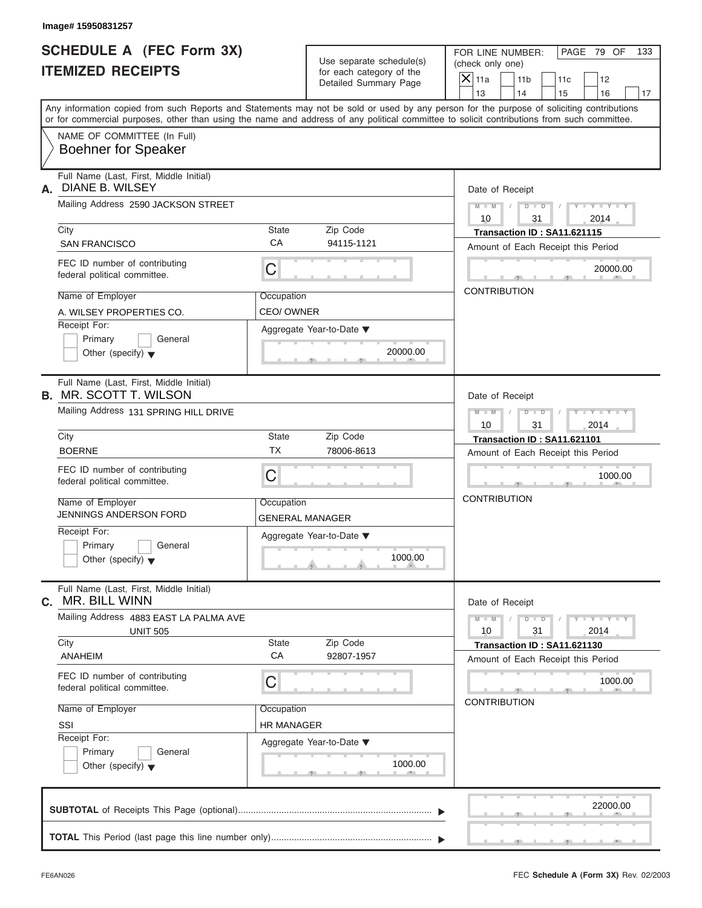Image# 15950831257

# SCHEDULE A (FEC Form 3X)
## ITEMIZED RECEIPTS

Use separate schedule(s) for each category of the Detailed Summary Page

FOR LINE NUMBER: (check only one)

- [X] 11a
- [ ] 11b
- [ ] 11c
- [ ] 12
- [ ] 13
- [ ] 14
- [ ] 15
- [ ] 16
- [ ] 17

PAGE 79 OF 133

Any information copied from such Reports and Statements may not be sold or used by any person for the purpose of soliciting contributions or for commercial purposes, other than using the name and address of any political committee to solicit contributions from such committee.

NAME OF COMMITTEE (In Full)
Boehner for Speaker

---

**A.** Full Name (Last, First, Middle Initial): DIANE B. WILSEY

Mailing Address: 2590 JACKSON STREET

City: SAN FRANCISCO | State: CA | Zip Code: 94115-1121

FEC ID number of contributing federal political committee: C

Name of Employer: A. WILSEY PROPERTIES CO.

Occupation: CEO/ OWNER

Receipt For: [ ] Primary [ ] General [ ] Other (specify)

Aggregate Year-to-Date: 20000.00

Date of Receipt: 10 / 31 / 2014

Transaction ID : SA11.621115

Amount of Each Receipt this Period: 20000.00

CONTRIBUTION

---

**B.** Full Name (Last, First, Middle Initial): MR. SCOTT T. WILSON

Mailing Address: 131 SPRING HILL DRIVE

City: BOERNE | State: TX | Zip Code: 78006-8613

FEC ID number of contributing federal political committee: C

Name of Employer: JENNINGS ANDERSON FORD

Occupation: GENERAL MANAGER

Receipt For: [ ] Primary [ ] General [ ] Other (specify)

Aggregate Year-to-Date: 1000.00

Date of Receipt: 10 / 31 / 2014

Transaction ID : SA11.621101

Amount of Each Receipt this Period: 1000.00

CONTRIBUTION

---

**C.** Full Name (Last, First, Middle Initial): MR. BILL WINN

Mailing Address: 4883 EAST LA PALMA AVE UNIT 505

City: ANAHEIM | State: CA | Zip Code: 92807-1957

FEC ID number of contributing federal political committee: C

Name of Employer: SSI

Occupation: HR MANAGER

Receipt For: [ ] Primary [ ] General [ ] Other (specify)

Aggregate Year-to-Date: 1000.00

Date of Receipt: 10 / 31 / 2014

Transaction ID : SA11.621130

Amount of Each Receipt this Period: 1000.00

CONTRIBUTION

---

**SUBTOTAL** of Receipts This Page (optional): 22000.00

**TOTAL** This Period (last page this line number only):

FE6AN026 — FEC Schedule A (Form 3X) Rev. 02/2003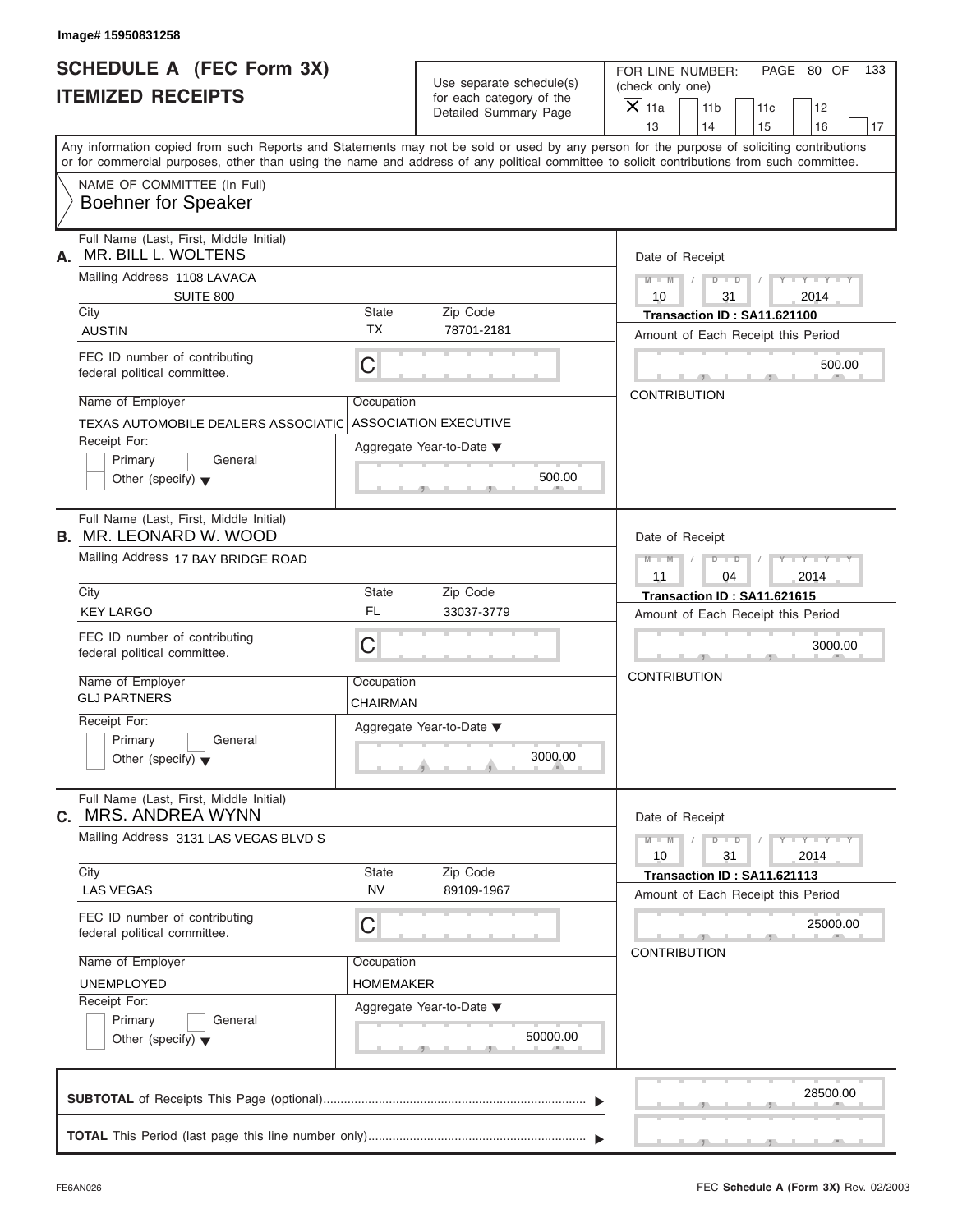Image# 15950831258

# SCHEDULE A (FEC Form 3X)
## ITEMIZED RECEIPTS

Use separate schedule(s) for each category of the Detailed Summary Page

FOR LINE NUMBER: (check only one)

- [X] 11a
- [ ] 11b
- [ ] 11c
- [ ] 12
- [ ] 13
- [ ] 14
- [ ] 15
- [ ] 16
- [ ] 17

PAGE 80 OF 133

Any information copied from such Reports and Statements may not be sold or used by any person for the purpose of soliciting contributions or for commercial purposes, other than using the name and address of any political committee to solicit contributions from such committee.

NAME OF COMMITTEE (In Full)
Boehner for Speaker

---

**A.** Full Name (Last, First, Middle Initial): MR. BILL L. WOLTENS

Mailing Address: 1108 LAVACA, SUITE 800

City: AUSTIN | State: TX | Zip Code: 78701-2181

FEC ID number of contributing federal political committee: C

Name of Employer: TEXAS AUTOMOBILE DEALERS ASSOCIATIC

Occupation: ASSOCIATION EXECUTIVE

Receipt For: Primary / General / Other (specify)

Aggregate Year-to-Date: 500.00

Date of Receipt: 10/31/2014

Transaction ID : SA11.621100

Amount of Each Receipt this Period: 500.00

CONTRIBUTION

---

**B.** Full Name (Last, First, Middle Initial): MR. LEONARD W. WOOD

Mailing Address: 17 BAY BRIDGE ROAD

City: KEY LARGO | State: FL | Zip Code: 33037-3779

FEC ID number of contributing federal political committee: C

Name of Employer: GLJ PARTNERS

Occupation: CHAIRMAN

Receipt For: Primary / General / Other (specify)

Aggregate Year-to-Date: 3000.00

Date of Receipt: 11/04/2014

Transaction ID : SA11.621615

Amount of Each Receipt this Period: 3000.00

CONTRIBUTION

---

**C.** Full Name (Last, First, Middle Initial): MRS. ANDREA WYNN

Mailing Address: 3131 LAS VEGAS BLVD S

City: LAS VEGAS | State: NV | Zip Code: 89109-1967

FEC ID number of contributing federal political committee: C

Name of Employer: UNEMPLOYED

Occupation: HOMEMAKER

Receipt For: Primary / General / Other (specify)

Aggregate Year-to-Date: 50000.00

Date of Receipt: 10/31/2014

Transaction ID : SA11.621113

Amount of Each Receipt this Period: 25000.00

CONTRIBUTION

---

**SUBTOTAL** of Receipts This Page (optional): 28500.00

**TOTAL** This Period (last page this line number only):

FE6AN026 — FEC **Schedule A** (Form 3X) Rev. 02/2003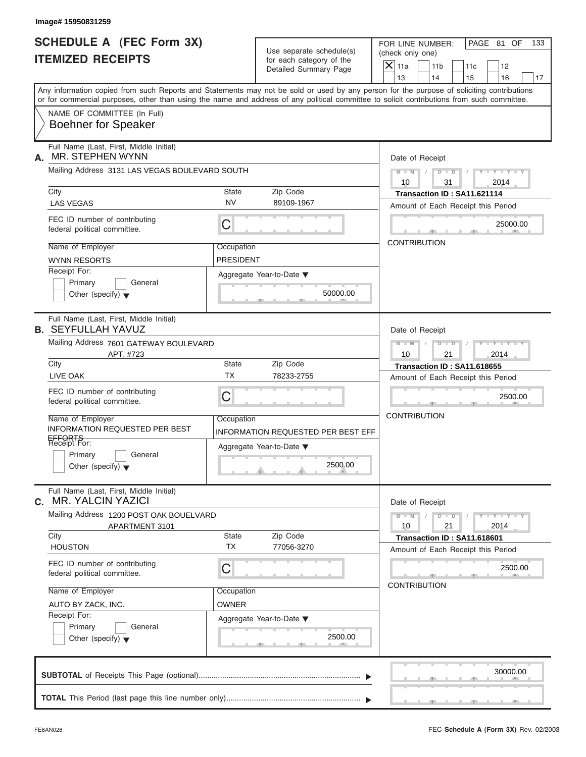Image# 15950831259

# SCHEDULE A (FEC Form 3X)
# ITEMIZED RECEIPTS

Use separate schedule(s) for each category of the Detailed Summary Page

FOR LINE NUMBER: (check only one)

- [X] 11a
- [ ] 11b
- [ ] 11c
- [ ] 12
- [ ] 13
- [ ] 14
- [ ] 15
- [ ] 16
- [ ] 17

Any information copied from such Reports and Statements may not be sold or used by any person for the purpose of soliciting contributions or for commercial purposes, other than using the name and address of any political committee to solicit contributions from such committee.

NAME OF COMMITTEE (In Full)
**Boehner for Speaker**

---

**A.** Full Name (Last, First, Middle Initial): MR. STEPHEN WYNN

Mailing Address: 3131 LAS VEGAS BOULEVARD SOUTH

City: LAS VEGAS | State: NV | Zip Code: 89109-1967

FEC ID number of contributing federal political committee: C

Name of Employer: WYNN RESORTS

Occupation: PRESIDENT

Receipt For: [ ] Primary [ ] General [ ] Other (specify)

Aggregate Year-to-Date: 50000.00

Date of Receipt: 10 / 31 / 2014

Transaction ID : SA11.621114

Amount of Each Receipt this Period: 25000.00

CONTRIBUTION

---

**B.** Full Name (Last, First, Middle Initial): SEYFULLAH YAVUZ

Mailing Address: 7601 GATEWAY BOULEVARD APT. #723

City: LIVE OAK | State: TX | Zip Code: 78233-2755

FEC ID number of contributing federal political committee: C

Name of Employer: INFORMATION REQUESTED PER BEST EFFORTS

Occupation: INFORMATION REQUESTED PER BEST EFF

Receipt For: [ ] Primary [ ] General [ ] Other (specify)

Aggregate Year-to-Date: 2500.00

Date of Receipt: 10 / 21 / 2014

Transaction ID : SA11.618655

Amount of Each Receipt this Period: 2500.00

CONTRIBUTION

---

**C.** Full Name (Last, First, Middle Initial): MR. YALCIN YAZICI

Mailing Address: 1200 POST OAK BOUELVARD APARTMENT 3101

City: HOUSTON | State: TX | Zip Code: 77056-3270

FEC ID number of contributing federal political committee: C

Name of Employer: AUTO BY ZACK, INC.

Occupation: OWNER

Receipt For: [ ] Primary [ ] General [ ] Other (specify)

Aggregate Year-to-Date: 2500.00

Date of Receipt: 10 / 21 / 2014

Transaction ID : SA11.618601

Amount of Each Receipt this Period: 2500.00

CONTRIBUTION

---

**SUBTOTAL** of Receipts This Page (optional): 30000.00

**TOTAL** This Period (last page this line number only):

FE6AN026

FEC **Schedule A** (**Form 3X**) Rev. 02/2003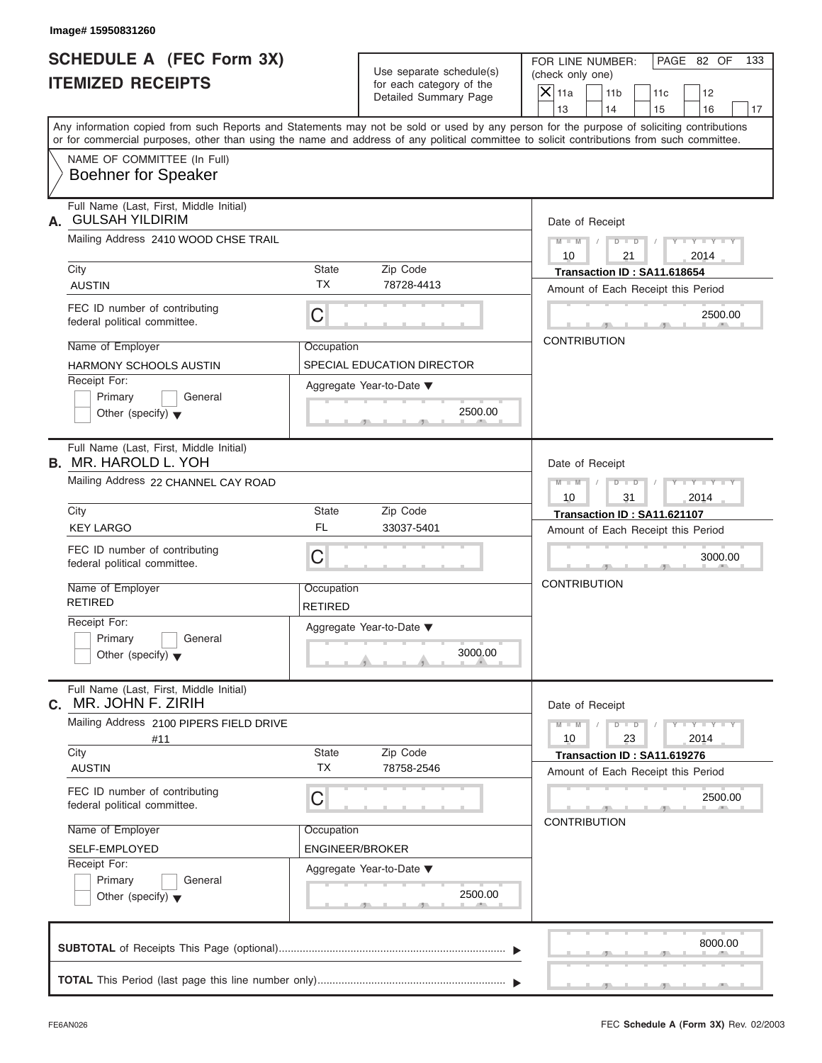Image# 15950831260

# SCHEDULE A (FEC Form 3X)
## ITEMIZED RECEIPTS

Use separate schedule(s) for each category of the Detailed Summary Page

FOR LINE NUMBER: (check only one)

| | | | | |
|---|---|---|---|---|
| X 11a | 11b | 11c | 12 | |
| 13 | 14 | 15 | 16 | 17 |

Any information copied from such Reports and Statements may not be sold or used by any person for the purpose of soliciting contributions or for commercial purposes, other than using the name and address of any political committee to solicit contributions from such committee.

NAME OF COMMITTEE (In Full)
Boehner for Speaker

---

**A.** Full Name (Last, First, Middle Initial): GULSAH YILDIRIM

Mailing Address: 2410 WOOD CHSE TRAIL

City: AUSTIN | State: TX | Zip Code: 78728-4413

FEC ID number of contributing federal political committee: C

Name of Employer: HARMONY SCHOOLS AUSTIN

Occupation: SPECIAL EDUCATION DIRECTOR

Receipt For: Primary / General / Other (specify)

Aggregate Year-to-Date: 2500.00

Date of Receipt: 10 / 21 / 2014

Transaction ID : SA11.618654

Amount of Each Receipt this Period: 2500.00

CONTRIBUTION

---

**B.** Full Name (Last, First, Middle Initial): MR. HAROLD L. YOH

Mailing Address: 22 CHANNEL CAY ROAD

City: KEY LARGO | State: FL | Zip Code: 33037-5401

FEC ID number of contributing federal political committee: C

Name of Employer: RETIRED

Occupation: RETIRED

Receipt For: Primary / General / Other (specify)

Aggregate Year-to-Date: 3000.00

Date of Receipt: 10 / 31 / 2014

Transaction ID : SA11.621107

Amount of Each Receipt this Period: 3000.00

CONTRIBUTION

---

**C.** Full Name (Last, First, Middle Initial): MR. JOHN F. ZIRIH

Mailing Address: 2100 PIPERS FIELD DRIVE #11

City: AUSTIN | State: TX | Zip Code: 78758-2546

FEC ID number of contributing federal political committee: C

Name of Employer: SELF-EMPLOYED

Occupation: ENGINEER/BROKER

Receipt For: Primary / General / Other (specify)

Aggregate Year-to-Date: 2500.00

Date of Receipt: 10 / 23 / 2014

Transaction ID : SA11.619276

Amount of Each Receipt this Period: 2500.00

CONTRIBUTION

---

**SUBTOTAL** of Receipts This Page (optional): 8000.00

**TOTAL** This Period (last page this line number only):

FE6AN026

FEC **Schedule A** (Form 3X) Rev. 02/2003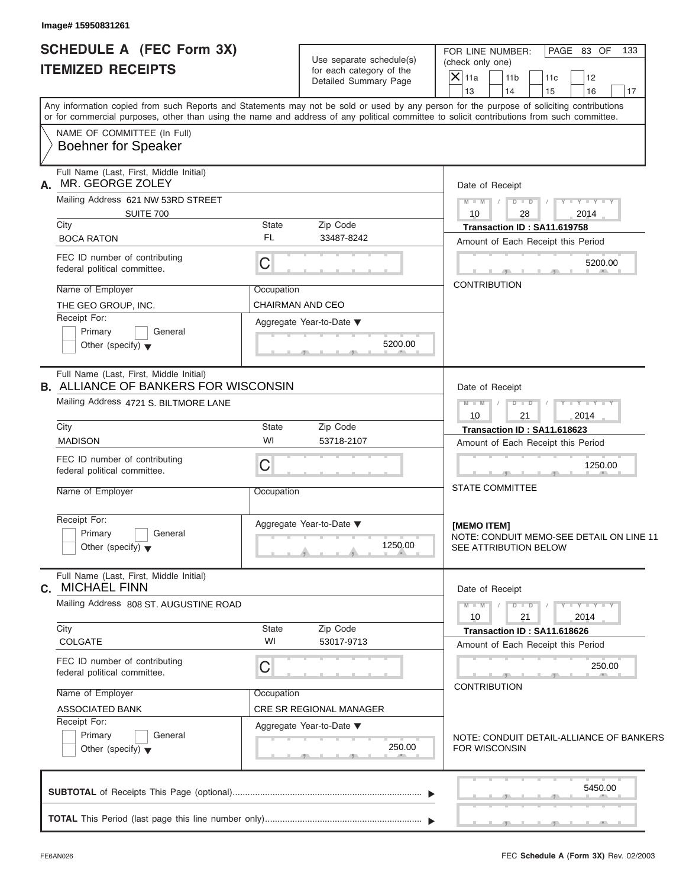Image# 15950831261

# SCHEDULE A (FEC Form 3X)
## ITEMIZED RECEIPTS

Use separate schedule(s) for each category of the Detailed Summary Page

FOR LINE NUMBER: (check only one)

- [X] 11a
- [ ] 11b
- [ ] 11c
- [ ] 12
- [ ] 13
- [ ] 14
- [ ] 15
- [ ] 16
- [ ] 17

PAGE 83 OF 133

Any information copied from such Reports and Statements may not be sold or used by any person for the purpose of soliciting contributions or for commercial purposes, other than using the name and address of any political committee to solicit contributions from such committee.

NAME OF COMMITTEE (In Full)
Boehner for Speaker

---

**A.** Full Name (Last, First, Middle Initial): MR. GEORGE ZOLEY

Mailing Address: 621 NW 53RD STREET, SUITE 700

City: BOCA RATON | State: FL | Zip Code: 33487-8242

FEC ID number of contributing federal political committee: C

Name of Employer: THE GEO GROUP, INC.

Occupation: CHAIRMAN AND CEO

Receipt For: Primary [ ] General [ ] Other (specify) [ ]

Aggregate Year-to-Date: 5200.00

Date of Receipt: 10 / 28 / 2014

Transaction ID : SA11.619758

Amount of Each Receipt this Period: 5200.00

CONTRIBUTION

---

**B.** Full Name (Last, First, Middle Initial): ALLIANCE OF BANKERS FOR WISCONSIN

Mailing Address: 4721 S. BILTMORE LANE

City: MADISON | State: WI | Zip Code: 53718-2107

FEC ID number of contributing federal political committee: C

Name of Employer:

Occupation:

Receipt For: Primary [ ] General [ ] Other (specify) [ ]

Aggregate Year-to-Date: 1250.00

Date of Receipt: 10 / 21 / 2014

Transaction ID : SA11.618623

Amount of Each Receipt this Period: 1250.00

STATE COMMITTEE

**[MEMO ITEM]**
NOTE: CONDUIT MEMO-SEE DETAIL ON LINE 11 SEE ATTRIBUTION BELOW

---

**C.** Full Name (Last, First, Middle Initial): MICHAEL FINN

Mailing Address: 808 ST. AUGUSTINE ROAD

City: COLGATE | State: WI | Zip Code: 53017-9713

FEC ID number of contributing federal political committee: C

Name of Employer: ASSOCIATED BANK

Occupation: CRE SR REGIONAL MANAGER

Receipt For: Primary [ ] General [ ] Other (specify) [ ]

Aggregate Year-to-Date: 250.00

Date of Receipt: 10 / 21 / 2014

Transaction ID : SA11.618626

Amount of Each Receipt this Period: 250.00

CONTRIBUTION

NOTE: CONDUIT DETAIL-ALLIANCE OF BANKERS FOR WISCONSIN

---

**SUBTOTAL** of Receipts This Page (optional): 5450.00

**TOTAL** This Period (last page this line number only):

FE6AN026 — FEC Schedule A (Form 3X) Rev. 02/2003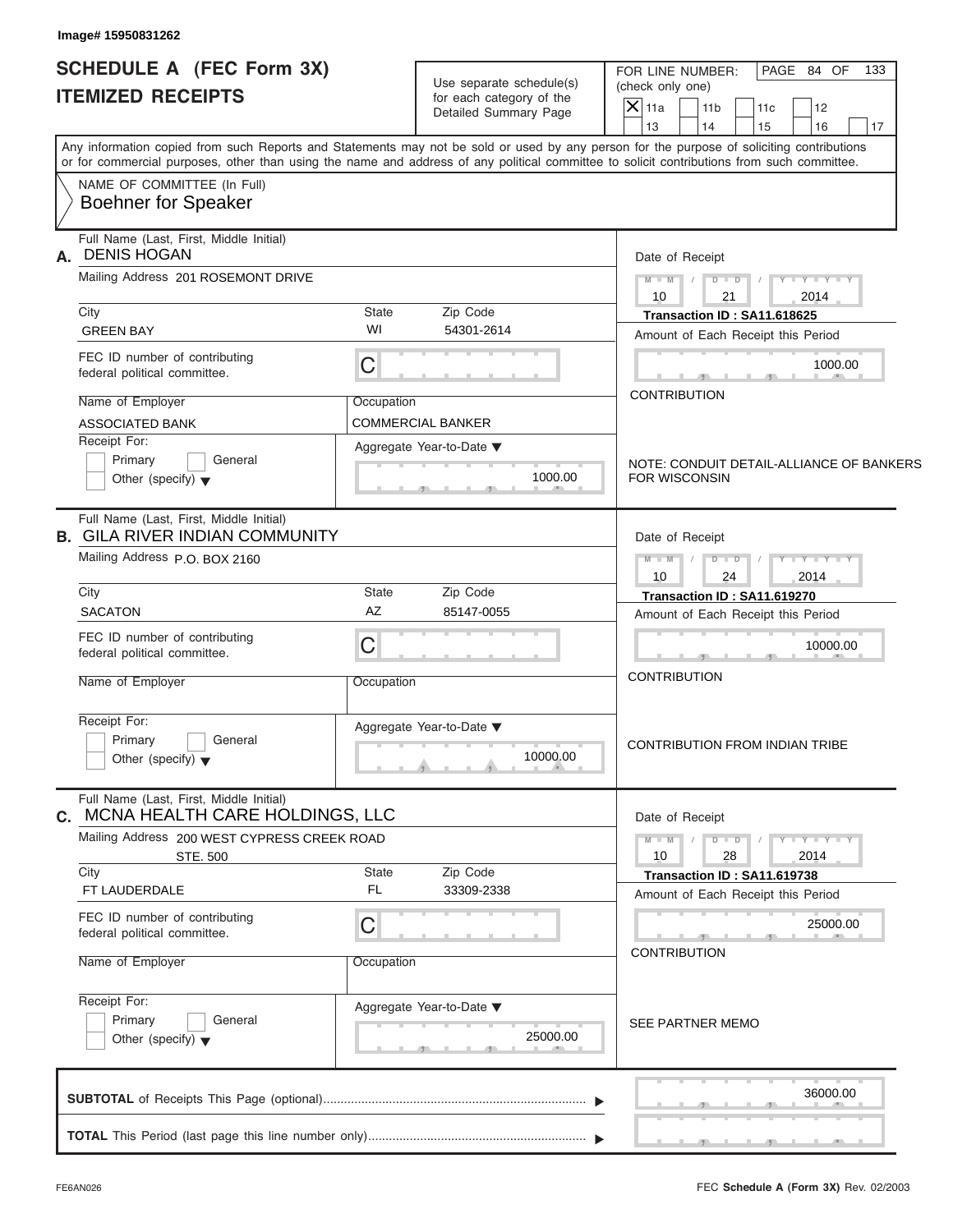Image# 15950831262

# SCHEDULE A (FEC Form 3X)
## ITEMIZED RECEIPTS

Use separate schedule(s) for each category of the Detailed Summary Page

FOR LINE NUMBER: (check only one)
[X] 11a [ ] 11b [ ] 11c [ ] 12 [ ] 13 [ ] 14 [ ] 15 [ ] 16 [ ] 17

Any information copied from such Reports and Statements may not be sold or used by any person for the purpose of soliciting contributions or for commercial purposes, other than using the name and address of any political committee to solicit contributions from such committee.

NAME OF COMMITTEE (In Full)
Boehner for Speaker

---

**A.** Full Name (Last, First, Middle Initial): DENIS HOGAN

Mailing Address: 201 ROSEMONT DRIVE

City: GREEN BAY | State: WI | Zip Code: 54301-2614

FEC ID number of contributing federal political committee: C

Name of Employer: ASSOCIATED BANK

Occupation: COMMERCIAL BANKER

Receipt For: [ ] Primary [ ] General [ ] Other (specify)

Aggregate Year-to-Date: 1000.00

Date of Receipt: 10 / 21 / 2014

Transaction ID : SA11.618625

Amount of Each Receipt this Period: 1000.00

CONTRIBUTION

NOTE: CONDUIT DETAIL-ALLIANCE OF BANKERS FOR WISCONSIN

---

**B.** Full Name (Last, First, Middle Initial): GILA RIVER INDIAN COMMUNITY

Mailing Address: P.O. BOX 2160

City: SACATON | State: AZ | Zip Code: 85147-0055

FEC ID number of contributing federal political committee: C

Name of Employer:

Occupation:

Receipt For: [ ] Primary [ ] General [ ] Other (specify)

Aggregate Year-to-Date: 10000.00

Date of Receipt: 10 / 24 / 2014

Transaction ID : SA11.619270

Amount of Each Receipt this Period: 10000.00

CONTRIBUTION

CONTRIBUTION FROM INDIAN TRIBE

---

**C.** Full Name (Last, First, Middle Initial): MCNA HEALTH CARE HOLDINGS, LLC

Mailing Address: 200 WEST CYPRESS CREEK ROAD STE. 500

City: FT LAUDERDALE | State: FL | Zip Code: 33309-2338

FEC ID number of contributing federal political committee: C

Name of Employer:

Occupation:

Receipt For: [ ] Primary [ ] General [ ] Other (specify)

Aggregate Year-to-Date: 25000.00

Date of Receipt: 10 / 28 / 2014

Transaction ID : SA11.619738

Amount of Each Receipt this Period: 25000.00

CONTRIBUTION

SEE PARTNER MEMO

---

**SUBTOTAL** of Receipts This Page (optional): 36000.00

**TOTAL** This Period (last page this line number only):

FE6AN026 — FEC **Schedule A** (Form 3X) Rev. 02/2003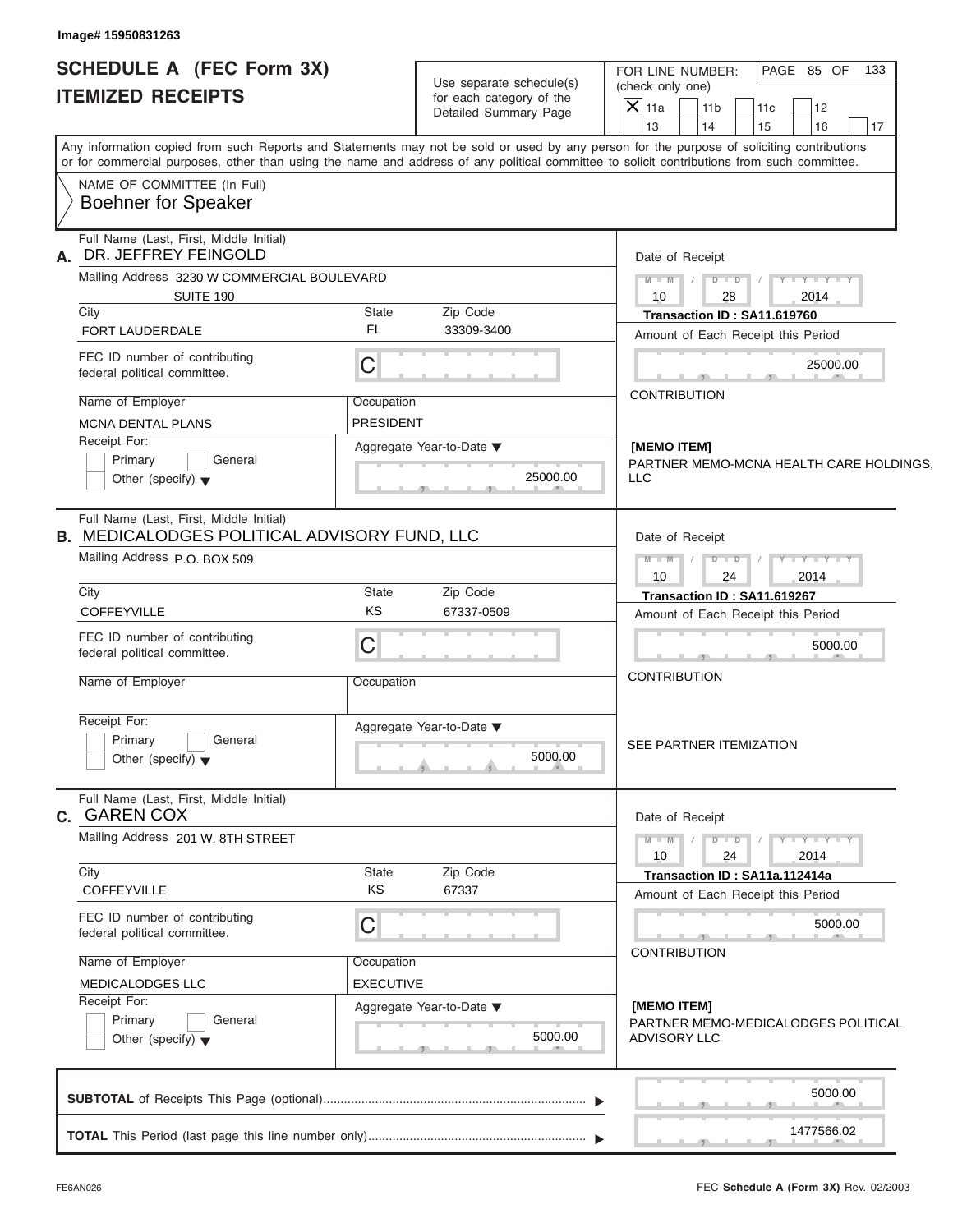Image# 15950831263

# SCHEDULE A (FEC Form 3X) ITEMIZED RECEIPTS

Use separate schedule(s) for each category of the Detailed Summary Page

FOR LINE NUMBER: (check only one)

- [X] 11a
- [ ] 11b
- [ ] 11c
- [ ] 12
- [ ] 13
- [ ] 14
- [ ] 15
- [ ] 16
- [ ] 17

PAGE 85 OF 133

Any information copied from such Reports and Statements may not be sold or used by any person for the purpose of soliciting contributions or for commercial purposes, other than using the name and address of any political committee to solicit contributions from such committee.

NAME OF COMMITTEE (In Full)
Boehner for Speaker

---

**A.** Full Name (Last, First, Middle Initial): DR. JEFFREY FEINGOLD

Mailing Address: 3230 W COMMERCIAL BOULEVARD, SUITE 190

City: FORT LAUDERDALE | State: FL | Zip Code: 33309-3400

FEC ID number of contributing federal political committee: C

Name of Employer: MCNA DENTAL PLANS

Occupation: PRESIDENT

Receipt For: [ ] Primary [ ] General [ ] Other (specify)

Aggregate Year-to-Date: 25000.00

Date of Receipt: 10/28/2014

Transaction ID : SA11.619760

Amount of Each Receipt this Period: 25000.00

CONTRIBUTION

[MEMO ITEM]
PARTNER MEMO-MCNA HEALTH CARE HOLDINGS, LLC

---

**B.** Full Name (Last, First, Middle Initial): MEDICALODGES POLITICAL ADVISORY FUND, LLC

Mailing Address: P.O. BOX 509

City: COFFEYVILLE | State: KS | Zip Code: 67337-0509

FEC ID number of contributing federal political committee: C

Name of Employer:

Occupation:

Receipt For: [ ] Primary [ ] General [ ] Other (specify)

Aggregate Year-to-Date: 5000.00

Date of Receipt: 10/24/2014

Transaction ID : SA11.619267

Amount of Each Receipt this Period: 5000.00

CONTRIBUTION

SEE PARTNER ITEMIZATION

---

**C.** Full Name (Last, First, Middle Initial): GAREN COX

Mailing Address: 201 W. 8TH STREET

City: COFFEYVILLE | State: KS | Zip Code: 67337

FEC ID number of contributing federal political committee: C

Name of Employer: MEDICALODGES LLC

Occupation: EXECUTIVE

Receipt For: [ ] Primary [ ] General [ ] Other (specify)

Aggregate Year-to-Date: 5000.00

Date of Receipt: 10/24/2014

Transaction ID : SA11a.112414a

Amount of Each Receipt this Period: 5000.00

CONTRIBUTION

[MEMO ITEM]
PARTNER MEMO-MEDICALODGES POLITICAL ADVISORY LLC

---

**SUBTOTAL** of Receipts This Page (optional): 5000.00

**TOTAL** This Period (last page this line number only): 1477566.02

FE6AN026

FEC **Schedule A** (Form 3X) Rev. 02/2003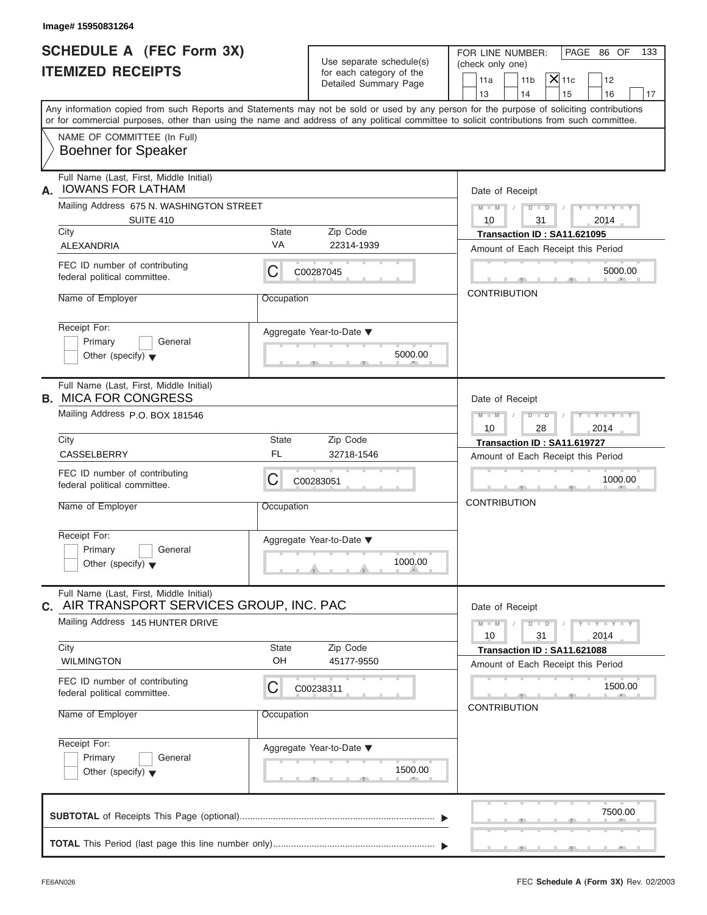Image# 15950831264

# SCHEDULE A (FEC Form 3X)
# ITEMIZED RECEIPTS

Use separate schedule(s) for each category of the Detailed Summary Page

FOR LINE NUMBER: (check only one)

11a | 11b | **X** 11c | 12 | 13 | 14 | 15 | 16 | 17

Any information copied from such Reports and Statements may not be sold or used by any person for the purpose of soliciting contributions or for commercial purposes, other than using the name and address of any political committee to solicit contributions from such committee.

NAME OF COMMITTEE (In Full)
Boehner for Speaker

---

**A.** Full Name (Last, First, Middle Initial): IOWANS FOR LATHAM

Mailing Address: 675 N. WASHINGTON STREET, SUITE 410

City: ALEXANDRIA | State: VA | Zip Code: 22314-1939

FEC ID number of contributing federal political committee: C C00287045

Name of Employer:

Occupation:

Receipt For: Primary / General / Other (specify)

Aggregate Year-to-Date: 5000.00

Date of Receipt: 10 / 31 / 2014

Transaction ID : SA11.621095

Amount of Each Receipt this Period: 5000.00

CONTRIBUTION

---

**B.** Full Name (Last, First, Middle Initial): MICA FOR CONGRESS

Mailing Address: P.O. BOX 181546

City: CASSELBERRY | State: FL | Zip Code: 32718-1546

FEC ID number of contributing federal political committee: C C00283051

Name of Employer:

Occupation:

Receipt For: Primary / General / Other (specify)

Aggregate Year-to-Date: 1000.00

Date of Receipt: 10 / 28 / 2014

Transaction ID : SA11.619727

Amount of Each Receipt this Period: 1000.00

CONTRIBUTION

---

**C.** Full Name (Last, First, Middle Initial): AIR TRANSPORT SERVICES GROUP, INC. PAC

Mailing Address: 145 HUNTER DRIVE

City: WILMINGTON | State: OH | Zip Code: 45177-9550

FEC ID number of contributing federal political committee: C C00238311

Name of Employer:

Occupation:

Receipt For: Primary / General / Other (specify)

Aggregate Year-to-Date: 1500.00

Date of Receipt: 10 / 31 / 2014

Transaction ID : SA11.621088

Amount of Each Receipt this Period: 1500.00

CONTRIBUTION

---

**SUBTOTAL** of Receipts This Page (optional): 7500.00

**TOTAL** This Period (last page this line number only):

FE6AN026 | FEC **Schedule A** (Form 3X) Rev. 02/2003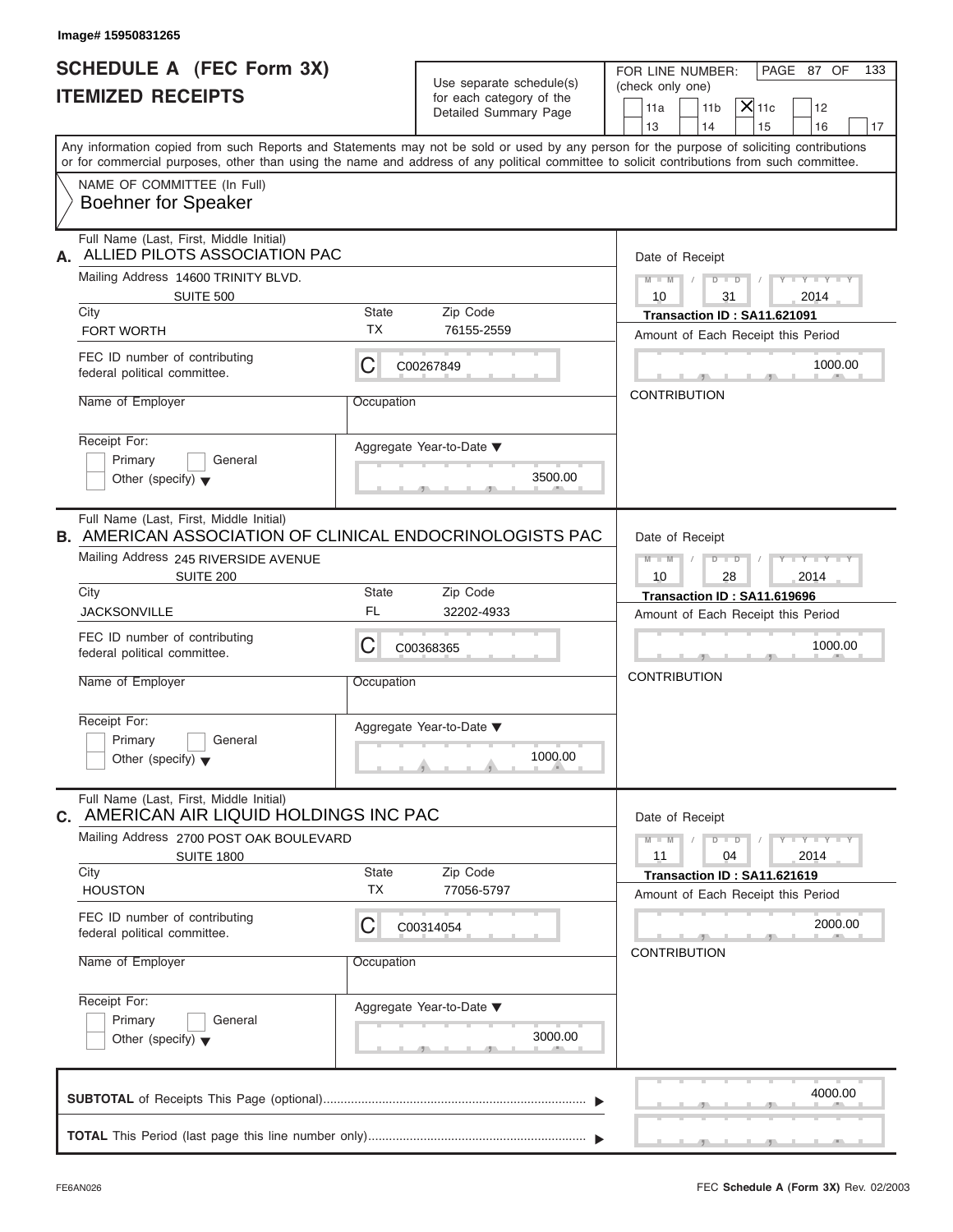Image# 15950831265

# SCHEDULE A (FEC Form 3X)
## ITEMIZED RECEIPTS

Use separate schedule(s) for each category of the Detailed Summary Page

FOR LINE NUMBER: (check only one)
11a | 11b | [X] 11c | 12 | 13 | 14 | 15 | 16 | 17

PAGE 87 OF 133

Any information copied from such Reports and Statements may not be sold or used by any person for the purpose of soliciting contributions or for commercial purposes, other than using the name and address of any political committee to solicit contributions from such committee.

NAME OF COMMITTEE (In Full)
**Boehner for Speaker**

---

**A.** Full Name (Last, First, Middle Initial): ALLIED PILOTS ASSOCIATION PAC

Mailing Address: 14600 TRINITY BLVD.
SUITE 500

City: FORT WORTH | State: TX | Zip Code: 76155-2559

FEC ID number of contributing federal political committee: C C00267849

Name of Employer: | Occupation:

Receipt For: Primary | General | Other (specify)

Aggregate Year-to-Date: 3500.00

Date of Receipt: 10 / 31 / 2014
Transaction ID : SA11.621091
Amount of Each Receipt this Period: 1000.00
CONTRIBUTION

---

**B.** Full Name (Last, First, Middle Initial): AMERICAN ASSOCIATION OF CLINICAL ENDOCRINOLOGISTS PAC

Mailing Address: 245 RIVERSIDE AVENUE
SUITE 200

City: JACKSONVILLE | State: FL | Zip Code: 32202-4933

FEC ID number of contributing federal political committee: C C00368365

Name of Employer: | Occupation:

Receipt For: Primary | General | Other (specify)

Aggregate Year-to-Date: 1000.00

Date of Receipt: 10 / 28 / 2014
Transaction ID : SA11.619696
Amount of Each Receipt this Period: 1000.00
CONTRIBUTION

---

**C.** Full Name (Last, First, Middle Initial): AMERICAN AIR LIQUID HOLDINGS INC PAC

Mailing Address: 2700 POST OAK BOULEVARD
SUITE 1800

City: HOUSTON | State: TX | Zip Code: 77056-5797

FEC ID number of contributing federal political committee: C C00314054

Name of Employer: | Occupation:

Receipt For: Primary | General | Other (specify)

Aggregate Year-to-Date: 3000.00

Date of Receipt: 11 / 04 / 2014
Transaction ID : SA11.621619
Amount of Each Receipt this Period: 2000.00
CONTRIBUTION

---

**SUBTOTAL** of Receipts This Page (optional): 4000.00

**TOTAL** This Period (last page this line number only):

FE6AN026 — FEC **Schedule A** (Form 3X) Rev. 02/2003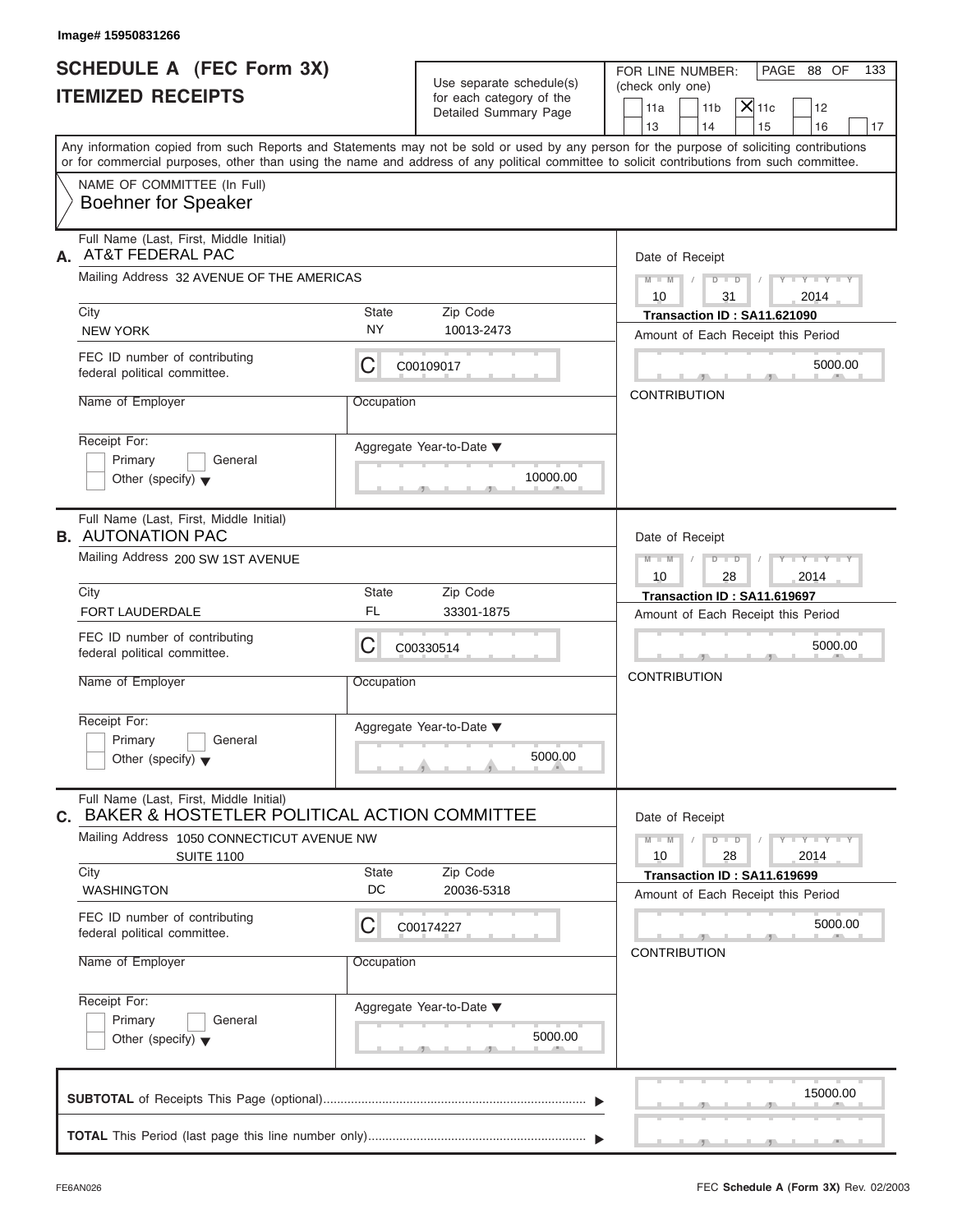Image# 15950831266

# SCHEDULE A (FEC Form 3X) ITEMIZED RECEIPTS

Use separate schedule(s) for each category of the Detailed Summary Page

FOR LINE NUMBER: (check only one)

11a | 11b | [X] 11c | 12 | 13 | 14 | 15 | 16 | 17

Any information copied from such Reports and Statements may not be sold or used by any person for the purpose of soliciting contributions or for commercial purposes, other than using the name and address of any political committee to solicit contributions from such committee.

NAME OF COMMITTEE (In Full)
Boehner for Speaker

---

**A.** Full Name (Last, First, Middle Initial): AT&T FEDERAL PAC

Mailing Address: 32 AVENUE OF THE AMERICAS

City: NEW YORK | State: NY | Zip Code: 10013-2473

FEC ID number of contributing federal political committee: C00109017

Name of Employer:

Occupation:

Receipt For: Primary / General / Other (specify)

Aggregate Year-to-Date: 10000.00

Date of Receipt: 10 / 31 / 2014

Transaction ID : SA11.621090

Amount of Each Receipt this Period: 5000.00

CONTRIBUTION

---

**B.** Full Name (Last, First, Middle Initial): AUTONATION PAC

Mailing Address: 200 SW 1ST AVENUE

City: FORT LAUDERDALE | State: FL | Zip Code: 33301-1875

FEC ID number of contributing federal political committee: C00330514

Name of Employer:

Occupation:

Receipt For: Primary / General / Other (specify)

Aggregate Year-to-Date: 5000.00

Date of Receipt: 10 / 28 / 2014

Transaction ID : SA11.619697

Amount of Each Receipt this Period: 5000.00

CONTRIBUTION

---

**C.** Full Name (Last, First, Middle Initial): BAKER & HOSTETLER POLITICAL ACTION COMMITTEE

Mailing Address: 1050 CONNECTICUT AVENUE NW SUITE 1100

City: WASHINGTON | State: DC | Zip Code: 20036-5318

FEC ID number of contributing federal political committee: C00174227

Name of Employer:

Occupation:

Receipt For: Primary / General / Other (specify)

Aggregate Year-to-Date: 5000.00

Date of Receipt: 10 / 28 / 2014

Transaction ID : SA11.619699

Amount of Each Receipt this Period: 5000.00

CONTRIBUTION

---

**SUBTOTAL** of Receipts This Page (optional): 15000.00

**TOTAL** This Period (last page this line number only):

FE6AN026 — FEC **Schedule A** (Form 3X) Rev. 02/2003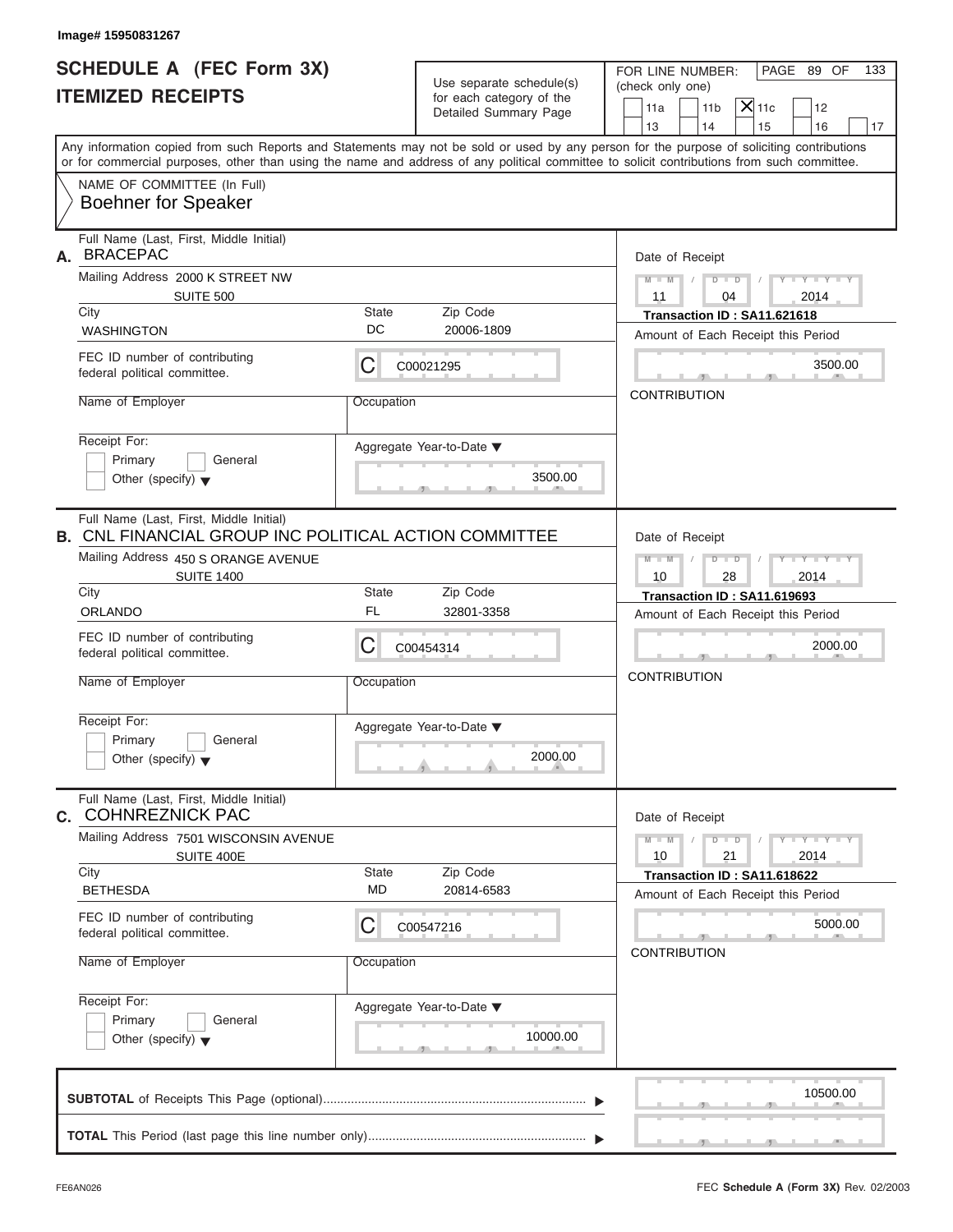Image# 15950831267

# SCHEDULE A (FEC Form 3X) ITEMIZED RECEIPTS

Use separate schedule(s) for each category of the Detailed Summary Page

FOR LINE NUMBER: (check only one)

11a | 11b | **X** 11c | 12 | 13 | 14 | 15 | 16 | 17

PAGE 89 OF 133

Any information copied from such Reports and Statements may not be sold or used by any person for the purpose of soliciting contributions or for commercial purposes, other than using the name and address of any political committee to solicit contributions from such committee.

NAME OF COMMITTEE (In Full)
Boehner for Speaker

---

**A.** Full Name (Last, First, Middle Initial): BRACEPAC

Mailing Address: 2000 K STREET NW, SUITE 500

City: WASHINGTON | State: DC | Zip Code: 20006-1809

FEC ID number of contributing federal political committee: C C00021295

Name of Employer: | Occupation:

Receipt For: Primary / General / Other (specify)

Aggregate Year-to-Date: 3500.00

Date of Receipt: 11 / 04 / 2014

Transaction ID : SA11.621618

Amount of Each Receipt this Period: 3500.00

CONTRIBUTION

---

**B.** Full Name (Last, First, Middle Initial): CNL FINANCIAL GROUP INC POLITICAL ACTION COMMITTEE

Mailing Address: 450 S ORANGE AVENUE, SUITE 1400

City: ORLANDO | State: FL | Zip Code: 32801-3358

FEC ID number of contributing federal political committee: C C00454314

Name of Employer: | Occupation:

Receipt For: Primary / General / Other (specify)

Aggregate Year-to-Date: 2000.00

Date of Receipt: 10 / 28 / 2014

Transaction ID : SA11.619693

Amount of Each Receipt this Period: 2000.00

CONTRIBUTION

---

**C.** Full Name (Last, First, Middle Initial): COHNREZNICK PAC

Mailing Address: 7501 WISCONSIN AVENUE, SUITE 400E

City: BETHESDA | State: MD | Zip Code: 20814-6583

FEC ID number of contributing federal political committee: C C00547216

Name of Employer: | Occupation:

Receipt For: Primary / General / Other (specify)

Aggregate Year-to-Date: 10000.00

Date of Receipt: 10 / 21 / 2014

Transaction ID : SA11.618622

Amount of Each Receipt this Period: 5000.00

CONTRIBUTION

---

**SUBTOTAL** of Receipts This Page (optional): 10500.00

**TOTAL** This Period (last page this line number only):

FE6AN026 | FEC **Schedule A** (Form 3X) Rev. 02/2003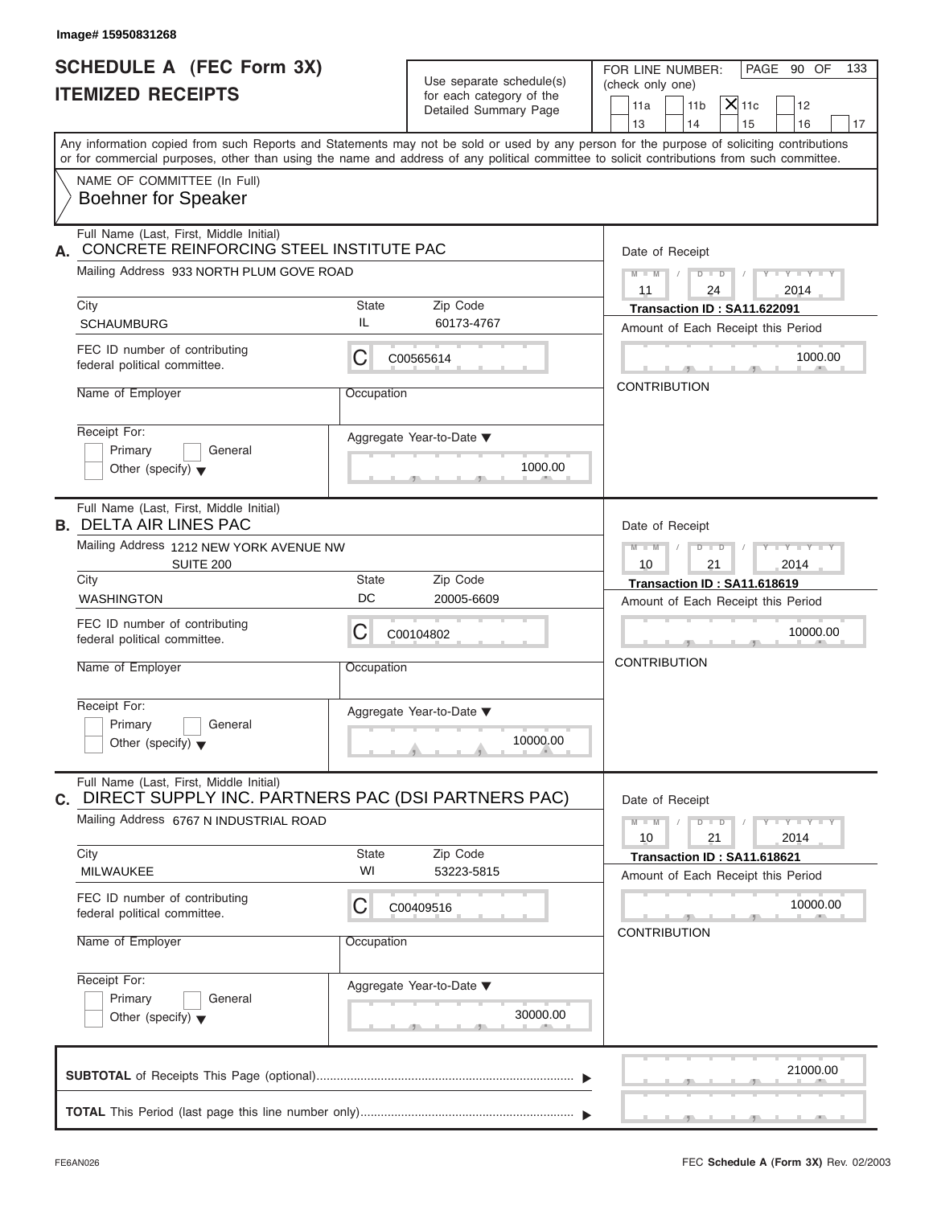Image# 15950831268

# SCHEDULE A (FEC Form 3X)
# ITEMIZED RECEIPTS

Use separate schedule(s) for each category of the Detailed Summary Page

FOR LINE NUMBER: (check only one)

- [ ] 11a
- [ ] 11b
- [x] 11c
- [ ] 12
- [ ] 13
- [ ] 14
- [ ] 15
- [ ] 16
- [ ] 17

PAGE 90 OF 133

Any information copied from such Reports and Statements may not be sold or used by any person for the purpose of soliciting contributions or for commercial purposes, other than using the name and address of any political committee to solicit contributions from such committee.

NAME OF COMMITTEE (In Full)
**Boehner for Speaker**

---

**A.** Full Name (Last, First, Middle Initial): CONCRETE REINFORCING STEEL INSTITUTE PAC

Mailing Address: 933 NORTH PLUM GOVE ROAD

City: SCHAUMBURG | State: IL | Zip Code: 60173-4767

FEC ID number of contributing federal political committee: C C00565614

Name of Employer: | Occupation:

Receipt For: [ ] Primary [ ] General [ ] Other (specify)

Aggregate Year-to-Date: 1000.00

Date of Receipt: 11 / 24 / 2014

Transaction ID : SA11.622091

Amount of Each Receipt this Period: 1000.00

CONTRIBUTION

---

**B.** Full Name (Last, First, Middle Initial): DELTA AIR LINES PAC

Mailing Address: 1212 NEW YORK AVENUE NW SUITE 200

City: WASHINGTON | State: DC | Zip Code: 20005-6609

FEC ID number of contributing federal political committee: C C00104802

Name of Employer: | Occupation:

Receipt For: [ ] Primary [ ] General [ ] Other (specify)

Aggregate Year-to-Date: 10000.00

Date of Receipt: 10 / 21 / 2014

Transaction ID : SA11.618619

Amount of Each Receipt this Period: 10000.00

CONTRIBUTION

---

**C.** Full Name (Last, First, Middle Initial): DIRECT SUPPLY INC. PARTNERS PAC (DSI PARTNERS PAC)

Mailing Address: 6767 N INDUSTRIAL ROAD

City: MILWAUKEE | State: WI | Zip Code: 53223-5815

FEC ID number of contributing federal political committee: C C00409516

Name of Employer: | Occupation:

Receipt For: [ ] Primary [ ] General [ ] Other (specify)

Aggregate Year-to-Date: 30000.00

Date of Receipt: 10 / 21 / 2014

Transaction ID : SA11.618621

Amount of Each Receipt this Period: 10000.00

CONTRIBUTION

---

**SUBTOTAL** of Receipts This Page (optional): 21000.00

**TOTAL** This Period (last page this line number only):

FE6AN026

FEC **Schedule A** (Form 3X) Rev. 02/2003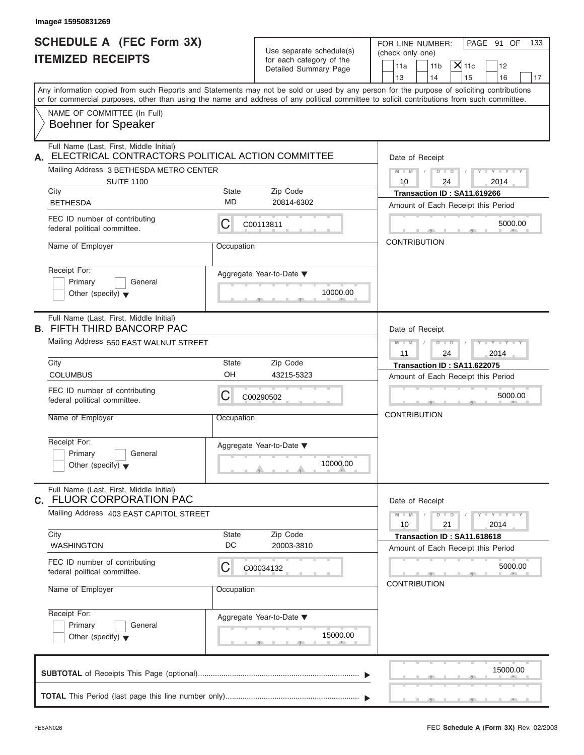Image# 15950831269

# SCHEDULE A (FEC Form 3X)
# ITEMIZED RECEIPTS

Use separate schedule(s) for each category of the Detailed Summary Page

FOR LINE NUMBER: (check only one)

| 11a | 11b | **X** 11c | 12 |
|---|---|---|---|
| 13 | 14 | 15 | 16 | 17 |

PAGE 91 OF 133

Any information copied from such Reports and Statements may not be sold or used by any person for the purpose of soliciting contributions or for commercial purposes, other than using the name and address of any political committee to solicit contributions from such committee.

NAME OF COMMITTEE (In Full)
**Boehner for Speaker**

---

**A.** Full Name (Last, First, Middle Initial): **ELECTRICAL CONTRACTORS POLITICAL ACTION COMMITTEE**

Mailing Address: 3 BETHESDA METRO CENTER, SUITE 1100

City: BETHESDA | State: MD | Zip Code: 20814-6302

FEC ID number of contributing federal political committee: C00113811

Name of Employer: 

Occupation: 

Receipt For: Primary / General / Other (specify)

Aggregate Year-to-Date: 10000.00

Date of Receipt: 10 / 24 / 2014

Transaction ID : SA11.619266

Amount of Each Receipt this Period: 5000.00

CONTRIBUTION

---

**B.** Full Name (Last, First, Middle Initial): **FIFTH THIRD BANCORP PAC**

Mailing Address: 550 EAST WALNUT STREET

City: COLUMBUS | State: OH | Zip Code: 43215-5323

FEC ID number of contributing federal political committee: C00290502

Name of Employer: 

Occupation: 

Receipt For: Primary / General / Other (specify)

Aggregate Year-to-Date: 10000.00

Date of Receipt: 11 / 24 / 2014

Transaction ID : SA11.622075

Amount of Each Receipt this Period: 5000.00

CONTRIBUTION

---

**C.** Full Name (Last, First, Middle Initial): **FLUOR CORPORATION PAC**

Mailing Address: 403 EAST CAPITOL STREET

City: WASHINGTON | State: DC | Zip Code: 20003-3810

FEC ID number of contributing federal political committee: C00034132

Name of Employer: 

Occupation: 

Receipt For: Primary / General / Other (specify)

Aggregate Year-to-Date: 15000.00

Date of Receipt: 10 / 21 / 2014

Transaction ID : SA11.618618

Amount of Each Receipt this Period: 5000.00

CONTRIBUTION

---

**SUBTOTAL** of Receipts This Page (optional): 15000.00

**TOTAL** This Period (last page this line number only): 

FE6AN026 — FEC **Schedule A** (Form 3X) Rev. 02/2003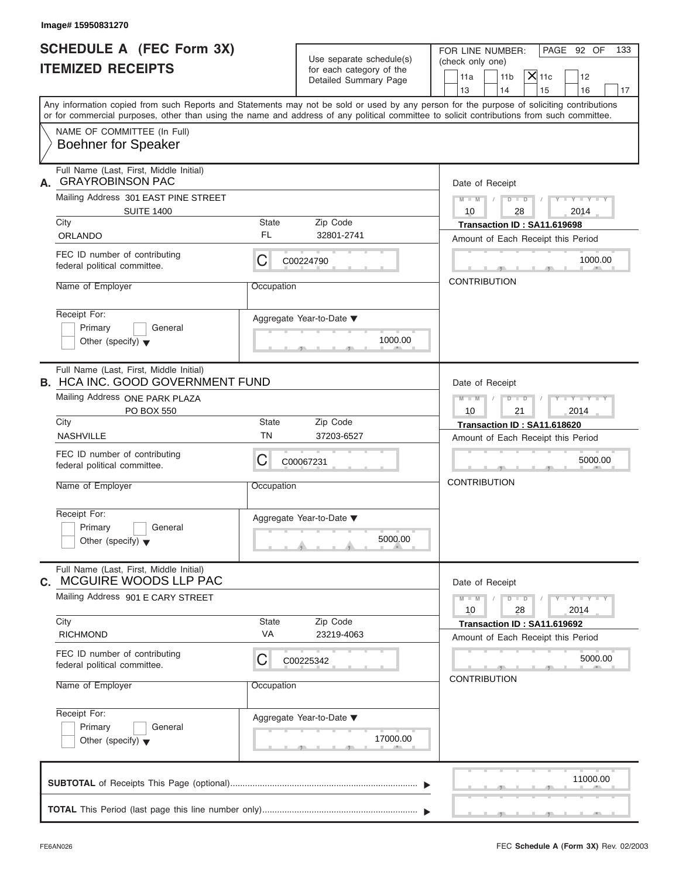Image# 15950831270

# SCHEDULE A (FEC Form 3X)
## ITEMIZED RECEIPTS

Use separate schedule(s) for each category of the Detailed Summary Page

FOR LINE NUMBER: (check only one)

11a | 11b | **X** 11c | 12 | 13 | 14 | 15 | 16 | 17

PAGE 92 OF 133

Any information copied from such Reports and Statements may not be sold or used by any person for the purpose of soliciting contributions or for commercial purposes, other than using the name and address of any political committee to solicit contributions from such committee.

NAME OF COMMITTEE (In Full)
Boehner for Speaker

---

**A.** Full Name (Last, First, Middle Initial): GRAYROBINSON PAC

Mailing Address: 301 EAST PINE STREET, SUITE 1400

City: ORLANDO | State: FL | Zip Code: 32801-2741

FEC ID number of contributing federal political committee: C C00224790

Name of Employer: | Occupation:

Receipt For: Primary / General / Other (specify)

Aggregate Year-to-Date: 1000.00

Date of Receipt: 10 / 28 / 2014

Transaction ID : SA11.619698

Amount of Each Receipt this Period: 1000.00

CONTRIBUTION

---

**B.** Full Name (Last, First, Middle Initial): HCA INC. GOOD GOVERNMENT FUND

Mailing Address: ONE PARK PLAZA, PO BOX 550

City: NASHVILLE | State: TN | Zip Code: 37203-6527

FEC ID number of contributing federal political committee: C C00067231

Name of Employer: | Occupation:

Receipt For: Primary / General / Other (specify)

Aggregate Year-to-Date: 5000.00

Date of Receipt: 10 / 21 / 2014

Transaction ID : SA11.618620

Amount of Each Receipt this Period: 5000.00

CONTRIBUTION

---

**C.** Full Name (Last, First, Middle Initial): MCGUIRE WOODS LLP PAC

Mailing Address: 901 E CARY STREET

City: RICHMOND | State: VA | Zip Code: 23219-4063

FEC ID number of contributing federal political committee: C C00225342

Name of Employer: | Occupation:

Receipt For: Primary / General / Other (specify)

Aggregate Year-to-Date: 17000.00

Date of Receipt: 10 / 28 / 2014

Transaction ID : SA11.619692

Amount of Each Receipt this Period: 5000.00

CONTRIBUTION

---

**SUBTOTAL** of Receipts This Page (optional): 11000.00

**TOTAL** This Period (last page this line number only):

FE6AN026 — FEC **Schedule A** (Form 3X) Rev. 02/2003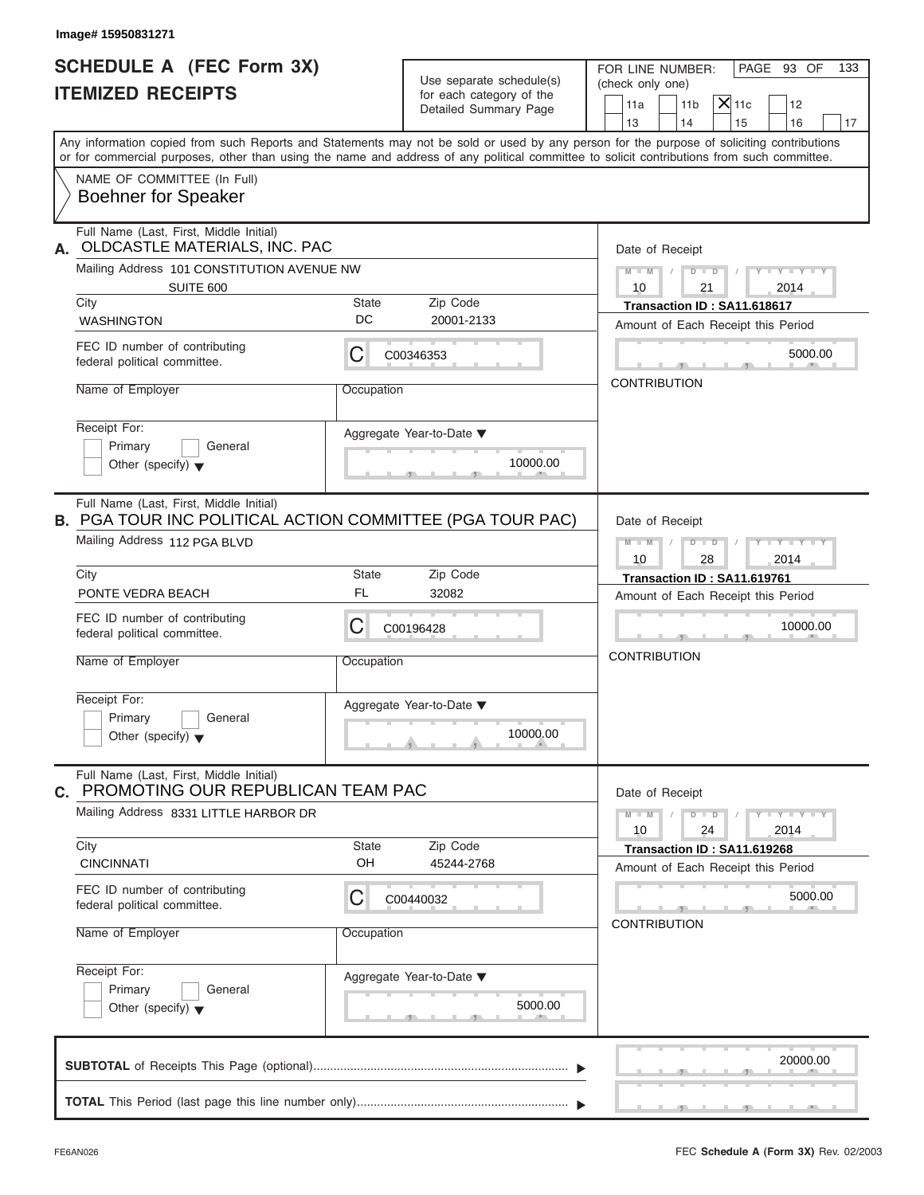Image# 15950831271

# SCHEDULE A (FEC Form 3X) ITEMIZED RECEIPTS

Use separate schedule(s) for each category of the Detailed Summary Page

FOR LINE NUMBER: (check only one)

11a | 11b | [X] 11c | 12 | 13 | 14 | 15 | 16 | 17

PAGE 93 OF 133

Any information copied from such Reports and Statements may not be sold or used by any person for the purpose of soliciting contributions or for commercial purposes, other than using the name and address of any political committee to solicit contributions from such committee.

NAME OF COMMITTEE (In Full)
Boehner for Speaker

---

**A.** Full Name (Last, First, Middle Initial): OLDCASTLE MATERIALS, INC. PAC

Mailing Address: 101 CONSTITUTION AVENUE NW, SUITE 600

City: WASHINGTON | State: DC | Zip Code: 20001-2133

FEC ID number of contributing federal political committee: C00346353

Name of Employer:

Occupation:

Receipt For: Primary / General / Other (specify)

Aggregate Year-to-Date: 10000.00

Date of Receipt: 10 / 21 / 2014

Transaction ID : SA11.618617

Amount of Each Receipt this Period: 5000.00

CONTRIBUTION

---

**B.** Full Name (Last, First, Middle Initial): PGA TOUR INC POLITICAL ACTION COMMITTEE (PGA TOUR PAC)

Mailing Address: 112 PGA BLVD

City: PONTE VEDRA BEACH | State: FL | Zip Code: 32082

FEC ID number of contributing federal political committee: C00196428

Name of Employer:

Occupation:

Receipt For: Primary / General / Other (specify)

Aggregate Year-to-Date: 10000.00

Date of Receipt: 10 / 28 / 2014

Transaction ID : SA11.619761

Amount of Each Receipt this Period: 10000.00

CONTRIBUTION

---

**C.** Full Name (Last, First, Middle Initial): PROMOTING OUR REPUBLICAN TEAM PAC

Mailing Address: 8331 LITTLE HARBOR DR

City: CINCINNATI | State: OH | Zip Code: 45244-2768

FEC ID number of contributing federal political committee: C00440032

Name of Employer:

Occupation:

Receipt For: Primary / General / Other (specify)

Aggregate Year-to-Date: 5000.00

Date of Receipt: 10 / 24 / 2014

Transaction ID : SA11.619268

Amount of Each Receipt this Period: 5000.00

CONTRIBUTION

---

**SUBTOTAL** of Receipts This Page (optional): 20000.00

**TOTAL** This Period (last page this line number only):

FE6AN026

FEC **Schedule A** (Form 3X) Rev. 02/2003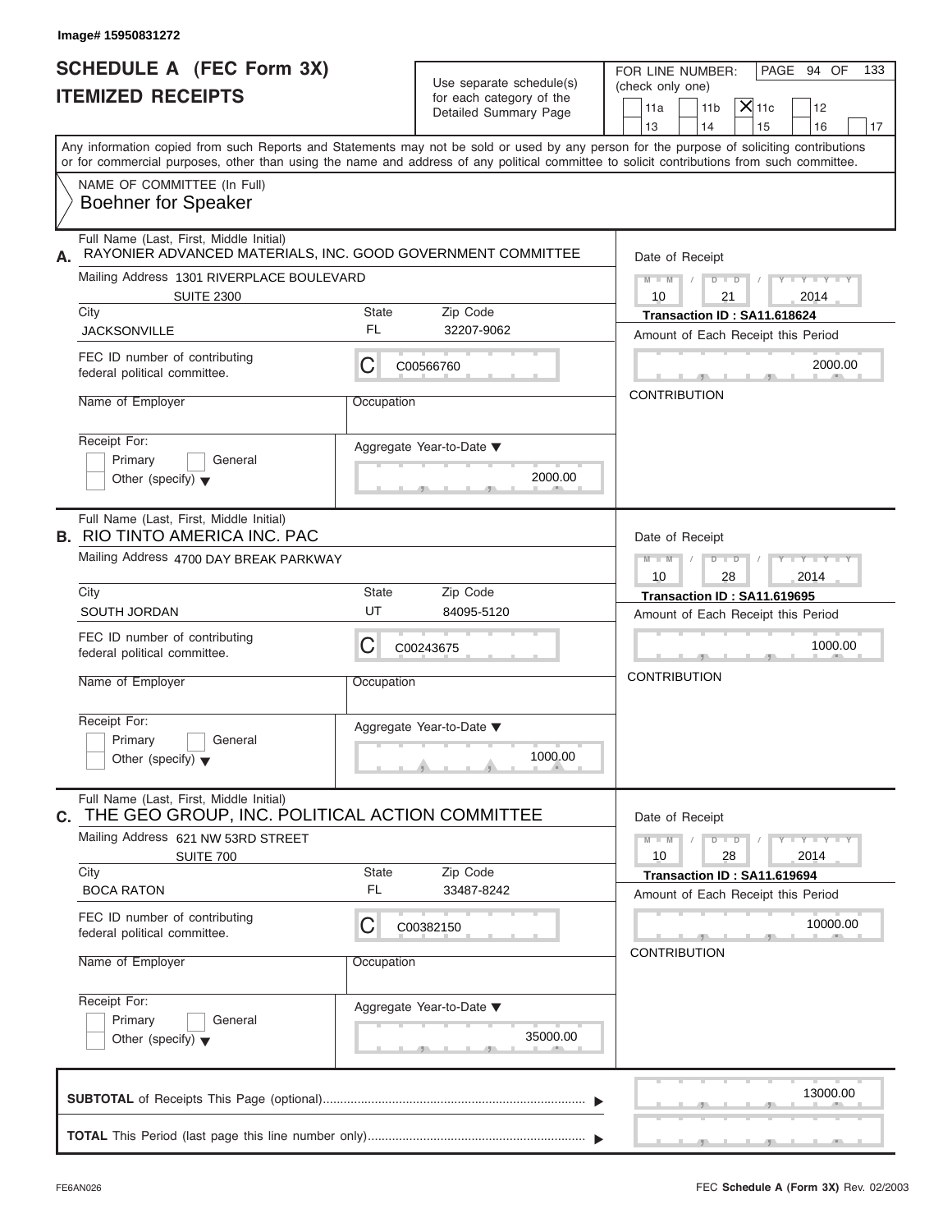Image# 15950831272

# SCHEDULE A (FEC Form 3X) ITEMIZED RECEIPTS

Use separate schedule(s) for each category of the Detailed Summary Page

FOR LINE NUMBER: (check only one)

11a | 11b | [X] 11c | 12 | 13 | 14 | 15 | 16 | 17

Any information copied from such Reports and Statements may not be sold or used by any person for the purpose of soliciting contributions or for commercial purposes, other than using the name and address of any political committee to solicit contributions from such committee.

NAME OF COMMITTEE (In Full)
Boehner for Speaker

**A.** Full Name (Last, First, Middle Initial): RAYONIER ADVANCED MATERIALS, INC. GOOD GOVERNMENT COMMITTEE

Mailing Address: 1301 RIVERPLACE BOULEVARD, SUITE 2300

City: JACKSONVILLE | State: FL | Zip Code: 32207-9062

FEC ID number of contributing federal political committee: C00566760

Name of Employer: | Occupation:

Receipt For: Primary / General / Other (specify)

Aggregate Year-to-Date: 2000.00

Date of Receipt: 10 / 21 / 2014

Transaction ID : SA11.618624

Amount of Each Receipt this Period: 2000.00

CONTRIBUTION

**B.** Full Name (Last, First, Middle Initial): RIO TINTO AMERICA INC. PAC

Mailing Address: 4700 DAY BREAK PARKWAY

City: SOUTH JORDAN | State: UT | Zip Code: 84095-5120

FEC ID number of contributing federal political committee: C00243675

Name of Employer: | Occupation:

Receipt For: Primary / General / Other (specify)

Aggregate Year-to-Date: 1000.00

Date of Receipt: 10 / 28 / 2014

Transaction ID : SA11.619695

Amount of Each Receipt this Period: 1000.00

CONTRIBUTION

**C.** Full Name (Last, First, Middle Initial): THE GEO GROUP, INC. POLITICAL ACTION COMMITTEE

Mailing Address: 621 NW 53RD STREET, SUITE 700

City: BOCA RATON | State: FL | Zip Code: 33487-8242

FEC ID number of contributing federal political committee: C00382150

Name of Employer: | Occupation:

Receipt For: Primary / General / Other (specify)

Aggregate Year-to-Date: 35000.00

Date of Receipt: 10 / 28 / 2014

Transaction ID : SA11.619694

Amount of Each Receipt this Period: 10000.00

CONTRIBUTION

**SUBTOTAL** of Receipts This Page (optional): 13000.00

**TOTAL** This Period (last page this line number only):

FE6AN026 — FEC Schedule A (Form 3X) Rev. 02/2003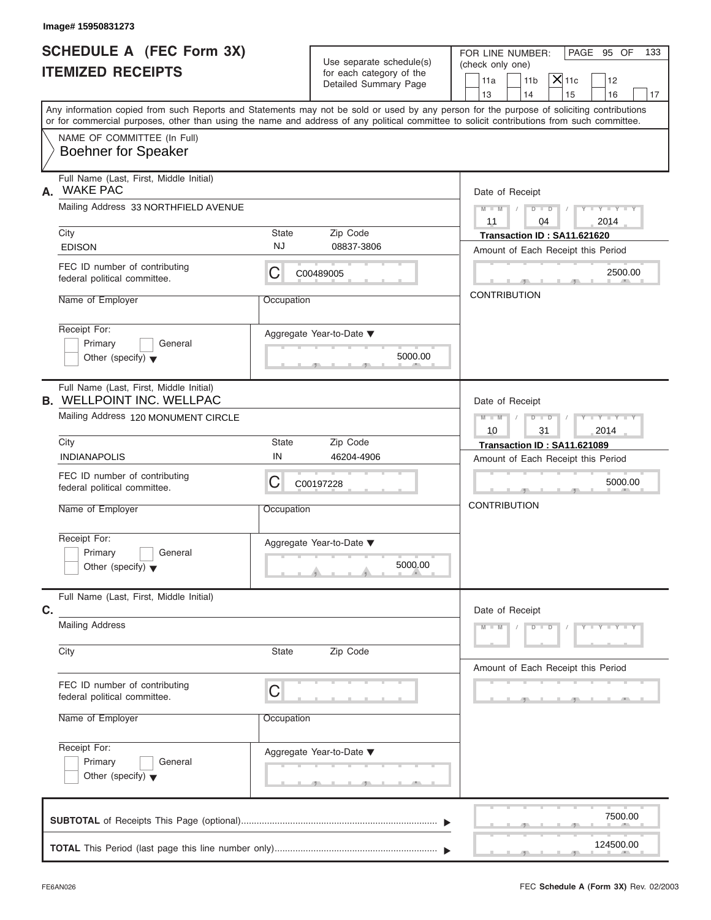Image# 15950831273

# SCHEDULE A (FEC Form 3X)
## ITEMIZED RECEIPTS

Use separate schedule(s) for each category of the Detailed Summary Page

FOR LINE NUMBER: (check only one)

| | | | | |
|---|---|---|---|---|
| 11a | 11b | **X** 11c | 12 | |
| 13 | 14 | 15 | 16 | 17 |

Any information copied from such Reports and Statements may not be sold or used by any person for the purpose of soliciting contributions or for commercial purposes, other than using the name and address of any political committee to solicit contributions from such committee.

NAME OF COMMITTEE (In Full)
Boehner for Speaker

---

**A.** Full Name (Last, First, Middle Initial): WAKE PAC

Mailing Address: 33 NORTHFIELD AVENUE

City: EDISON | State: NJ | Zip Code: 08837-3806

FEC ID number of contributing federal political committee: C C00489005

Name of Employer: | Occupation:

Receipt For: Primary / General / Other (specify)

Aggregate Year-to-Date: 5000.00

Date of Receipt: 11 / 04 / 2014

Transaction ID : SA11.621620

Amount of Each Receipt this Period: 2500.00

CONTRIBUTION

---

**B.** Full Name (Last, First, Middle Initial): WELLPOINT INC. WELLPAC

Mailing Address: 120 MONUMENT CIRCLE

City: INDIANAPOLIS | State: IN | Zip Code: 46204-4906

FEC ID number of contributing federal political committee: C C00197228

Name of Employer: | Occupation:

Receipt For: Primary / General / Other (specify)

Aggregate Year-to-Date: 5000.00

Date of Receipt: 10 / 31 / 2014

Transaction ID : SA11.621089

Amount of Each Receipt this Period: 5000.00

CONTRIBUTION

---

**C.** Full Name (Last, First, Middle Initial):

Mailing Address:

City: | State: | Zip Code:

FEC ID number of contributing federal political committee: C

Name of Employer: | Occupation:

Receipt For: Primary / General / Other (specify)

Aggregate Year-to-Date:

Date of Receipt: M M / D D / Y Y Y Y

Amount of Each Receipt this Period:

---

**SUBTOTAL** of Receipts This Page (optional): 7500.00

**TOTAL** This Period (last page this line number only): 124500.00

FE6AN026

FEC **Schedule A** (Form 3X) Rev. 02/2003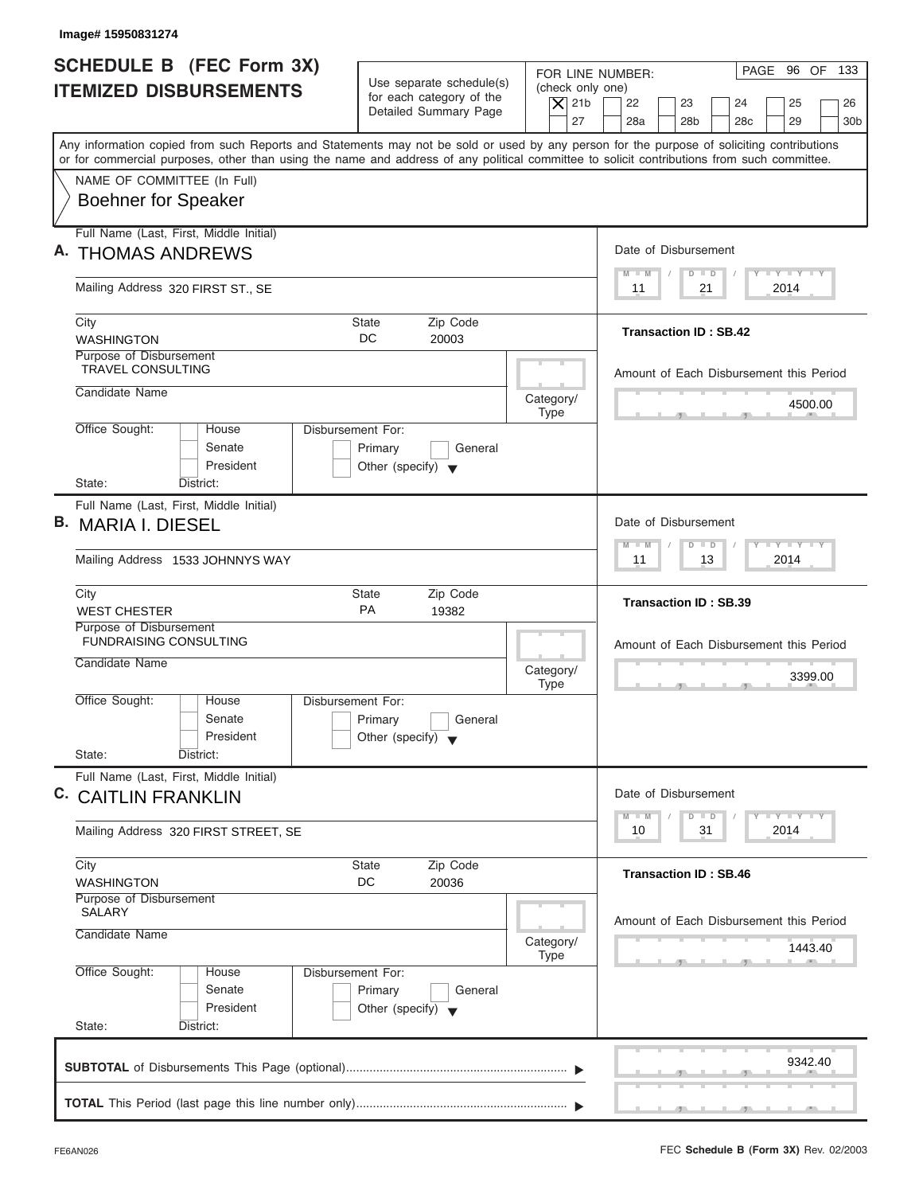Image# 15950831274

# SCHEDULE B (FEC Form 3X) ITEMIZED DISBURSEMENTS

Use separate schedule(s) for each category of the Detailed Summary Page

FOR LINE NUMBER: (check only one)
[X] 21b [ ] 22 [ ] 23 [ ] 24 [ ] 25 [ ] 26 [ ] 27 [ ] 28a [ ] 28b [ ] 28c [ ] 29 [ ] 30b

PAGE 96 OF 133

Any information copied from such Reports and Statements may not be sold or used by any person for the purpose of soliciting contributions or for commercial purposes, other than using the name and address of any political committee to solicit contributions from such committee.

NAME OF COMMITTEE (In Full)
Boehner for Speaker

## A.

Full Name (Last, First, Middle Initial): THOMAS ANDREWS
Mailing Address: 320 FIRST ST., SE
City: WASHINGTON State: DC Zip Code: 20003
Purpose of Disbursement: TRAVEL CONSULTING
Candidate Name:
Category/Type:
Office Sought: House / Senate / President
State: District:
Disbursement For: Primary / General / Other (specify)

Date of Disbursement: 11/21/2014
Transaction ID : SB.42
Amount of Each Disbursement this Period: 4500.00

## B.

Full Name (Last, First, Middle Initial): MARIA I. DIESEL
Mailing Address: 1533 JOHNNYS WAY
City: WEST CHESTER State: PA Zip Code: 19382
Purpose of Disbursement: FUNDRAISING CONSULTING
Candidate Name:
Category/Type:
Office Sought: House / Senate / President
State: District:
Disbursement For: Primary / General / Other (specify)

Date of Disbursement: 11/13/2014
Transaction ID : SB.39
Amount of Each Disbursement this Period: 3399.00

## C.

Full Name (Last, First, Middle Initial): CAITLIN FRANKLIN
Mailing Address: 320 FIRST STREET, SE
City: WASHINGTON State: DC Zip Code: 20036
Purpose of Disbursement: SALARY
Candidate Name:
Category/Type:
Office Sought: House / Senate / President
State: District:
Disbursement For: Primary / General / Other (specify)

Date of Disbursement: 10/31/2014
Transaction ID : SB.46
Amount of Each Disbursement this Period: 1443.40

**SUBTOTAL** of Disbursements This Page (optional): 9342.40

**TOTAL** This Period (last page this line number only):

FE6AN026 FEC **Schedule B (Form 3X)** Rev. 02/2003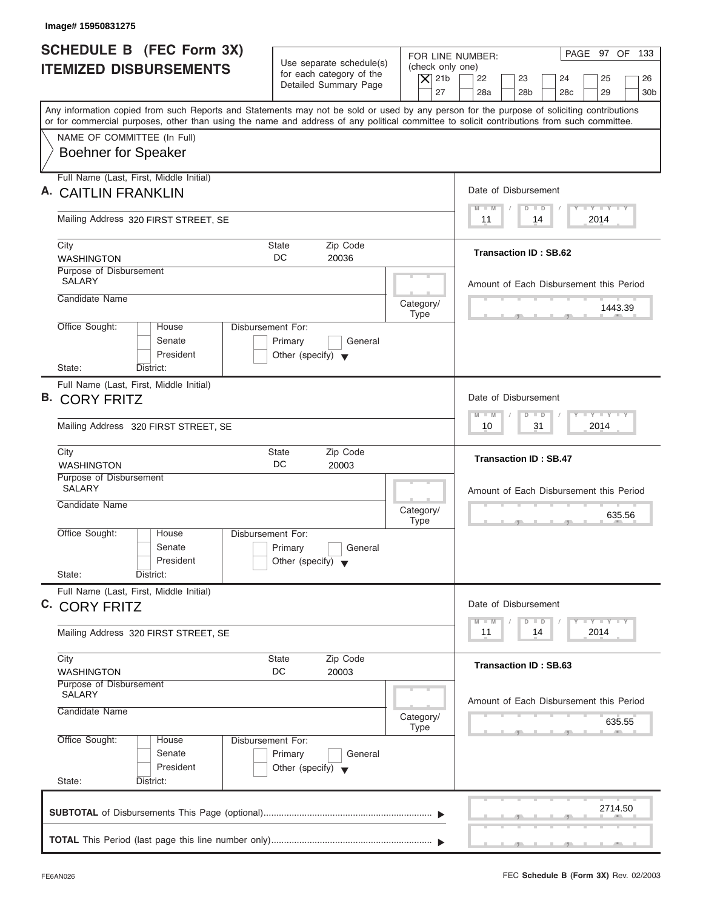Image# 15950831275

# SCHEDULE B (FEC Form 3X)
## ITEMIZED DISBURSEMENTS

Use separate schedule(s) for each category of the Detailed Summary Page

FOR LINE NUMBER: (check only one)
[X] 21b  [ ] 22  [ ] 23  [ ] 24  [ ] 25  [ ] 26  [ ] 27  [ ] 28a  [ ] 28b  [ ] 28c  [ ] 29  [ ] 30b

PAGE 97 OF 133

Any information copied from such Reports and Statements may not be sold or used by any person for the purpose of soliciting contributions or for commercial purposes, other than using the name and address of any political committee to solicit contributions from such committee.

NAME OF COMMITTEE (In Full)
Boehner for Speaker

---

**A.** Full Name (Last, First, Middle Initial): CAITLIN FRANKLIN

Mailing Address: 320 FIRST STREET, SE

City: WASHINGTON | State: DC | Zip Code: 20036

Purpose of Disbursement: SALARY

Candidate Name:

Category/Type:

Office Sought: [ ] House [ ] Senate [ ] President — State: District:

Disbursement For: [ ] Primary [ ] General [ ] Other (specify)

Date of Disbursement: 11 / 14 / 2014

Transaction ID : SB.62

Amount of Each Disbursement this Period: 1443.39

---

**B.** Full Name (Last, First, Middle Initial): CORY FRITZ

Mailing Address: 320 FIRST STREET, SE

City: WASHINGTON | State: DC | Zip Code: 20003

Purpose of Disbursement: SALARY

Candidate Name:

Category/Type:

Office Sought: [ ] House [ ] Senate [ ] President — State: District:

Disbursement For: [ ] Primary [ ] General [ ] Other (specify)

Date of Disbursement: 10 / 31 / 2014

Transaction ID : SB.47

Amount of Each Disbursement this Period: 635.56

---

**C.** Full Name (Last, First, Middle Initial): CORY FRITZ

Mailing Address: 320 FIRST STREET, SE

City: WASHINGTON | State: DC | Zip Code: 20003

Purpose of Disbursement: SALARY

Candidate Name:

Category/Type:

Office Sought: [ ] House [ ] Senate [ ] President — State: District:

Disbursement For: [ ] Primary [ ] General [ ] Other (specify)

Date of Disbursement: 11 / 14 / 2014

Transaction ID : SB.63

Amount of Each Disbursement this Period: 635.55

---

**SUBTOTAL** of Disbursements This Page (optional): 2714.50

**TOTAL** This Period (last page this line number only):

FE6AN026 — FEC **Schedule B (Form 3X)** Rev. 02/2003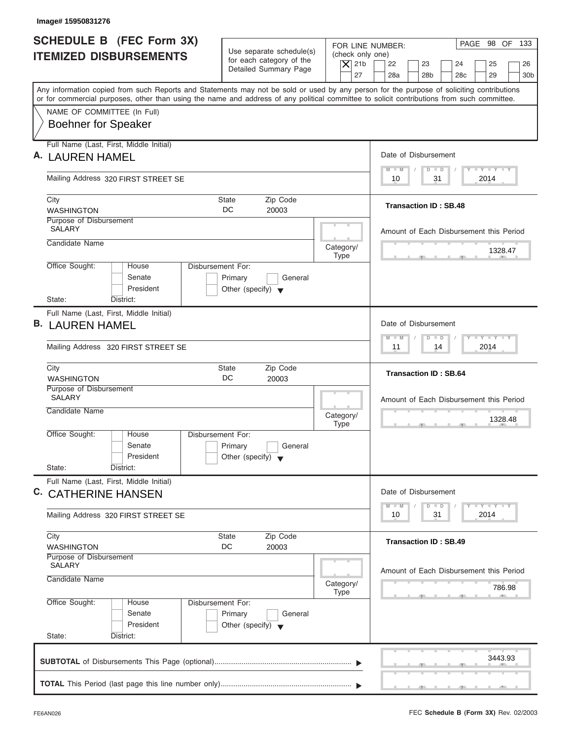Image# 15950831276

# SCHEDULE B (FEC Form 3X) ITEMIZED DISBURSEMENTS

Use separate schedule(s) for each category of the Detailed Summary Page

FOR LINE NUMBER: (check only one)
[X] 21b [ ] 22 [ ] 23 [ ] 24 [ ] 25 [ ] 26 [ ] 27 [ ] 28a [ ] 28b [ ] 28c [ ] 29 [ ] 30b

PAGE 98 OF 133

Any information copied from such Reports and Statements may not be sold or used by any person for the purpose of soliciting contributions or for commercial purposes, other than using the name and address of any political committee to solicit contributions from such committee.

NAME OF COMMITTEE (In Full)
Boehner for Speaker

---

**A.** Full Name (Last, First, Middle Initial): LAUREN HAMEL

Mailing Address: 320 FIRST STREET SE

City: WASHINGTON | State: DC | Zip Code: 20003

Purpose of Disbursement: SALARY

Candidate Name:

Category/Type:

Office Sought: [ ] House [ ] Senate [ ] President

State: District:

Disbursement For: [ ] Primary [ ] General [ ] Other (specify)

Date of Disbursement: 10/31/2014

Transaction ID : SB.48

Amount of Each Disbursement this Period: 1328.47

---

**B.** Full Name (Last, First, Middle Initial): LAUREN HAMEL

Mailing Address: 320 FIRST STREET SE

City: WASHINGTON | State: DC | Zip Code: 20003

Purpose of Disbursement: SALARY

Candidate Name:

Category/Type:

Office Sought: [ ] House [ ] Senate [ ] President

State: District:

Disbursement For: [ ] Primary [ ] General [ ] Other (specify)

Date of Disbursement: 11/14/2014

Transaction ID : SB.64

Amount of Each Disbursement this Period: 1328.48

---

**C.** Full Name (Last, First, Middle Initial): CATHERINE HANSEN

Mailing Address: 320 FIRST STREET SE

City: WASHINGTON | State: DC | Zip Code: 20003

Purpose of Disbursement: SALARY

Candidate Name:

Category/Type:

Office Sought: [ ] House [ ] Senate [ ] President

State: District:

Disbursement For: [ ] Primary [ ] General [ ] Other (specify)

Date of Disbursement: 10/31/2014

Transaction ID : SB.49

Amount of Each Disbursement this Period: 786.98

---

**SUBTOTAL** of Disbursements This Page (optional): 3443.93

**TOTAL** This Period (last page this line number only):

FE6AN026

FEC **Schedule B (Form 3X)** Rev. 02/2003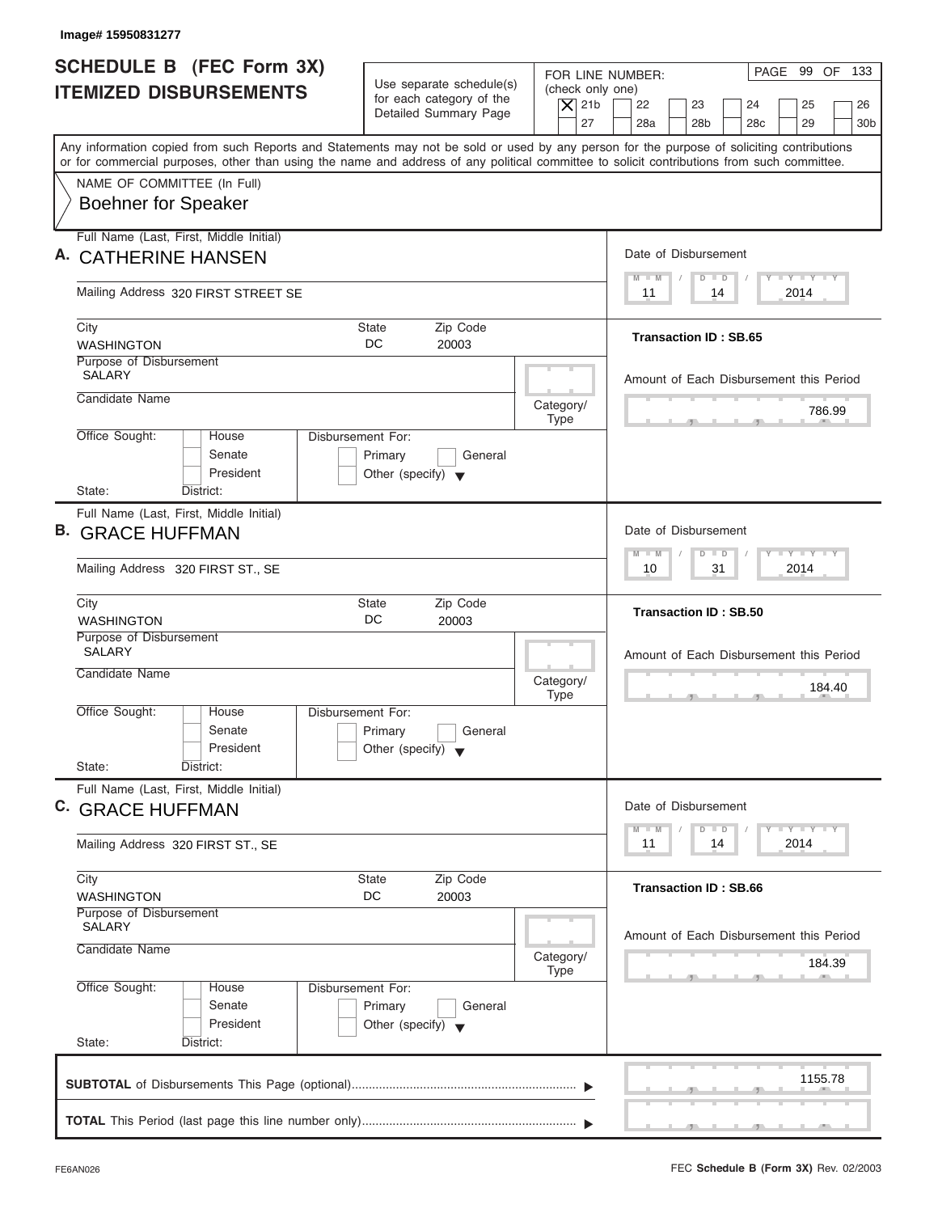Image# 15950831277

# SCHEDULE B (FEC Form 3X) ITEMIZED DISBURSEMENTS

Use separate schedule(s) for each category of the Detailed Summary Page

FOR LINE NUMBER: (check only one)

[X] 21b [ ] 22 [ ] 23 [ ] 24 [ ] 25 [ ] 26 [ ] 27 [ ] 28a [ ] 28b [ ] 28c [ ] 29 [ ] 30b

Any information copied from such Reports and Statements may not be sold or used by any person for the purpose of soliciting contributions or for commercial purposes, other than using the name and address of any political committee to solicit contributions from such committee.

NAME OF COMMITTEE (In Full)
Boehner for Speaker

---

**A.** Full Name (Last, First, Middle Initial): CATHERINE HANSEN

Mailing Address: 320 FIRST STREET SE

City: WASHINGTON | State: DC | Zip Code: 20003

Purpose of Disbursement: SALARY

Candidate Name:

Category/Type:

Office Sought: [ ] House [ ] Senate [ ] President

State: District:

Disbursement For: [ ] Primary [ ] General [ ] Other (specify)

Date of Disbursement: 11 / 14 / 2014

Transaction ID : SB.65

Amount of Each Disbursement this Period: 786.99

---

**B.** Full Name (Last, First, Middle Initial): GRACE HUFFMAN

Mailing Address: 320 FIRST ST., SE

City: WASHINGTON | State: DC | Zip Code: 20003

Purpose of Disbursement: SALARY

Candidate Name:

Category/Type:

Office Sought: [ ] House [ ] Senate [ ] President

State: District:

Disbursement For: [ ] Primary [ ] General [ ] Other (specify)

Date of Disbursement: 10 / 31 / 2014

Transaction ID : SB.50

Amount of Each Disbursement this Period: 184.40

---

**C.** Full Name (Last, First, Middle Initial): GRACE HUFFMAN

Mailing Address: 320 FIRST ST., SE

City: WASHINGTON | State: DC | Zip Code: 20003

Purpose of Disbursement: SALARY

Candidate Name:

Category/Type:

Office Sought: [ ] House [ ] Senate [ ] President

State: District:

Disbursement For: [ ] Primary [ ] General [ ] Other (specify)

Date of Disbursement: 11 / 14 / 2014

Transaction ID : SB.66

Amount of Each Disbursement this Period: 184.39

---

**SUBTOTAL** of Disbursements This Page (optional): 1155.78

**TOTAL** This Period (last page this line number only):

FE6AN026

FEC **Schedule B (Form 3X)** Rev. 02/2003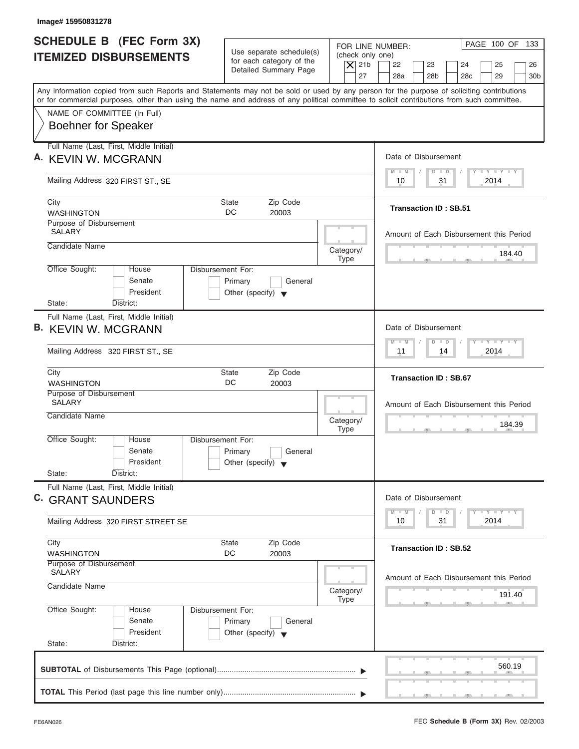Image# 15950831278

# SCHEDULE B (FEC Form 3X) ITEMIZED DISBURSEMENTS

Use separate schedule(s) for each category of the Detailed Summary Page

FOR LINE NUMBER: (check only one)

[X] 21b [ ] 22 [ ] 23 [ ] 24 [ ] 25 [ ] 26 [ ] 27 [ ] 28a [ ] 28b [ ] 28c [ ] 29 [ ] 30b

PAGE 100 OF 133

Any information copied from such Reports and Statements may not be sold or used by any person for the purpose of soliciting contributions or for commercial purposes, other than using the name and address of any political committee to solicit contributions from such committee.

NAME OF COMMITTEE (In Full)
Boehner for Speaker

---

**A.** Full Name (Last, First, Middle Initial): KEVIN W. MCGRANN

Mailing Address: 320 FIRST ST., SE

City: WASHINGTON | State: DC | Zip Code: 20003

Purpose of Disbursement: SALARY

Candidate Name:

Category/Type:

Office Sought: [ ] House [ ] Senate [ ] President

State: District:

Disbursement For: [ ] Primary [ ] General [ ] Other (specify)

Date of Disbursement: 10/31/2014

Transaction ID : SB.51

Amount of Each Disbursement this Period: 184.40

---

**B.** Full Name (Last, First, Middle Initial): KEVIN W. MCGRANN

Mailing Address: 320 FIRST ST., SE

City: WASHINGTON | State: DC | Zip Code: 20003

Purpose of Disbursement: SALARY

Candidate Name:

Category/Type:

Office Sought: [ ] House [ ] Senate [ ] President

State: District:

Disbursement For: [ ] Primary [ ] General [ ] Other (specify)

Date of Disbursement: 11/14/2014

Transaction ID : SB.67

Amount of Each Disbursement this Period: 184.39

---

**C.** Full Name (Last, First, Middle Initial): GRANT SAUNDERS

Mailing Address: 320 FIRST STREET SE

City: WASHINGTON | State: DC | Zip Code: 20003

Purpose of Disbursement: SALARY

Candidate Name:

Category/Type:

Office Sought: [ ] House [ ] Senate [ ] President

State: District:

Disbursement For: [ ] Primary [ ] General [ ] Other (specify)

Date of Disbursement: 10/31/2014

Transaction ID : SB.52

Amount of Each Disbursement this Period: 191.40

---

**SUBTOTAL** of Disbursements This Page (optional): 560.19

**TOTAL** This Period (last page this line number only):

FE6AN026 FEC **Schedule B (Form 3X)** Rev. 02/2003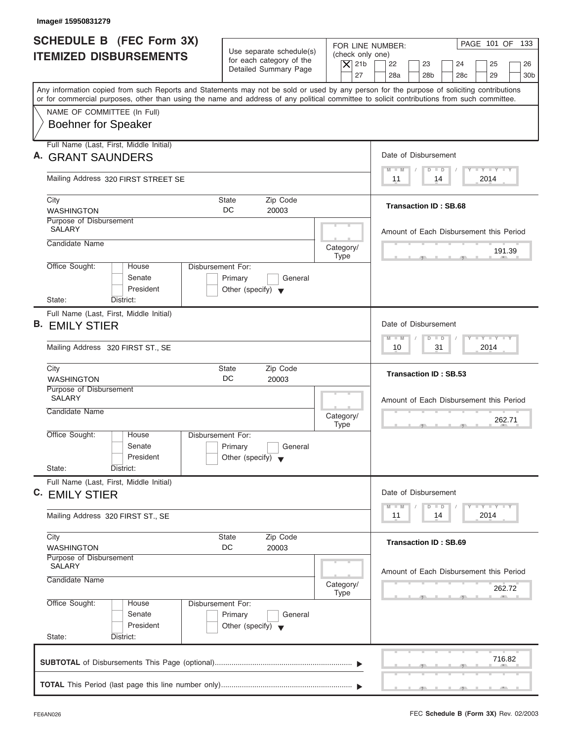Image# 15950831279

# SCHEDULE B (FEC Form 3X) ITEMIZED DISBURSEMENTS

Use separate schedule(s) for each category of the Detailed Summary Page

FOR LINE NUMBER: (check only one)

- [X] 21b
- [ ] 22
- [ ] 23
- [ ] 24
- [ ] 25
- [ ] 26
- [ ] 27
- [ ] 28a
- [ ] 28b
- [ ] 28c
- [ ] 29
- [ ] 30b

PAGE 101 OF 133

Any information copied from such Reports and Statements may not be sold or used by any person for the purpose of soliciting contributions or for commercial purposes, other than using the name and address of any political committee to solicit contributions from such committee.

NAME OF COMMITTEE (In Full)
Boehner for Speaker

---

**A.** Full Name (Last, First, Middle Initial): GRANT SAUNDERS

Mailing Address: 320 FIRST STREET SE

City: WASHINGTON | State: DC | Zip Code: 20003

Purpose of Disbursement: SALARY

Candidate Name:

Category/Type:

Office Sought: House / Senate / President

State: District:

Disbursement For: Primary / General / Other (specify)

Date of Disbursement: 11 / 14 / 2014

Transaction ID : SB.68

Amount of Each Disbursement this Period: 191.39

---

**B.** Full Name (Last, First, Middle Initial): EMILY STIER

Mailing Address: 320 FIRST ST., SE

City: WASHINGTON | State: DC | Zip Code: 20003

Purpose of Disbursement: SALARY

Candidate Name:

Category/Type:

Office Sought: House / Senate / President

State: District:

Disbursement For: Primary / General / Other (specify)

Date of Disbursement: 10 / 31 / 2014

Transaction ID : SB.53

Amount of Each Disbursement this Period: 262.71

---

**C.** Full Name (Last, First, Middle Initial): EMILY STIER

Mailing Address: 320 FIRST ST., SE

City: WASHINGTON | State: DC | Zip Code: 20003

Purpose of Disbursement: SALARY

Candidate Name:

Category/Type:

Office Sought: House / Senate / President

State: District:

Disbursement For: Primary / General / Other (specify)

Date of Disbursement: 11 / 14 / 2014

Transaction ID : SB.69

Amount of Each Disbursement this Period: 262.72

---

**SUBTOTAL** of Disbursements This Page (optional): 716.82

**TOTAL** This Period (last page this line number only):

FE6AN026 — FEC **Schedule B (Form 3X)** Rev. 02/2003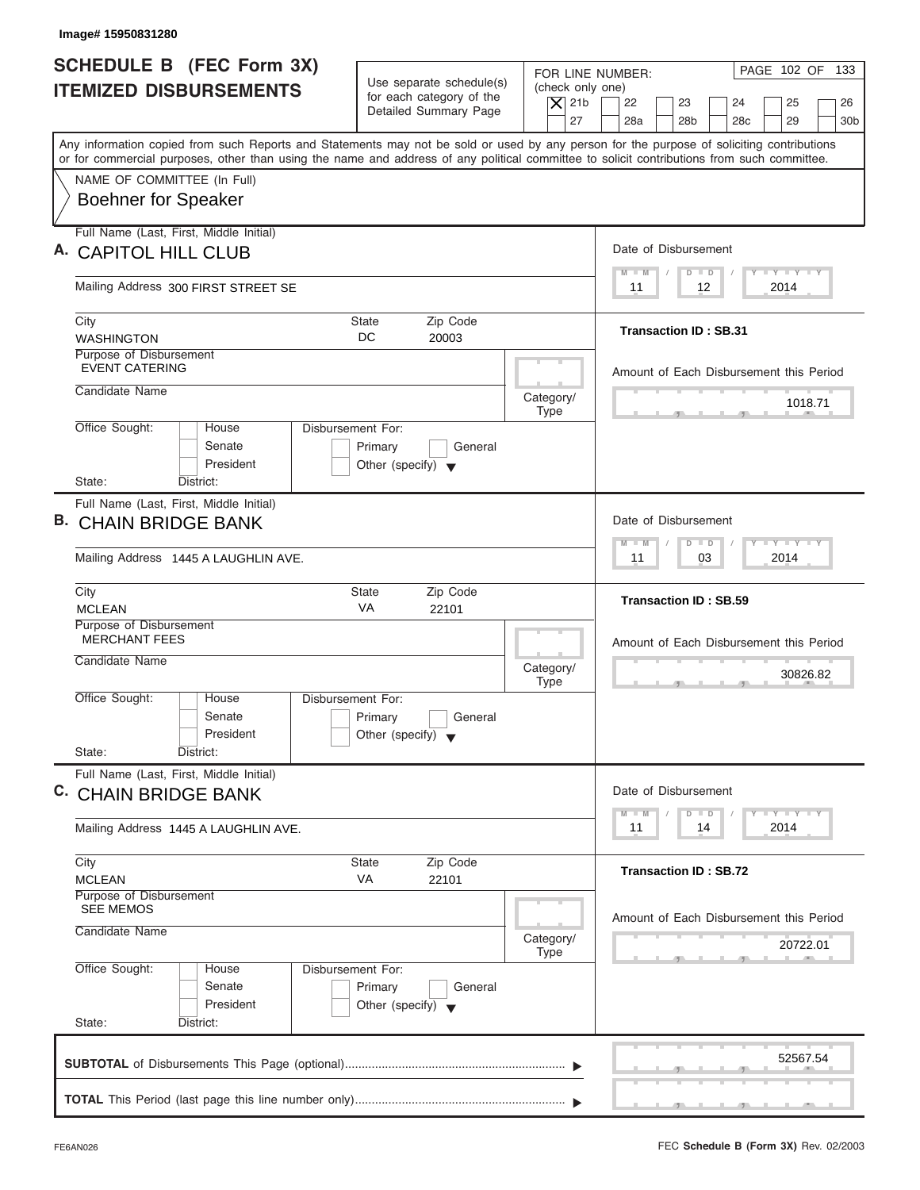Image# 15950831280

# SCHEDULE B (FEC Form 3X) ITEMIZED DISBURSEMENTS

Use separate schedule(s) for each category of the Detailed Summary Page

FOR LINE NUMBER: (check only one)

[X] 21b [ ] 22 [ ] 23 [ ] 24 [ ] 25 [ ] 26 [ ] 27 [ ] 28a [ ] 28b [ ] 28c [ ] 29 [ ] 30b

Any information copied from such Reports and Statements may not be sold or used by any person for the purpose of soliciting contributions or for commercial purposes, other than using the name and address of any political committee to solicit contributions from such committee.

NAME OF COMMITTEE (In Full)

Boehner for Speaker

---

**A.** Full Name (Last, First, Middle Initial): CAPITOL HILL CLUB

Mailing Address: 300 FIRST STREET SE

City: WASHINGTON | State: DC | Zip Code: 20003

Purpose of Disbursement: EVENT CATERING

Candidate Name:

Category/Type:

Office Sought: House / Senate / President

State: District:

Disbursement For: Primary / General / Other (specify)

Date of Disbursement: 11/12/2014

Transaction ID : SB.31

Amount of Each Disbursement this Period: 1018.71

---

**B.** Full Name (Last, First, Middle Initial): CHAIN BRIDGE BANK

Mailing Address: 1445 A LAUGHLIN AVE.

City: MCLEAN | State: VA | Zip Code: 22101

Purpose of Disbursement: MERCHANT FEES

Candidate Name:

Category/Type:

Office Sought: House / Senate / President

State: District:

Disbursement For: Primary / General / Other (specify)

Date of Disbursement: 11/03/2014

Transaction ID : SB.59

Amount of Each Disbursement this Period: 30826.82

---

**C.** Full Name (Last, First, Middle Initial): CHAIN BRIDGE BANK

Mailing Address: 1445 A LAUGHLIN AVE.

City: MCLEAN | State: VA | Zip Code: 22101

Purpose of Disbursement: SEE MEMOS

Candidate Name:

Category/Type:

Office Sought: House / Senate / President

State: District:

Disbursement For: Primary / General / Other (specify)

Date of Disbursement: 11/14/2014

Transaction ID : SB.72

Amount of Each Disbursement this Period: 20722.01

---

**SUBTOTAL** of Disbursements This Page (optional): 52567.54

**TOTAL** This Period (last page this line number only):

FE6AN026

FEC **Schedule B (Form 3X)** Rev. 02/2003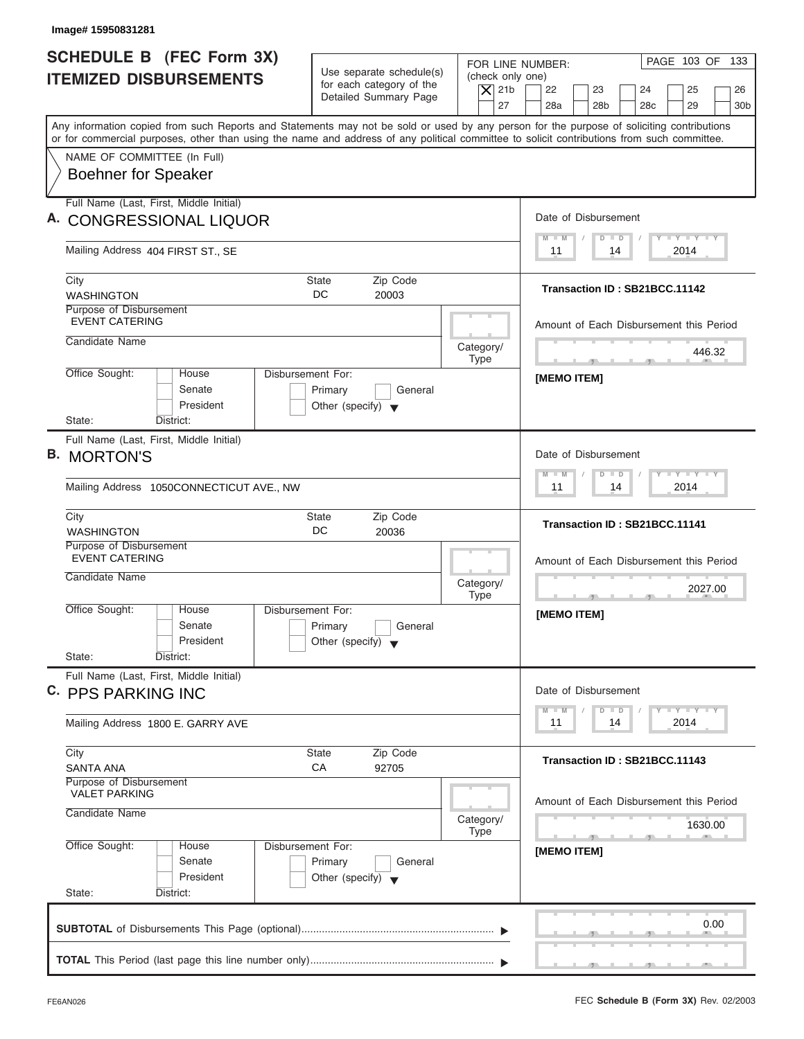Image# 15950831281

# SCHEDULE B (FEC Form 3X)
## ITEMIZED DISBURSEMENTS

Use separate schedule(s) for each category of the Detailed Summary Page

FOR LINE NUMBER: (check only one)

[X] 21b [ ] 22 [ ] 23 [ ] 24 [ ] 25 [ ] 26 [ ] 27 [ ] 28a [ ] 28b [ ] 28c [ ] 29 [ ] 30b

PAGE 103 OF 133

Any information copied from such Reports and Statements may not be sold or used by any person for the purpose of soliciting contributions or for commercial purposes, other than using the name and address of any political committee to solicit contributions from such committee.

NAME OF COMMITTEE (In Full)
Boehner for Speaker

---

**A.** Full Name (Last, First, Middle Initial): CONGRESSIONAL LIQUOR

Mailing Address: 404 FIRST ST., SE

City: WASHINGTON | State: DC | Zip Code: 20003

Purpose of Disbursement: EVENT CATERING

Candidate Name:

Category/Type:

Office Sought: [ ] House [ ] Senate [ ] President

State: District:

Disbursement For: [ ] Primary [ ] General [ ] Other (specify)

Date of Disbursement: 11 / 14 / 2014

Transaction ID : SB21BCC.11142

Amount of Each Disbursement this Period: 446.32

[MEMO ITEM]

---

**B.** Full Name (Last, First, Middle Initial): MORTON'S

Mailing Address: 1050CONNECTICUT AVE., NW

City: WASHINGTON | State: DC | Zip Code: 20036

Purpose of Disbursement: EVENT CATERING

Candidate Name:

Category/Type:

Office Sought: [ ] House [ ] Senate [ ] President

State: District:

Disbursement For: [ ] Primary [ ] General [ ] Other (specify)

Date of Disbursement: 11 / 14 / 2014

Transaction ID : SB21BCC.11141

Amount of Each Disbursement this Period: 2027.00

[MEMO ITEM]

---

**C.** Full Name (Last, First, Middle Initial): PPS PARKING INC

Mailing Address: 1800 E. GARRY AVE

City: SANTA ANA | State: CA | Zip Code: 92705

Purpose of Disbursement: VALET PARKING

Candidate Name:

Category/Type:

Office Sought: [ ] House [ ] Senate [ ] President

State: District:

Disbursement For: [ ] Primary [ ] General [ ] Other (specify)

Date of Disbursement: 11 / 14 / 2014

Transaction ID : SB21BCC.11143

Amount of Each Disbursement this Period: 1630.00

[MEMO ITEM]

---

**SUBTOTAL** of Disbursements This Page (optional): 0.00

**TOTAL** This Period (last page this line number only):

FE6AN026

FEC **Schedule B (Form 3X)** Rev. 02/2003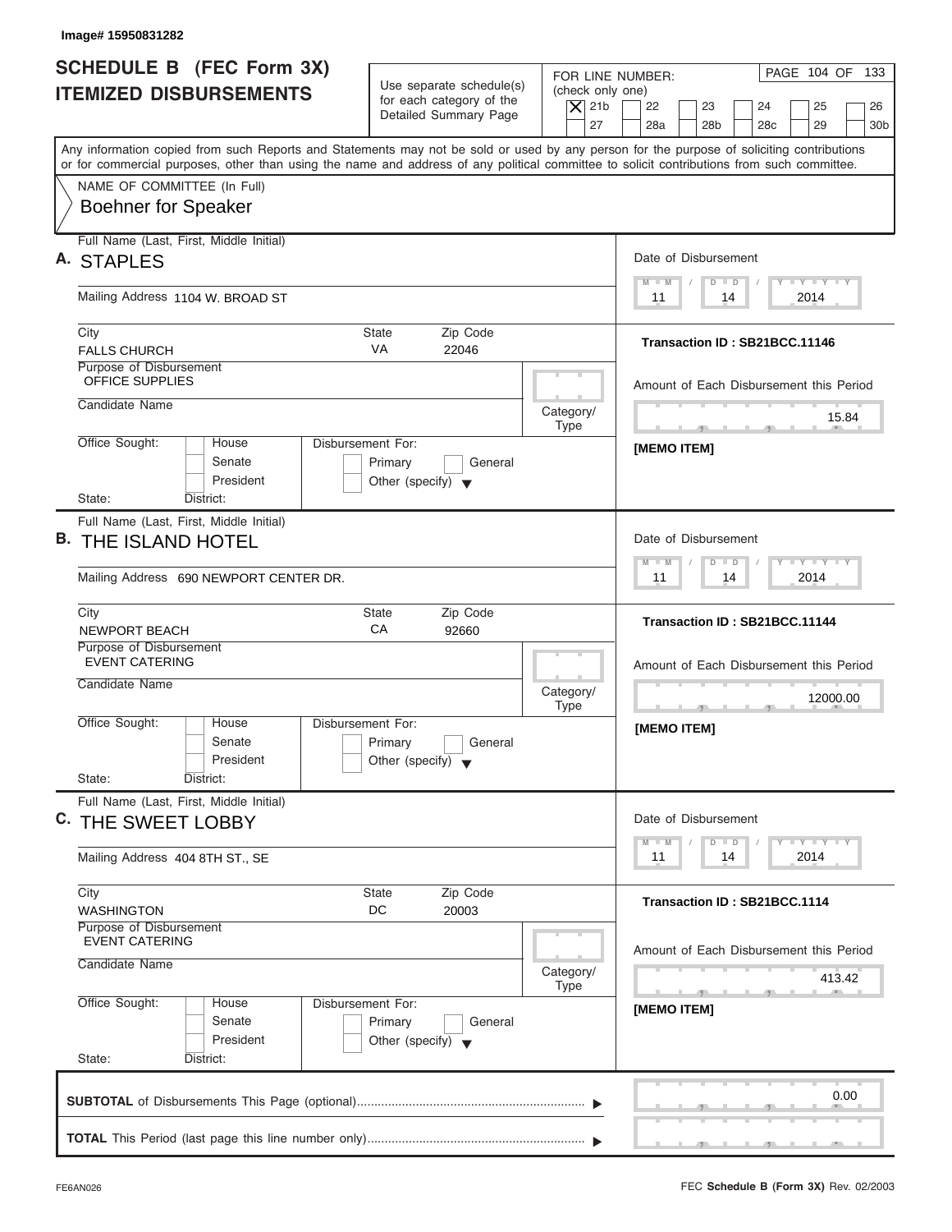Image# 15950831282

# SCHEDULE B (FEC Form 3X) ITEMIZED DISBURSEMENTS

Use separate schedule(s) for each category of the Detailed Summary Page

FOR LINE NUMBER: (check only one)
[X] 21b [ ] 22 [ ] 23 [ ] 24 [ ] 25 [ ] 26 [ ] 27 [ ] 28a [ ] 28b [ ] 28c [ ] 29 [ ] 30b

PAGE 104 OF 133

Any information copied from such Reports and Statements may not be sold or used by any person for the purpose of soliciting contributions or for commercial purposes, other than using the name and address of any political committee to solicit contributions from such committee.

NAME OF COMMITTEE (In Full)
Boehner for Speaker

---

**A.** Full Name (Last, First, Middle Initial): STAPLES

Mailing Address: 1104 W. BROAD ST

City: FALLS CHURCH State: VA Zip Code: 22046

Purpose of Disbursement: OFFICE SUPPLIES

Candidate Name:

Category/Type:

Office Sought: House / Senate / President

State: District:

Disbursement For: Primary / General / Other (specify)

Date of Disbursement: 11/14/2014

Transaction ID : SB21BCC.11146

Amount of Each Disbursement this Period: 15.84

[MEMO ITEM]

---

**B.** Full Name (Last, First, Middle Initial): THE ISLAND HOTEL

Mailing Address: 690 NEWPORT CENTER DR.

City: NEWPORT BEACH State: CA Zip Code: 92660

Purpose of Disbursement: EVENT CATERING

Candidate Name:

Category/Type:

Office Sought: House / Senate / President

State: District:

Disbursement For: Primary / General / Other (specify)

Date of Disbursement: 11/14/2014

Transaction ID : SB21BCC.11144

Amount of Each Disbursement this Period: 12000.00

[MEMO ITEM]

---

**C.** Full Name (Last, First, Middle Initial): THE SWEET LOBBY

Mailing Address: 404 8TH ST., SE

City: WASHINGTON State: DC Zip Code: 20003

Purpose of Disbursement: EVENT CATERING

Candidate Name:

Category/Type:

Office Sought: House / Senate / President

State: District:

Disbursement For: Primary / General / Other (specify)

Date of Disbursement: 11/14/2014

Transaction ID : SB21BCC.1114

Amount of Each Disbursement this Period: 413.42

[MEMO ITEM]

---

**SUBTOTAL** of Disbursements This Page (optional): 0.00

**TOTAL** This Period (last page this line number only):

FE6AN026 FEC **Schedule B (Form 3X)** Rev. 02/2003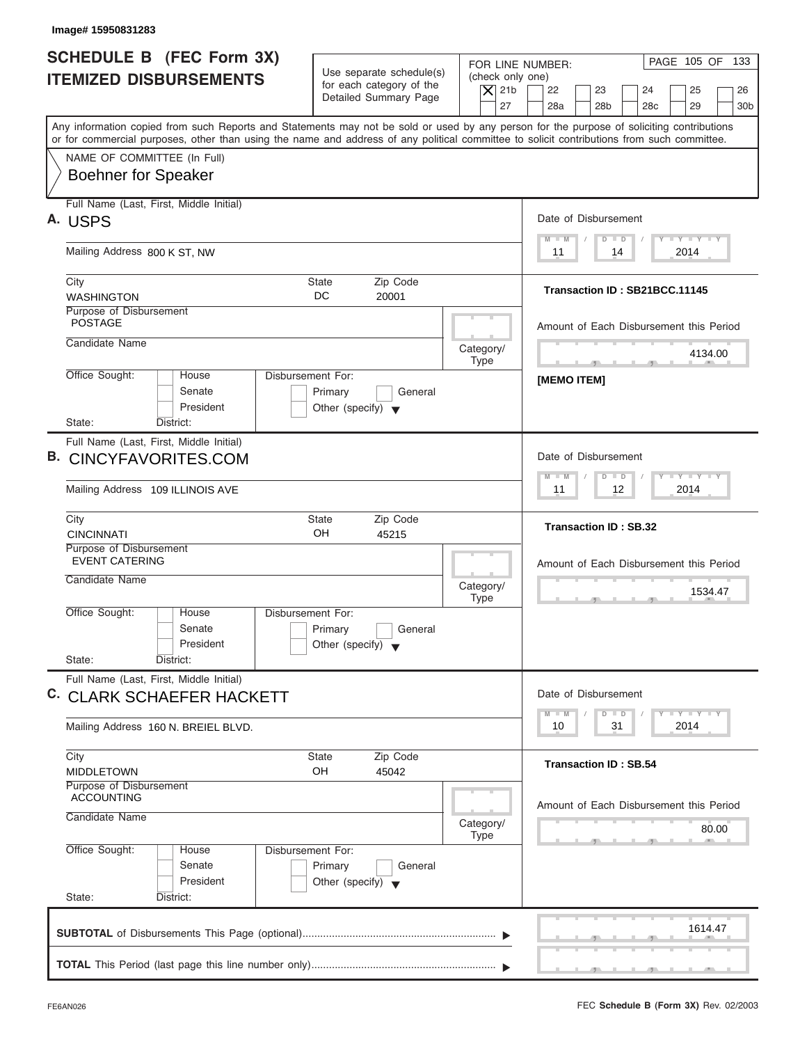Image# 15950831283

# SCHEDULE B (FEC Form 3X) ITEMIZED DISBURSEMENTS

Use separate schedule(s) for each category of the Detailed Summary Page

FOR LINE NUMBER: (check only one)
[X] 21b [ ] 22 [ ] 23 [ ] 24 [ ] 25 [ ] 26 [ ] 27 [ ] 28a [ ] 28b [ ] 28c [ ] 29 [ ] 30b

Any information copied from such Reports and Statements may not be sold or used by any person for the purpose of soliciting contributions or for commercial purposes, other than using the name and address of any political committee to solicit contributions from such committee.

NAME OF COMMITTEE (In Full)
Boehner for Speaker

## A.

Full Name (Last, First, Middle Initial): USPS
Mailing Address: 800 K ST, NW
City: WASHINGTON
State: DC
Zip Code: 20001
Purpose of Disbursement: POSTAGE
Candidate Name:
Category/Type:
Office Sought: House / Senate / President
State: District:
Disbursement For: Primary / General / Other (specify)

Date of Disbursement: 11 / 14 / 2014
Transaction ID : SB21BCC.11145
Amount of Each Disbursement this Period: 4134.00
[MEMO ITEM]

## B.

Full Name (Last, First, Middle Initial): CINCYFAVORITES.COM
Mailing Address: 109 ILLINOIS AVE
City: CINCINNATI
State: OH
Zip Code: 45215
Purpose of Disbursement: EVENT CATERING
Candidate Name:
Category/Type:
Office Sought: House / Senate / President
State: District:
Disbursement For: Primary / General / Other (specify)

Date of Disbursement: 11 / 12 / 2014
Transaction ID : SB.32
Amount of Each Disbursement this Period: 1534.47

## C.

Full Name (Last, First, Middle Initial): CLARK SCHAEFER HACKETT
Mailing Address: 160 N. BREIEL BLVD.
City: MIDDLETOWN
State: OH
Zip Code: 45042
Purpose of Disbursement: ACCOUNTING
Candidate Name:
Category/Type:
Office Sought: House / Senate / President
State: District:
Disbursement For: Primary / General / Other (specify)

Date of Disbursement: 10 / 31 / 2014
Transaction ID : SB.54
Amount of Each Disbursement this Period: 80.00

**SUBTOTAL** of Disbursements This Page (optional): 1614.47

**TOTAL** This Period (last page this line number only):

FE6AN026

FEC **Schedule B (Form 3X)** Rev. 02/2003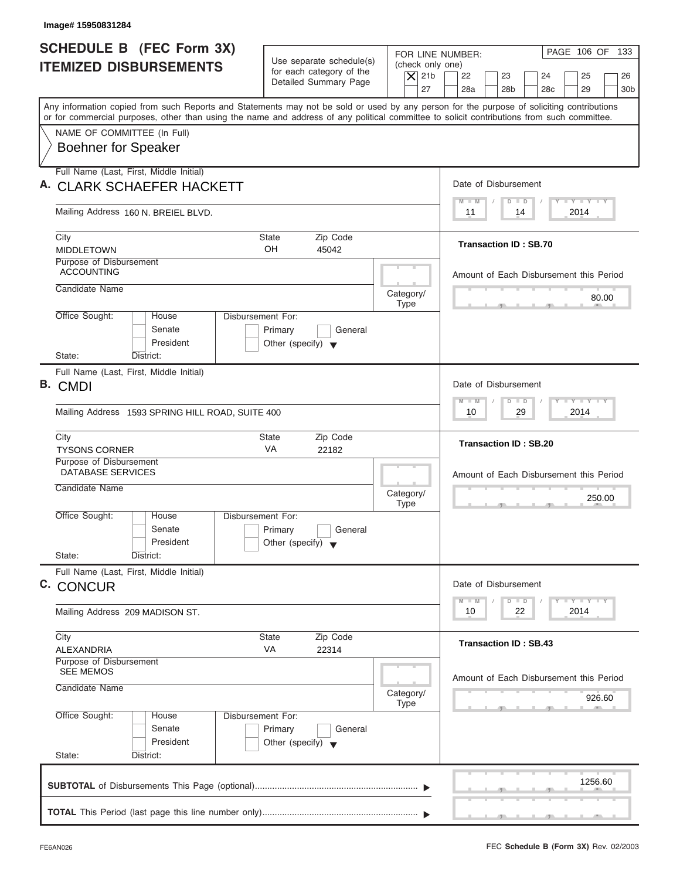Image# 15950831284

# SCHEDULE B (FEC Form 3X)
## ITEMIZED DISBURSEMENTS

Use separate schedule(s) for each category of the Detailed Summary Page

FOR LINE NUMBER: (check only one)

[X] 21b [ ] 22 [ ] 23 [ ] 24 [ ] 25 [ ] 26 [ ] 27 [ ] 28a [ ] 28b [ ] 28c [ ] 29 [ ] 30b

PAGE 106 OF 133

Any information copied from such Reports and Statements may not be sold or used by any person for the purpose of soliciting contributions or for commercial purposes, other than using the name and address of any political committee to solicit contributions from such committee.

NAME OF COMMITTEE (In Full)
Boehner for Speaker

---

**A.** Full Name (Last, First, Middle Initial): CLARK SCHAEFER HACKETT

Mailing Address: 160 N. BREIEL BLVD.

City: MIDDLETOWN | State: OH | Zip Code: 45042

Purpose of Disbursement: ACCOUNTING

Candidate Name:

Category/Type:

Office Sought: House / Senate / President — State: District:

Disbursement For: Primary / General / Other (specify)

Date of Disbursement: 11 / 14 / 2014

Transaction ID : SB.70

Amount of Each Disbursement this Period: 80.00

---

**B.** Full Name (Last, First, Middle Initial): CMDI

Mailing Address: 1593 SPRING HILL ROAD, SUITE 400

City: TYSONS CORNER | State: VA | Zip Code: 22182

Purpose of Disbursement: DATABASE SERVICES

Candidate Name:

Category/Type:

Office Sought: House / Senate / President — State: District:

Disbursement For: Primary / General / Other (specify)

Date of Disbursement: 10 / 29 / 2014

Transaction ID : SB.20

Amount of Each Disbursement this Period: 250.00

---

**C.** Full Name (Last, First, Middle Initial): CONCUR

Mailing Address: 209 MADISON ST.

City: ALEXANDRIA | State: VA | Zip Code: 22314

Purpose of Disbursement: SEE MEMOS

Candidate Name:

Category/Type:

Office Sought: House / Senate / President — State: District:

Disbursement For: Primary / General / Other (specify)

Date of Disbursement: 10 / 22 / 2014

Transaction ID : SB.43

Amount of Each Disbursement this Period: 926.60

---

**SUBTOTAL** of Disbursements This Page (optional): 1256.60

**TOTAL** This Period (last page this line number only):

FE6AN026

FEC **Schedule B (Form 3X)** Rev. 02/2003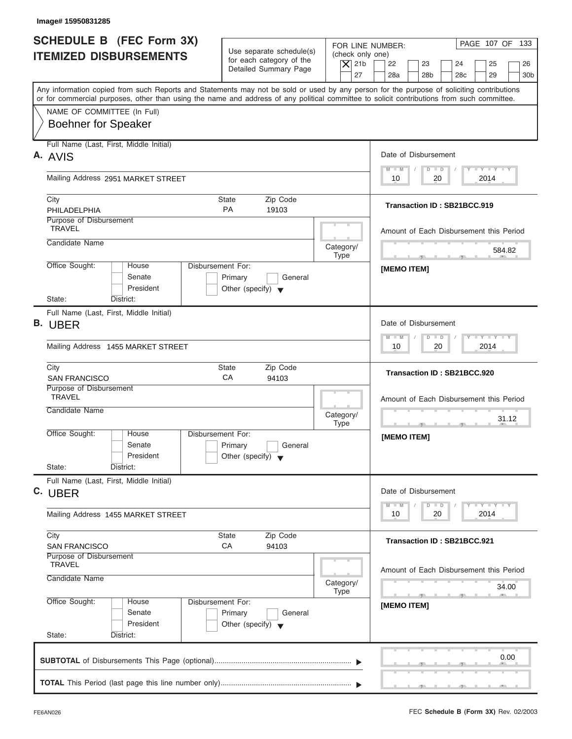Image# 15950831285

# SCHEDULE B (FEC Form 3X) ITEMIZED DISBURSEMENTS

Use separate schedule(s) for each category of the Detailed Summary Page

FOR LINE NUMBER: (check only one)

- [x] 21b
- [ ] 22
- [ ] 23
- [ ] 24
- [ ] 25
- [ ] 26
- [ ] 27
- [ ] 28a
- [ ] 28b
- [ ] 28c
- [ ] 29
- [ ] 30b

PAGE 107 OF 133

Any information copied from such Reports and Statements may not be sold or used by any person for the purpose of soliciting contributions or for commercial purposes, other than using the name and address of any political committee to solicit contributions from such committee.

NAME OF COMMITTEE (In Full)

Boehner for Speaker

---

**A.** Full Name (Last, First, Middle Initial): AVIS

Mailing Address: 2951 MARKET STREET

City: PHILADELPHIA | State: PA | Zip Code: 19103

Purpose of Disbursement: TRAVEL

Candidate Name:

Category/Type:

Office Sought: House / Senate / President

State: District:

Disbursement For: Primary / General / Other (specify)

Date of Disbursement: 10 / 20 / 2014

Transaction ID : SB21BCC.919

Amount of Each Disbursement this Period: 584.82

[MEMO ITEM]

---

**B.** Full Name (Last, First, Middle Initial): UBER

Mailing Address: 1455 MARKET STREET

City: SAN FRANCISCO | State: CA | Zip Code: 94103

Purpose of Disbursement: TRAVEL

Candidate Name:

Category/Type:

Office Sought: House / Senate / President

State: District:

Disbursement For: Primary / General / Other (specify)

Date of Disbursement: 10 / 20 / 2014

Transaction ID : SB21BCC.920

Amount of Each Disbursement this Period: 31.12

[MEMO ITEM]

---

**C.** Full Name (Last, First, Middle Initial): UBER

Mailing Address: 1455 MARKET STREET

City: SAN FRANCISCO | State: CA | Zip Code: 94103

Purpose of Disbursement: TRAVEL

Candidate Name:

Category/Type:

Office Sought: House / Senate / President

State: District:

Disbursement For: Primary / General / Other (specify)

Date of Disbursement: 10 / 20 / 2014

Transaction ID : SB21BCC.921

Amount of Each Disbursement this Period: 34.00

[MEMO ITEM]

---

**SUBTOTAL** of Disbursements This Page (optional): 0.00

**TOTAL** This Period (last page this line number only):

FE6AN026

FEC **Schedule B (Form 3X)** Rev. 02/2003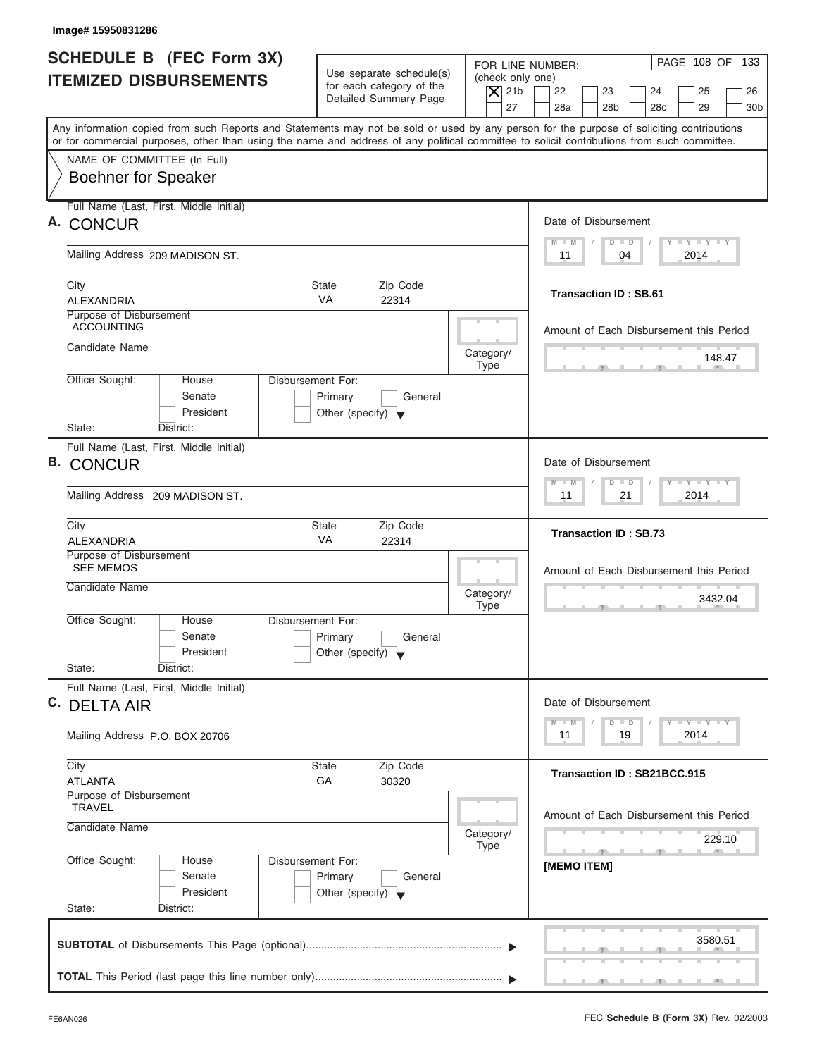Image# 15950831286

# SCHEDULE B (FEC Form 3X) ITEMIZED DISBURSEMENTS

Use separate schedule(s) for each category of the Detailed Summary Page

FOR LINE NUMBER: (check only one)

- [X] 21b
- [ ] 22
- [ ] 23
- [ ] 24
- [ ] 25
- [ ] 26
- [ ] 27
- [ ] 28a
- [ ] 28b
- [ ] 28c
- [ ] 29
- [ ] 30b

Any information copied from such Reports and Statements may not be sold or used by any person for the purpose of soliciting contributions or for commercial purposes, other than using the name and address of any political committee to solicit contributions from such committee.

NAME OF COMMITTEE (In Full)
Boehner for Speaker

---

**A.** Full Name (Last, First, Middle Initial): CONCUR

Mailing Address: 209 MADISON ST.

City: ALEXANDRIA | State: VA | Zip Code: 22314

Purpose of Disbursement: ACCOUNTING

Candidate Name:

Category/Type:

Office Sought: House / Senate / President — State: District:

Disbursement For: Primary / General / Other (specify)

Date of Disbursement: 11/04/2014

Transaction ID : SB.61

Amount of Each Disbursement this Period: 148.47

---

**B.** Full Name (Last, First, Middle Initial): CONCUR

Mailing Address: 209 MADISON ST.

City: ALEXANDRIA | State: VA | Zip Code: 22314

Purpose of Disbursement: SEE MEMOS

Candidate Name:

Category/Type:

Office Sought: House / Senate / President — State: District:

Disbursement For: Primary / General / Other (specify)

Date of Disbursement: 11/21/2014

Transaction ID : SB.73

Amount of Each Disbursement this Period: 3432.04

---

**C.** Full Name (Last, First, Middle Initial): DELTA AIR

Mailing Address: P.O. BOX 20706

City: ATLANTA | State: GA | Zip Code: 30320

Purpose of Disbursement: TRAVEL

Candidate Name:

Category/Type:

Office Sought: House / Senate / President — State: District:

Disbursement For: Primary / General / Other (specify)

Date of Disbursement: 11/19/2014

Transaction ID : SB21BCC.915

Amount of Each Disbursement this Period: 229.10

[MEMO ITEM]

---

**SUBTOTAL** of Disbursements This Page (optional): 3580.51

**TOTAL** This Period (last page this line number only):

FE6AN026 — FEC **Schedule B (Form 3X)** Rev. 02/2003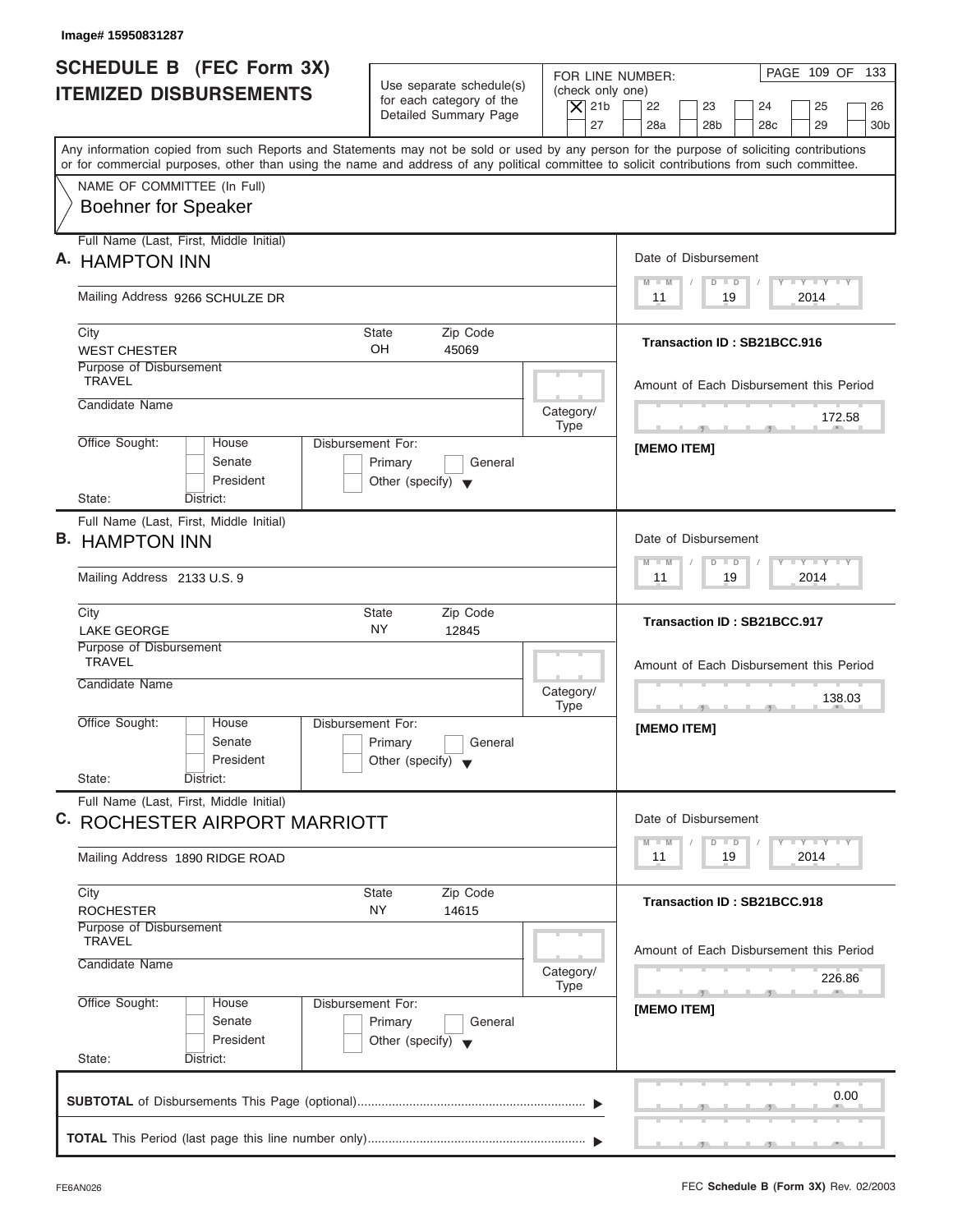Image# 15950831287

# SCHEDULE B (FEC Form 3X) ITEMIZED DISBURSEMENTS

Use separate schedule(s) for each category of the Detailed Summary Page

FOR LINE NUMBER: (check only one)

[X] 21b [ ] 22 [ ] 23 [ ] 24 [ ] 25 [ ] 26 [ ] 27 [ ] 28a [ ] 28b [ ] 28c [ ] 29 [ ] 30b

PAGE 109 OF 133

Any information copied from such Reports and Statements may not be sold or used by any person for the purpose of soliciting contributions or for commercial purposes, other than using the name and address of any political committee to solicit contributions from such committee.

NAME OF COMMITTEE (In Full)

Boehner for Speaker

---

**A.** Full Name (Last, First, Middle Initial): HAMPTON INN

Mailing Address: 9266 SCHULZE DR

City: WEST CHESTER | State: OH | Zip Code: 45069

Purpose of Disbursement: TRAVEL

Candidate Name:

Category/Type:

Office Sought: [ ] House [ ] Senate [ ] President

State: District:

Disbursement For: [ ] Primary [ ] General [ ] Other (specify)

Date of Disbursement: 11 / 19 / 2014

Transaction ID : SB21BCC.916

Amount of Each Disbursement this Period: 172.58

[MEMO ITEM]

---

**B.** Full Name (Last, First, Middle Initial): HAMPTON INN

Mailing Address: 2133 U.S. 9

City: LAKE GEORGE | State: NY | Zip Code: 12845

Purpose of Disbursement: TRAVEL

Candidate Name:

Category/Type:

Office Sought: [ ] House [ ] Senate [ ] President

State: District:

Disbursement For: [ ] Primary [ ] General [ ] Other (specify)

Date of Disbursement: 11 / 19 / 2014

Transaction ID : SB21BCC.917

Amount of Each Disbursement this Period: 138.03

[MEMO ITEM]

---

**C.** Full Name (Last, First, Middle Initial): ROCHESTER AIRPORT MARRIOTT

Mailing Address: 1890 RIDGE ROAD

City: ROCHESTER | State: NY | Zip Code: 14615

Purpose of Disbursement: TRAVEL

Candidate Name:

Category/Type:

Office Sought: [ ] House [ ] Senate [ ] President

State: District:

Disbursement For: [ ] Primary [ ] General [ ] Other (specify)

Date of Disbursement: 11 / 19 / 2014

Transaction ID : SB21BCC.918

Amount of Each Disbursement this Period: 226.86

[MEMO ITEM]

---

**SUBTOTAL** of Disbursements This Page (optional): 0.00

**TOTAL** This Period (last page this line number only):

FE6AN026

FEC **Schedule B (Form 3X)** Rev. 02/2003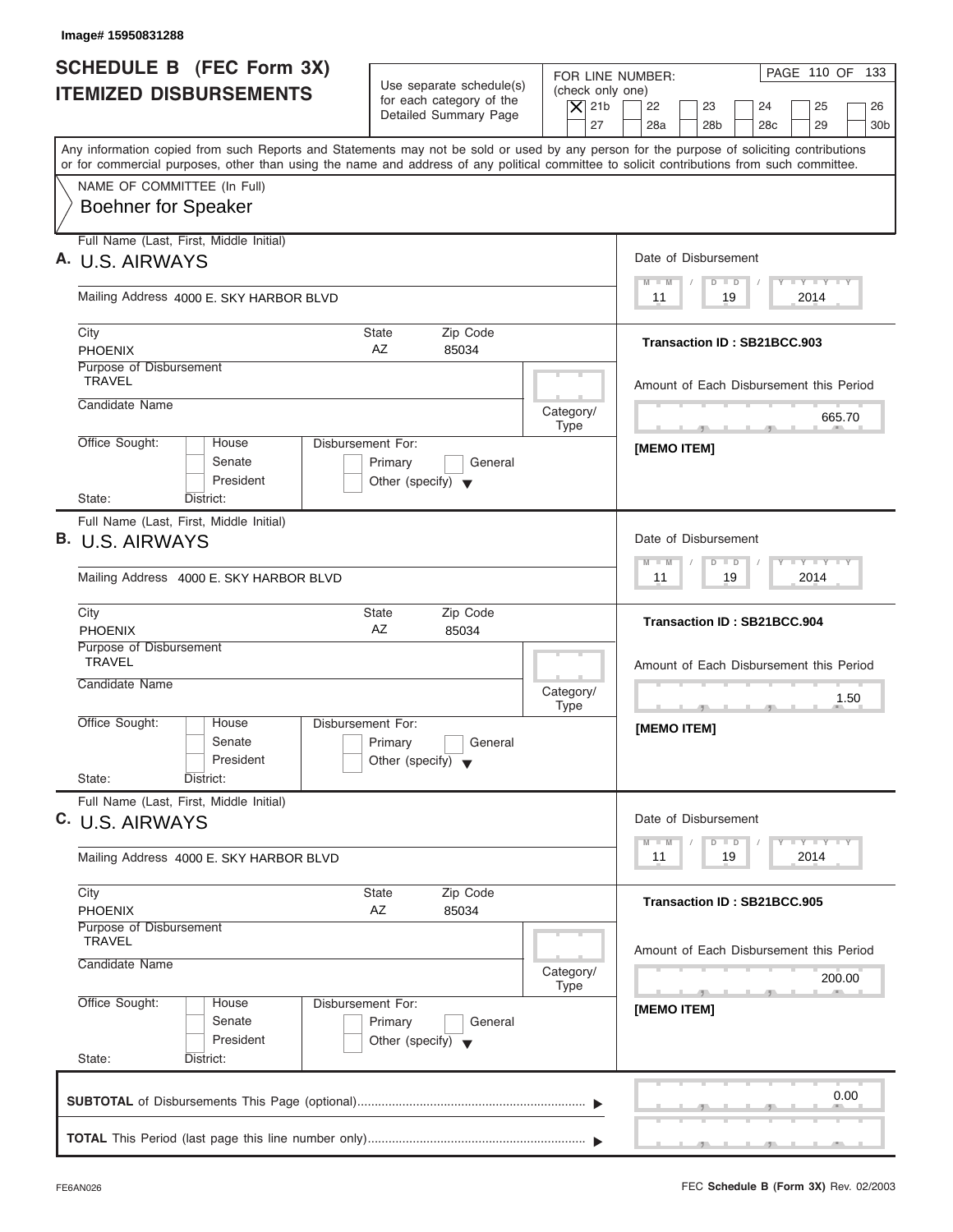Image# 15950831288

# SCHEDULE B (FEC Form 3X)
## ITEMIZED DISBURSEMENTS

Use separate schedule(s) for each category of the Detailed Summary Page

FOR LINE NUMBER: (check only one)
[X] 21b [ ] 22 [ ] 23 [ ] 24 [ ] 25 [ ] 26
[ ] 27 [ ] 28a [ ] 28b [ ] 28c [ ] 29 [ ] 30b

PAGE 110 OF 133

Any information copied from such Reports and Statements may not be sold or used by any person for the purpose of soliciting contributions or for commercial purposes, other than using the name and address of any political committee to solicit contributions from such committee.

NAME OF COMMITTEE (In Full)
Boehner for Speaker

---

**A.** Full Name (Last, First, Middle Initial): U.S. AIRWAYS

Mailing Address: 4000 E. SKY HARBOR BLVD

City: PHOENIX | State: AZ | Zip Code: 85034

Purpose of Disbursement: TRAVEL

Candidate Name:

Category/Type:

Office Sought: [ ] House [ ] Senate [ ] President

State: District:

Disbursement For: [ ] Primary [ ] General [ ] Other (specify)

Date of Disbursement: 11/19/2014

Transaction ID : SB21BCC.903

Amount of Each Disbursement this Period: 665.70

[MEMO ITEM]

---

**B.** Full Name (Last, First, Middle Initial): U.S. AIRWAYS

Mailing Address: 4000 E. SKY HARBOR BLVD

City: PHOENIX | State: AZ | Zip Code: 85034

Purpose of Disbursement: TRAVEL

Candidate Name:

Category/Type:

Office Sought: [ ] House [ ] Senate [ ] President

State: District:

Disbursement For: [ ] Primary [ ] General [ ] Other (specify)

Date of Disbursement: 11/19/2014

Transaction ID : SB21BCC.904

Amount of Each Disbursement this Period: 1.50

[MEMO ITEM]

---

**C.** Full Name (Last, First, Middle Initial): U.S. AIRWAYS

Mailing Address: 4000 E. SKY HARBOR BLVD

City: PHOENIX | State: AZ | Zip Code: 85034

Purpose of Disbursement: TRAVEL

Candidate Name:

Category/Type:

Office Sought: [ ] House [ ] Senate [ ] President

State: District:

Disbursement For: [ ] Primary [ ] General [ ] Other (specify)

Date of Disbursement: 11/19/2014

Transaction ID : SB21BCC.905

Amount of Each Disbursement this Period: 200.00

[MEMO ITEM]

---

**SUBTOTAL** of Disbursements This Page (optional): 0.00

**TOTAL** This Period (last page this line number only):

FE6AN026

FEC **Schedule B (Form 3X)** Rev. 02/2003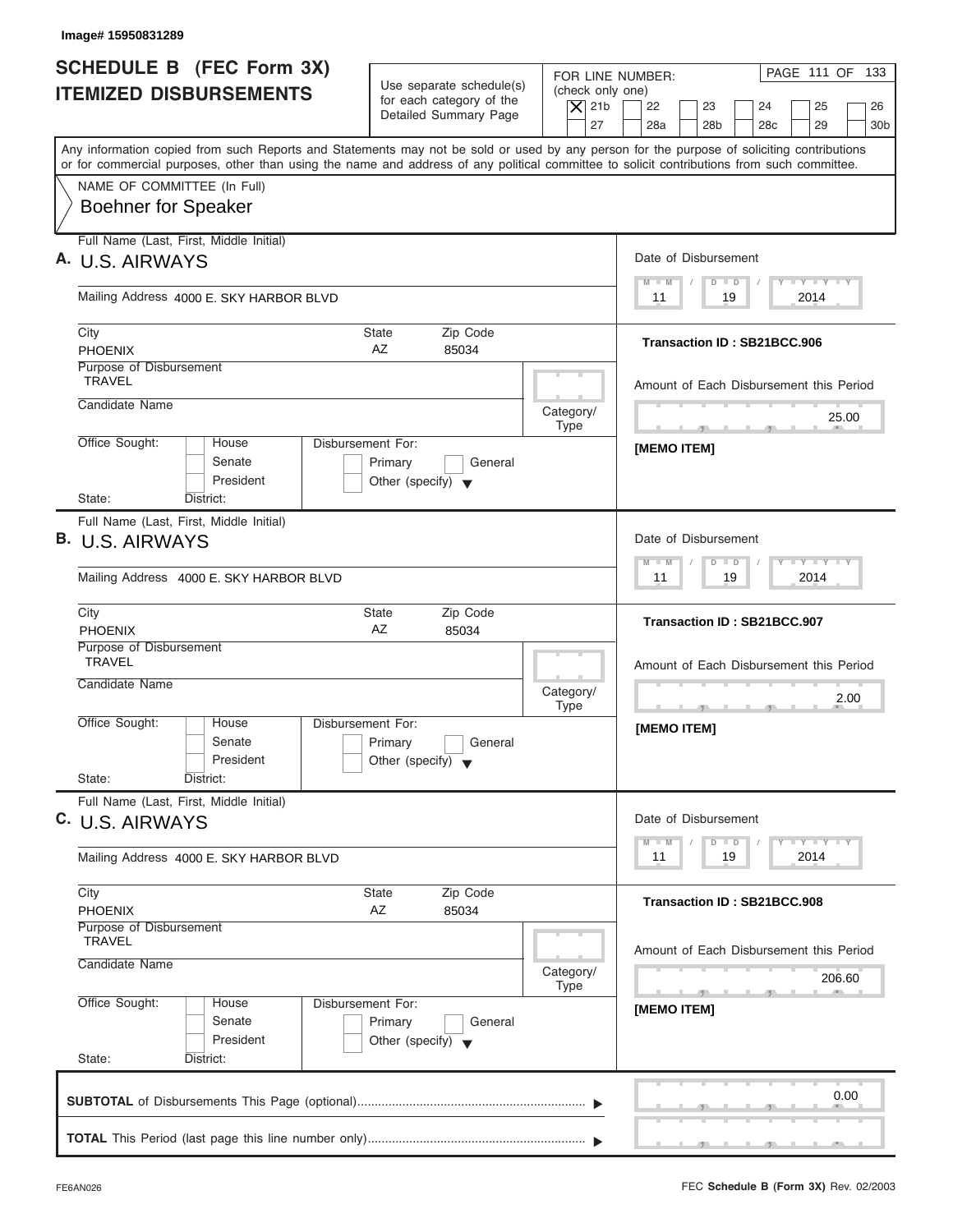Image# 15950831289

# SCHEDULE B (FEC Form 3X)
## ITEMIZED DISBURSEMENTS

Use separate schedule(s) for each category of the Detailed Summary Page

FOR LINE NUMBER: (check only one)

| [X] 21b | [ ] 22 | [ ] 23 | [ ] 24 | [ ] 25 | [ ] 26 |
|---|---|---|---|---|---|
| [ ] 27 | [ ] 28a | [ ] 28b | [ ] 28c | [ ] 29 | [ ] 30b |

Any information copied from such Reports and Statements may not be sold or used by any person for the purpose of soliciting contributions or for commercial purposes, other than using the name and address of any political committee to solicit contributions from such committee.

NAME OF COMMITTEE (In Full)
Boehner for Speaker

---

**A.** Full Name (Last, First, Middle Initial): U.S. AIRWAYS

Mailing Address: 4000 E. SKY HARBOR BLVD

City: PHOENIX — State: AZ — Zip Code: 85034

Purpose of Disbursement: TRAVEL

Candidate Name:

Category/Type:

Office Sought: [ ] House [ ] Senate [ ] President — State: — District:

Disbursement For: [ ] Primary [ ] General [ ] Other (specify)

Date of Disbursement: 11 / 19 / 2014

Transaction ID : SB21BCC.906

Amount of Each Disbursement this Period: 25.00

[MEMO ITEM]

---

**B.** Full Name (Last, First, Middle Initial): U.S. AIRWAYS

Mailing Address: 4000 E. SKY HARBOR BLVD

City: PHOENIX — State: AZ — Zip Code: 85034

Purpose of Disbursement: TRAVEL

Candidate Name:

Category/Type:

Office Sought: [ ] House [ ] Senate [ ] President — State: — District:

Disbursement For: [ ] Primary [ ] General [ ] Other (specify)

Date of Disbursement: 11 / 19 / 2014

Transaction ID : SB21BCC.907

Amount of Each Disbursement this Period: 2.00

[MEMO ITEM]

---

**C.** Full Name (Last, First, Middle Initial): U.S. AIRWAYS

Mailing Address: 4000 E. SKY HARBOR BLVD

City: PHOENIX — State: AZ — Zip Code: 85034

Purpose of Disbursement: TRAVEL

Candidate Name:

Category/Type:

Office Sought: [ ] House [ ] Senate [ ] President — State: — District:

Disbursement For: [ ] Primary [ ] General [ ] Other (specify)

Date of Disbursement: 11 / 19 / 2014

Transaction ID : SB21BCC.908

Amount of Each Disbursement this Period: 206.60

[MEMO ITEM]

---

**SUBTOTAL** of Disbursements This Page (optional): 0.00

**TOTAL** This Period (last page this line number only):

FE6AN026 — FEC **Schedule B (Form 3X)** Rev. 02/2003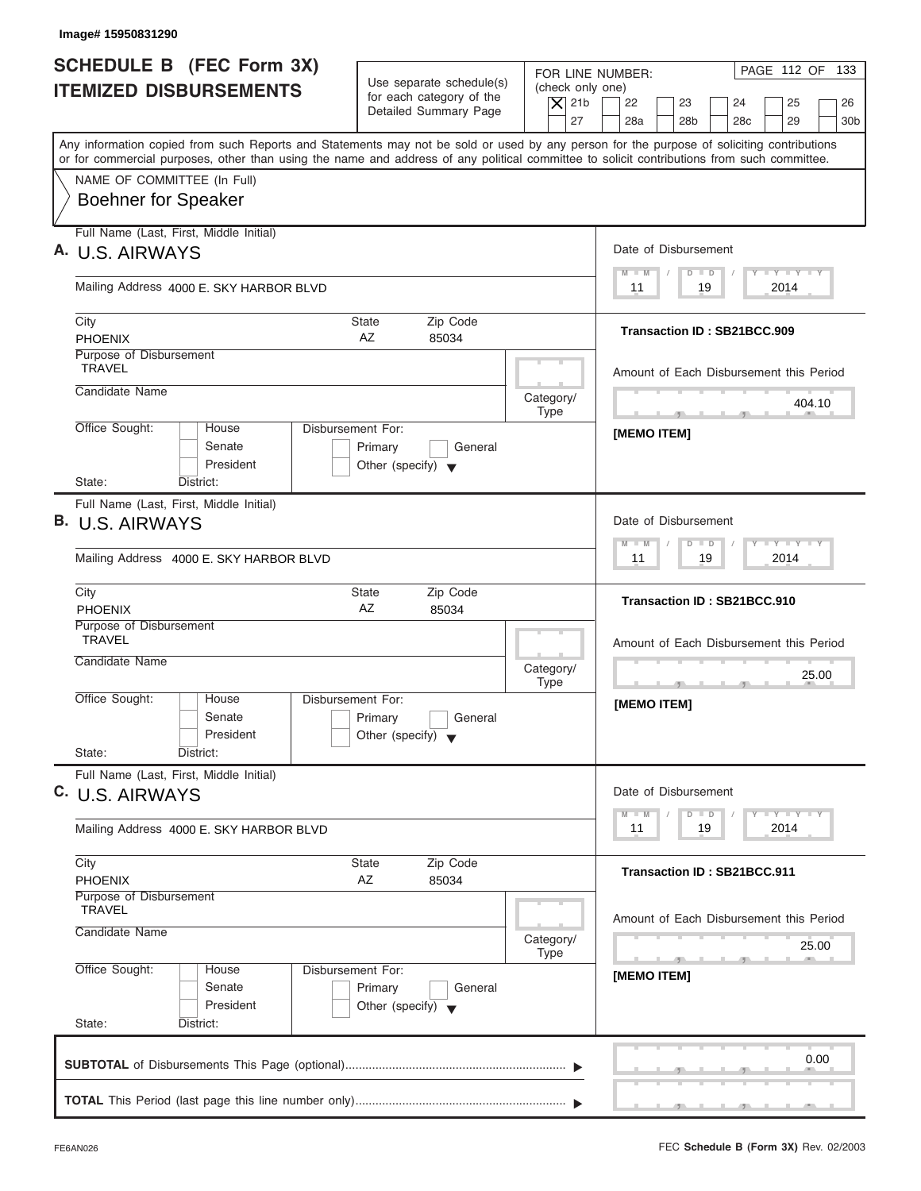Image# 15950831290

# SCHEDULE B (FEC Form 3X)
## ITEMIZED DISBURSEMENTS

Use separate schedule(s) for each category of the Detailed Summary Page

FOR LINE NUMBER: (check only one)
- [X] 21b
- [ ] 22
- [ ] 23
- [ ] 24
- [ ] 25
- [ ] 26
- [ ] 27
- [ ] 28a
- [ ] 28b
- [ ] 28c
- [ ] 29
- [ ] 30b

Any information copied from such Reports and Statements may not be sold or used by any person for the purpose of soliciting contributions or for commercial purposes, other than using the name and address of any political committee to solicit contributions from such committee.

NAME OF COMMITTEE (In Full)
Boehner for Speaker

---

**A.** Full Name (Last, First, Middle Initial): U.S. AIRWAYS

Mailing Address: 4000 E. SKY HARBOR BLVD

City: PHOENIX | State: AZ | Zip Code: 85034

Purpose of Disbursement: TRAVEL

Candidate Name:

Category/Type:

Office Sought: House / Senate / President

State: District:

Disbursement For: Primary / General / Other (specify)

Date of Disbursement: 11/19/2014

Transaction ID : SB21BCC.909

Amount of Each Disbursement this Period: 404.10

[MEMO ITEM]

---

**B.** Full Name (Last, First, Middle Initial): U.S. AIRWAYS

Mailing Address: 4000 E. SKY HARBOR BLVD

City: PHOENIX | State: AZ | Zip Code: 85034

Purpose of Disbursement: TRAVEL

Candidate Name:

Category/Type:

Office Sought: House / Senate / President

State: District:

Disbursement For: Primary / General / Other (specify)

Date of Disbursement: 11/19/2014

Transaction ID : SB21BCC.910

Amount of Each Disbursement this Period: 25.00

[MEMO ITEM]

---

**C.** Full Name (Last, First, Middle Initial): U.S. AIRWAYS

Mailing Address: 4000 E. SKY HARBOR BLVD

City: PHOENIX | State: AZ | Zip Code: 85034

Purpose of Disbursement: TRAVEL

Candidate Name:

Category/Type:

Office Sought: House / Senate / President

State: District:

Disbursement For: Primary / General / Other (specify)

Date of Disbursement: 11/19/2014

Transaction ID : SB21BCC.911

Amount of Each Disbursement this Period: 25.00

[MEMO ITEM]

---

**SUBTOTAL** of Disbursements This Page (optional): 0.00

**TOTAL** This Period (last page this line number only):

FE6AN026

FEC **Schedule B (Form 3X)** Rev. 02/2003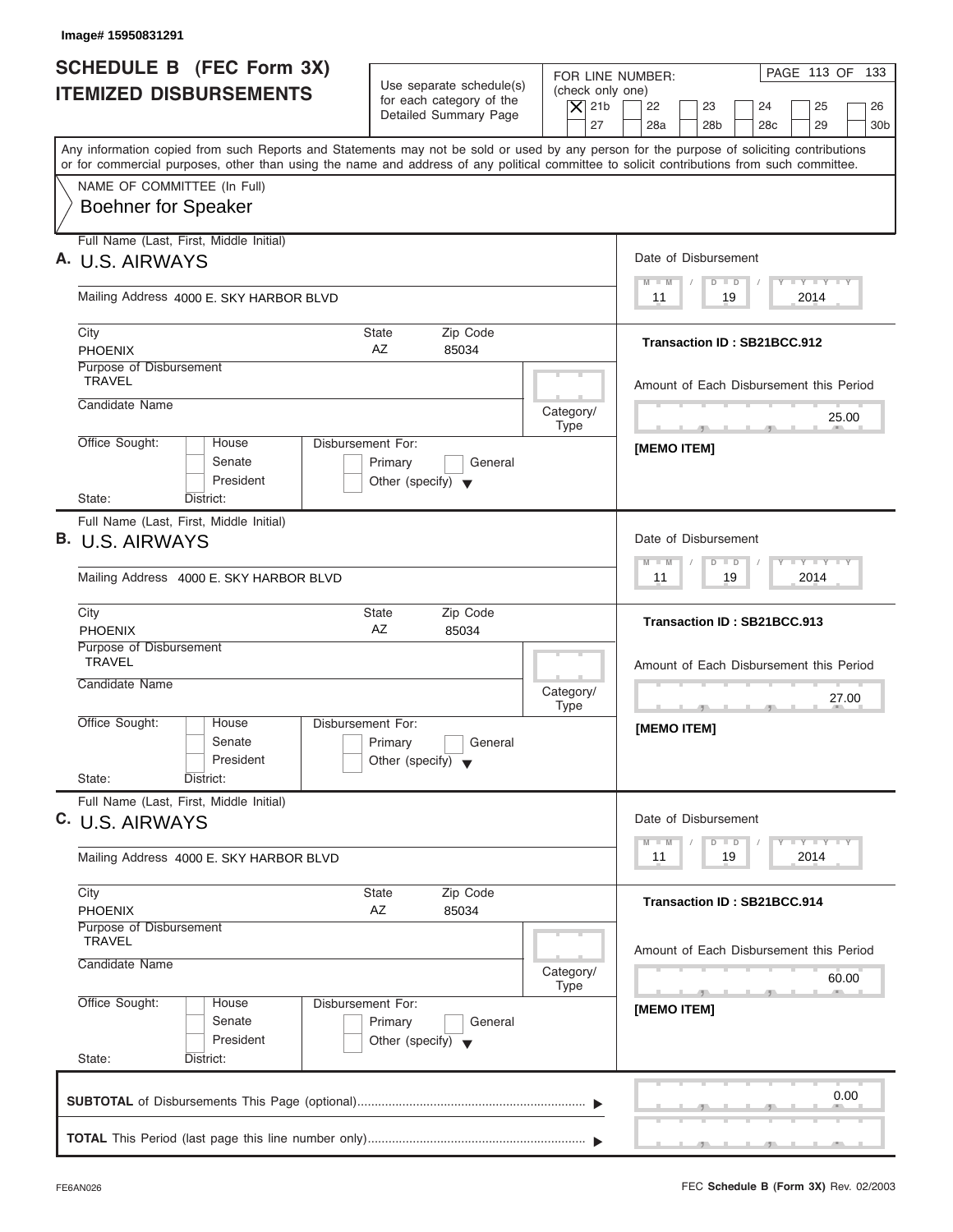Image# 15950831291

# SCHEDULE B (FEC Form 3X) ITEMIZED DISBURSEMENTS

Use separate schedule(s) for each category of the Detailed Summary Page

FOR LINE NUMBER: (check only one)

[X] 21b [ ] 22 [ ] 23 [ ] 24 [ ] 25 [ ] 26 [ ] 27 [ ] 28a [ ] 28b [ ] 28c [ ] 29 [ ] 30b

Any information copied from such Reports and Statements may not be sold or used by any person for the purpose of soliciting contributions or for commercial purposes, other than using the name and address of any political committee to solicit contributions from such committee.

NAME OF COMMITTEE (In Full)
Boehner for Speaker

---

**A.** Full Name (Last, First, Middle Initial): U.S. AIRWAYS

Mailing Address: 4000 E. SKY HARBOR BLVD

City: PHOENIX | State: AZ | Zip Code: 85034

Purpose of Disbursement: TRAVEL

Candidate Name:

Category/Type:

Office Sought: [ ] House [ ] Senate [ ] President

State: District:

Disbursement For: [ ] Primary [ ] General [ ] Other (specify)

Date of Disbursement: 11 / 19 / 2014

Transaction ID : SB21BCC.912

Amount of Each Disbursement this Period: 25.00

[MEMO ITEM]

---

**B.** Full Name (Last, First, Middle Initial): U.S. AIRWAYS

Mailing Address: 4000 E. SKY HARBOR BLVD

City: PHOENIX | State: AZ | Zip Code: 85034

Purpose of Disbursement: TRAVEL

Candidate Name:

Category/Type:

Office Sought: [ ] House [ ] Senate [ ] President

State: District:

Disbursement For: [ ] Primary [ ] General [ ] Other (specify)

Date of Disbursement: 11 / 19 / 2014

Transaction ID : SB21BCC.913

Amount of Each Disbursement this Period: 27.00

[MEMO ITEM]

---

**C.** Full Name (Last, First, Middle Initial): U.S. AIRWAYS

Mailing Address: 4000 E. SKY HARBOR BLVD

City: PHOENIX | State: AZ | Zip Code: 85034

Purpose of Disbursement: TRAVEL

Candidate Name:

Category/Type:

Office Sought: [ ] House [ ] Senate [ ] President

State: District:

Disbursement For: [ ] Primary [ ] General [ ] Other (specify)

Date of Disbursement: 11 / 19 / 2014

Transaction ID : SB21BCC.914

Amount of Each Disbursement this Period: 60.00

[MEMO ITEM]

---

**SUBTOTAL** of Disbursements This Page (optional): 0.00

**TOTAL** This Period (last page this line number only):

FE6AN026 FEC **Schedule B (Form 3X)** Rev. 02/2003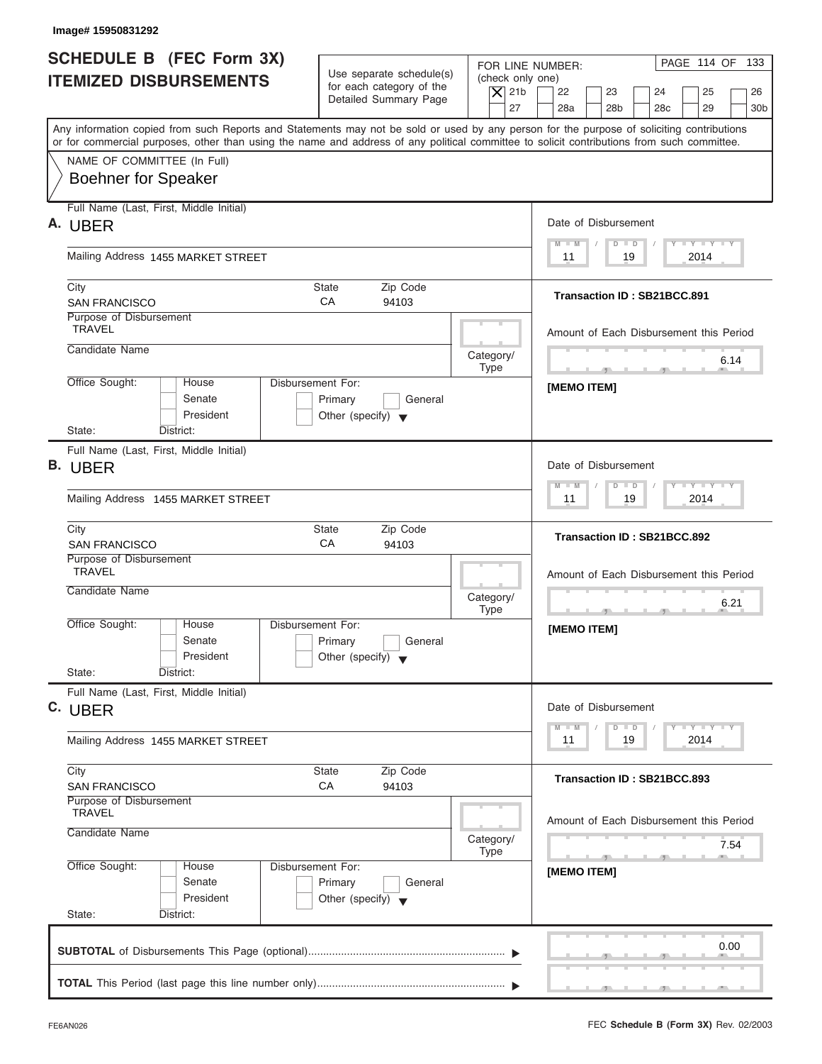Image# 15950831292

# SCHEDULE B (FEC Form 3X) ITEMIZED DISBURSEMENTS

Use separate schedule(s) for each category of the Detailed Summary Page

FOR LINE NUMBER: (check only one)

[X] 21b [ ] 22 [ ] 23 [ ] 24 [ ] 25 [ ] 26 [ ] 27 [ ] 28a [ ] 28b [ ] 28c [ ] 29 [ ] 30b

Any information copied from such Reports and Statements may not be sold or used by any person for the purpose of soliciting contributions or for commercial purposes, other than using the name and address of any political committee to solicit contributions from such committee.

NAME OF COMMITTEE (In Full)

Boehner for Speaker

---

**A.** Full Name (Last, First, Middle Initial): UBER

Mailing Address: 1455 MARKET STREET

City: SAN FRANCISCO State: CA Zip Code: 94103

Purpose of Disbursement: TRAVEL

Candidate Name:

Category/Type:

Office Sought: [ ] House [ ] Senate [ ] President

State: District:

Disbursement For: [ ] Primary [ ] General [ ] Other (specify)

Date of Disbursement: 11 / 19 / 2014

Transaction ID : SB21BCC.891

Amount of Each Disbursement this Period: 6.14

[MEMO ITEM]

---

**B.** Full Name (Last, First, Middle Initial): UBER

Mailing Address: 1455 MARKET STREET

City: SAN FRANCISCO State: CA Zip Code: 94103

Purpose of Disbursement: TRAVEL

Candidate Name:

Category/Type:

Office Sought: [ ] House [ ] Senate [ ] President

State: District:

Disbursement For: [ ] Primary [ ] General [ ] Other (specify)

Date of Disbursement: 11 / 19 / 2014

Transaction ID : SB21BCC.892

Amount of Each Disbursement this Period: 6.21

[MEMO ITEM]

---

**C.** Full Name (Last, First, Middle Initial): UBER

Mailing Address: 1455 MARKET STREET

City: SAN FRANCISCO State: CA Zip Code: 94103

Purpose of Disbursement: TRAVEL

Candidate Name:

Category/Type:

Office Sought: [ ] House [ ] Senate [ ] President

State: District:

Disbursement For: [ ] Primary [ ] General [ ] Other (specify)

Date of Disbursement: 11 / 19 / 2014

Transaction ID : SB21BCC.893

Amount of Each Disbursement this Period: 7.54

[MEMO ITEM]

---

**SUBTOTAL** of Disbursements This Page (optional): 0.00

**TOTAL** This Period (last page this line number only):

FE6AN026 FEC **Schedule B (Form 3X)** Rev. 02/2003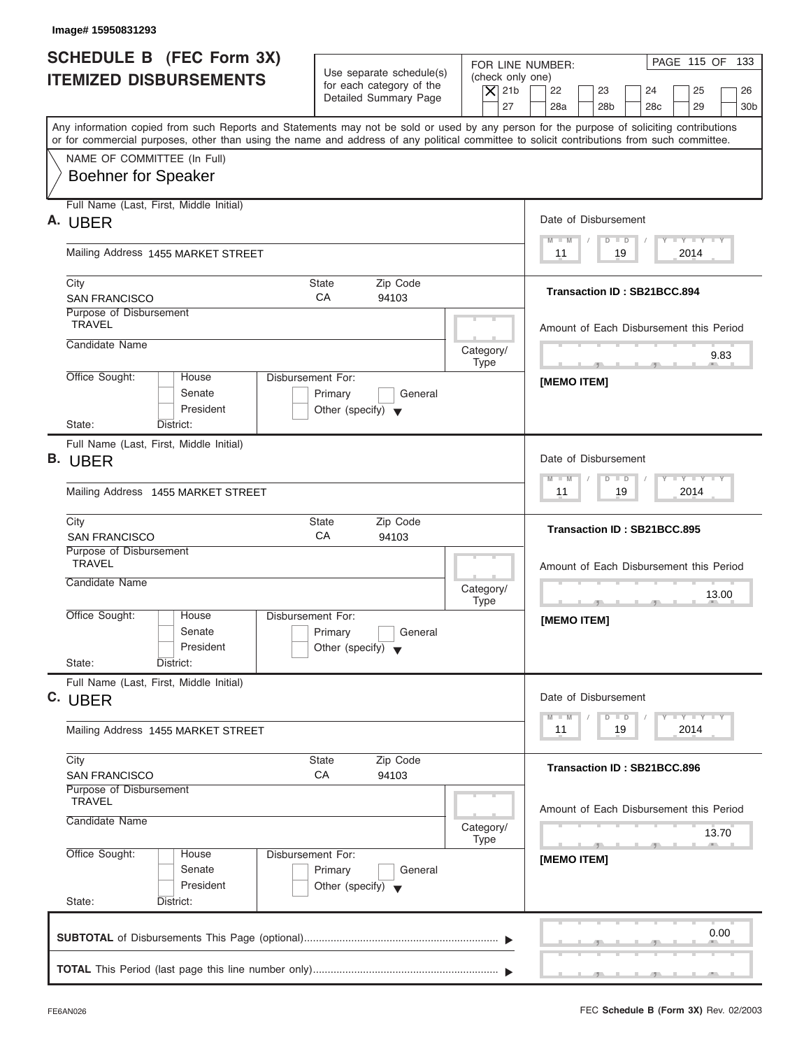Image# 15950831293

# SCHEDULE B (FEC Form 3X) ITEMIZED DISBURSEMENTS

Use separate schedule(s) for each category of the Detailed Summary Page

FOR LINE NUMBER: (check only one)
[X] 21b [ ] 22 [ ] 23 [ ] 24 [ ] 25 [ ] 26 [ ] 27 [ ] 28a [ ] 28b [ ] 28c [ ] 29 [ ] 30b

Any information copied from such Reports and Statements may not be sold or used by any person for the purpose of soliciting contributions or for commercial purposes, other than using the name and address of any political committee to solicit contributions from such committee.

NAME OF COMMITTEE (In Full)
Boehner for Speaker

---

**A.** Full Name (Last, First, Middle Initial): UBER

Mailing Address: 1455 MARKET STREET

City: SAN FRANCISCO | State: CA | Zip Code: 94103

Purpose of Disbursement: TRAVEL

Candidate Name:

Category/Type:

Office Sought: House / Senate / President

State: District:

Disbursement For: Primary / General / Other (specify)

Date of Disbursement: 11/19/2014

Transaction ID : SB21BCC.894

Amount of Each Disbursement this Period: 9.83

[MEMO ITEM]

---

**B.** Full Name (Last, First, Middle Initial): UBER

Mailing Address: 1455 MARKET STREET

City: SAN FRANCISCO | State: CA | Zip Code: 94103

Purpose of Disbursement: TRAVEL

Candidate Name:

Category/Type:

Office Sought: House / Senate / President

State: District:

Disbursement For: Primary / General / Other (specify)

Date of Disbursement: 11/19/2014

Transaction ID : SB21BCC.895

Amount of Each Disbursement this Period: 13.00

[MEMO ITEM]

---

**C.** Full Name (Last, First, Middle Initial): UBER

Mailing Address: 1455 MARKET STREET

City: SAN FRANCISCO | State: CA | Zip Code: 94103

Purpose of Disbursement: TRAVEL

Candidate Name:

Category/Type:

Office Sought: House / Senate / President

State: District:

Disbursement For: Primary / General / Other (specify)

Date of Disbursement: 11/19/2014

Transaction ID : SB21BCC.896

Amount of Each Disbursement this Period: 13.70

[MEMO ITEM]

---

**SUBTOTAL** of Disbursements This Page (optional): 0.00

**TOTAL** This Period (last page this line number only):

FE6AN026 — FEC **Schedule B (Form 3X)** Rev. 02/2003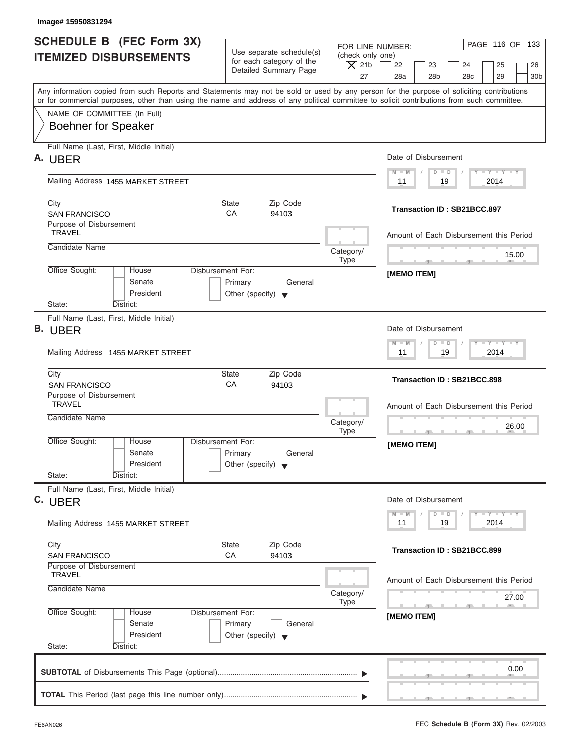Image# 15950831294

# SCHEDULE B (FEC Form 3X) ITEMIZED DISBURSEMENTS

Use separate schedule(s) for each category of the Detailed Summary Page

FOR LINE NUMBER: (check only one)

[X] 21b [ ] 22 [ ] 23 [ ] 24 [ ] 25 [ ] 26 [ ] 27 [ ] 28a [ ] 28b [ ] 28c [ ] 29 [ ] 30b

PAGE 116 OF 133

Any information copied from such Reports and Statements may not be sold or used by any person for the purpose of soliciting contributions or for commercial purposes, other than using the name and address of any political committee to solicit contributions from such committee.

NAME OF COMMITTEE (In Full)
Boehner for Speaker

---

**A.** Full Name (Last, First, Middle Initial): UBER

Mailing Address: 1455 MARKET STREET

City: SAN FRANCISCO | State: CA | Zip Code: 94103

Purpose of Disbursement: TRAVEL

Candidate Name:

Category/Type:

Office Sought: [ ] House [ ] Senate [ ] President

State: District:

Disbursement For: [ ] Primary [ ] General [ ] Other (specify)

Date of Disbursement: 11 / 19 / 2014

Transaction ID : SB21BCC.897

Amount of Each Disbursement this Period: 15.00

[MEMO ITEM]

---

**B.** Full Name (Last, First, Middle Initial): UBER

Mailing Address: 1455 MARKET STREET

City: SAN FRANCISCO | State: CA | Zip Code: 94103

Purpose of Disbursement: TRAVEL

Candidate Name:

Category/Type:

Office Sought: [ ] House [ ] Senate [ ] President

State: District:

Disbursement For: [ ] Primary [ ] General [ ] Other (specify)

Date of Disbursement: 11 / 19 / 2014

Transaction ID : SB21BCC.898

Amount of Each Disbursement this Period: 26.00

[MEMO ITEM]

---

**C.** Full Name (Last, First, Middle Initial): UBER

Mailing Address: 1455 MARKET STREET

City: SAN FRANCISCO | State: CA | Zip Code: 94103

Purpose of Disbursement: TRAVEL

Candidate Name:

Category/Type:

Office Sought: [ ] House [ ] Senate [ ] President

State: District:

Disbursement For: [ ] Primary [ ] General [ ] Other (specify)

Date of Disbursement: 11 / 19 / 2014

Transaction ID : SB21BCC.899

Amount of Each Disbursement this Period: 27.00

[MEMO ITEM]

---

**SUBTOTAL** of Disbursements This Page (optional): 0.00

**TOTAL** This Period (last page this line number only):

FE6AN026

FEC **Schedule B (Form 3X)** Rev. 02/2003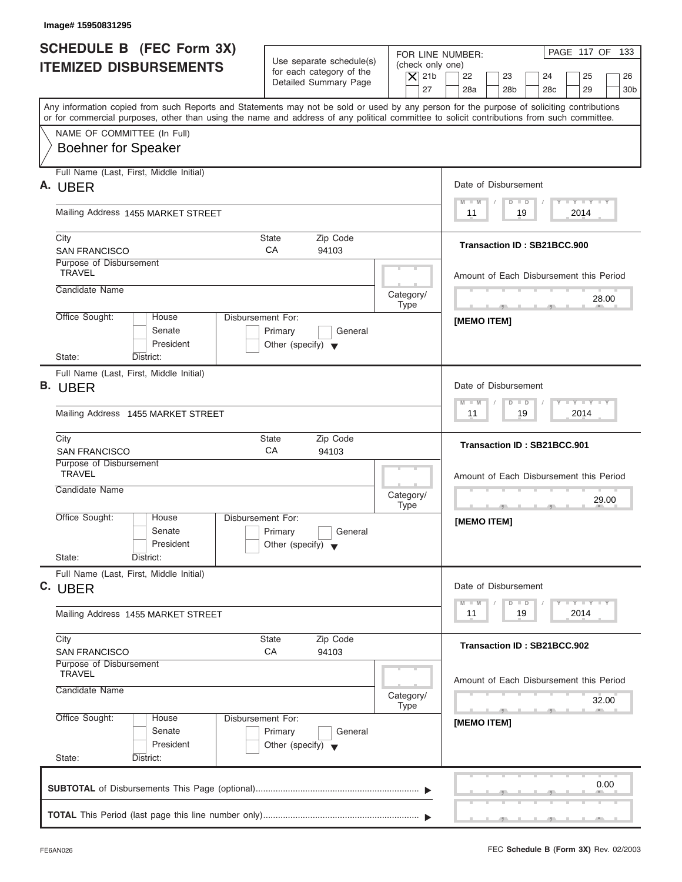Image# 15950831295

# SCHEDULE B (FEC Form 3X) ITEMIZED DISBURSEMENTS

Use separate schedule(s) for each category of the Detailed Summary Page

FOR LINE NUMBER: (check only one)

[X] 21b [ ] 22 [ ] 23 [ ] 24 [ ] 25 [ ] 26 [ ] 27 [ ] 28a [ ] 28b [ ] 28c [ ] 29 [ ] 30b

Any information copied from such Reports and Statements may not be sold or used by any person for the purpose of soliciting contributions or for commercial purposes, other than using the name and address of any political committee to solicit contributions from such committee.

NAME OF COMMITTEE (In Full)

Boehner for Speaker

---

**A.** Full Name (Last, First, Middle Initial): UBER

Mailing Address: 1455 MARKET STREET

City: SAN FRANCISCO | State: CA | Zip Code: 94103

Purpose of Disbursement: TRAVEL

Candidate Name:

Category/Type:

Office Sought: [ ] House [ ] Senate [ ] President

State: District:

Disbursement For: [ ] Primary [ ] General [ ] Other (specify)

Date of Disbursement: 11 / 19 / 2014

Transaction ID : SB21BCC.900

Amount of Each Disbursement this Period: 28.00

[MEMO ITEM]

---

**B.** Full Name (Last, First, Middle Initial): UBER

Mailing Address: 1455 MARKET STREET

City: SAN FRANCISCO | State: CA | Zip Code: 94103

Purpose of Disbursement: TRAVEL

Candidate Name:

Category/Type:

Office Sought: [ ] House [ ] Senate [ ] President

State: District:

Disbursement For: [ ] Primary [ ] General [ ] Other (specify)

Date of Disbursement: 11 / 19 / 2014

Transaction ID : SB21BCC.901

Amount of Each Disbursement this Period: 29.00

[MEMO ITEM]

---

**C.** Full Name (Last, First, Middle Initial): UBER

Mailing Address: 1455 MARKET STREET

City: SAN FRANCISCO | State: CA | Zip Code: 94103

Purpose of Disbursement: TRAVEL

Candidate Name:

Category/Type:

Office Sought: [ ] House [ ] Senate [ ] President

State: District:

Disbursement For: [ ] Primary [ ] General [ ] Other (specify)

Date of Disbursement: 11 / 19 / 2014

Transaction ID : SB21BCC.902

Amount of Each Disbursement this Period: 32.00

[MEMO ITEM]

---

**SUBTOTAL** of Disbursements This Page (optional) ▶ 0.00

**TOTAL** This Period (last page this line number only) ▶

FE6AN026

FEC **Schedule B (Form 3X)** Rev. 02/2003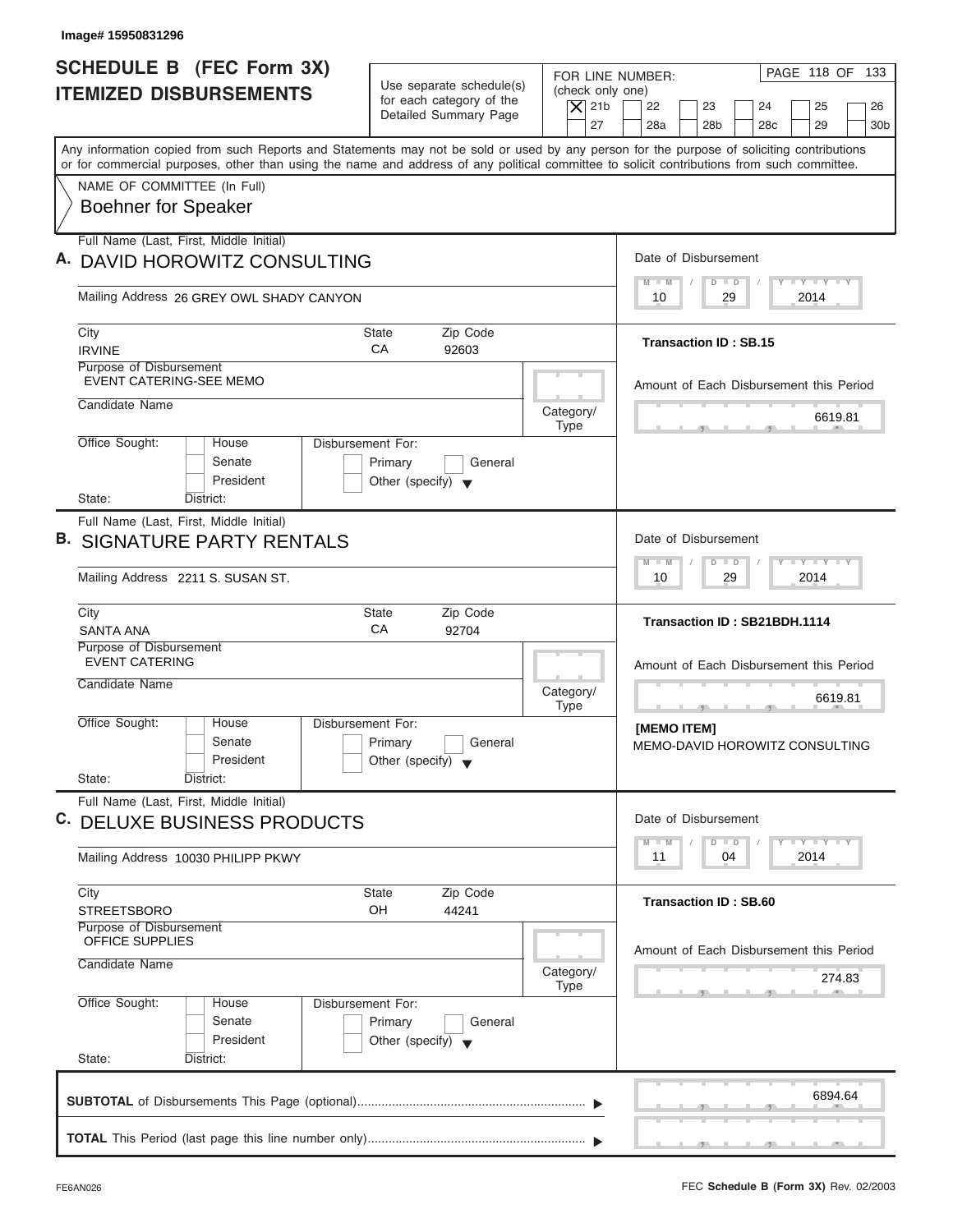Image# 15950831296

# SCHEDULE B (FEC Form 3X) ITEMIZED DISBURSEMENTS

Use separate schedule(s) for each category of the Detailed Summary Page

FOR LINE NUMBER: (check only one)

[X] 21b [ ] 22 [ ] 23 [ ] 24 [ ] 25 [ ] 26 [ ] 27 [ ] 28a [ ] 28b [ ] 28c [ ] 29 [ ] 30b

PAGE 118 OF 133

Any information copied from such Reports and Statements may not be sold or used by any person for the purpose of soliciting contributions or for commercial purposes, other than using the name and address of any political committee to solicit contributions from such committee.

NAME OF COMMITTEE (In Full)
Boehner for Speaker

---

**A.** Full Name (Last, First, Middle Initial): DAVID HOROWITZ CONSULTING

Mailing Address: 26 GREY OWL SHADY CANYON

City: IRVINE | State: CA | Zip Code: 92603

Purpose of Disbursement: EVENT CATERING-SEE MEMO

Candidate Name:

Category/Type:

Office Sought: [ ] House [ ] Senate [ ] President

State: District:

Disbursement For: [ ] Primary [ ] General [ ] Other (specify)

Date of Disbursement: 10/29/2014

Transaction ID : SB.15

Amount of Each Disbursement this Period: 6619.81

---

**B.** Full Name (Last, First, Middle Initial): SIGNATURE PARTY RENTALS

Mailing Address: 2211 S. SUSAN ST.

City: SANTA ANA | State: CA | Zip Code: 92704

Purpose of Disbursement: EVENT CATERING

Candidate Name:

Category/Type:

Office Sought: [ ] House [ ] Senate [ ] President

State: District:

Disbursement For: [ ] Primary [ ] General [ ] Other (specify)

Date of Disbursement: 10/29/2014

Transaction ID : SB21BDH.1114

Amount of Each Disbursement this Period: 6619.81

[MEMO ITEM]
MEMO-DAVID HOROWITZ CONSULTING

---

**C.** Full Name (Last, First, Middle Initial): DELUXE BUSINESS PRODUCTS

Mailing Address: 10030 PHILIPP PKWY

City: STREETSBORO | State: OH | Zip Code: 44241

Purpose of Disbursement: OFFICE SUPPLIES

Candidate Name:

Category/Type:

Office Sought: [ ] House [ ] Senate [ ] President

State: District:

Disbursement For: [ ] Primary [ ] General [ ] Other (specify)

Date of Disbursement: 11/04/2014

Transaction ID : SB.60

Amount of Each Disbursement this Period: 274.83

---

**SUBTOTAL** of Disbursements This Page (optional): 6894.64

**TOTAL** This Period (last page this line number only):

FE6AN026 | FEC **Schedule B (Form 3X)** Rev. 02/2003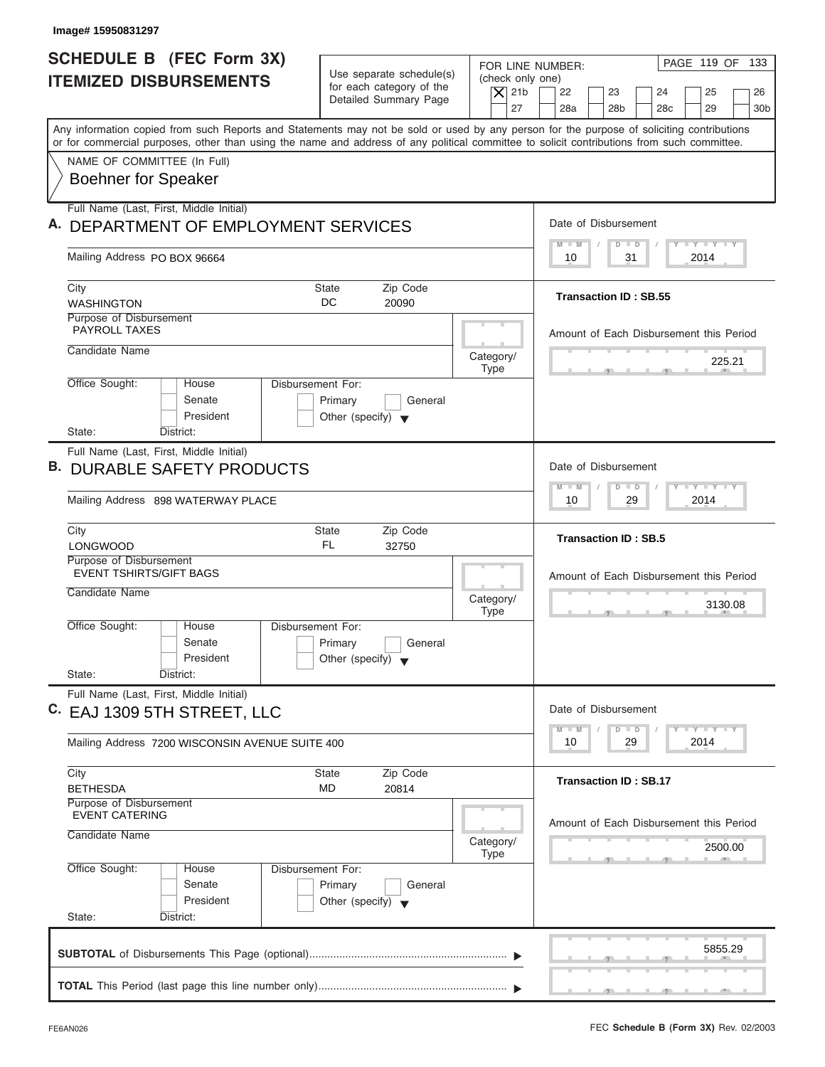Image# 15950831297

# SCHEDULE B (FEC Form 3X) ITEMIZED DISBURSEMENTS

Use separate schedule(s) for each category of the Detailed Summary Page

FOR LINE NUMBER: (check only one)

[X] 21b [ ] 22 [ ] 23 [ ] 24 [ ] 25 [ ] 26 [ ] 27 [ ] 28a [ ] 28b [ ] 28c [ ] 29 [ ] 30b

Any information copied from such Reports and Statements may not be sold or used by any person for the purpose of soliciting contributions or for commercial purposes, other than using the name and address of any political committee to solicit contributions from such committee.

NAME OF COMMITTEE (In Full)

**Boehner for Speaker**

---

**A.** Full Name (Last, First, Middle Initial): DEPARTMENT OF EMPLOYMENT SERVICES

Mailing Address: PO BOX 96664

City: WASHINGTON | State: DC | Zip Code: 20090

Purpose of Disbursement: PAYROLL TAXES

Candidate Name:

Category/Type:

Office Sought: [ ] House [ ] Senate [ ] President

State: District:

Disbursement For: [ ] Primary [ ] General [ ] Other (specify)

Date of Disbursement: 10 / 31 / 2014

Transaction ID : SB.55

Amount of Each Disbursement this Period: 225.21

---

**B.** Full Name (Last, First, Middle Initial): DURABLE SAFETY PRODUCTS

Mailing Address: 898 WATERWAY PLACE

City: LONGWOOD | State: FL | Zip Code: 32750

Purpose of Disbursement: EVENT TSHIRTS/GIFT BAGS

Candidate Name:

Category/Type:

Office Sought: [ ] House [ ] Senate [ ] President

State: District:

Disbursement For: [ ] Primary [ ] General [ ] Other (specify)

Date of Disbursement: 10 / 29 / 2014

Transaction ID : SB.5

Amount of Each Disbursement this Period: 3130.08

---

**C.** Full Name (Last, First, Middle Initial): EAJ 1309 5TH STREET, LLC

Mailing Address: 7200 WISCONSIN AVENUE SUITE 400

City: BETHESDA | State: MD | Zip Code: 20814

Purpose of Disbursement: EVENT CATERING

Candidate Name:

Category/Type:

Office Sought: [ ] House [ ] Senate [ ] President

State: District:

Disbursement For: [ ] Primary [ ] General [ ] Other (specify)

Date of Disbursement: 10 / 29 / 2014

Transaction ID : SB.17

Amount of Each Disbursement this Period: 2500.00

---

**SUBTOTAL** of Disbursements This Page (optional): 5855.29

**TOTAL** This Period (last page this line number only):

FE6AN026

FEC **Schedule B (Form 3X)** Rev. 02/2003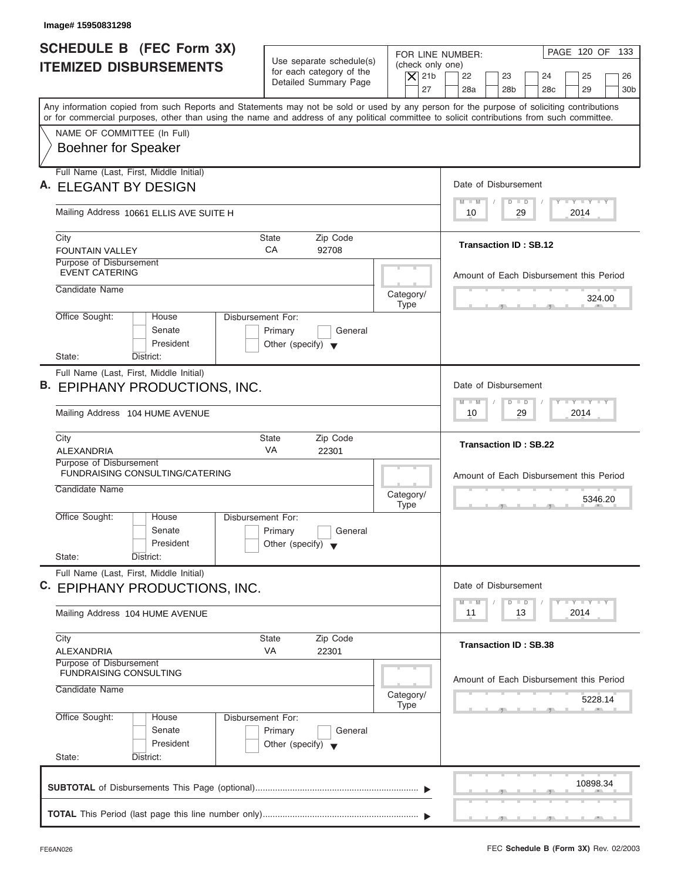Image# 15950831298

# SCHEDULE B (FEC Form 3X) ITEMIZED DISBURSEMENTS

Use separate schedule(s) for each category of the Detailed Summary Page

FOR LINE NUMBER: (check only one)

[X] 21b [ ] 22 [ ] 23 [ ] 24 [ ] 25 [ ] 26 [ ] 27 [ ] 28a [ ] 28b [ ] 28c [ ] 29 [ ] 30b

PAGE 120 OF 133

Any information copied from such Reports and Statements may not be sold or used by any person for the purpose of soliciting contributions or for commercial purposes, other than using the name and address of any political committee to solicit contributions from such committee.

NAME OF COMMITTEE (In Full)

Boehner for Speaker

---

**A.** Full Name (Last, First, Middle Initial): ELEGANT BY DESIGN

Mailing Address: 10661 ELLIS AVE SUITE H

City: FOUNTAIN VALLEY | State: CA | Zip Code: 92708

Purpose of Disbursement: EVENT CATERING

Candidate Name:

Category/Type:

Office Sought: [ ] House [ ] Senate [ ] President

State: District:

Disbursement For: [ ] Primary [ ] General [ ] Other (specify)

Date of Disbursement: 10/29/2014

Transaction ID : SB.12

Amount of Each Disbursement this Period: 324.00

---

**B.** Full Name (Last, First, Middle Initial): EPIPHANY PRODUCTIONS, INC.

Mailing Address: 104 HUME AVENUE

City: ALEXANDRIA | State: VA | Zip Code: 22301

Purpose of Disbursement: FUNDRAISING CONSULTING/CATERING

Candidate Name:

Category/Type:

Office Sought: [ ] House [ ] Senate [ ] President

State: District:

Disbursement For: [ ] Primary [ ] General [ ] Other (specify)

Date of Disbursement: 10/29/2014

Transaction ID : SB.22

Amount of Each Disbursement this Period: 5346.20

---

**C.** Full Name (Last, First, Middle Initial): EPIPHANY PRODUCTIONS, INC.

Mailing Address: 104 HUME AVENUE

City: ALEXANDRIA | State: VA | Zip Code: 22301

Purpose of Disbursement: FUNDRAISING CONSULTING

Candidate Name:

Category/Type:

Office Sought: [ ] House [ ] Senate [ ] President

State: District:

Disbursement For: [ ] Primary [ ] General [ ] Other (specify)

Date of Disbursement: 11/13/2014

Transaction ID : SB.38

Amount of Each Disbursement this Period: 5228.14

---

**SUBTOTAL** of Disbursements This Page (optional): 10898.34

**TOTAL** This Period (last page this line number only):

FE6AN026

FEC **Schedule B (Form 3X)** Rev. 02/2003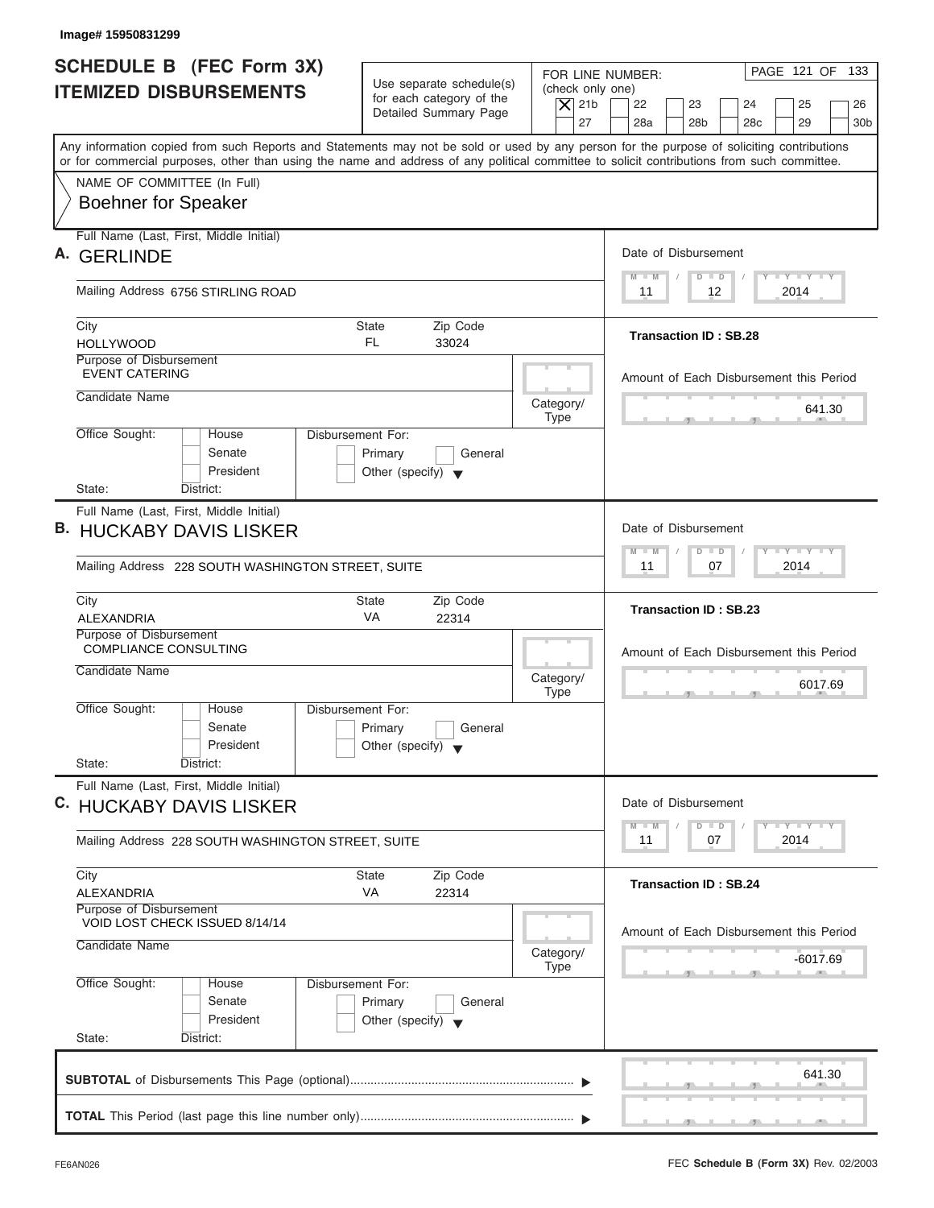Image# 15950831299

# SCHEDULE B (FEC Form 3X) ITEMIZED DISBURSEMENTS

Use separate schedule(s) for each category of the Detailed Summary Page

FOR LINE NUMBER: (check only one)
[X] 21b [ ] 22 [ ] 23 [ ] 24 [ ] 25 [ ] 26 [ ] 27 [ ] 28a [ ] 28b [ ] 28c [ ] 29 [ ] 30b

PAGE 121 OF 133

Any information copied from such Reports and Statements may not be sold or used by any person for the purpose of soliciting contributions or for commercial purposes, other than using the name and address of any political committee to solicit contributions from such committee.

NAME OF COMMITTEE (In Full)
Boehner for Speaker

---

**A.** Full Name (Last, First, Middle Initial): GERLINDE

Mailing Address: 6756 STIRLING ROAD

City: HOLLYWOOD | State: FL | Zip Code: 33024

Purpose of Disbursement: EVENT CATERING

Candidate Name:

Category/Type:

Office Sought: [ ] House [ ] Senate [ ] President

State: District:

Disbursement For: [ ] Primary [ ] General [ ] Other (specify)

Date of Disbursement: 11 / 12 / 2014

Transaction ID : SB.28

Amount of Each Disbursement this Period: 641.30

---

**B.** Full Name (Last, First, Middle Initial): HUCKABY DAVIS LISKER

Mailing Address: 228 SOUTH WASHINGTON STREET, SUITE

City: ALEXANDRIA | State: VA | Zip Code: 22314

Purpose of Disbursement: COMPLIANCE CONSULTING

Candidate Name:

Category/Type:

Office Sought: [ ] House [ ] Senate [ ] President

State: District:

Disbursement For: [ ] Primary [ ] General [ ] Other (specify)

Date of Disbursement: 11 / 07 / 2014

Transaction ID : SB.23

Amount of Each Disbursement this Period: 6017.69

---

**C.** Full Name (Last, First, Middle Initial): HUCKABY DAVIS LISKER

Mailing Address: 228 SOUTH WASHINGTON STREET, SUITE

City: ALEXANDRIA | State: VA | Zip Code: 22314

Purpose of Disbursement: VOID LOST CHECK ISSUED 8/14/14

Candidate Name:

Category/Type:

Office Sought: [ ] House [ ] Senate [ ] President

State: District:

Disbursement For: [ ] Primary [ ] General [ ] Other (specify)

Date of Disbursement: 11 / 07 / 2014

Transaction ID : SB.24

Amount of Each Disbursement this Period: -6017.69

---

**SUBTOTAL** of Disbursements This Page (optional): 641.30

**TOTAL** This Period (last page this line number only):

FE6AN026

FEC **Schedule B (Form 3X)** Rev. 02/2003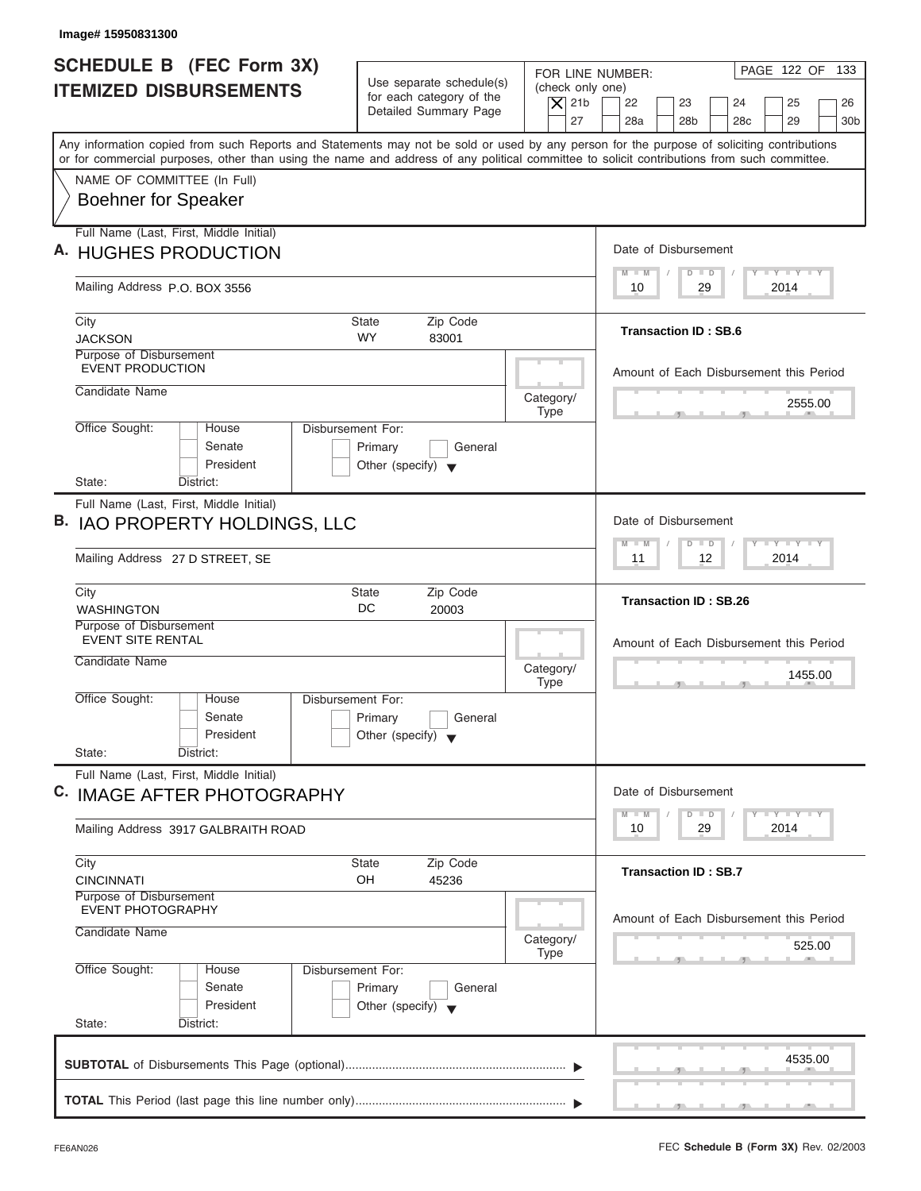Image# 15950831300

# SCHEDULE B (FEC Form 3X) ITEMIZED DISBURSEMENTS

Use separate schedule(s) for each category of the Detailed Summary Page

FOR LINE NUMBER: (check only one)

- [X] 21b
- [ ] 22
- [ ] 23
- [ ] 24
- [ ] 25
- [ ] 26
- [ ] 27
- [ ] 28a
- [ ] 28b
- [ ] 28c
- [ ] 29
- [ ] 30b

Any information copied from such Reports and Statements may not be sold or used by any person for the purpose of soliciting contributions or for commercial purposes, other than using the name and address of any political committee to solicit contributions from such committee.

NAME OF COMMITTEE (In Full)
Boehner for Speaker

---

**A.** Full Name (Last, First, Middle Initial): HUGHES PRODUCTION

Mailing Address: P.O. BOX 3556

City: JACKSON | State: WY | Zip Code: 83001

Purpose of Disbursement: EVENT PRODUCTION

Candidate Name:

Category/Type:

Office Sought: House / Senate / President

State: District:

Disbursement For: Primary / General / Other (specify)

Date of Disbursement: 10 / 29 / 2014

Transaction ID : SB.6

Amount of Each Disbursement this Period: 2555.00

---

**B.** Full Name (Last, First, Middle Initial): IAO PROPERTY HOLDINGS, LLC

Mailing Address: 27 D STREET, SE

City: WASHINGTON | State: DC | Zip Code: 20003

Purpose of Disbursement: EVENT SITE RENTAL

Candidate Name:

Category/Type:

Office Sought: House / Senate / President

State: District:

Disbursement For: Primary / General / Other (specify)

Date of Disbursement: 11 / 12 / 2014

Transaction ID : SB.26

Amount of Each Disbursement this Period: 1455.00

---

**C.** Full Name (Last, First, Middle Initial): IMAGE AFTER PHOTOGRAPHY

Mailing Address: 3917 GALBRAITH ROAD

City: CINCINNATI | State: OH | Zip Code: 45236

Purpose of Disbursement: EVENT PHOTOGRAPHY

Candidate Name:

Category/Type:

Office Sought: House / Senate / President

State: District:

Disbursement For: Primary / General / Other (specify)

Date of Disbursement: 10 / 29 / 2014

Transaction ID : SB.7

Amount of Each Disbursement this Period: 525.00

---

**SUBTOTAL** of Disbursements This Page (optional): 4535.00

**TOTAL** This Period (last page this line number only):

FE6AN026

FEC **Schedule B (Form 3X)** Rev. 02/2003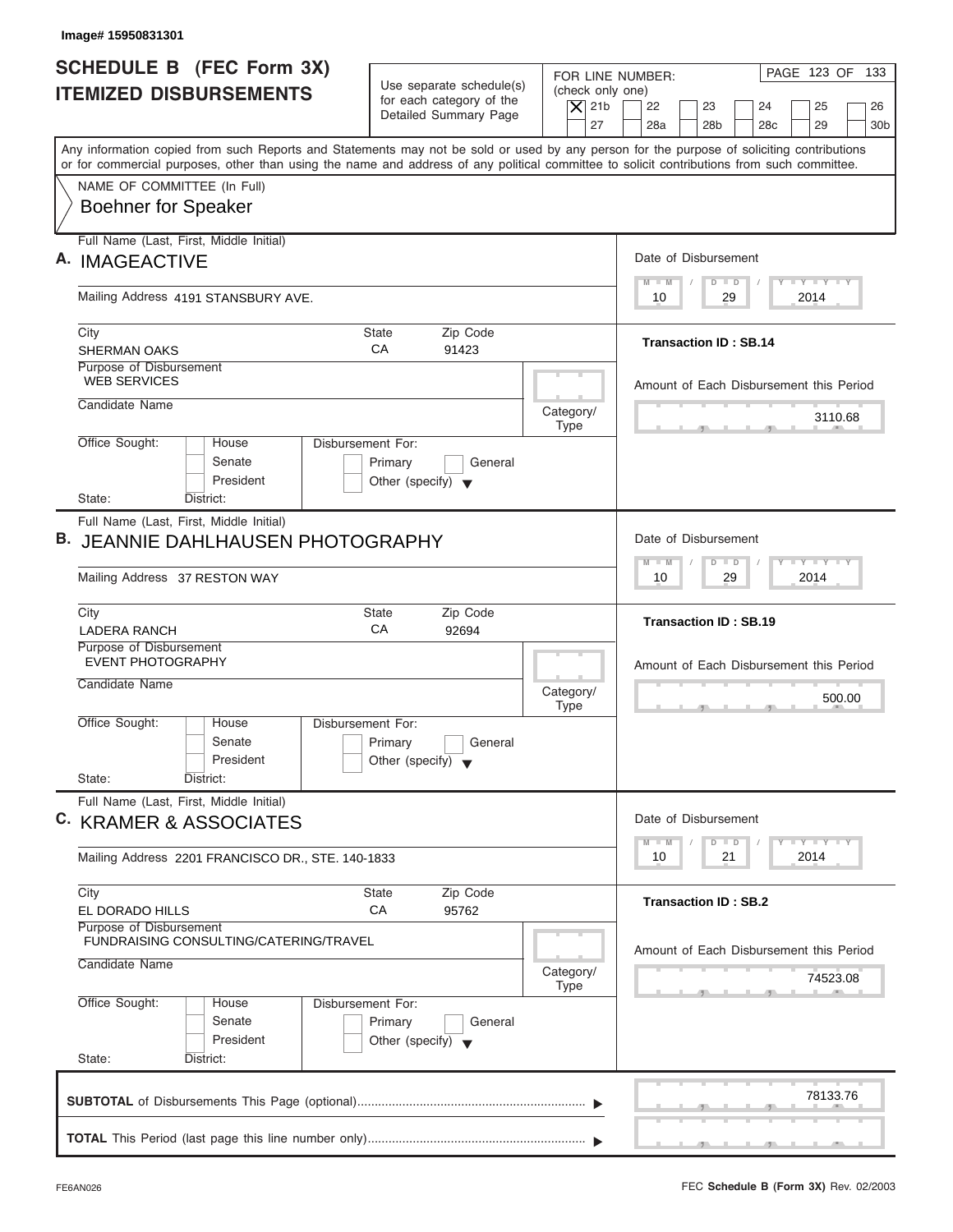Image# 15950831301

# SCHEDULE B (FEC Form 3X)
# ITEMIZED DISBURSEMENTS

Use separate schedule(s) for each category of the Detailed Summary Page

FOR LINE NUMBER: (check only one)

[X] 21b [ ] 22 [ ] 23 [ ] 24 [ ] 25 [ ] 26
[ ] 27 [ ] 28a [ ] 28b [ ] 28c [ ] 29 [ ] 30b

PAGE 123 OF 133

Any information copied from such Reports and Statements may not be sold or used by any person for the purpose of soliciting contributions or for commercial purposes, other than using the name and address of any political committee to solicit contributions from such committee.

NAME OF COMMITTEE (In Full)
Boehner for Speaker

---

**A.** Full Name (Last, First, Middle Initial): IMAGEACTIVE

Mailing Address: 4191 STANSBURY AVE.

City: SHERMAN OAKS | State: CA | Zip Code: 91423

Purpose of Disbursement: WEB SERVICES

Candidate Name:

Category/Type:

Office Sought: [ ] House [ ] Senate [ ] President

State: District:

Disbursement For: [ ] Primary [ ] General [ ] Other (specify)

Date of Disbursement: 10 / 29 / 2014

Transaction ID : SB.14

Amount of Each Disbursement this Period: 3110.68

---

**B.** Full Name (Last, First, Middle Initial): JEANNIE DAHLHAUSEN PHOTOGRAPHY

Mailing Address: 37 RESTON WAY

City: LADERA RANCH | State: CA | Zip Code: 92694

Purpose of Disbursement: EVENT PHOTOGRAPHY

Candidate Name:

Category/Type:

Office Sought: [ ] House [ ] Senate [ ] President

State: District:

Disbursement For: [ ] Primary [ ] General [ ] Other (specify)

Date of Disbursement: 10 / 29 / 2014

Transaction ID : SB.19

Amount of Each Disbursement this Period: 500.00

---

**C.** Full Name (Last, First, Middle Initial): KRAMER & ASSOCIATES

Mailing Address: 2201 FRANCISCO DR., STE. 140-1833

City: EL DORADO HILLS | State: CA | Zip Code: 95762

Purpose of Disbursement: FUNDRAISING CONSULTING/CATERING/TRAVEL

Candidate Name:

Category/Type:

Office Sought: [ ] House [ ] Senate [ ] President

State: District:

Disbursement For: [ ] Primary [ ] General [ ] Other (specify)

Date of Disbursement: 10 / 21 / 2014

Transaction ID : SB.2

Amount of Each Disbursement this Period: 74523.08

---

**SUBTOTAL** of Disbursements This Page (optional): 78133.76

**TOTAL** This Period (last page this line number only):

FE6AN026

FEC **Schedule B (Form 3X)** Rev. 02/2003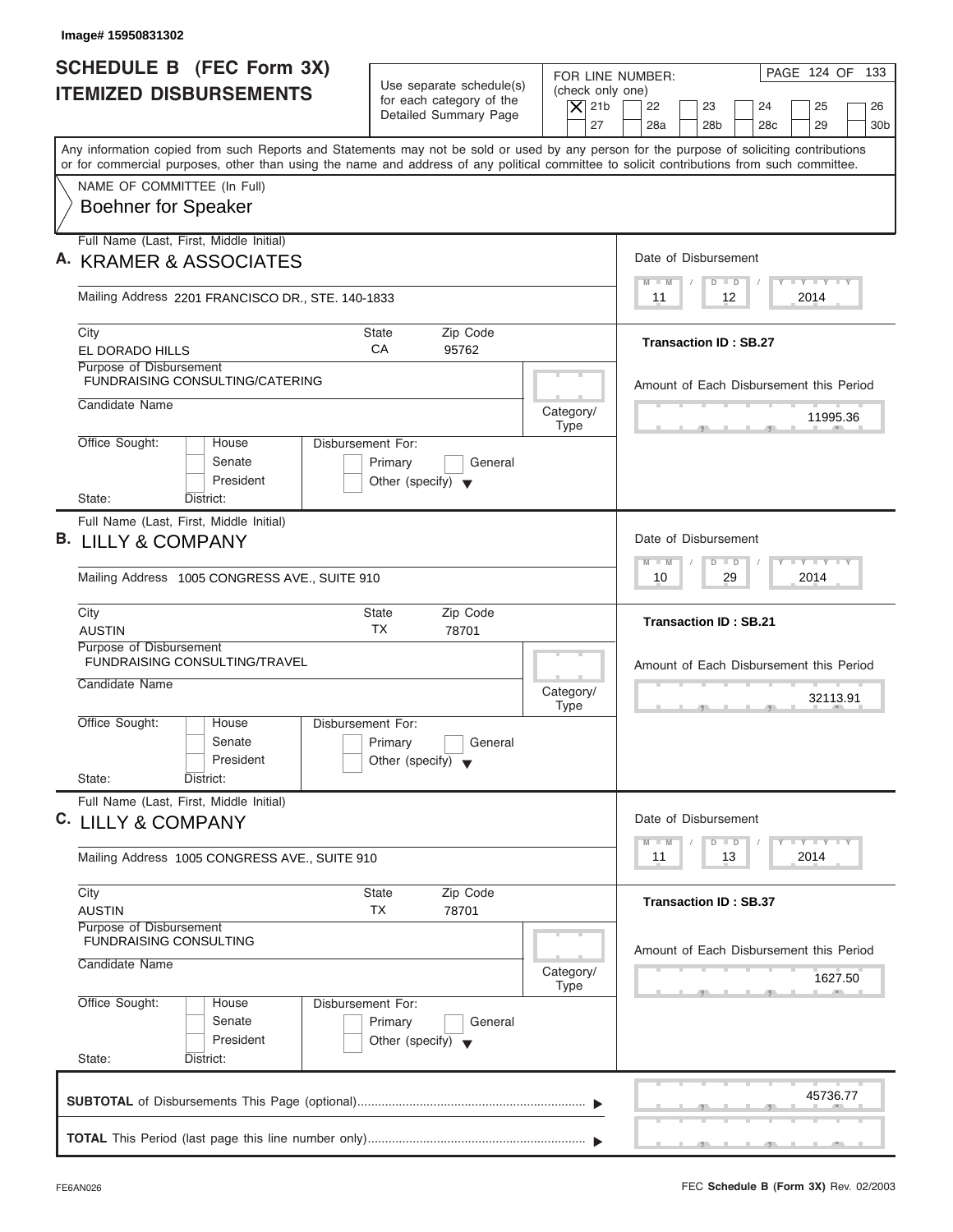Image# 15950831302

# SCHEDULE B (FEC Form 3X) ITEMIZED DISBURSEMENTS

Use separate schedule(s) for each category of the Detailed Summary Page

FOR LINE NUMBER: (check only one)

- [X] 21b
- [ ] 22
- [ ] 23
- [ ] 24
- [ ] 25
- [ ] 26
- [ ] 27
- [ ] 28a
- [ ] 28b
- [ ] 28c
- [ ] 29
- [ ] 30b

PAGE 124 OF 133

Any information copied from such Reports and Statements may not be sold or used by any person for the purpose of soliciting contributions or for commercial purposes, other than using the name and address of any political committee to solicit contributions from such committee.

NAME OF COMMITTEE (In Full)
Boehner for Speaker

---

**A.** Full Name (Last, First, Middle Initial): KRAMER & ASSOCIATES

Mailing Address: 2201 FRANCISCO DR., STE. 140-1833

City: EL DORADO HILLS | State: CA | Zip Code: 95762

Purpose of Disbursement: FUNDRAISING CONSULTING/CATERING

Candidate Name:

Category/Type:

Office Sought: House / Senate / President

Disbursement For: Primary / General / Other (specify)

State: District:

Date of Disbursement: 11 / 12 / 2014

Transaction ID : SB.27

Amount of Each Disbursement this Period: 11995.36

---

**B.** Full Name (Last, First, Middle Initial): LILLY & COMPANY

Mailing Address: 1005 CONGRESS AVE., SUITE 910

City: AUSTIN | State: TX | Zip Code: 78701

Purpose of Disbursement: FUNDRAISING CONSULTING/TRAVEL

Candidate Name:

Category/Type:

Office Sought: House / Senate / President

Disbursement For: Primary / General / Other (specify)

State: District:

Date of Disbursement: 10 / 29 / 2014

Transaction ID : SB.21

Amount of Each Disbursement this Period: 32113.91

---

**C.** Full Name (Last, First, Middle Initial): LILLY & COMPANY

Mailing Address: 1005 CONGRESS AVE., SUITE 910

City: AUSTIN | State: TX | Zip Code: 78701

Purpose of Disbursement: FUNDRAISING CONSULTING

Candidate Name:

Category/Type:

Office Sought: House / Senate / President

Disbursement For: Primary / General / Other (specify)

State: District:

Date of Disbursement: 11 / 13 / 2014

Transaction ID : SB.37

Amount of Each Disbursement this Period: 1627.50

---

**SUBTOTAL** of Disbursements This Page (optional): 45736.77

**TOTAL** This Period (last page this line number only):

FE6AN026

FEC **Schedule B (Form 3X)** Rev. 02/2003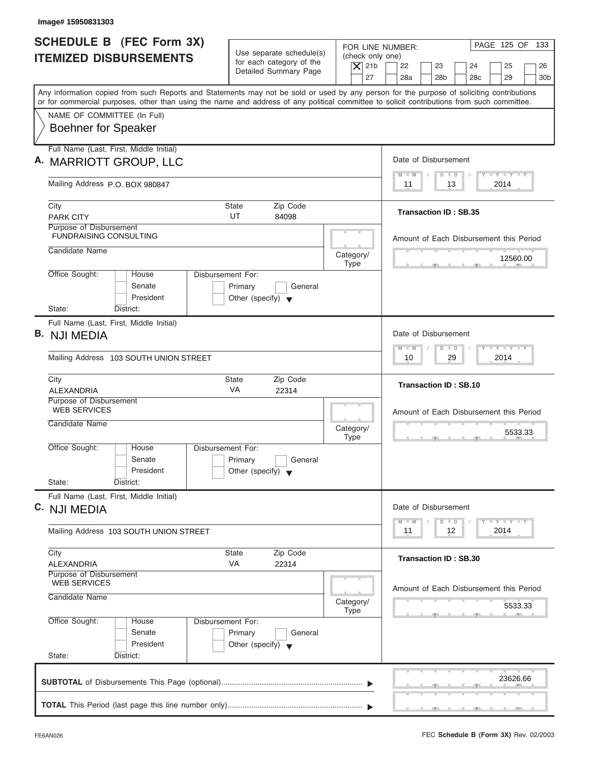Image# 15950831303

# SCHEDULE B (FEC Form 3X)
## ITEMIZED DISBURSEMENTS

Use separate schedule(s) for each category of the Detailed Summary Page

FOR LINE NUMBER: (check only one)

| | | | | | |
|---|---|---|---|---|---|
| [X] 21b | [ ] 22 | [ ] 23 | [ ] 24 | [ ] 25 | [ ] 26 |
| [ ] 27 | [ ] 28a | [ ] 28b | [ ] 28c | [ ] 29 | [ ] 30b |

Any information copied from such Reports and Statements may not be sold or used by any person for the purpose of soliciting contributions or for commercial purposes, other than using the name and address of any political committee to solicit contributions from such committee.

NAME OF COMMITTEE (In Full)
Boehner for Speaker

---

**A.** Full Name (Last, First, Middle Initial): MARRIOTT GROUP, LLC

Mailing Address: P.O. BOX 980847

City: PARK CITY | State: UT | Zip Code: 84098

Purpose of Disbursement: FUNDRAISING CONSULTING

Candidate Name:

Category/Type:

Office Sought: [ ] House [ ] Senate [ ] President

State: District:

Disbursement For: [ ] Primary [ ] General [ ] Other (specify)

Date of Disbursement: 11 / 13 / 2014

Transaction ID : SB.35

Amount of Each Disbursement this Period: 12560.00

---

**B.** Full Name (Last, First, Middle Initial): NJI MEDIA

Mailing Address: 103 SOUTH UNION STREET

City: ALEXANDRIA | State: VA | Zip Code: 22314

Purpose of Disbursement: WEB SERVICES

Candidate Name:

Category/Type:

Office Sought: [ ] House [ ] Senate [ ] President

State: District:

Disbursement For: [ ] Primary [ ] General [ ] Other (specify)

Date of Disbursement: 10 / 29 / 2014

Transaction ID : SB.10

Amount of Each Disbursement this Period: 5533.33

---

**C.** Full Name (Last, First, Middle Initial): NJI MEDIA

Mailing Address: 103 SOUTH UNION STREET

City: ALEXANDRIA | State: VA | Zip Code: 22314

Purpose of Disbursement: WEB SERVICES

Candidate Name:

Category/Type:

Office Sought: [ ] House [ ] Senate [ ] President

State: District:

Disbursement For: [ ] Primary [ ] General [ ] Other (specify)

Date of Disbursement: 11 / 12 / 2014

Transaction ID : SB.30

Amount of Each Disbursement this Period: 5533.33

---

**SUBTOTAL** of Disbursements This Page (optional) ▶ 23626.66

**TOTAL** This Period (last page this line number only) ▶

FE6AN026

FEC **Schedule B (Form 3X)** Rev. 02/2003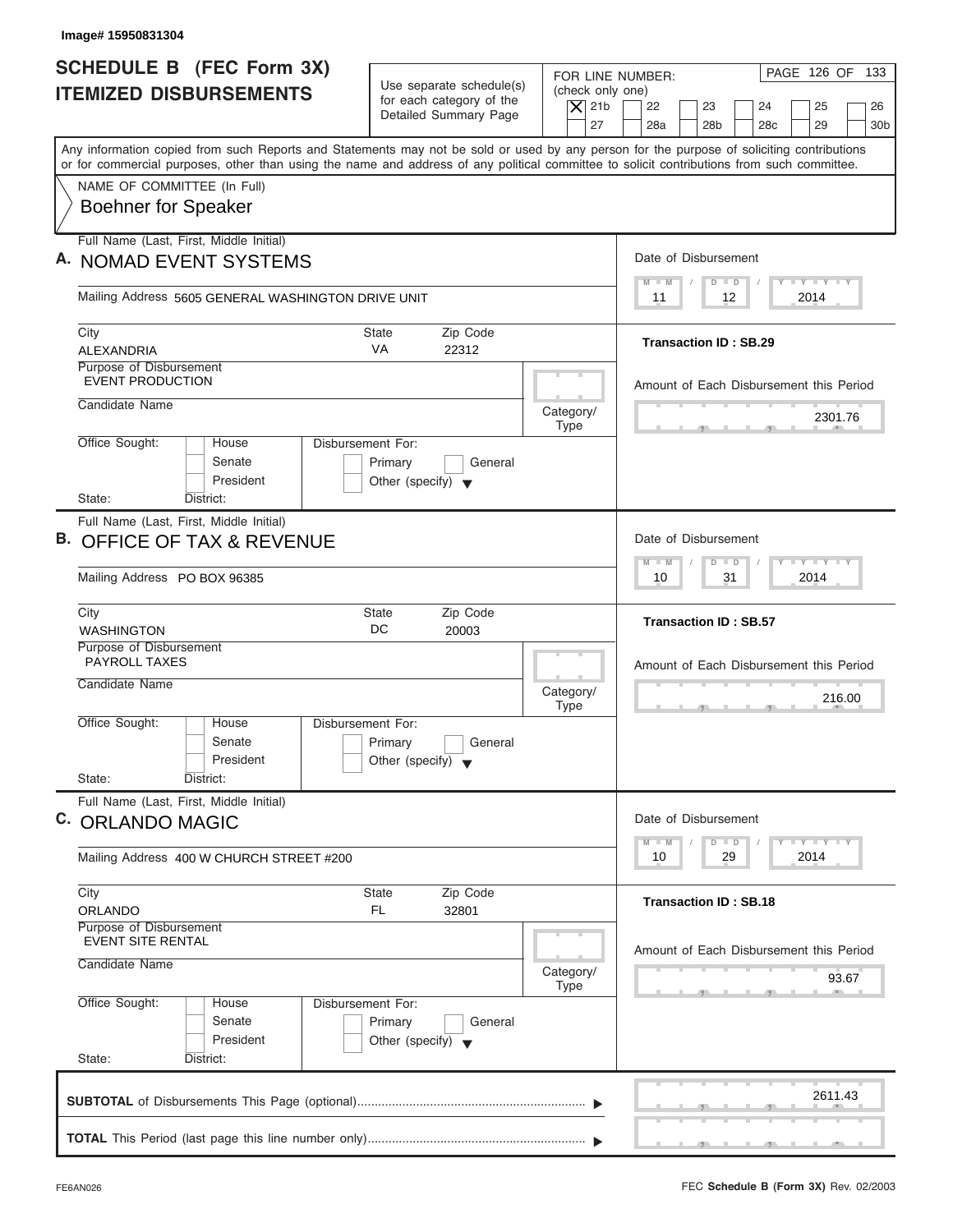Image# 15950831304

# SCHEDULE B (FEC Form 3X)
## ITEMIZED DISBURSEMENTS

Use separate schedule(s) for each category of the Detailed Summary Page

FOR LINE NUMBER: (check only one)

[X] 21b [ ] 22 [ ] 23 [ ] 24 [ ] 25 [ ] 26 [ ] 27 [ ] 28a [ ] 28b [ ] 28c [ ] 29 [ ] 30b

Any information copied from such Reports and Statements may not be sold or used by any person for the purpose of soliciting contributions or for commercial purposes, other than using the name and address of any political committee to solicit contributions from such committee.

NAME OF COMMITTEE (In Full)
Boehner for Speaker

---

**A.** Full Name (Last, First, Middle Initial): NOMAD EVENT SYSTEMS

Mailing Address: 5605 GENERAL WASHINGTON DRIVE UNIT

City: ALEXANDRIA | State: VA | Zip Code: 22312

Purpose of Disbursement: EVENT PRODUCTION

Candidate Name:

Category/Type:

Office Sought: [ ] House [ ] Senate [ ] President
State: District:

Disbursement For: [ ] Primary [ ] General [ ] Other (specify)

Date of Disbursement: 11 / 12 / 2014

Transaction ID : SB.29

Amount of Each Disbursement this Period: 2301.76

---

**B.** Full Name (Last, First, Middle Initial): OFFICE OF TAX & REVENUE

Mailing Address: PO BOX 96385

City: WASHINGTON | State: DC | Zip Code: 20003

Purpose of Disbursement: PAYROLL TAXES

Candidate Name:

Category/Type:

Office Sought: [ ] House [ ] Senate [ ] President
State: District:

Disbursement For: [ ] Primary [ ] General [ ] Other (specify)

Date of Disbursement: 10 / 31 / 2014

Transaction ID : SB.57

Amount of Each Disbursement this Period: 216.00

---

**C.** Full Name (Last, First, Middle Initial): ORLANDO MAGIC

Mailing Address: 400 W CHURCH STREET #200

City: ORLANDO | State: FL | Zip Code: 32801

Purpose of Disbursement: EVENT SITE RENTAL

Candidate Name:

Category/Type:

Office Sought: [ ] House [ ] Senate [ ] President
State: District:

Disbursement For: [ ] Primary [ ] General [ ] Other (specify)

Date of Disbursement: 10 / 29 / 2014

Transaction ID : SB.18

Amount of Each Disbursement this Period: 93.67

---

**SUBTOTAL** of Disbursements This Page (optional): 2611.43

**TOTAL** This Period (last page this line number only):

FE6AN026 — FEC **Schedule B (Form 3X)** Rev. 02/2003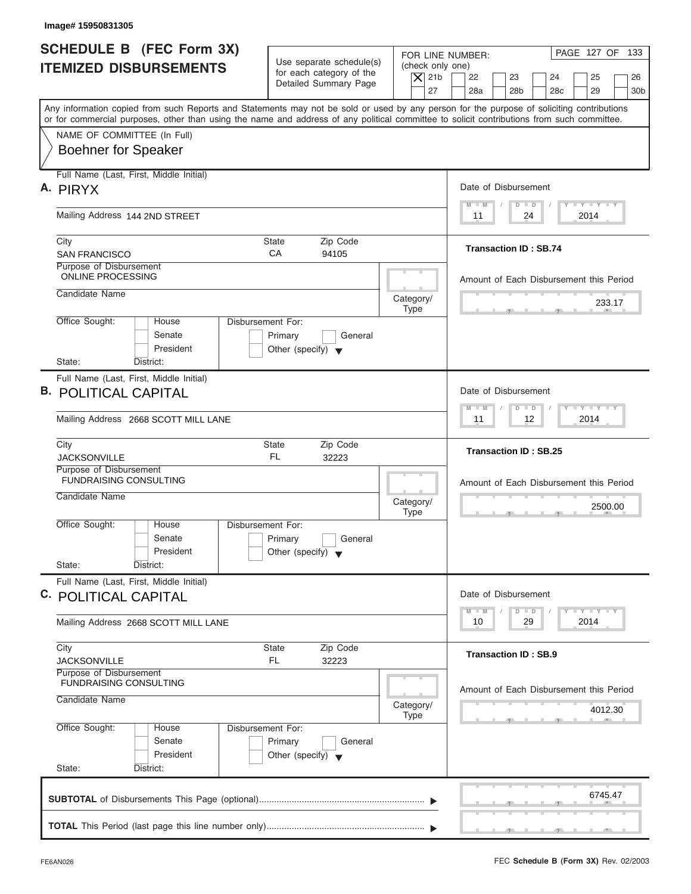Image# 15950831305

# SCHEDULE B (FEC Form 3X) ITEMIZED DISBURSEMENTS

Use separate schedule(s) for each category of the Detailed Summary Page

FOR LINE NUMBER: (check only one)

- [X] 21b
- [ ] 22
- [ ] 23
- [ ] 24
- [ ] 25
- [ ] 26
- [ ] 27
- [ ] 28a
- [ ] 28b
- [ ] 28c
- [ ] 29
- [ ] 30b

PAGE 127 OF 133

Any information copied from such Reports and Statements may not be sold or used by any person for the purpose of soliciting contributions or for commercial purposes, other than using the name and address of any political committee to solicit contributions from such committee.

NAME OF COMMITTEE (In Full)
Boehner for Speaker

---

**A.** Full Name (Last, First, Middle Initial): PIRYX

Mailing Address: 144 2ND STREET

City: SAN FRANCISCO | State: CA | Zip Code: 94105

Purpose of Disbursement: ONLINE PROCESSING

Candidate Name:

Category/Type:

Office Sought: House / Senate / President
State: District:

Disbursement For: Primary / General / Other (specify)

Date of Disbursement: 11 / 24 / 2014

Transaction ID : SB.74

Amount of Each Disbursement this Period: 233.17

---

**B.** Full Name (Last, First, Middle Initial): POLITICAL CAPITAL

Mailing Address: 2668 SCOTT MILL LANE

City: JACKSONVILLE | State: FL | Zip Code: 32223

Purpose of Disbursement: FUNDRAISING CONSULTING

Candidate Name:

Category/Type:

Office Sought: House / Senate / President
State: District:

Disbursement For: Primary / General / Other (specify)

Date of Disbursement: 11 / 12 / 2014

Transaction ID : SB.25

Amount of Each Disbursement this Period: 2500.00

---

**C.** Full Name (Last, First, Middle Initial): POLITICAL CAPITAL

Mailing Address: 2668 SCOTT MILL LANE

City: JACKSONVILLE | State: FL | Zip Code: 32223

Purpose of Disbursement: FUNDRAISING CONSULTING

Candidate Name:

Category/Type:

Office Sought: House / Senate / President
State: District:

Disbursement For: Primary / General / Other (specify)

Date of Disbursement: 10 / 29 / 2014

Transaction ID : SB.9

Amount of Each Disbursement this Period: 4012.30

---

**SUBTOTAL** of Disbursements This Page (optional): 6745.47

**TOTAL** This Period (last page this line number only):

FE6AN026

FEC **Schedule B (Form 3X)** Rev. 02/2003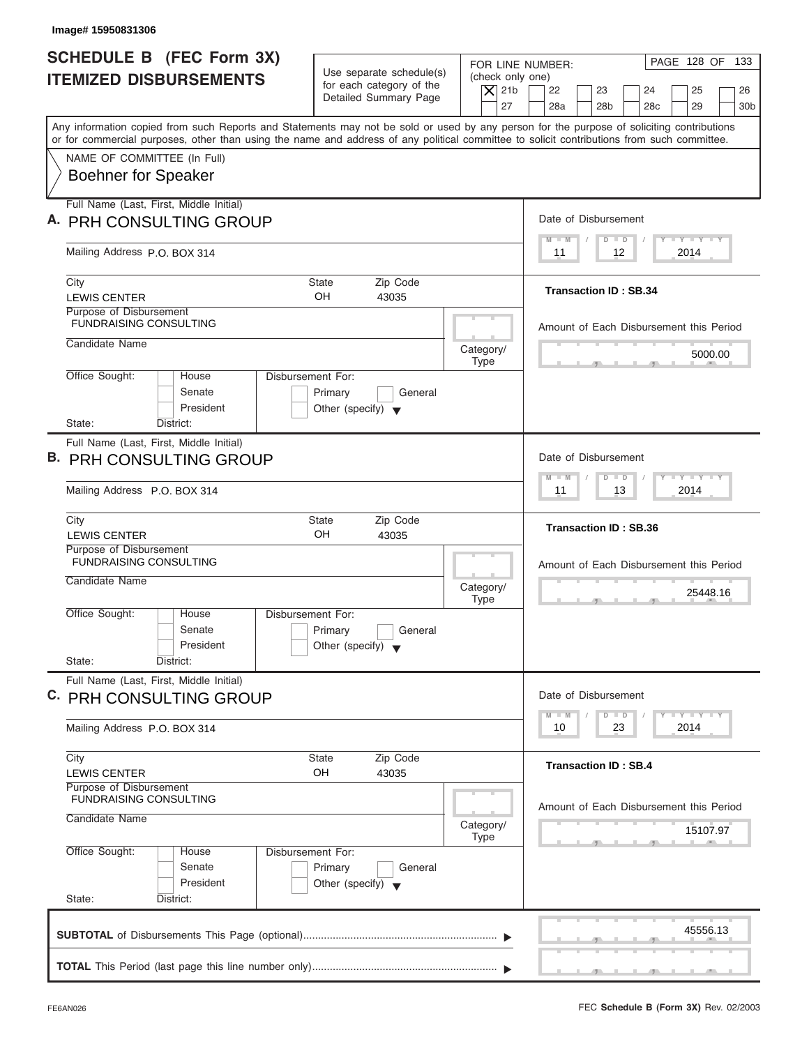Image# 15950831306

# SCHEDULE B (FEC Form 3X)
## ITEMIZED DISBURSEMENTS

Use separate schedule(s) for each category of the Detailed Summary Page

FOR LINE NUMBER: (check only one)

- [X] 21b
- [ ] 22
- [ ] 23
- [ ] 24
- [ ] 25
- [ ] 26
- [ ] 27
- [ ] 28a
- [ ] 28b
- [ ] 28c
- [ ] 29
- [ ] 30b

PAGE 128 OF 133

Any information copied from such Reports and Statements may not be sold or used by any person for the purpose of soliciting contributions or for commercial purposes, other than using the name and address of any political committee to solicit contributions from such committee.

NAME OF COMMITTEE (In Full)
Boehner for Speaker

---

**A.** Full Name (Last, First, Middle Initial): PRH CONSULTING GROUP

Mailing Address: P.O. BOX 314

City: LEWIS CENTER | State: OH | Zip Code: 43035

Purpose of Disbursement: FUNDRAISING CONSULTING

Candidate Name:

Category/Type:

Office Sought: [ ] House [ ] Senate [ ] President
State: District:

Disbursement For: [ ] Primary [ ] General [ ] Other (specify)

Date of Disbursement: 11 / 12 / 2014

Transaction ID : SB.34

Amount of Each Disbursement this Period: 5000.00

---

**B.** Full Name (Last, First, Middle Initial): PRH CONSULTING GROUP

Mailing Address: P.O. BOX 314

City: LEWIS CENTER | State: OH | Zip Code: 43035

Purpose of Disbursement: FUNDRAISING CONSULTING

Candidate Name:

Category/Type:

Office Sought: [ ] House [ ] Senate [ ] President
State: District:

Disbursement For: [ ] Primary [ ] General [ ] Other (specify)

Date of Disbursement: 11 / 13 / 2014

Transaction ID : SB.36

Amount of Each Disbursement this Period: 25448.16

---

**C.** Full Name (Last, First, Middle Initial): PRH CONSULTING GROUP

Mailing Address: P.O. BOX 314

City: LEWIS CENTER | State: OH | Zip Code: 43035

Purpose of Disbursement: FUNDRAISING CONSULTING

Candidate Name:

Category/Type:

Office Sought: [ ] House [ ] Senate [ ] President
State: District:

Disbursement For: [ ] Primary [ ] General [ ] Other (specify)

Date of Disbursement: 10 / 23 / 2014

Transaction ID : SB.4

Amount of Each Disbursement this Period: 15107.97

---

**SUBTOTAL** of Disbursements This Page (optional): 45556.13

**TOTAL** This Period (last page this line number only):

FE6AN026

FEC **Schedule B (Form 3X)** Rev. 02/2003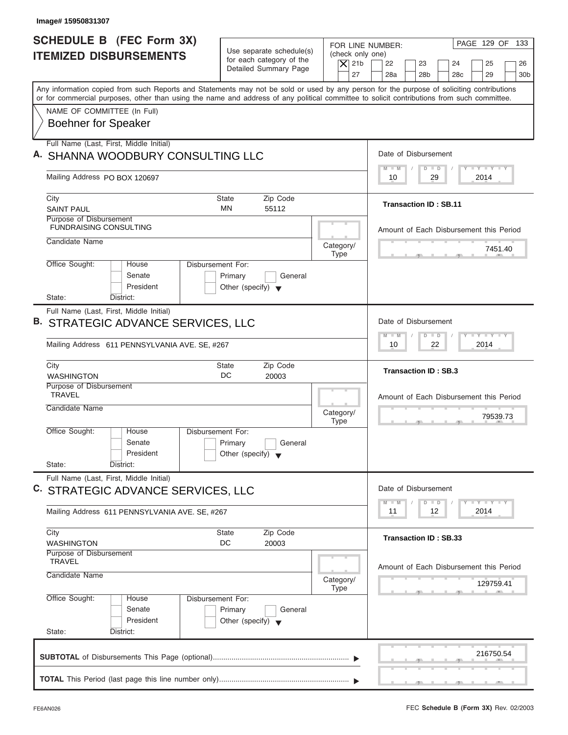Image# 15950831307

# SCHEDULE B (FEC Form 3X) ITEMIZED DISBURSEMENTS

Use separate schedule(s) for each category of the Detailed Summary Page

FOR LINE NUMBER: (check only one)

- [X] 21b
- [ ] 22
- [ ] 23
- [ ] 24
- [ ] 25
- [ ] 26
- [ ] 27
- [ ] 28a
- [ ] 28b
- [ ] 28c
- [ ] 29
- [ ] 30b

Any information copied from such Reports and Statements may not be sold or used by any person for the purpose of soliciting contributions or for commercial purposes, other than using the name and address of any political committee to solicit contributions from such committee.

NAME OF COMMITTEE (In Full)
Boehner for Speaker

---

**A.** Full Name (Last, First, Middle Initial): SHANNA WOODBURY CONSULTING LLC

Mailing Address: PO BOX 120697

City: SAINT PAUL | State: MN | Zip Code: 55112

Purpose of Disbursement: FUNDRAISING CONSULTING

Candidate Name:

Category/Type:

Office Sought: House / Senate / President

State: District:

Disbursement For: Primary / General / Other (specify)

Date of Disbursement: 10/29/2014

Transaction ID : SB.11

Amount of Each Disbursement this Period: 7451.40

---

**B.** Full Name (Last, First, Middle Initial): STRATEGIC ADVANCE SERVICES, LLC

Mailing Address: 611 PENNSYLVANIA AVE. SE, #267

City: WASHINGTON | State: DC | Zip Code: 20003

Purpose of Disbursement: TRAVEL

Candidate Name:

Category/Type:

Office Sought: House / Senate / President

State: District:

Disbursement For: Primary / General / Other (specify)

Date of Disbursement: 10/22/2014

Transaction ID : SB.3

Amount of Each Disbursement this Period: 79539.73

---

**C.** Full Name (Last, First, Middle Initial): STRATEGIC ADVANCE SERVICES, LLC

Mailing Address: 611 PENNSYLVANIA AVE. SE, #267

City: WASHINGTON | State: DC | Zip Code: 20003

Purpose of Disbursement: TRAVEL

Candidate Name:

Category/Type:

Office Sought: House / Senate / President

State: District:

Disbursement For: Primary / General / Other (specify)

Date of Disbursement: 11/12/2014

Transaction ID : SB.33

Amount of Each Disbursement this Period: 129759.41

---

**SUBTOTAL** of Disbursements This Page (optional): 216750.54

**TOTAL** This Period (last page this line number only):

FE6AN026

FEC **Schedule B (Form 3X)** Rev. 02/2003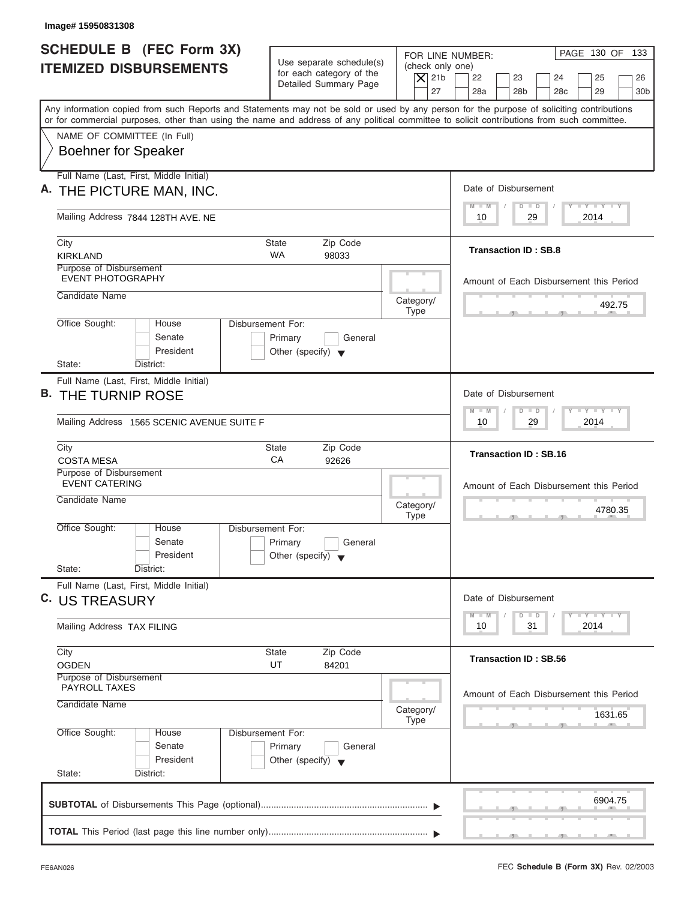Image# 15950831308

# SCHEDULE B (FEC Form 3X) ITEMIZED DISBURSEMENTS

Use separate schedule(s) for each category of the Detailed Summary Page

FOR LINE NUMBER: (check only one)
[X] 21b [ ] 22 [ ] 23 [ ] 24 [ ] 25 [ ] 26 [ ] 27 [ ] 28a [ ] 28b [ ] 28c [ ] 29 [ ] 30b

Any information copied from such Reports and Statements may not be sold or used by any person for the purpose of soliciting contributions or for commercial purposes, other than using the name and address of any political committee to solicit contributions from such committee.

NAME OF COMMITTEE (In Full)
Boehner for Speaker

---

**A.** Full Name (Last, First, Middle Initial): THE PICTURE MAN, INC.

Mailing Address: 7844 128TH AVE. NE

City: KIRKLAND | State: WA | Zip Code: 98033

Purpose of Disbursement: EVENT PHOTOGRAPHY

Candidate Name:

Category/Type:

Office Sought: [ ] House [ ] Senate [ ] President

State: District:

Disbursement For: [ ] Primary [ ] General [ ] Other (specify)

Date of Disbursement: 10/29/2014

Transaction ID : SB.8

Amount of Each Disbursement this Period: 492.75

---

**B.** Full Name (Last, First, Middle Initial): THE TURNIP ROSE

Mailing Address: 1565 SCENIC AVENUE SUITE F

City: COSTA MESA | State: CA | Zip Code: 92626

Purpose of Disbursement: EVENT CATERING

Candidate Name:

Category/Type:

Office Sought: [ ] House [ ] Senate [ ] President

State: District:

Disbursement For: [ ] Primary [ ] General [ ] Other (specify)

Date of Disbursement: 10/29/2014

Transaction ID : SB.16

Amount of Each Disbursement this Period: 4780.35

---

**C.** Full Name (Last, First, Middle Initial): US TREASURY

Mailing Address: TAX FILING

City: OGDEN | State: UT | Zip Code: 84201

Purpose of Disbursement: PAYROLL TAXES

Candidate Name:

Category/Type:

Office Sought: [ ] House [ ] Senate [ ] President

State: District:

Disbursement For: [ ] Primary [ ] General [ ] Other (specify)

Date of Disbursement: 10/31/2014

Transaction ID : SB.56

Amount of Each Disbursement this Period: 1631.65

---

**SUBTOTAL** of Disbursements This Page (optional): 6904.75

**TOTAL** This Period (last page this line number only):

FE6AN026

FEC **Schedule B (Form 3X)** Rev. 02/2003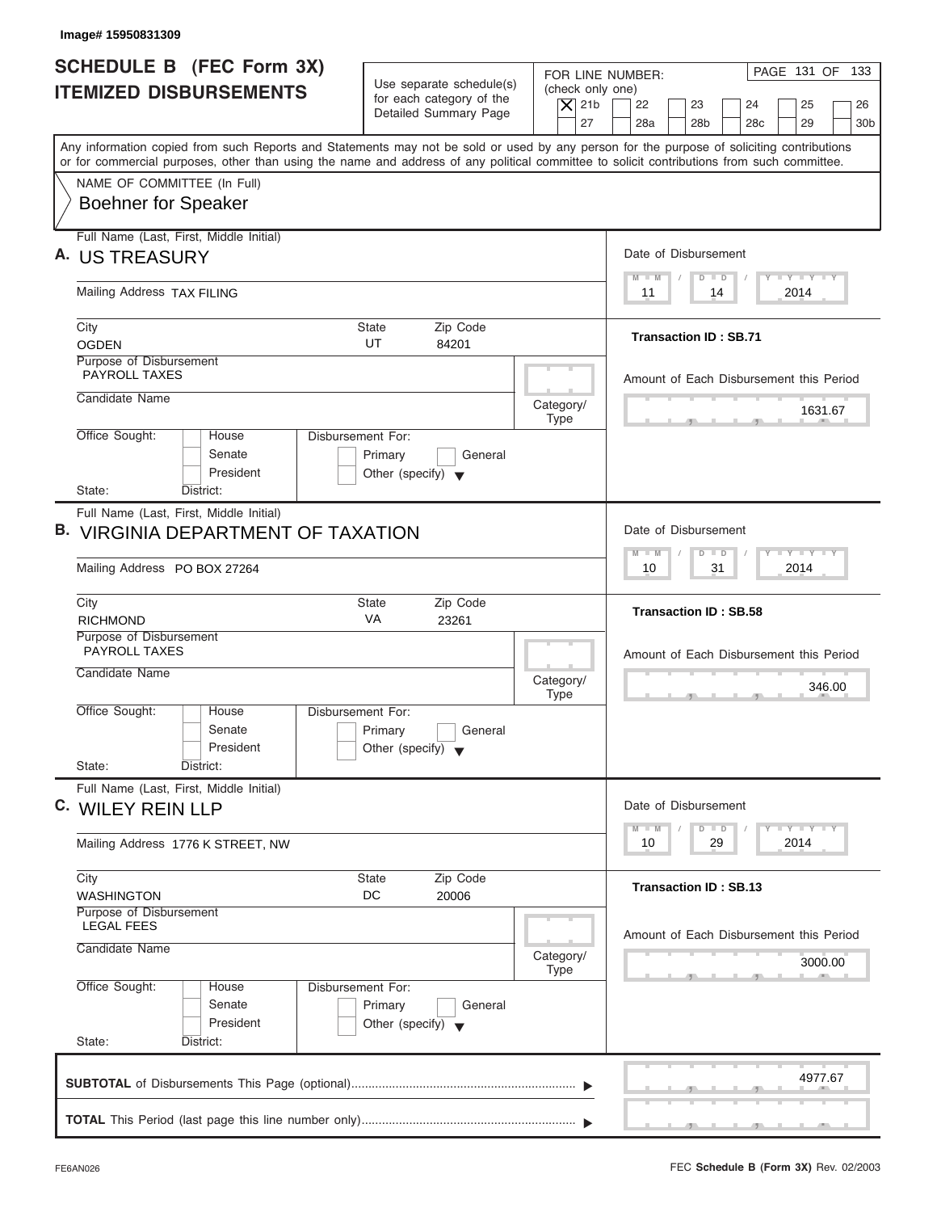Image# 15950831309

# SCHEDULE B (FEC Form 3X)
## ITEMIZED DISBURSEMENTS

Use separate schedule(s) for each category of the Detailed Summary Page

FOR LINE NUMBER: (check only one)
[X] 21b [ ] 22 [ ] 23 [ ] 24 [ ] 25 [ ] 26 [ ] 27 [ ] 28a [ ] 28b [ ] 28c [ ] 29 [ ] 30b

Any information copied from such Reports and Statements may not be sold or used by any person for the purpose of soliciting contributions or for commercial purposes, other than using the name and address of any political committee to solicit contributions from such committee.

NAME OF COMMITTEE (In Full)
Boehner for Speaker

---

**A.** Full Name (Last, First, Middle Initial): US TREASURY

Mailing Address: TAX FILING

City: OGDEN | State: UT | Zip Code: 84201

Purpose of Disbursement: PAYROLL TAXES

Candidate Name:

Category/Type:

Office Sought: [ ] House [ ] Senate [ ] President

State: District:

Disbursement For: [ ] Primary [ ] General [ ] Other (specify)

Date of Disbursement: 11 / 14 / 2014

Transaction ID : SB.71

Amount of Each Disbursement this Period: 1631.67

---

**B.** Full Name (Last, First, Middle Initial): VIRGINIA DEPARTMENT OF TAXATION

Mailing Address: PO BOX 27264

City: RICHMOND | State: VA | Zip Code: 23261

Purpose of Disbursement: PAYROLL TAXES

Candidate Name:

Category/Type:

Office Sought: [ ] House [ ] Senate [ ] President

State: District:

Disbursement For: [ ] Primary [ ] General [ ] Other (specify)

Date of Disbursement: 10 / 31 / 2014

Transaction ID : SB.58

Amount of Each Disbursement this Period: 346.00

---

**C.** Full Name (Last, First, Middle Initial): WILEY REIN LLP

Mailing Address: 1776 K STREET, NW

City: WASHINGTON | State: DC | Zip Code: 20006

Purpose of Disbursement: LEGAL FEES

Candidate Name:

Category/Type:

Office Sought: [ ] House [ ] Senate [ ] President

State: District:

Disbursement For: [ ] Primary [ ] General [ ] Other (specify)

Date of Disbursement: 10 / 29 / 2014

Transaction ID : SB.13

Amount of Each Disbursement this Period: 3000.00

---

**SUBTOTAL** of Disbursements This Page (optional): 4977.67

**TOTAL** This Period (last page this line number only):

FE6AN026

FEC **Schedule B (Form 3X)** Rev. 02/2003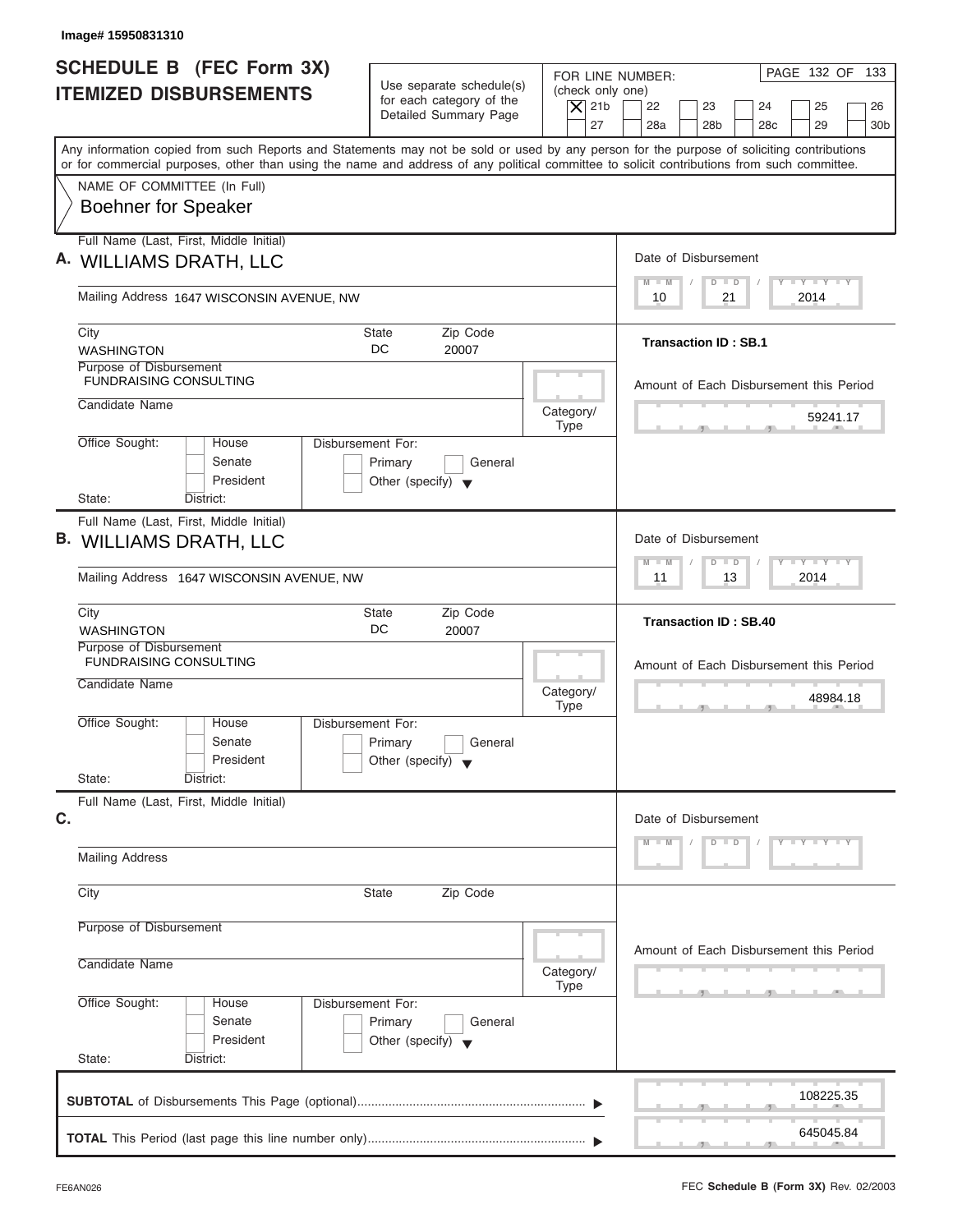Image# 15950831310

# SCHEDULE B (FEC Form 3X)
## ITEMIZED DISBURSEMENTS

Use separate schedule(s) for each category of the Detailed Summary Page

FOR LINE NUMBER: (check only one)
[X] 21b [ ] 22 [ ] 23 [ ] 24 [ ] 25 [ ] 26 [ ] 27 [ ] 28a [ ] 28b [ ] 28c [ ] 29 [ ] 30b

Any information copied from such Reports and Statements may not be sold or used by any person for the purpose of soliciting contributions or for commercial purposes, other than using the name and address of any political committee to solicit contributions from such committee.

NAME OF COMMITTEE (In Full)
Boehner for Speaker

**A.** Full Name (Last, First, Middle Initial): WILLIAMS DRATH, LLC
Mailing Address: 1647 WISCONSIN AVENUE, NW
City: WASHINGTON State: DC Zip Code: 20007
Purpose of Disbursement: FUNDRAISING CONSULTING
Candidate Name:
Category/Type:
Office Sought: [ ] House [ ] Senate [ ] President
State: District:
Disbursement For: [ ] Primary [ ] General [ ] Other (specify)
Date of Disbursement: 10 / 21 / 2014
Transaction ID : SB.1
Amount of Each Disbursement this Period: 59241.17

**B.** Full Name (Last, First, Middle Initial): WILLIAMS DRATH, LLC
Mailing Address: 1647 WISCONSIN AVENUE, NW
City: WASHINGTON State: DC Zip Code: 20007
Purpose of Disbursement: FUNDRAISING CONSULTING
Candidate Name:
Category/Type:
Office Sought: [ ] House [ ] Senate [ ] President
State: District:
Disbursement For: [ ] Primary [ ] General [ ] Other (specify)
Date of Disbursement: 11 / 13 / 2014
Transaction ID : SB.40
Amount of Each Disbursement this Period: 48984.18

**C.** Full Name (Last, First, Middle Initial):
Mailing Address:
City: State: Zip Code:
Purpose of Disbursement:
Candidate Name:
Category/Type:
Office Sought: [ ] House [ ] Senate [ ] President
State: District:
Disbursement For: [ ] Primary [ ] General [ ] Other (specify)
Date of Disbursement: M M / D D / Y Y Y Y
Amount of Each Disbursement this Period:

**SUBTOTAL** of Disbursements This Page (optional): 108225.35

**TOTAL** This Period (last page this line number only): 645045.84

FE6AN026

FEC **Schedule B (Form 3X)** Rev. 02/2003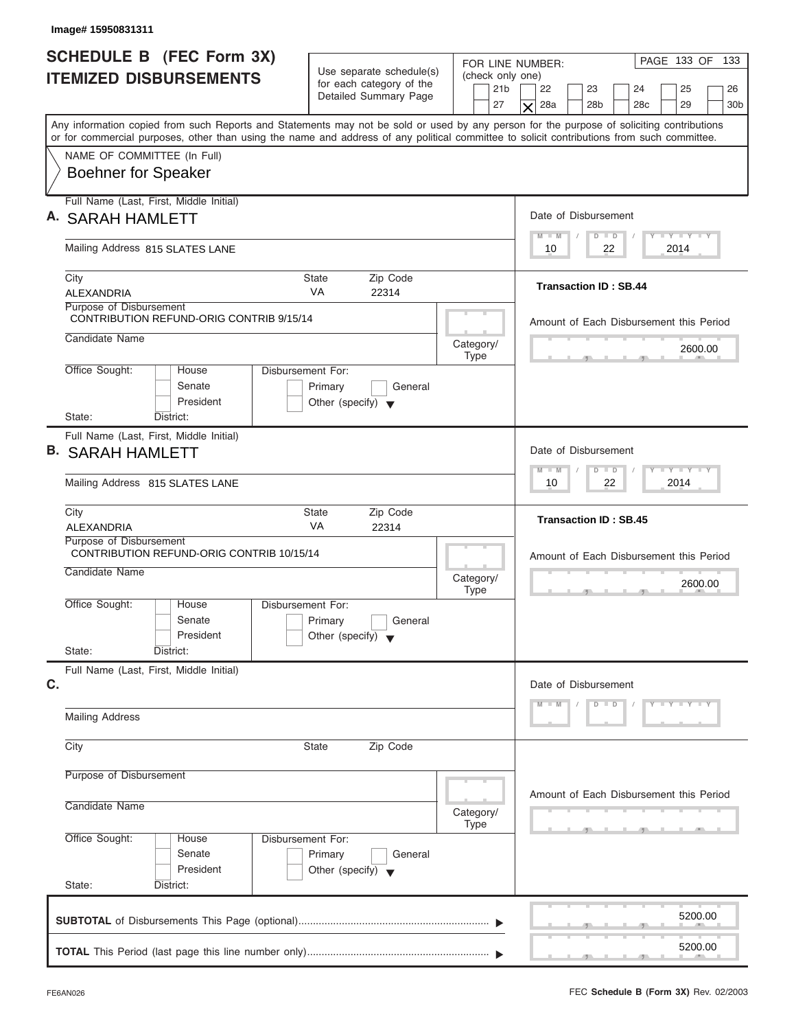Image# 15950831311

# SCHEDULE B (FEC Form 3X) ITEMIZED DISBURSEMENTS

Use separate schedule(s) for each category of the Detailed Summary Page

FOR LINE NUMBER: (check only one)

21b | 22 | 23 | 24 | 25 | 26
27 | [X] 28a | 28b | 28c | 29 | 30b

PAGE 133 OF 133

Any information copied from such Reports and Statements may not be sold or used by any person for the purpose of soliciting contributions or for commercial purposes, other than using the name and address of any political committee to solicit contributions from such committee.

NAME OF COMMITTEE (In Full)

Boehner for Speaker

**A.** Full Name (Last, First, Middle Initial): SARAH HAMLETT

Mailing Address: 815 SLATES LANE

City: ALEXANDRIA | State: VA | Zip Code: 22314

Purpose of Disbursement: CONTRIBUTION REFUND-ORIG CONTRIB 9/15/14

Candidate Name:

Category/Type:

Office Sought: House / Senate / President

Disbursement For: Primary / General / Other (specify)

State: District:

Date of Disbursement: 10 / 22 / 2014

Transaction ID : SB.44

Amount of Each Disbursement this Period: 2600.00

**B.** Full Name (Last, First, Middle Initial): SARAH HAMLETT

Mailing Address: 815 SLATES LANE

City: ALEXANDRIA | State: VA | Zip Code: 22314

Purpose of Disbursement: CONTRIBUTION REFUND-ORIG CONTRIB 10/15/14

Candidate Name:

Category/Type:

Office Sought: House / Senate / President

Disbursement For: Primary / General / Other (specify)

State: District:

Date of Disbursement: 10 / 22 / 2014

Transaction ID : SB.45

Amount of Each Disbursement this Period: 2600.00

**C.** Full Name (Last, First, Middle Initial):

Mailing Address:

City: | State: | Zip Code:

Purpose of Disbursement:

Candidate Name:

Category/Type:

Office Sought: House / Senate / President

Disbursement For: Primary / General / Other (specify)

State: District:

Date of Disbursement: M M / D D / Y Y Y Y

Amount of Each Disbursement this Period:

**SUBTOTAL** of Disbursements This Page (optional): 5200.00

**TOTAL** This Period (last page this line number only): 5200.00

FE6AN026

FEC **Schedule B (Form 3X)** Rev. 02/2003